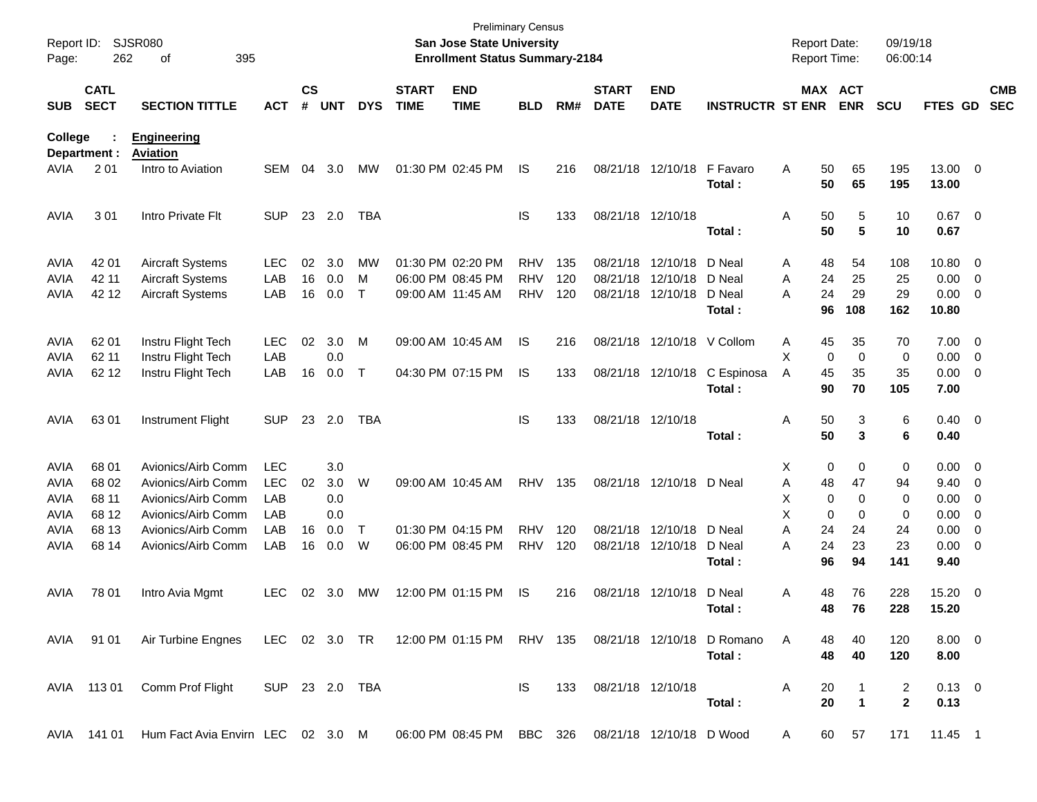Preliminary Census
**San Jose State University**
**Enrollment Status Summary-2184**

Report ID: SJSR080
Report Date: 09/19/18
Report Time: 06:00:14

**College : Engineering**
**Department : Aviation**

| SUB | CATL SECT | SECTION TITTLE | ACT | CS # | UNT | DYS | START TIME | END TIME | BLD | RM# | START DATE | END DATE | INSTRUCTR | ST | MAX ENR | ACT ENR | SCU | FTES | GD | CMB SEC |
|---|---|---|---|---|---|---|---|---|---|---|---|---|---|---|---|---|---|---|---|---|
| AVIA | 2 01 | Intro to Aviation | SEM | 04 | 3.0 | MW | 01:30 PM | 02:45 PM | IS | 216 | 08/21/18 | 12/10/18 | F Favaro | A | 50 | 65 | 195 | 13.00 | 0 | |
| | | | | | | | | | | | | | **Total :** | | **50** | **65** | **195** | **13.00** | | |
| AVIA | 3 01 | Intro Private Flt | SUP | 23 | 2.0 | TBA | | | IS | 133 | 08/21/18 | 12/10/18 | | A | 50 | 5 | 10 | 0.67 | 0 | |
| | | | | | | | | | | | | | **Total :** | | **50** | **5** | **10** | **0.67** | | |
| AVIA | 42 01 | Aircraft Systems | LEC | 02 | 3.0 | MW | 01:30 PM | 02:20 PM | RHV | 135 | 08/21/18 | 12/10/18 | D Neal | A | 48 | 54 | 108 | 10.80 | 0 | |
| AVIA | 42 11 | Aircraft Systems | LAB | 16 | 0.0 | M | 06:00 PM | 08:45 PM | RHV | 120 | 08/21/18 | 12/10/18 | D Neal | A | 24 | 25 | 25 | 0.00 | 0 | |
| AVIA | 42 12 | Aircraft Systems | LAB | 16 | 0.0 | T | 09:00 AM | 11:45 AM | RHV | 120 | 08/21/18 | 12/10/18 | D Neal | A | 24 | 29 | 29 | 0.00 | 0 | |
| | | | | | | | | | | | | | **Total :** | | **96** | **108** | **162** | **10.80** | | |
| AVIA | 62 01 | Instru Flight Tech | LEC | 02 | 3.0 | M | 09:00 AM | 10:45 AM | IS | 216 | 08/21/18 | 12/10/18 | V Collom | A | 45 | 35 | 70 | 7.00 | 0 | |
| AVIA | 62 11 | Instru Flight Tech | LAB | | 0.0 | | | | | | | | | X | 0 | 0 | 0 | 0.00 | 0 | |
| AVIA | 62 12 | Instru Flight Tech | LAB | 16 | 0.0 | T | 04:30 PM | 07:15 PM | IS | 133 | 08/21/18 | 12/10/18 | C Espinosa | A | 45 | 35 | 35 | 0.00 | 0 | |
| | | | | | | | | | | | | | **Total :** | | **90** | **70** | **105** | **7.00** | | |
| AVIA | 63 01 | Instrument Flight | SUP | 23 | 2.0 | TBA | | | IS | 133 | 08/21/18 | 12/10/18 | | A | 50 | 3 | 6 | 0.40 | 0 | |
| | | | | | | | | | | | | | **Total :** | | **50** | **3** | **6** | **0.40** | | |
| AVIA | 68 01 | Avionics/Airb Comm | LEC | | 3.0 | | | | | | | | | X | 0 | 0 | 0 | 0.00 | 0 | |
| AVIA | 68 02 | Avionics/Airb Comm | LEC | 02 | 3.0 | W | 09:00 AM | 10:45 AM | RHV | 135 | 08/21/18 | 12/10/18 | D Neal | A | 48 | 47 | 94 | 9.40 | 0 | |
| AVIA | 68 11 | Avionics/Airb Comm | LAB | | 0.0 | | | | | | | | | X | 0 | 0 | 0 | 0.00 | 0 | |
| AVIA | 68 12 | Avionics/Airb Comm | LAB | | 0.0 | | | | | | | | | X | 0 | 0 | 0 | 0.00 | 0 | |
| AVIA | 68 13 | Avionics/Airb Comm | LAB | 16 | 0.0 | T | 01:30 PM | 04:15 PM | RHV | 120 | 08/21/18 | 12/10/18 | D Neal | A | 24 | 24 | 24 | 0.00 | 0 | |
| AVIA | 68 14 | Avionics/Airb Comm | LAB | 16 | 0.0 | W | 06:00 PM | 08:45 PM | RHV | 120 | 08/21/18 | 12/10/18 | D Neal | A | 24 | 23 | 23 | 0.00 | 0 | |
| | | | | | | | | | | | | | **Total :** | | **96** | **94** | **141** | **9.40** | | |
| AVIA | 78 01 | Intro Avia Mgmt | LEC | 02 | 3.0 | MW | 12:00 PM | 01:15 PM | IS | 216 | 08/21/18 | 12/10/18 | D Neal | A | 48 | 76 | 228 | 15.20 | 0 | |
| | | | | | | | | | | | | | **Total :** | | **48** | **76** | **228** | **15.20** | | |
| AVIA | 91 01 | Air Turbine Engnes | LEC | 02 | 3.0 | TR | 12:00 PM | 01:15 PM | RHV | 135 | 08/21/18 | 12/10/18 | D Romano | A | 48 | 40 | 120 | 8.00 | 0 | |
| | | | | | | | | | | | | | **Total :** | | **48** | **40** | **120** | **8.00** | | |
| AVIA | 113 01 | Comm Prof Flight | SUP | 23 | 2.0 | TBA | | | IS | 133 | 08/21/18 | 12/10/18 | | A | 20 | 1 | 2 | 0.13 | 0 | |
| | | | | | | | | | | | | | **Total :** | | **20** | **1** | **2** | **0.13** | | |
| AVIA | 141 01 | Hum Fact Avia Envirn | LEC | 02 | 3.0 | M | 06:00 PM | 08:45 PM | BBC | 326 | 08/21/18 | 12/10/18 | D Wood | A | 60 | 57 | 171 | 11.45 | 1 | |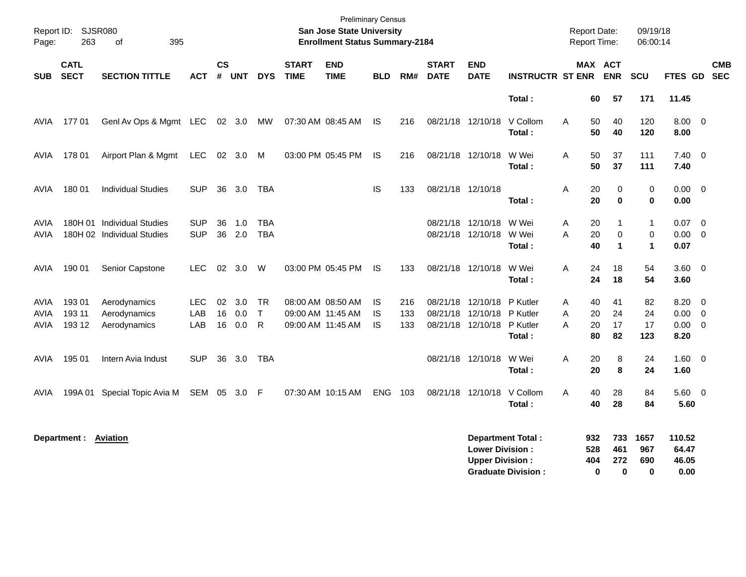Preliminary Census

**San Jose State University**
**Enrollment Status Summary-2184**

Report ID: SJSR080
Report Date: 09/19/18
Report Time: 06:00:14

| SUB | CATL SECT | SECTION TITTLE | ACT | CS # | UNT | DYS | START TIME | END TIME | BLD | RM# | START DATE | END DATE | INSTRUCTR | ST | MAX ENR | ACT ENR | SCU | FTES | GD | CMB SEC |
|---|---|---|---|---|---|---|---|---|---|---|---|---|---|---|---|---|---|---|---|---|
| | | | | | | | | | | | | | **Total :** | | **60** | **57** | **171** | **11.45** | | |
| AVIA | 177 01 | Genl Av Ops & Mgmt | LEC | 02 | 3.0 | MW | 07:30 AM | 08:45 AM | IS | 216 | 08/21/18 | 12/10/18 | V Collom | A | 50 | 40 | 120 | 8.00 | 0 | |
| | | | | | | | | | | | | | **Total :** | | **50** | **40** | **120** | **8.00** | | |
| AVIA | 178 01 | Airport Plan & Mgmt | LEC | 02 | 3.0 | M | 03:00 PM | 05:45 PM | IS | 216 | 08/21/18 | 12/10/18 | W Wei | A | 50 | 37 | 111 | 7.40 | 0 | |
| | | | | | | | | | | | | | **Total :** | | **50** | **37** | **111** | **7.40** | | |
| AVIA | 180 01 | Individual Studies | SUP | 36 | 3.0 | TBA | | | IS | 133 | 08/21/18 | 12/10/18 | | A | 20 | 0 | 0 | 0.00 | 0 | |
| | | | | | | | | | | | | | **Total :** | | **20** | **0** | **0** | **0.00** | | |
| AVIA | 180H 01 | Individual Studies | SUP | 36 | 1.0 | TBA | | | | | 08/21/18 | 12/10/18 | W Wei | A | 20 | 1 | 1 | 0.07 | 0 | |
| AVIA | 180H 02 | Individual Studies | SUP | 36 | 2.0 | TBA | | | | | 08/21/18 | 12/10/18 | W Wei | A | 20 | 0 | 0 | 0.00 | 0 | |
| | | | | | | | | | | | | | **Total :** | | **40** | **1** | **1** | **0.07** | | |
| AVIA | 190 01 | Senior Capstone | LEC | 02 | 3.0 | W | 03:00 PM | 05:45 PM | IS | 133 | 08/21/18 | 12/10/18 | W Wei | A | 24 | 18 | 54 | 3.60 | 0 | |
| | | | | | | | | | | | | | **Total :** | | **24** | **18** | **54** | **3.60** | | |
| AVIA | 193 01 | Aerodynamics | LEC | 02 | 3.0 | TR | 08:00 AM | 08:50 AM | IS | 216 | 08/21/18 | 12/10/18 | P Kutler | A | 40 | 41 | 82 | 8.20 | 0 | |
| AVIA | 193 11 | Aerodynamics | LAB | 16 | 0.0 | T | 09:00 AM | 11:45 AM | IS | 133 | 08/21/18 | 12/10/18 | P Kutler | A | 20 | 24 | 24 | 0.00 | 0 | |
| AVIA | 193 12 | Aerodynamics | LAB | 16 | 0.0 | R | 09:00 AM | 11:45 AM | IS | 133 | 08/21/18 | 12/10/18 | P Kutler | A | 20 | 17 | 17 | 0.00 | 0 | |
| | | | | | | | | | | | | | **Total :** | | **80** | **82** | **123** | **8.20** | | |
| AVIA | 195 01 | Intern Avia Indust | SUP | 36 | 3.0 | TBA | | | | | 08/21/18 | 12/10/18 | W Wei | A | 20 | 8 | 24 | 1.60 | 0 | |
| | | | | | | | | | | | | | **Total :** | | **20** | **8** | **24** | **1.60** | | |
| AVIA | 199A 01 | Special Topic Avia M | SEM | 05 | 3.0 | F | 07:30 AM | 10:15 AM | ENG | 103 | 08/21/18 | 12/10/18 | V Collom | A | 40 | 28 | 84 | 5.60 | 0 | |
| | | | | | | | | | | | | | **Total :** | | **40** | **28** | **84** | **5.60** | | |

**Department : Aviation**

| | MAX ENR | ACT ENR | SCU | FTES |
|---|---|---|---|---|
| **Department Total :** | **932** | **733** | **1657** | **110.52** |
| **Lower Division :** | **528** | **461** | **967** | **64.47** |
| **Upper Division :** | **404** | **272** | **690** | **46.05** |
| **Graduate Division :** | **0** | **0** | **0** | **0.00** |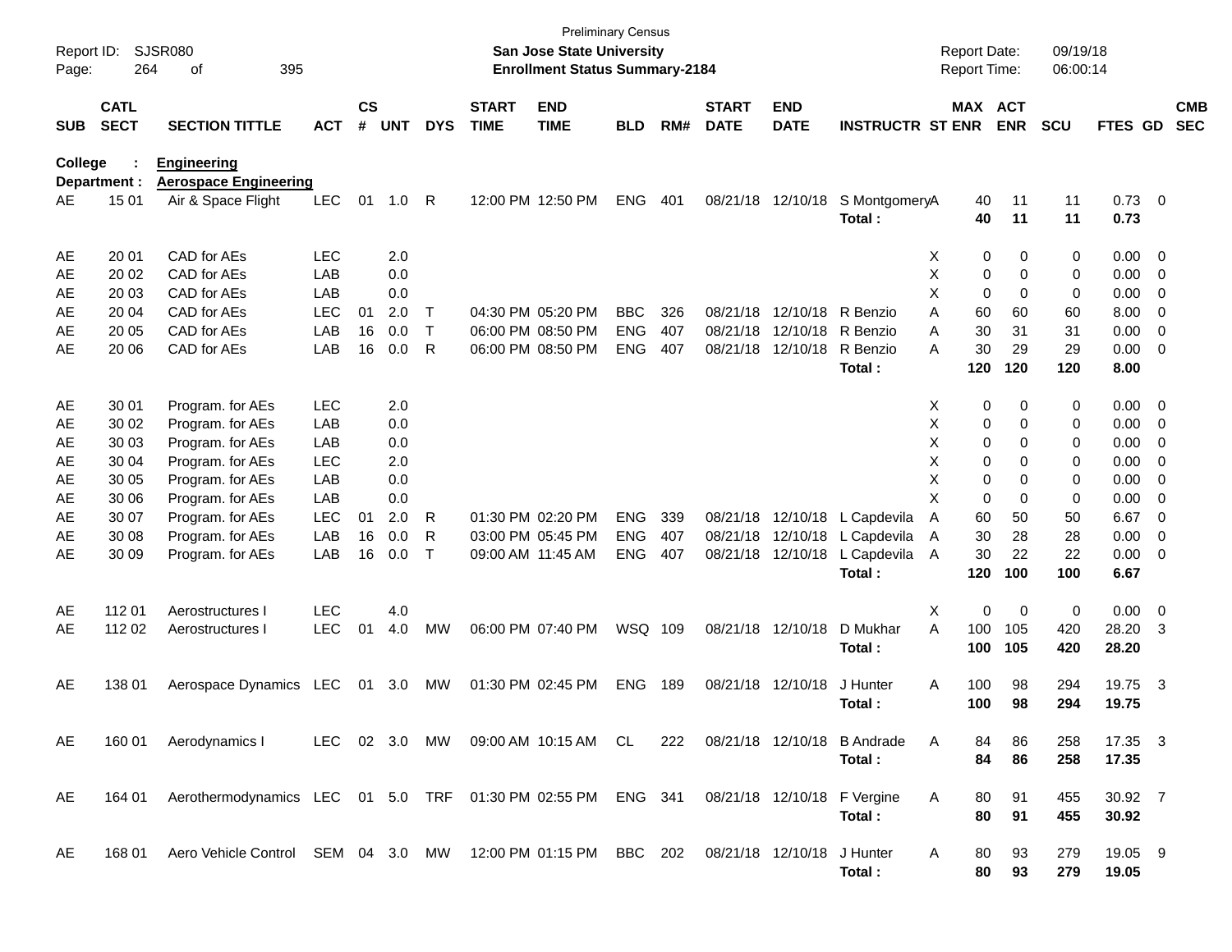Preliminary Census

**San Jose State University**

**Enrollment Status Summary-2184**

Report ID: SJSR080

Report Date: 09/19/18

Report Time: 06:00:14

| SUB | CATL SECT | SECTION TITTLE | ACT | CS # | UNT | DYS | START TIME | END TIME | BLD | RM# | START DATE | END DATE | INSTRUCTR | ST | MAX ENR | ACT ENR | SCU | FTES | GD | CMB SEC |
|---|---|---|---|---|---|---|---|---|---|---|---|---|---|---|---|---|---|---|---|---|
| **College :** | | **Engineering** | | | | | | | | | | | | | | | | | | |
| **Department :** | | **Aerospace Engineering** | | | | | | | | | | | | | | | | | | |
| AE | 15 01 | Air & Space Flight | LEC | 01 | 1.0 | R | 12:00 PM | 12:50 PM | ENG | 401 | 08/21/18 | 12/10/18 | S Montgomery | A | 40 | 11 | 11 | 0.73 | 0 | |
| | | | | | | | | | | | | | **Total :** | | **40** | **11** | **11** | **0.73** | | |
| AE | 20 01 | CAD for AEs | LEC | | 2.0 | | | | | | | | | X | 0 | 0 | 0 | 0.00 | 0 | |
| AE | 20 02 | CAD for AEs | LAB | | 0.0 | | | | | | | | | X | 0 | 0 | 0 | 0.00 | 0 | |
| AE | 20 03 | CAD for AEs | LAB | | 0.0 | | | | | | | | | X | 0 | 0 | 0 | 0.00 | 0 | |
| AE | 20 04 | CAD for AEs | LEC | 01 | 2.0 | T | 04:30 PM | 05:20 PM | BBC | 326 | 08/21/18 | 12/10/18 | R Benzio | A | 60 | 60 | 60 | 8.00 | 0 | |
| AE | 20 05 | CAD for AEs | LAB | 16 | 0.0 | T | 06:00 PM | 08:50 PM | ENG | 407 | 08/21/18 | 12/10/18 | R Benzio | A | 30 | 31 | 31 | 0.00 | 0 | |
| AE | 20 06 | CAD for AEs | LAB | 16 | 0.0 | R | 06:00 PM | 08:50 PM | ENG | 407 | 08/21/18 | 12/10/18 | R Benzio | A | 30 | 29 | 29 | 0.00 | 0 | |
| | | | | | | | | | | | | | **Total :** | | **120** | **120** | **120** | **8.00** | | |
| AE | 30 01 | Program. for AEs | LEC | | 2.0 | | | | | | | | | X | 0 | 0 | 0 | 0.00 | 0 | |
| AE | 30 02 | Program. for AEs | LAB | | 0.0 | | | | | | | | | X | 0 | 0 | 0 | 0.00 | 0 | |
| AE | 30 03 | Program. for AEs | LAB | | 0.0 | | | | | | | | | X | 0 | 0 | 0 | 0.00 | 0 | |
| AE | 30 04 | Program. for AEs | LEC | | 2.0 | | | | | | | | | X | 0 | 0 | 0 | 0.00 | 0 | |
| AE | 30 05 | Program. for AEs | LAB | | 0.0 | | | | | | | | | X | 0 | 0 | 0 | 0.00 | 0 | |
| AE | 30 06 | Program. for AEs | LAB | | 0.0 | | | | | | | | | X | 0 | 0 | 0 | 0.00 | 0 | |
| AE | 30 07 | Program. for AEs | LEC | 01 | 2.0 | R | 01:30 PM | 02:20 PM | ENG | 339 | 08/21/18 | 12/10/18 | L Capdevila | A | 60 | 50 | 50 | 6.67 | 0 | |
| AE | 30 08 | Program. for AEs | LAB | 16 | 0.0 | R | 03:00 PM | 05:45 PM | ENG | 407 | 08/21/18 | 12/10/18 | L Capdevila | A | 30 | 28 | 28 | 0.00 | 0 | |
| AE | 30 09 | Program. for AEs | LAB | 16 | 0.0 | T | 09:00 AM | 11:45 AM | ENG | 407 | 08/21/18 | 12/10/18 | L Capdevila | A | 30 | 22 | 22 | 0.00 | 0 | |
| | | | | | | | | | | | | | **Total :** | | **120** | **100** | **100** | **6.67** | | |
| AE | 112 01 | Aerostructures I | LEC | | 4.0 | | | | | | | | | X | 0 | 0 | 0 | 0.00 | 0 | |
| AE | 112 02 | Aerostructures I | LEC | 01 | 4.0 | MW | 06:00 PM | 07:40 PM | WSQ | 109 | 08/21/18 | 12/10/18 | D Mukhar | A | 100 | 105 | 420 | 28.20 | 3 | |
| | | | | | | | | | | | | | **Total :** | | **100** | **105** | **420** | **28.20** | | |
| AE | 138 01 | Aerospace Dynamics | LEC | 01 | 3.0 | MW | 01:30 PM | 02:45 PM | ENG | 189 | 08/21/18 | 12/10/18 | J Hunter | A | 100 | 98 | 294 | 19.75 | 3 | |
| | | | | | | | | | | | | | **Total :** | | **100** | **98** | **294** | **19.75** | | |
| AE | 160 01 | Aerodynamics I | LEC | 02 | 3.0 | MW | 09:00 AM | 10:15 AM | CL | 222 | 08/21/18 | 12/10/18 | B Andrade | A | 84 | 86 | 258 | 17.35 | 3 | |
| | | | | | | | | | | | | | **Total :** | | **84** | **86** | **258** | **17.35** | | |
| AE | 164 01 | Aerothermodynamics | LEC | 01 | 5.0 | TRF | 01:30 PM | 02:55 PM | ENG | 341 | 08/21/18 | 12/10/18 | F Vergine | A | 80 | 91 | 455 | 30.92 | 7 | |
| | | | | | | | | | | | | | **Total :** | | **80** | **91** | **455** | **30.92** | | |
| AE | 168 01 | Aero Vehicle Control | SEM | 04 | 3.0 | MW | 12:00 PM | 01:15 PM | BBC | 202 | 08/21/18 | 12/10/18 | J Hunter | A | 80 | 93 | 279 | 19.05 | 9 | |
| | | | | | | | | | | | | | **Total :** | | **80** | **93** | **279** | **19.05** | | |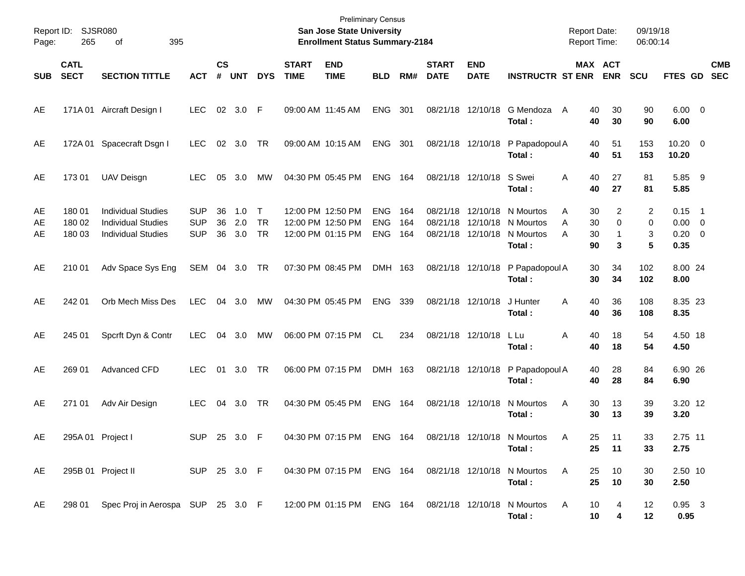Preliminary Census

**San Jose State University**

**Enrollment Status Summary-2184**

Report ID: SJSR080

Report Date: 09/19/18

Report Time: 06:00:14

| SUB | CATL SECT | SECTION TITTLE | ACT | CS # | UNT | DYS | START TIME | END TIME | BLD | RM# | START DATE | END DATE | INSTRUCTR | ST | MAX ENR | ACT ENR | SCU | FTES | GD | CMB SEC |
|---|---|---|---|---|---|---|---|---|---|---|---|---|---|---|---|---|---|---|---|---|
| AE | 171A 01 | Aircraft Design I | LEC | 02 | 3.0 | F | 09:00 AM | 11:45 AM | ENG | 301 | 08/21/18 | 12/10/18 | G Mendoza | A | 40 | 30 | 90 | 6.00 | 0 | |
| | | | | | | | | | | | | | **Total :** | | **40** | **30** | **90** | **6.00** | | |
| AE | 172A 01 | Spacecraft Dsgn I | LEC | 02 | 3.0 | TR | 09:00 AM | 10:15 AM | ENG | 301 | 08/21/18 | 12/10/18 | P Papadopoul | A | 40 | 51 | 153 | 10.20 | 0 | |
| | | | | | | | | | | | | | **Total :** | | **40** | **51** | **153** | **10.20** | | |
| AE | 173 01 | UAV Deisgn | LEC | 05 | 3.0 | MW | 04:30 PM | 05:45 PM | ENG | 164 | 08/21/18 | 12/10/18 | S Swei | A | 40 | 27 | 81 | 5.85 | 9 | |
| | | | | | | | | | | | | | **Total :** | | **40** | **27** | **81** | **5.85** | | |
| AE | 180 01 | Individual Studies | SUP | 36 | 1.0 | T | 12:00 PM | 12:50 PM | ENG | 164 | 08/21/18 | 12/10/18 | N Mourtos | A | 30 | 2 | 2 | 0.15 | 1 | |
| AE | 180 02 | Individual Studies | SUP | 36 | 2.0 | TR | 12:00 PM | 12:50 PM | ENG | 164 | 08/21/18 | 12/10/18 | N Mourtos | A | 30 | 0 | 0 | 0.00 | 0 | |
| AE | 180 03 | Individual Studies | SUP | 36 | 3.0 | TR | 12:00 PM | 01:15 PM | ENG | 164 | 08/21/18 | 12/10/18 | N Mourtos | A | 30 | 1 | 3 | 0.20 | 0 | |
| | | | | | | | | | | | | | **Total :** | | **90** | **3** | **5** | **0.35** | | |
| AE | 210 01 | Adv Space Sys Eng | SEM | 04 | 3.0 | TR | 07:30 PM | 08:45 PM | DMH | 163 | 08/21/18 | 12/10/18 | P Papadopoul | A | 30 | 34 | 102 | 8.00 | 24 | |
| | | | | | | | | | | | | | **Total :** | | **30** | **34** | **102** | **8.00** | | |
| AE | 242 01 | Orb Mech Miss Des | LEC | 04 | 3.0 | MW | 04:30 PM | 05:45 PM | ENG | 339 | 08/21/18 | 12/10/18 | J Hunter | A | 40 | 36 | 108 | 8.35 | 23 | |
| | | | | | | | | | | | | | **Total :** | | **40** | **36** | **108** | **8.35** | | |
| AE | 245 01 | Spcrft Dyn & Contr | LEC | 04 | 3.0 | MW | 06:00 PM | 07:15 PM | CL | 234 | 08/21/18 | 12/10/18 | L Lu | A | 40 | 18 | 54 | 4.50 | 18 | |
| | | | | | | | | | | | | | **Total :** | | **40** | **18** | **54** | **4.50** | | |
| AE | 269 01 | Advanced CFD | LEC | 01 | 3.0 | TR | 06:00 PM | 07:15 PM | DMH | 163 | 08/21/18 | 12/10/18 | P Papadopoul | A | 40 | 28 | 84 | 6.90 | 26 | |
| | | | | | | | | | | | | | **Total :** | | **40** | **28** | **84** | **6.90** | | |
| AE | 271 01 | Adv Air Design | LEC | 04 | 3.0 | TR | 04:30 PM | 05:45 PM | ENG | 164 | 08/21/18 | 12/10/18 | N Mourtos | A | 30 | 13 | 39 | 3.20 | 12 | |
| | | | | | | | | | | | | | **Total :** | | **30** | **13** | **39** | **3.20** | | |
| AE | 295A 01 | Project I | SUP | 25 | 3.0 | F | 04:30 PM | 07:15 PM | ENG | 164 | 08/21/18 | 12/10/18 | N Mourtos | A | 25 | 11 | 33 | 2.75 | 11 | |
| | | | | | | | | | | | | | **Total :** | | **25** | **11** | **33** | **2.75** | | |
| AE | 295B 01 | Project II | SUP | 25 | 3.0 | F | 04:30 PM | 07:15 PM | ENG | 164 | 08/21/18 | 12/10/18 | N Mourtos | A | 25 | 10 | 30 | 2.50 | 10 | |
| | | | | | | | | | | | | | **Total :** | | **25** | **10** | **30** | **2.50** | | |
| AE | 298 01 | Spec Proj in Aerospa | SUP | 25 | 3.0 | F | 12:00 PM | 01:15 PM | ENG | 164 | 08/21/18 | 12/10/18 | N Mourtos | A | 10 | 4 | 12 | 0.95 | 3 | |
| | | | | | | | | | | | | | **Total :** | | **10** | **4** | **12** | **0.95** | | |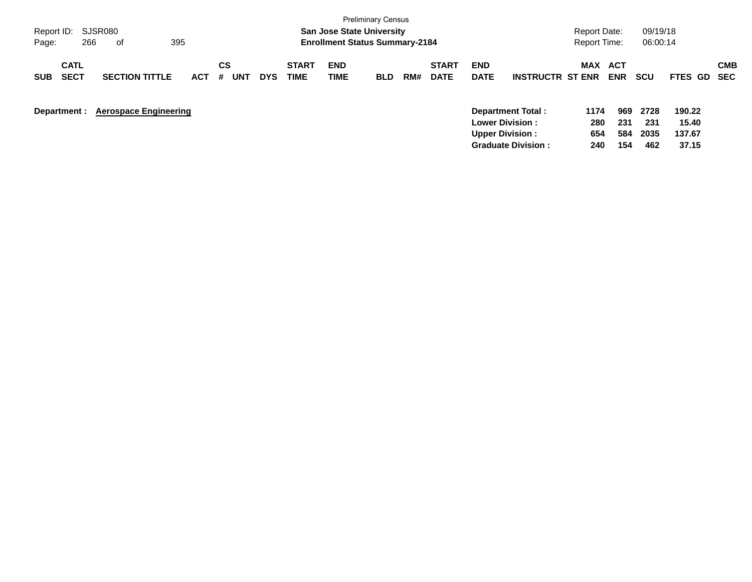Preliminary Census

**San Jose State University**

**Enrollment Status Summary-2184**

Report ID: SJSR080

Report Date: 09/19/18

Report Time: 06:00:14

| SUB | CATL SECT | SECTION TITTLE | ACT | CS # | UNT | DYS | START TIME | END TIME | BLD | RM# | START DATE | END DATE | INSTRUCTR | ST | MAX ENR | ACT ENR | SCU | FTES | GD | CMB SEC |
|---|---|---|---|---|---|---|---|---|---|---|---|---|---|---|---|---|---|---|---|---|

**Department :** **Aerospace Engineering**

| | MAX ENR | ACT ENR | SCU | FTES |
|---|---|---|---|---|
| **Department Total :** | **1174** | **969** | **2728** | **190.22** |
| **Lower Division :** | **280** | **231** | **231** | **15.40** |
| **Upper Division :** | **654** | **584** | **2035** | **137.67** |
| **Graduate Division :** | **240** | **154** | **462** | **37.15** |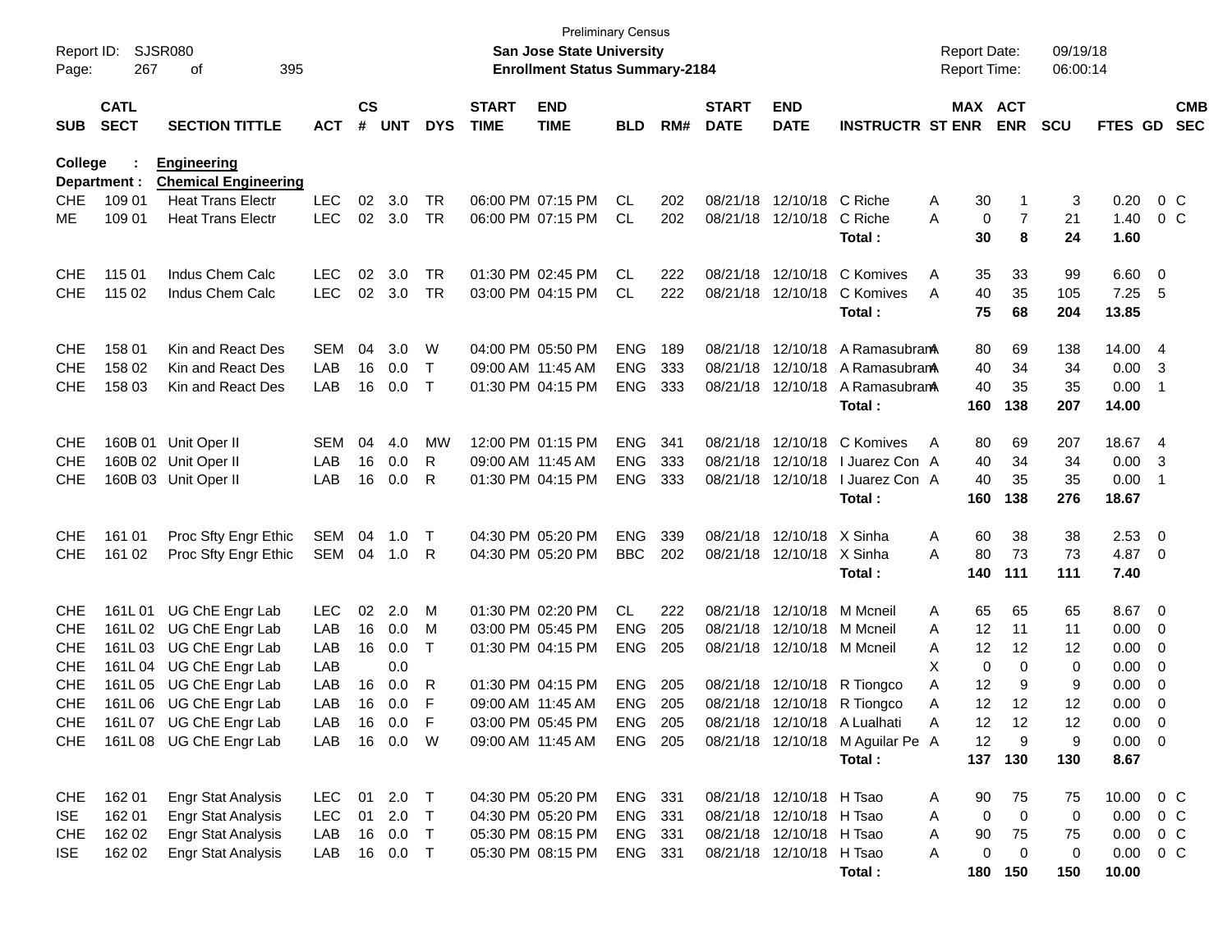Preliminary Census

**San Jose State University**

**Enrollment Status Summary-2184**

Report ID: SJSR080

Report Date: 09/19/18

Report Time: 06:00:14

**College : Engineering**

**Department : Chemical Engineering**

| SUB | CATL SECT | SECTION TITTLE | ACT | CS # | UNT | DYS | START TIME | END TIME | BLD | RM# | START DATE | END DATE | INSTRUCTR | ST | MAX ENR | ACT ENR | SCU | FTES | GD | CMB SEC |
|---|---|---|---|---|---|---|---|---|---|---|---|---|---|---|---|---|---|---|---|---|
| CHE | 109 01 | Heat Trans Electr | LEC | 02 | 3.0 | TR | 06:00 PM | 07:15 PM | CL | 202 | 08/21/18 | 12/10/18 | C Riche | A | 30 | 1 | 3 | 0.20 | 0 | C |
| ME | 109 01 | Heat Trans Electr | LEC | 02 | 3.0 | TR | 06:00 PM | 07:15 PM | CL | 202 | 08/21/18 | 12/10/18 | C Riche | A | 0 | 7 | 21 | 1.40 | 0 | C |
| | | | | | | | | | | | | | **Total :** | | **30** | **8** | **24** | **1.60** | | |
| CHE | 115 01 | Indus Chem Calc | LEC | 02 | 3.0 | TR | 01:30 PM | 02:45 PM | CL | 222 | 08/21/18 | 12/10/18 | C Komives | A | 35 | 33 | 99 | 6.60 | 0 | |
| CHE | 115 02 | Indus Chem Calc | LEC | 02 | 3.0 | TR | 03:00 PM | 04:15 PM | CL | 222 | 08/21/18 | 12/10/18 | C Komives | A | 40 | 35 | 105 | 7.25 | 5 | |
| | | | | | | | | | | | | | **Total :** | | **75** | **68** | **204** | **13.85** | | |
| CHE | 158 01 | Kin and React Des | SEM | 04 | 3.0 | W | 04:00 PM | 05:50 PM | ENG | 189 | 08/21/18 | 12/10/18 | A Ramasubram | A | 80 | 69 | 138 | 14.00 | 4 | |
| CHE | 158 02 | Kin and React Des | LAB | 16 | 0.0 | T | 09:00 AM | 11:45 AM | ENG | 333 | 08/21/18 | 12/10/18 | A Ramasubram | A | 40 | 34 | 34 | 0.00 | 3 | |
| CHE | 158 03 | Kin and React Des | LAB | 16 | 0.0 | T | 01:30 PM | 04:15 PM | ENG | 333 | 08/21/18 | 12/10/18 | A Ramasubram | A | 40 | 35 | 35 | 0.00 | 1 | |
| | | | | | | | | | | | | | **Total :** | | **160** | **138** | **207** | **14.00** | | |
| CHE | 160B 01 | Unit Oper II | SEM | 04 | 4.0 | MW | 12:00 PM | 01:15 PM | ENG | 341 | 08/21/18 | 12/10/18 | C Komives | A | 80 | 69 | 207 | 18.67 | 4 | |
| CHE | 160B 02 | Unit Oper II | LAB | 16 | 0.0 | R | 09:00 AM | 11:45 AM | ENG | 333 | 08/21/18 | 12/10/18 | I Juarez Con | A | 40 | 34 | 34 | 0.00 | 3 | |
| CHE | 160B 03 | Unit Oper II | LAB | 16 | 0.0 | R | 01:30 PM | 04:15 PM | ENG | 333 | 08/21/18 | 12/10/18 | I Juarez Con | A | 40 | 35 | 35 | 0.00 | 1 | |
| | | | | | | | | | | | | | **Total :** | | **160** | **138** | **276** | **18.67** | | |
| CHE | 161 01 | Proc Sfty Engr Ethic | SEM | 04 | 1.0 | T | 04:30 PM | 05:20 PM | ENG | 339 | 08/21/18 | 12/10/18 | X Sinha | A | 60 | 38 | 38 | 2.53 | 0 | |
| CHE | 161 02 | Proc Sfty Engr Ethic | SEM | 04 | 1.0 | R | 04:30 PM | 05:20 PM | BBC | 202 | 08/21/18 | 12/10/18 | X Sinha | A | 80 | 73 | 73 | 4.87 | 0 | |
| | | | | | | | | | | | | | **Total :** | | **140** | **111** | **111** | **7.40** | | |
| CHE | 161L 01 | UG ChE Engr Lab | LEC | 02 | 2.0 | M | 01:30 PM | 02:20 PM | CL | 222 | 08/21/18 | 12/10/18 | M Mcneil | A | 65 | 65 | 65 | 8.67 | 0 | |
| CHE | 161L 02 | UG ChE Engr Lab | LAB | 16 | 0.0 | M | 03:00 PM | 05:45 PM | ENG | 205 | 08/21/18 | 12/10/18 | M Mcneil | A | 12 | 11 | 11 | 0.00 | 0 | |
| CHE | 161L 03 | UG ChE Engr Lab | LAB | 16 | 0.0 | T | 01:30 PM | 04:15 PM | ENG | 205 | 08/21/18 | 12/10/18 | M Mcneil | A | 12 | 12 | 12 | 0.00 | 0 | |
| CHE | 161L 04 | UG ChE Engr Lab | LAB | | 0.0 | | | | | | | | | X | 0 | 0 | 0 | 0.00 | 0 | |
| CHE | 161L 05 | UG ChE Engr Lab | LAB | 16 | 0.0 | R | 01:30 PM | 04:15 PM | ENG | 205 | 08/21/18 | 12/10/18 | R Tiongco | A | 12 | 9 | 9 | 0.00 | 0 | |
| CHE | 161L 06 | UG ChE Engr Lab | LAB | 16 | 0.0 | F | 09:00 AM | 11:45 AM | ENG | 205 | 08/21/18 | 12/10/18 | R Tiongco | A | 12 | 12 | 12 | 0.00 | 0 | |
| CHE | 161L 07 | UG ChE Engr Lab | LAB | 16 | 0.0 | F | 03:00 PM | 05:45 PM | ENG | 205 | 08/21/18 | 12/10/18 | A Lualhati | A | 12 | 12 | 12 | 0.00 | 0 | |
| CHE | 161L 08 | UG ChE Engr Lab | LAB | 16 | 0.0 | W | 09:00 AM | 11:45 AM | ENG | 205 | 08/21/18 | 12/10/18 | M Aguilar Pe | A | 12 | 9 | 9 | 0.00 | 0 | |
| | | | | | | | | | | | | | **Total :** | | **137** | **130** | **130** | **8.67** | | |
| CHE | 162 01 | Engr Stat Analysis | LEC | 01 | 2.0 | T | 04:30 PM | 05:20 PM | ENG | 331 | 08/21/18 | 12/10/18 | H Tsao | A | 90 | 75 | 75 | 10.00 | 0 | C |
| ISE | 162 01 | Engr Stat Analysis | LEC | 01 | 2.0 | T | 04:30 PM | 05:20 PM | ENG | 331 | 08/21/18 | 12/10/18 | H Tsao | A | 0 | 0 | 0 | 0.00 | 0 | C |
| CHE | 162 02 | Engr Stat Analysis | LAB | 16 | 0.0 | T | 05:30 PM | 08:15 PM | ENG | 331 | 08/21/18 | 12/10/18 | H Tsao | A | 90 | 75 | 75 | 0.00 | 0 | C |
| ISE | 162 02 | Engr Stat Analysis | LAB | 16 | 0.0 | T | 05:30 PM | 08:15 PM | ENG | 331 | 08/21/18 | 12/10/18 | H Tsao | A | 0 | 0 | 0 | 0.00 | 0 | C |
| | | | | | | | | | | | | | **Total :** | | **180** | **150** | **150** | **10.00** | | |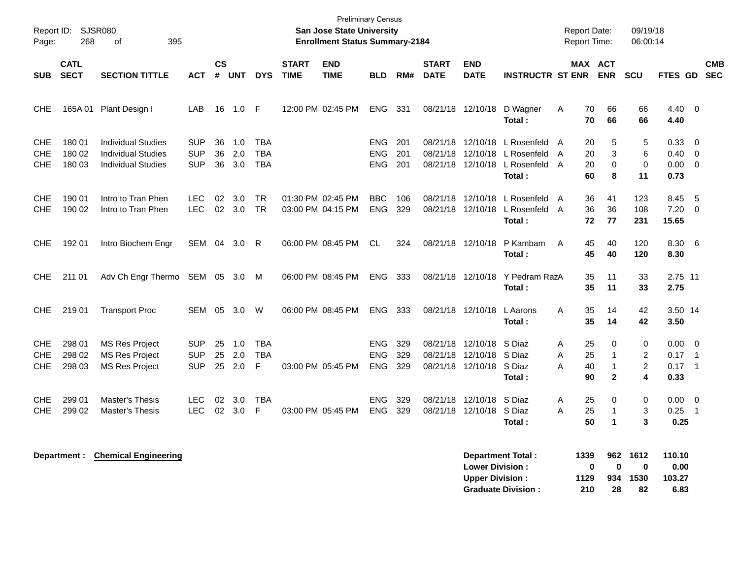Preliminary Census

**San Jose State University**

**Enrollment Status Summary-2184**

Report ID: SJSR080

Report Date: 09/19/18

Report Time: 06:00:14

| SUB | CATL SECT | SECTION TITTLE | ACT | CS # | UNT | DYS | START TIME | END TIME | BLD | RM# | START DATE | END DATE | INSTRUCTR | ST | MAX ENR | ACT ENR | SCU | FTES | GD | CMB SEC |
|---|---|---|---|---|---|---|---|---|---|---|---|---|---|---|---|---|---|---|---|---|
| CHE | 165A 01 | Plant Design I | LAB | 16 | 1.0 | F | 12:00 PM | 02:45 PM | ENG | 331 | 08/21/18 | 12/10/18 | D Wagner | A | 70 | 66 | 66 | 4.40 | 0 | |
| | | | | | | | | | | | | | **Total :** | | **70** | **66** | **66** | **4.40** | | |
| CHE | 180 01 | Individual Studies | SUP | 36 | 1.0 | TBA | | | ENG | 201 | 08/21/18 | 12/10/18 | L Rosenfeld | A | 20 | 5 | 5 | 0.33 | 0 | |
| CHE | 180 02 | Individual Studies | SUP | 36 | 2.0 | TBA | | | ENG | 201 | 08/21/18 | 12/10/18 | L Rosenfeld | A | 20 | 3 | 6 | 0.40 | 0 | |
| CHE | 180 03 | Individual Studies | SUP | 36 | 3.0 | TBA | | | ENG | 201 | 08/21/18 | 12/10/18 | L Rosenfeld | A | 20 | 0 | 0 | 0.00 | 0 | |
| | | | | | | | | | | | | | **Total :** | | **60** | **8** | **11** | **0.73** | | |
| CHE | 190 01 | Intro to Tran Phen | LEC | 02 | 3.0 | TR | 01:30 PM | 02:45 PM | BBC | 106 | 08/21/18 | 12/10/18 | L Rosenfeld | A | 36 | 41 | 123 | 8.45 | 5 | |
| CHE | 190 02 | Intro to Tran Phen | LEC | 02 | 3.0 | TR | 03:00 PM | 04:15 PM | ENG | 329 | 08/21/18 | 12/10/18 | L Rosenfeld | A | 36 | 36 | 108 | 7.20 | 0 | |
| | | | | | | | | | | | | | **Total :** | | **72** | **77** | **231** | **15.65** | | |
| CHE | 192 01 | Intro Biochem Engr | SEM | 04 | 3.0 | R | 06:00 PM | 08:45 PM | CL | 324 | 08/21/18 | 12/10/18 | P Kambam | A | 45 | 40 | 120 | 8.30 | 6 | |
| | | | | | | | | | | | | | **Total :** | | **45** | **40** | **120** | **8.30** | | |
| CHE | 211 01 | Adv Ch Engr Thermo | SEM | 05 | 3.0 | M | 06:00 PM | 08:45 PM | ENG | 333 | 08/21/18 | 12/10/18 | Y Pedram Raz | A | 35 | 11 | 33 | 2.75 | 11 | |
| | | | | | | | | | | | | | **Total :** | | **35** | **11** | **33** | **2.75** | | |
| CHE | 219 01 | Transport Proc | SEM | 05 | 3.0 | W | 06:00 PM | 08:45 PM | ENG | 333 | 08/21/18 | 12/10/18 | L Aarons | A | 35 | 14 | 42 | 3.50 | 14 | |
| | | | | | | | | | | | | | **Total :** | | **35** | **14** | **42** | **3.50** | | |
| CHE | 298 01 | MS Res Project | SUP | 25 | 1.0 | TBA | | | ENG | 329 | 08/21/18 | 12/10/18 | S Diaz | A | 25 | 0 | 0 | 0.00 | 0 | |
| CHE | 298 02 | MS Res Project | SUP | 25 | 2.0 | TBA | | | ENG | 329 | 08/21/18 | 12/10/18 | S Diaz | A | 25 | 1 | 2 | 0.17 | 1 | |
| CHE | 298 03 | MS Res Project | SUP | 25 | 2.0 | F | 03:00 PM | 05:45 PM | ENG | 329 | 08/21/18 | 12/10/18 | S Diaz | A | 40 | 1 | 2 | 0.17 | 1 | |
| | | | | | | | | | | | | | **Total :** | | **90** | **2** | **4** | **0.33** | | |
| CHE | 299 01 | Master's Thesis | LEC | 02 | 3.0 | TBA | | | ENG | 329 | 08/21/18 | 12/10/18 | S Diaz | A | 25 | 0 | 0 | 0.00 | 0 | |
| CHE | 299 02 | Master's Thesis | LEC | 02 | 3.0 | F | 03:00 PM | 05:45 PM | ENG | 329 | 08/21/18 | 12/10/18 | S Diaz | A | 25 | 1 | 3 | 0.25 | 1 | |
| | | | | | | | | | | | | | **Total :** | | **50** | **1** | **3** | **0.25** | | |

**Department :** **Chemical Engineering**

| | MAX ENR | ACT ENR | SCU | FTES |
|---|---|---|---|---|
| **Department Total :** | **1339** | **962** | **1612** | **110.10** |
| **Lower Division :** | **0** | **0** | **0** | **0.00** |
| **Upper Division :** | **1129** | **934** | **1530** | **103.27** |
| **Graduate Division :** | **210** | **28** | **82** | **6.83** |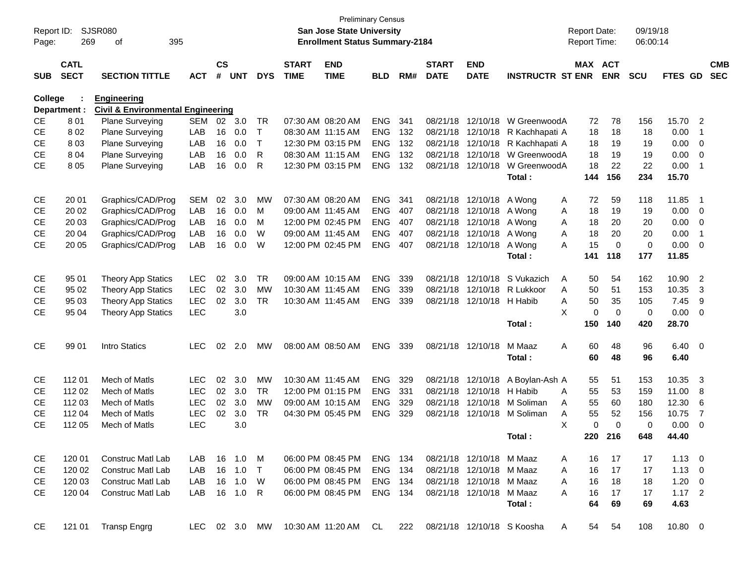Preliminary Census

**San Jose State University**

**Enrollment Status Summary-2184**

Report ID: SJSR080
Report Date: 09/19/18
Report Time: 06:00:14

**College : Engineering**

**Department : Civil & Environmental Engineering**

| SUB | CATL SECT | SECTION TITTLE | ACT | CS # | UNT | DYS | START TIME | END TIME | BLD | RM# | START DATE | END DATE | INSTRUCTR | ST | MAX ENR | ACT ENR | SCU | FTES | GD | CMB SEC |
|---|---|---|---|---|---|---|---|---|---|---|---|---|---|---|---|---|---|---|---|---|
| CE | 8 01 | Plane Surveying | SEM | 02 | 3.0 | TR | 07:30 AM | 08:20 AM | ENG | 341 | 08/21/18 | 12/10/18 | W Greenwood | A | 72 | 78 | 156 | 15.70 | 2 | |
| CE | 8 02 | Plane Surveying | LAB | 16 | 0.0 | T | 08:30 AM | 11:15 AM | ENG | 132 | 08/21/18 | 12/10/18 | R Kachhapati | A | 18 | 18 | 18 | 0.00 | 1 | |
| CE | 8 03 | Plane Surveying | LAB | 16 | 0.0 | T | 12:30 PM | 03:15 PM | ENG | 132 | 08/21/18 | 12/10/18 | R Kachhapati | A | 18 | 19 | 19 | 0.00 | 0 | |
| CE | 8 04 | Plane Surveying | LAB | 16 | 0.0 | R | 08:30 AM | 11:15 AM | ENG | 132 | 08/21/18 | 12/10/18 | W Greenwood | A | 18 | 19 | 19 | 0.00 | 0 | |
| CE | 8 05 | Plane Surveying | LAB | 16 | 0.0 | R | 12:30 PM | 03:15 PM | ENG | 132 | 08/21/18 | 12/10/18 | W Greenwood | A | 18 | 22 | 22 | 0.00 | 1 | |
| | | | | | | | | | | | | | **Total :** | | **144** | **156** | **234** | **15.70** | | |
| CE | 20 01 | Graphics/CAD/Prog | SEM | 02 | 3.0 | MW | 07:30 AM | 08:20 AM | ENG | 341 | 08/21/18 | 12/10/18 | A Wong | A | 72 | 59 | 118 | 11.85 | 1 | |
| CE | 20 02 | Graphics/CAD/Prog | LAB | 16 | 0.0 | M | 09:00 AM | 11:45 AM | ENG | 407 | 08/21/18 | 12/10/18 | A Wong | A | 18 | 19 | 19 | 0.00 | 0 | |
| CE | 20 03 | Graphics/CAD/Prog | LAB | 16 | 0.0 | M | 12:00 PM | 02:45 PM | ENG | 407 | 08/21/18 | 12/10/18 | A Wong | A | 18 | 20 | 20 | 0.00 | 0 | |
| CE | 20 04 | Graphics/CAD/Prog | LAB | 16 | 0.0 | W | 09:00 AM | 11:45 AM | ENG | 407 | 08/21/18 | 12/10/18 | A Wong | A | 18 | 20 | 20 | 0.00 | 1 | |
| CE | 20 05 | Graphics/CAD/Prog | LAB | 16 | 0.0 | W | 12:00 PM | 02:45 PM | ENG | 407 | 08/21/18 | 12/10/18 | A Wong | A | 15 | 0 | 0 | 0.00 | 0 | |
| | | | | | | | | | | | | | **Total :** | | **141** | **118** | **177** | **11.85** | | |
| CE | 95 01 | Theory App Statics | LEC | 02 | 3.0 | TR | 09:00 AM | 10:15 AM | ENG | 339 | 08/21/18 | 12/10/18 | S Vukazich | A | 50 | 54 | 162 | 10.90 | 2 | |
| CE | 95 02 | Theory App Statics | LEC | 02 | 3.0 | MW | 10:30 AM | 11:45 AM | ENG | 339 | 08/21/18 | 12/10/18 | R Lukkoor | A | 50 | 51 | 153 | 10.35 | 3 | |
| CE | 95 03 | Theory App Statics | LEC | 02 | 3.0 | TR | 10:30 AM | 11:45 AM | ENG | 339 | 08/21/18 | 12/10/18 | H Habib | A | 50 | 35 | 105 | 7.45 | 9 | |
| CE | 95 04 | Theory App Statics | LEC | | 3.0 | | | | | | | | | X | 0 | 0 | 0 | 0.00 | 0 | |
| | | | | | | | | | | | | | **Total :** | | **150** | **140** | **420** | **28.70** | | |
| CE | 99 01 | Intro Statics | LEC | 02 | 2.0 | MW | 08:00 AM | 08:50 AM | ENG | 339 | 08/21/18 | 12/10/18 | M Maaz | A | 60 | 48 | 96 | 6.40 | 0 | |
| | | | | | | | | | | | | | **Total :** | | **60** | **48** | **96** | **6.40** | | |
| CE | 112 01 | Mech of Matls | LEC | 02 | 3.0 | MW | 10:30 AM | 11:45 AM | ENG | 329 | 08/21/18 | 12/10/18 | A Boylan-Ash | A | 55 | 51 | 153 | 10.35 | 3 | |
| CE | 112 02 | Mech of Matls | LEC | 02 | 3.0 | TR | 12:00 PM | 01:15 PM | ENG | 331 | 08/21/18 | 12/10/18 | H Habib | A | 55 | 53 | 159 | 11.00 | 8 | |
| CE | 112 03 | Mech of Matls | LEC | 02 | 3.0 | MW | 09:00 AM | 10:15 AM | ENG | 329 | 08/21/18 | 12/10/18 | M Soliman | A | 55 | 60 | 180 | 12.30 | 6 | |
| CE | 112 04 | Mech of Matls | LEC | 02 | 3.0 | TR | 04:30 PM | 05:45 PM | ENG | 329 | 08/21/18 | 12/10/18 | M Soliman | A | 55 | 52 | 156 | 10.75 | 7 | |
| CE | 112 05 | Mech of Matls | LEC | | 3.0 | | | | | | | | | X | 0 | 0 | 0 | 0.00 | 0 | |
| | | | | | | | | | | | | | **Total :** | | **220** | **216** | **648** | **44.40** | | |
| CE | 120 01 | Construc Matl Lab | LAB | 16 | 1.0 | M | 06:00 PM | 08:45 PM | ENG | 134 | 08/21/18 | 12/10/18 | M Maaz | A | 16 | 17 | 17 | 1.13 | 0 | |
| CE | 120 02 | Construc Matl Lab | LAB | 16 | 1.0 | T | 06:00 PM | 08:45 PM | ENG | 134 | 08/21/18 | 12/10/18 | M Maaz | A | 16 | 17 | 17 | 1.13 | 0 | |
| CE | 120 03 | Construc Matl Lab | LAB | 16 | 1.0 | W | 06:00 PM | 08:45 PM | ENG | 134 | 08/21/18 | 12/10/18 | M Maaz | A | 16 | 18 | 18 | 1.20 | 0 | |
| CE | 120 04 | Construc Matl Lab | LAB | 16 | 1.0 | R | 06:00 PM | 08:45 PM | ENG | 134 | 08/21/18 | 12/10/18 | M Maaz | A | 16 | 17 | 17 | 1.17 | 2 | |
| | | | | | | | | | | | | | **Total :** | | **64** | **69** | **69** | **4.63** | | |
| CE | 121 01 | Transp Engrg | LEC | 02 | 3.0 | MW | 10:30 AM | 11:20 AM | CL | 222 | 08/21/18 | 12/10/18 | S Koosha | A | 54 | 54 | 108 | 10.80 | 0 | |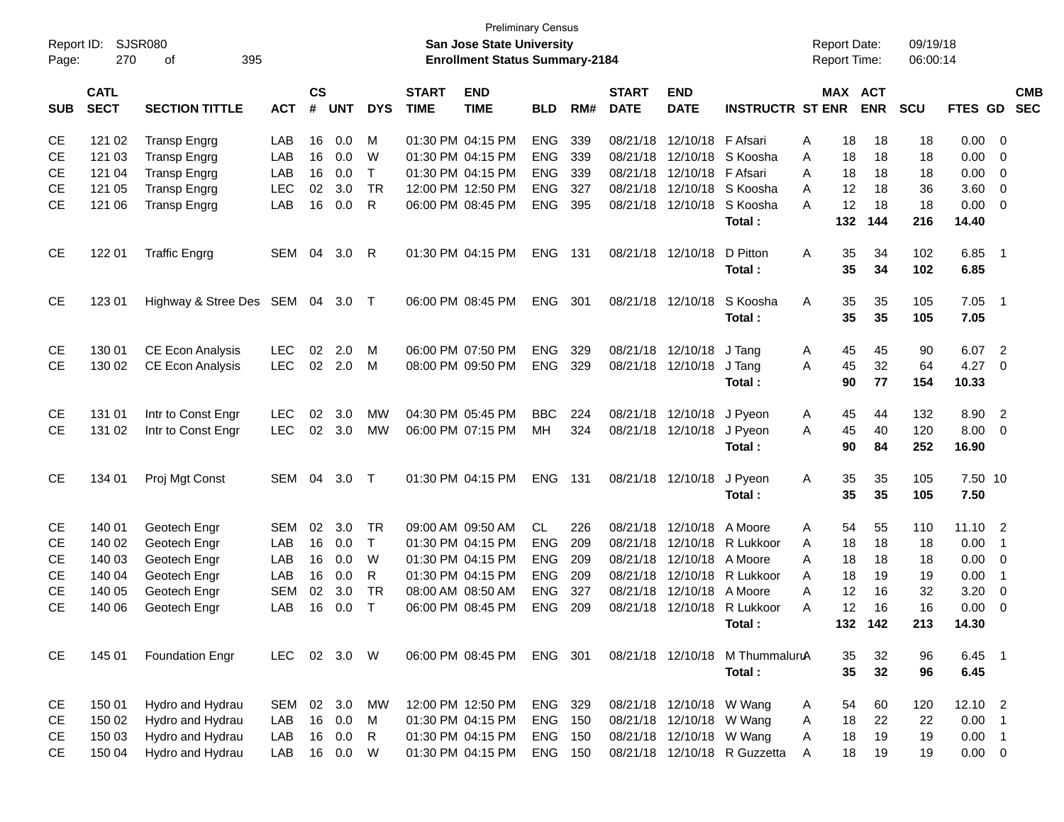Preliminary Census

**San Jose State University**

**Enrollment Status Summary-2184**

Report ID: SJSR080
Page: 270 of 395

Report Date: 09/19/18
Report Time: 06:00:14

| SUB | CATL SECT | SECTION TITTLE | ACT | CS # | UNT | DYS | START TIME | END TIME | BLD | RM# | START DATE | END DATE | INSTRUCTR | ST | MAX ENR | ACT ENR | SCU | FTES | GD | CMB SEC |
|---|---|---|---|---|---|---|---|---|---|---|---|---|---|---|---|---|---|---|---|---|
| CE | 121 02 | Transp Engrg | LAB | 16 | 0.0 | M | 01:30 PM | 04:15 PM | ENG | 339 | 08/21/18 | 12/10/18 | F Afsari | A | 18 | 18 | 18 | 0.00 | 0 | |
| CE | 121 03 | Transp Engrg | LAB | 16 | 0.0 | W | 01:30 PM | 04:15 PM | ENG | 339 | 08/21/18 | 12/10/18 | S Koosha | A | 18 | 18 | 18 | 0.00 | 0 | |
| CE | 121 04 | Transp Engrg | LAB | 16 | 0.0 | T | 01:30 PM | 04:15 PM | ENG | 339 | 08/21/18 | 12/10/18 | F Afsari | A | 18 | 18 | 18 | 0.00 | 0 | |
| CE | 121 05 | Transp Engrg | LEC | 02 | 3.0 | TR | 12:00 PM | 12:50 PM | ENG | 327 | 08/21/18 | 12/10/18 | S Koosha | A | 12 | 18 | 36 | 3.60 | 0 | |
| CE | 121 06 | Transp Engrg | LAB | 16 | 0.0 | R | 06:00 PM | 08:45 PM | ENG | 395 | 08/21/18 | 12/10/18 | S Koosha | A | 12 | 18 | 18 | 0.00 | 0 | |
| | | | | | | | | | | | | | **Total :** | | **132** | **144** | **216** | **14.40** | | |
| CE | 122 01 | Traffic Engrg | SEM | 04 | 3.0 | R | 01:30 PM | 04:15 PM | ENG | 131 | 08/21/18 | 12/10/18 | D Pitton | A | 35 | 34 | 102 | 6.85 | 1 | |
| | | | | | | | | | | | | | **Total :** | | **35** | **34** | **102** | **6.85** | | |
| CE | 123 01 | Highway & Stree Des | SEM | 04 | 3.0 | T | 06:00 PM | 08:45 PM | ENG | 301 | 08/21/18 | 12/10/18 | S Koosha | A | 35 | 35 | 105 | 7.05 | 1 | |
| | | | | | | | | | | | | | **Total :** | | **35** | **35** | **105** | **7.05** | | |
| CE | 130 01 | CE Econ Analysis | LEC | 02 | 2.0 | M | 06:00 PM | 07:50 PM | ENG | 329 | 08/21/18 | 12/10/18 | J Tang | A | 45 | 45 | 90 | 6.07 | 2 | |
| CE | 130 02 | CE Econ Analysis | LEC | 02 | 2.0 | M | 08:00 PM | 09:50 PM | ENG | 329 | 08/21/18 | 12/10/18 | J Tang | A | 45 | 32 | 64 | 4.27 | 0 | |
| | | | | | | | | | | | | | **Total :** | | **90** | **77** | **154** | **10.33** | | |
| CE | 131 01 | Intr to Const Engr | LEC | 02 | 3.0 | MW | 04:30 PM | 05:45 PM | BBC | 224 | 08/21/18 | 12/10/18 | J Pyeon | A | 45 | 44 | 132 | 8.90 | 2 | |
| CE | 131 02 | Intr to Const Engr | LEC | 02 | 3.0 | MW | 06:00 PM | 07:15 PM | MH | 324 | 08/21/18 | 12/10/18 | J Pyeon | A | 45 | 40 | 120 | 8.00 | 0 | |
| | | | | | | | | | | | | | **Total :** | | **90** | **84** | **252** | **16.90** | | |
| CE | 134 01 | Proj Mgt Const | SEM | 04 | 3.0 | T | 01:30 PM | 04:15 PM | ENG | 131 | 08/21/18 | 12/10/18 | J Pyeon | A | 35 | 35 | 105 | 7.50 | 10 | |
| | | | | | | | | | | | | | **Total :** | | **35** | **35** | **105** | **7.50** | | |
| CE | 140 01 | Geotech Engr | SEM | 02 | 3.0 | TR | 09:00 AM | 09:50 AM | CL | 226 | 08/21/18 | 12/10/18 | A Moore | A | 54 | 55 | 110 | 11.10 | 2 | |
| CE | 140 02 | Geotech Engr | LAB | 16 | 0.0 | T | 01:30 PM | 04:15 PM | ENG | 209 | 08/21/18 | 12/10/18 | R Lukkoor | A | 18 | 18 | 18 | 0.00 | 1 | |
| CE | 140 03 | Geotech Engr | LAB | 16 | 0.0 | W | 01:30 PM | 04:15 PM | ENG | 209 | 08/21/18 | 12/10/18 | A Moore | A | 18 | 18 | 18 | 0.00 | 0 | |
| CE | 140 04 | Geotech Engr | LAB | 16 | 0.0 | R | 01:30 PM | 04:15 PM | ENG | 209 | 08/21/18 | 12/10/18 | R Lukkoor | A | 18 | 19 | 19 | 0.00 | 1 | |
| CE | 140 05 | Geotech Engr | SEM | 02 | 3.0 | TR | 08:00 AM | 08:50 AM | ENG | 327 | 08/21/18 | 12/10/18 | A Moore | A | 12 | 16 | 32 | 3.20 | 0 | |
| CE | 140 06 | Geotech Engr | LAB | 16 | 0.0 | T | 06:00 PM | 08:45 PM | ENG | 209 | 08/21/18 | 12/10/18 | R Lukkoor | A | 12 | 16 | 16 | 0.00 | 0 | |
| | | | | | | | | | | | | | **Total :** | | **132** | **142** | **213** | **14.30** | | |
| CE | 145 01 | Foundation Engr | LEC | 02 | 3.0 | W | 06:00 PM | 08:45 PM | ENG | 301 | 08/21/18 | 12/10/18 | M Thummaluru | A | 35 | 32 | 96 | 6.45 | 1 | |
| | | | | | | | | | | | | | **Total :** | | **35** | **32** | **96** | **6.45** | | |
| CE | 150 01 | Hydro and Hydrau | SEM | 02 | 3.0 | MW | 12:00 PM | 12:50 PM | ENG | 329 | 08/21/18 | 12/10/18 | W Wang | A | 54 | 60 | 120 | 12.10 | 2 | |
| CE | 150 02 | Hydro and Hydrau | LAB | 16 | 0.0 | M | 01:30 PM | 04:15 PM | ENG | 150 | 08/21/18 | 12/10/18 | W Wang | A | 18 | 22 | 22 | 0.00 | 1 | |
| CE | 150 03 | Hydro and Hydrau | LAB | 16 | 0.0 | R | 01:30 PM | 04:15 PM | ENG | 150 | 08/21/18 | 12/10/18 | W Wang | A | 18 | 19 | 19 | 0.00 | 1 | |
| CE | 150 04 | Hydro and Hydrau | LAB | 16 | 0.0 | W | 01:30 PM | 04:15 PM | ENG | 150 | 08/21/18 | 12/10/18 | R Guzzetta | A | 18 | 19 | 19 | 0.00 | 0 | |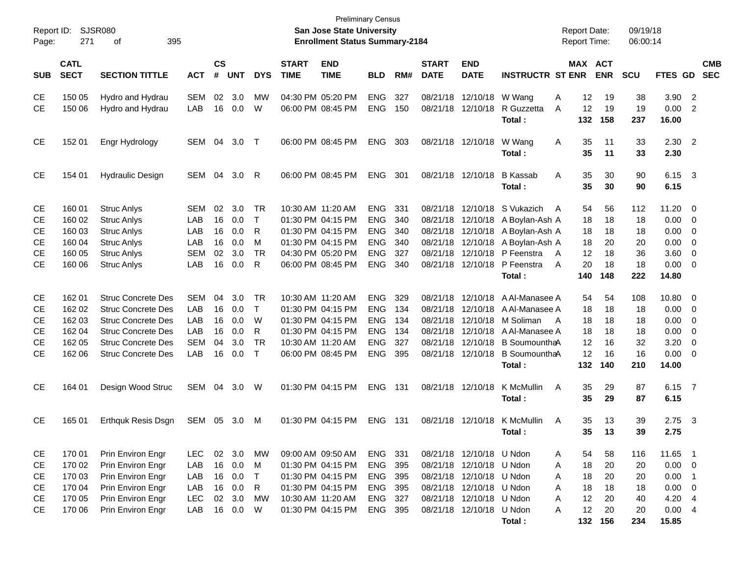Preliminary Census

**San Jose State University**

**Enrollment Status Summary-2184**

Report ID: SJSR080

Report Date: 09/19/18

Report Time: 06:00:14

| SUB | CATL SECT | SECTION TITTLE | ACT | CS # | UNT | DYS | START TIME | END TIME | BLD | RM# | START DATE | END DATE | INSTRUCTR | ST | MAX ENR | ACT ENR | SCU | FTES | GD | CMB SEC |
|---|---|---|---|---|---|---|---|---|---|---|---|---|---|---|---|---|---|---|---|---|
| CE | 150 05 | Hydro and Hydrau | SEM | 02 | 3.0 | MW | 04:30 PM | 05:20 PM | ENG | 327 | 08/21/18 | 12/10/18 | W Wang | A | 12 | 19 | 38 | 3.90 | 2 | |
| CE | 150 06 | Hydro and Hydrau | LAB | 16 | 0.0 | W | 06:00 PM | 08:45 PM | ENG | 150 | 08/21/18 | 12/10/18 | R Guzzetta | A | 12 | 19 | 19 | 0.00 | 2 | |
| | | | | | | | | | | | | | **Total :** | | **132** | **158** | **237** | **16.00** | | |
| CE | 152 01 | Engr Hydrology | SEM | 04 | 3.0 | T | 06:00 PM | 08:45 PM | ENG | 303 | 08/21/18 | 12/10/18 | W Wang | A | 35 | 11 | 33 | 2.30 | 2 | |
| | | | | | | | | | | | | | **Total :** | | **35** | **11** | **33** | **2.30** | | |
| CE | 154 01 | Hydraulic Design | SEM | 04 | 3.0 | R | 06:00 PM | 08:45 PM | ENG | 301 | 08/21/18 | 12/10/18 | B Kassab | A | 35 | 30 | 90 | 6.15 | 3 | |
| | | | | | | | | | | | | | **Total :** | | **35** | **30** | **90** | **6.15** | | |
| CE | 160 01 | Struc Anlys | SEM | 02 | 3.0 | TR | 10:30 AM | 11:20 AM | ENG | 331 | 08/21/18 | 12/10/18 | S Vukazich | A | 54 | 56 | 112 | 11.20 | 0 | |
| CE | 160 02 | Struc Anlys | LAB | 16 | 0.0 | T | 01:30 PM | 04:15 PM | ENG | 340 | 08/21/18 | 12/10/18 | A Boylan-Ash | A | 18 | 18 | 18 | 0.00 | 0 | |
| CE | 160 03 | Struc Anlys | LAB | 16 | 0.0 | R | 01:30 PM | 04:15 PM | ENG | 340 | 08/21/18 | 12/10/18 | A Boylan-Ash | A | 18 | 18 | 18 | 0.00 | 0 | |
| CE | 160 04 | Struc Anlys | LAB | 16 | 0.0 | M | 01:30 PM | 04:15 PM | ENG | 340 | 08/21/18 | 12/10/18 | A Boylan-Ash | A | 18 | 20 | 20 | 0.00 | 0 | |
| CE | 160 05 | Struc Anlys | SEM | 02 | 3.0 | TR | 04:30 PM | 05:20 PM | ENG | 327 | 08/21/18 | 12/10/18 | P Feenstra | A | 12 | 18 | 36 | 3.60 | 0 | |
| CE | 160 06 | Struc Anlys | LAB | 16 | 0.0 | R | 06:00 PM | 08:45 PM | ENG | 340 | 08/21/18 | 12/10/18 | P Feenstra | A | 20 | 18 | 18 | 0.00 | 0 | |
| | | | | | | | | | | | | | **Total :** | | **140** | **148** | **222** | **14.80** | | |
| CE | 162 01 | Struc Concrete Des | SEM | 04 | 3.0 | TR | 10:30 AM | 11:20 AM | ENG | 329 | 08/21/18 | 12/10/18 | A Al-Manasee | A | 54 | 54 | 108 | 10.80 | 0 | |
| CE | 162 02 | Struc Concrete Des | LAB | 16 | 0.0 | T | 01:30 PM | 04:15 PM | ENG | 134 | 08/21/18 | 12/10/18 | A Al-Manasee | A | 18 | 18 | 18 | 0.00 | 0 | |
| CE | 162 03 | Struc Concrete Des | LAB | 16 | 0.0 | W | 01:30 PM | 04:15 PM | ENG | 134 | 08/21/18 | 12/10/18 | M Soliman | A | 18 | 18 | 18 | 0.00 | 0 | |
| CE | 162 04 | Struc Concrete Des | LAB | 16 | 0.0 | R | 01:30 PM | 04:15 PM | ENG | 134 | 08/21/18 | 12/10/18 | A Al-Manasee | A | 18 | 18 | 18 | 0.00 | 0 | |
| CE | 162 05 | Struc Concrete Des | SEM | 04 | 3.0 | TR | 10:30 AM | 11:20 AM | ENG | 327 | 08/21/18 | 12/10/18 | B Soumountha | A | 12 | 16 | 32 | 3.20 | 0 | |
| CE | 162 06 | Struc Concrete Des | LAB | 16 | 0.0 | T | 06:00 PM | 08:45 PM | ENG | 395 | 08/21/18 | 12/10/18 | B Soumountha | A | 12 | 16 | 16 | 0.00 | 0 | |
| | | | | | | | | | | | | | **Total :** | | **132** | **140** | **210** | **14.00** | | |
| CE | 164 01 | Design Wood Struc | SEM | 04 | 3.0 | W | 01:30 PM | 04:15 PM | ENG | 131 | 08/21/18 | 12/10/18 | K McMullin | A | 35 | 29 | 87 | 6.15 | 7 | |
| | | | | | | | | | | | | | **Total :** | | **35** | **29** | **87** | **6.15** | | |
| CE | 165 01 | Erthquk Resis Dsgn | SEM | 05 | 3.0 | M | 01:30 PM | 04:15 PM | ENG | 131 | 08/21/18 | 12/10/18 | K McMullin | A | 35 | 13 | 39 | 2.75 | 3 | |
| | | | | | | | | | | | | | **Total :** | | **35** | **13** | **39** | **2.75** | | |
| CE | 170 01 | Prin Environ Engr | LEC | 02 | 3.0 | MW | 09:00 AM | 09:50 AM | ENG | 331 | 08/21/18 | 12/10/18 | U Ndon | A | 54 | 58 | 116 | 11.65 | 1 | |
| CE | 170 02 | Prin Environ Engr | LAB | 16 | 0.0 | M | 01:30 PM | 04:15 PM | ENG | 395 | 08/21/18 | 12/10/18 | U Ndon | A | 18 | 20 | 20 | 0.00 | 0 | |
| CE | 170 03 | Prin Environ Engr | LAB | 16 | 0.0 | T | 01:30 PM | 04:15 PM | ENG | 395 | 08/21/18 | 12/10/18 | U Ndon | A | 18 | 20 | 20 | 0.00 | 1 | |
| CE | 170 04 | Prin Environ Engr | LAB | 16 | 0.0 | R | 01:30 PM | 04:15 PM | ENG | 395 | 08/21/18 | 12/10/18 | U Ndon | A | 18 | 18 | 18 | 0.00 | 0 | |
| CE | 170 05 | Prin Environ Engr | LEC | 02 | 3.0 | MW | 10:30 AM | 11:20 AM | ENG | 327 | 08/21/18 | 12/10/18 | U Ndon | A | 12 | 20 | 40 | 4.20 | 4 | |
| CE | 170 06 | Prin Environ Engr | LAB | 16 | 0.0 | W | 01:30 PM | 04:15 PM | ENG | 395 | 08/21/18 | 12/10/18 | U Ndon | A | 12 | 20 | 20 | 0.00 | 4 | |
| | | | | | | | | | | | | | **Total :** | | **132** | **156** | **234** | **15.85** | | |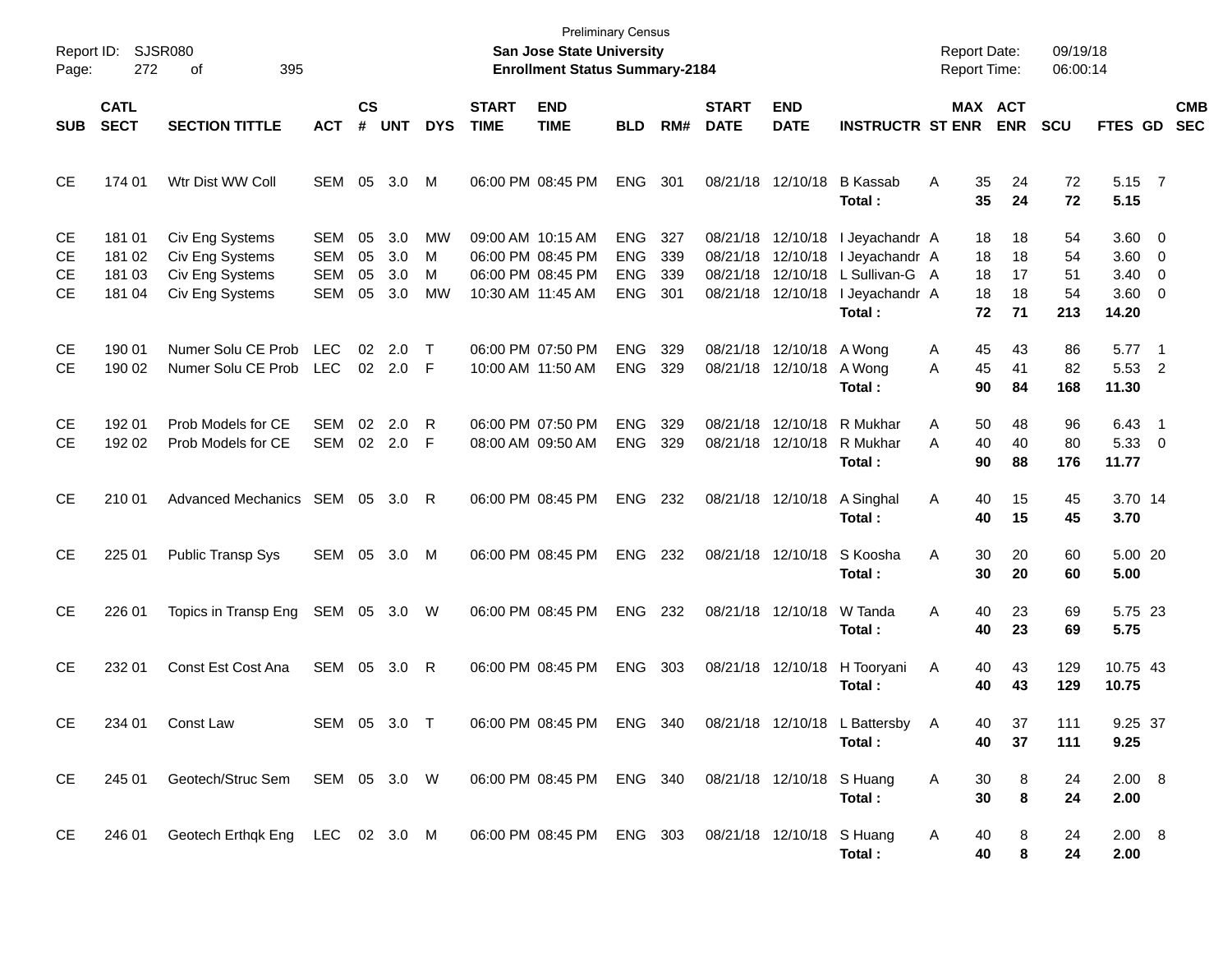Preliminary Census

**San Jose State University**

**Enrollment Status Summary-2184**

Report ID: SJSR080
Page: 272 of 395

Report Date: 09/19/18
Report Time: 06:00:14

| SUB | CATL SECT | SECTION TITTLE | ACT | CS # | UNT | DYS | START TIME | END TIME | BLD | RM# | START DATE | END DATE | INSTRUCTR | ST | MAX ENR | ACT ENR | SCU | FTES | GD | CMB SEC |
|---|---|---|---|---|---|---|---|---|---|---|---|---|---|---|---|---|---|---|---|---|
| CE | 174 01 | Wtr Dist WW Coll | SEM | 05 | 3.0 | M | 06:00 PM | 08:45 PM | ENG | 301 | 08/21/18 | 12/10/18 | B Kassab | A | 35 | 24 | 72 | 5.15 | 7 | |
| | | | | | | | | | | | | | **Total :** | | **35** | **24** | **72** | **5.15** | | |
| CE | 181 01 | Civ Eng Systems | SEM | 05 | 3.0 | MW | 09:00 AM | 10:15 AM | ENG | 327 | 08/21/18 | 12/10/18 | I Jeyachandr | A | 18 | 18 | 54 | 3.60 | 0 | |
| CE | 181 02 | Civ Eng Systems | SEM | 05 | 3.0 | M | 06:00 PM | 08:45 PM | ENG | 339 | 08/21/18 | 12/10/18 | I Jeyachandr | A | 18 | 18 | 54 | 3.60 | 0 | |
| CE | 181 03 | Civ Eng Systems | SEM | 05 | 3.0 | M | 06:00 PM | 08:45 PM | ENG | 339 | 08/21/18 | 12/10/18 | L Sullivan-G | A | 18 | 17 | 51 | 3.40 | 0 | |
| CE | 181 04 | Civ Eng Systems | SEM | 05 | 3.0 | MW | 10:30 AM | 11:45 AM | ENG | 301 | 08/21/18 | 12/10/18 | I Jeyachandr | A | 18 | 18 | 54 | 3.60 | 0 | |
| | | | | | | | | | | | | | **Total :** | | **72** | **71** | **213** | **14.20** | | |
| CE | 190 01 | Numer Solu CE Prob | LEC | 02 | 2.0 | T | 06:00 PM | 07:50 PM | ENG | 329 | 08/21/18 | 12/10/18 | A Wong | A | 45 | 43 | 86 | 5.77 | 1 | |
| CE | 190 02 | Numer Solu CE Prob | LEC | 02 | 2.0 | F | 10:00 AM | 11:50 AM | ENG | 329 | 08/21/18 | 12/10/18 | A Wong | A | 45 | 41 | 82 | 5.53 | 2 | |
| | | | | | | | | | | | | | **Total :** | | **90** | **84** | **168** | **11.30** | | |
| CE | 192 01 | Prob Models for CE | SEM | 02 | 2.0 | R | 06:00 PM | 07:50 PM | ENG | 329 | 08/21/18 | 12/10/18 | R Mukhar | A | 50 | 48 | 96 | 6.43 | 1 | |
| CE | 192 02 | Prob Models for CE | SEM | 02 | 2.0 | F | 08:00 AM | 09:50 AM | ENG | 329 | 08/21/18 | 12/10/18 | R Mukhar | A | 40 | 40 | 80 | 5.33 | 0 | |
| | | | | | | | | | | | | | **Total :** | | **90** | **88** | **176** | **11.77** | | |
| CE | 210 01 | Advanced Mechanics | SEM | 05 | 3.0 | R | 06:00 PM | 08:45 PM | ENG | 232 | 08/21/18 | 12/10/18 | A Singhal | A | 40 | 15 | 45 | 3.70 | 14 | |
| | | | | | | | | | | | | | **Total :** | | **40** | **15** | **45** | **3.70** | | |
| CE | 225 01 | Public Transp Sys | SEM | 05 | 3.0 | M | 06:00 PM | 08:45 PM | ENG | 232 | 08/21/18 | 12/10/18 | S Koosha | A | 30 | 20 | 60 | 5.00 | 20 | |
| | | | | | | | | | | | | | **Total :** | | **30** | **20** | **60** | **5.00** | | |
| CE | 226 01 | Topics in Transp Eng | SEM | 05 | 3.0 | W | 06:00 PM | 08:45 PM | ENG | 232 | 08/21/18 | 12/10/18 | W Tanda | A | 40 | 23 | 69 | 5.75 | 23 | |
| | | | | | | | | | | | | | **Total :** | | **40** | **23** | **69** | **5.75** | | |
| CE | 232 01 | Const Est Cost Ana | SEM | 05 | 3.0 | R | 06:00 PM | 08:45 PM | ENG | 303 | 08/21/18 | 12/10/18 | H Tooryani | A | 40 | 43 | 129 | 10.75 | 43 | |
| | | | | | | | | | | | | | **Total :** | | **40** | **43** | **129** | **10.75** | | |
| CE | 234 01 | Const Law | SEM | 05 | 3.0 | T | 06:00 PM | 08:45 PM | ENG | 340 | 08/21/18 | 12/10/18 | L Battersby | A | 40 | 37 | 111 | 9.25 | 37 | |
| | | | | | | | | | | | | | **Total :** | | **40** | **37** | **111** | **9.25** | | |
| CE | 245 01 | Geotech/Struc Sem | SEM | 05 | 3.0 | W | 06:00 PM | 08:45 PM | ENG | 340 | 08/21/18 | 12/10/18 | S Huang | A | 30 | 8 | 24 | 2.00 | 8 | |
| | | | | | | | | | | | | | **Total :** | | **30** | **8** | **24** | **2.00** | | |
| CE | 246 01 | Geotech Erthqk Eng | LEC | 02 | 3.0 | M | 06:00 PM | 08:45 PM | ENG | 303 | 08/21/18 | 12/10/18 | S Huang | A | 40 | 8 | 24 | 2.00 | 8 | |
| | | | | | | | | | | | | | **Total :** | | **40** | **8** | **24** | **2.00** | | |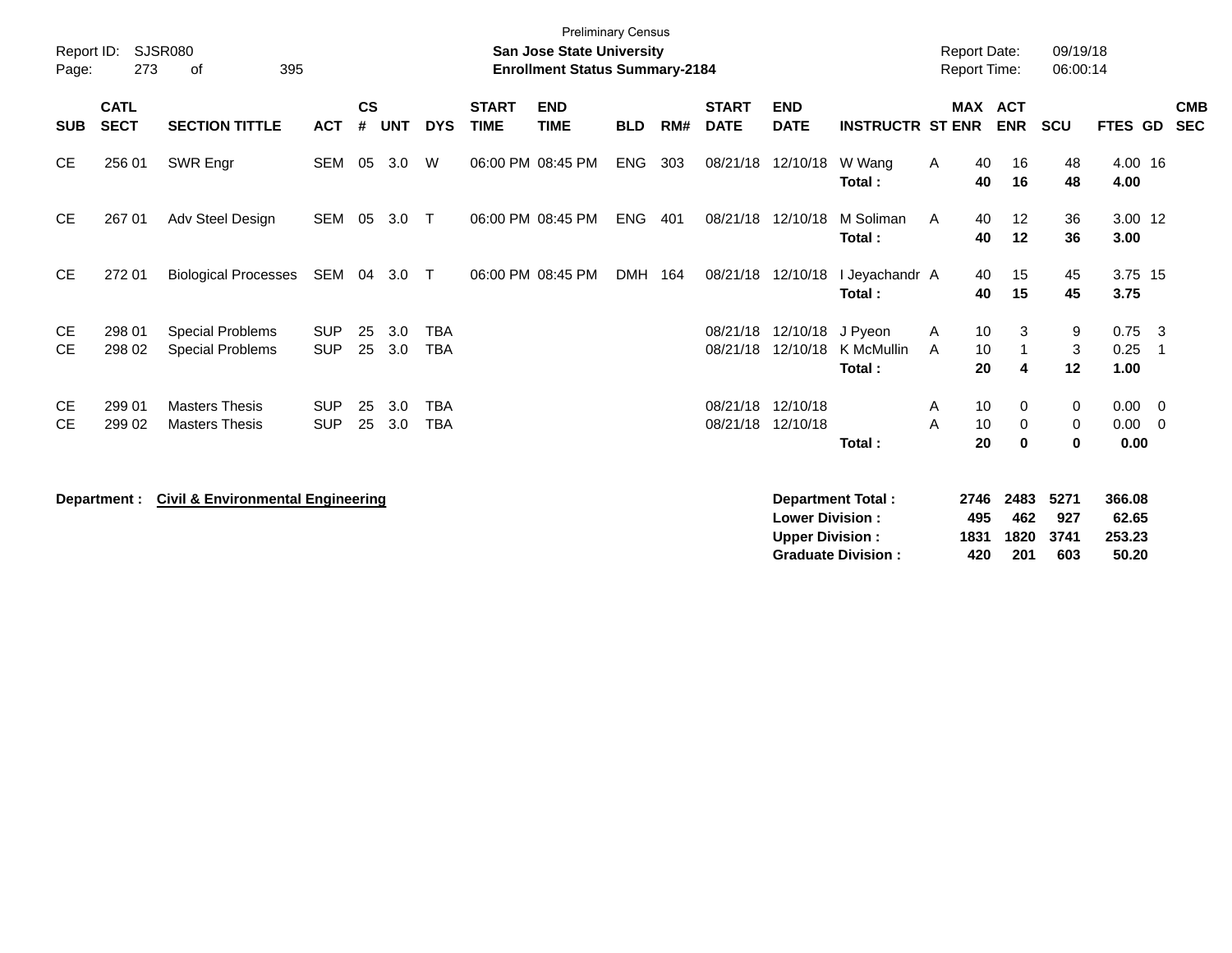Preliminary Census

**San Jose State University**
**Enrollment Status Summary-2184**

Report ID: SJSR080
Report Date: 09/19/18
Report Time: 06:00:14

| SUB | CATL SECT | SECTION TITTLE | ACT | CS # | UNT | DYS | START TIME | END TIME | BLD | RM# | START DATE | END DATE | INSTRUCTR | ST | MAX ENR | ACT ENR | SCU | FTES | GD | CMB SEC |
|---|---|---|---|---|---|---|---|---|---|---|---|---|---|---|---|---|---|---|---|---|
| CE | 256 01 | SWR Engr | SEM | 05 | 3.0 | W | 06:00 PM | 08:45 PM | ENG | 303 | 08/21/18 | 12/10/18 | W Wang | A | 40 | 16 | 48 | 4.00 | 16 | |
| | | | | | | | | | | | | | **Total :** | | **40** | **16** | **48** | **4.00** | | |
| CE | 267 01 | Adv Steel Design | SEM | 05 | 3.0 | T | 06:00 PM | 08:45 PM | ENG | 401 | 08/21/18 | 12/10/18 | M Soliman | A | 40 | 12 | 36 | 3.00 | 12 | |
| | | | | | | | | | | | | | **Total :** | | **40** | **12** | **36** | **3.00** | | |
| CE | 272 01 | Biological Processes | SEM | 04 | 3.0 | T | 06:00 PM | 08:45 PM | DMH | 164 | 08/21/18 | 12/10/18 | I Jeyachandr | A | 40 | 15 | 45 | 3.75 | 15 | |
| | | | | | | | | | | | | | **Total :** | | **40** | **15** | **45** | **3.75** | | |
| CE | 298 01 | Special Problems | SUP | 25 | 3.0 | TBA | | | | | 08/21/18 | 12/10/18 | J Pyeon | A | 10 | 3 | 9 | 0.75 | 3 | |
| CE | 298 02 | Special Problems | SUP | 25 | 3.0 | TBA | | | | | 08/21/18 | 12/10/18 | K McMullin | A | 10 | 1 | 3 | 0.25 | 1 | |
| | | | | | | | | | | | | | **Total :** | | **20** | **4** | **12** | **1.00** | | |
| CE | 299 01 | Masters Thesis | SUP | 25 | 3.0 | TBA | | | | | 08/21/18 | 12/10/18 | | A | 10 | 0 | 0 | 0.00 | 0 | |
| CE | 299 02 | Masters Thesis | SUP | 25 | 3.0 | TBA | | | | | 08/21/18 | 12/10/18 | | A | 10 | 0 | 0 | 0.00 | 0 | |
| | | | | | | | | | | | | | **Total :** | | **20** | **0** | **0** | **0.00** | | |

**Department : Civil & Environmental Engineering**

| | MAX ENR | ACT ENR | SCU | FTES |
|---|---|---|---|---|
| **Department Total :** | **2746** | **2483** | **5271** | **366.08** |
| **Lower Division :** | **495** | **462** | **927** | **62.65** |
| **Upper Division :** | **1831** | **1820** | **3741** | **253.23** |
| **Graduate Division :** | **420** | **201** | **603** | **50.20** |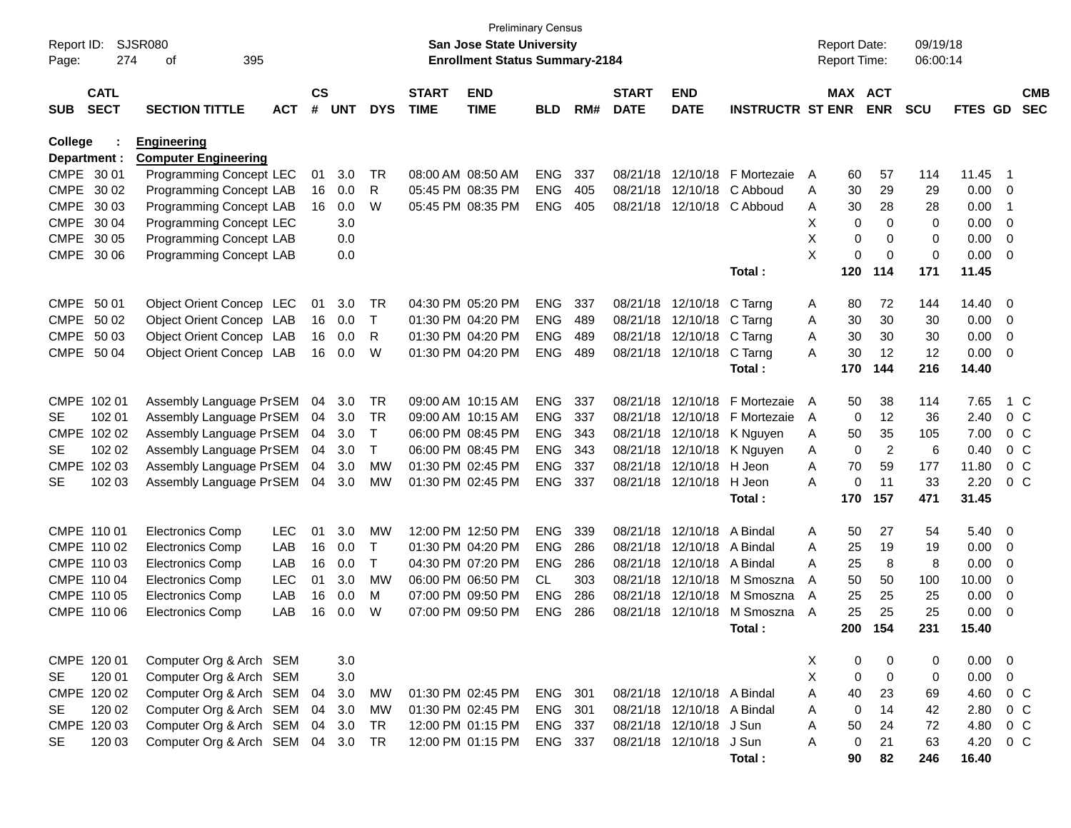Preliminary Census

**San Jose State University**

**Enrollment Status Summary-2184**

Report ID: SJSR080

Report Date: 09/19/18

Report Time: 06:00:14

**College : Engineering**

**Department : Computer Engineering**

| SUB | CATL SECT | SECTION TITTLE | ACT | CS # | UNT | DYS | START TIME | END TIME | BLD | RM# | START DATE | END DATE | INSTRUCTR | ST | MAX ENR | ACT ENR | SCU | FTES | GD | CMB SEC |
|---|---|---|---|---|---|---|---|---|---|---|---|---|---|---|---|---|---|---|---|---|
| CMPE | 30 01 | Programming Concept | LEC | 01 | 3.0 | TR | 08:00 AM | 08:50 AM | ENG | 337 | 08/21/18 | 12/10/18 | F Mortezaie | A | 60 | 57 | 114 | 11.45 | 1 | |
| CMPE | 30 02 | Programming Concept | LAB | 16 | 0.0 | R | 05:45 PM | 08:35 PM | ENG | 405 | 08/21/18 | 12/10/18 | C Abboud | A | 30 | 29 | 29 | 0.00 | 0 | |
| CMPE | 30 03 | Programming Concept | LAB | 16 | 0.0 | W | 05:45 PM | 08:35 PM | ENG | 405 | 08/21/18 | 12/10/18 | C Abboud | A | 30 | 28 | 28 | 0.00 | 1 | |
| CMPE | 30 04 | Programming Concept | LEC | | 3.0 | | | | | | | | | X | 0 | 0 | 0 | 0.00 | 0 | |
| CMPE | 30 05 | Programming Concept | LAB | | 0.0 | | | | | | | | | X | 0 | 0 | 0 | 0.00 | 0 | |
| CMPE | 30 06 | Programming Concept | LAB | | 0.0 | | | | | | | | | X | 0 | 0 | 0 | 0.00 | 0 | |
| | | | | | | | | | | | | | **Total :** | | **120** | **114** | **171** | **11.45** | | |
| CMPE | 50 01 | Object Orient Concep | LEC | 01 | 3.0 | TR | 04:30 PM | 05:20 PM | ENG | 337 | 08/21/18 | 12/10/18 | C Tarng | A | 80 | 72 | 144 | 14.40 | 0 | |
| CMPE | 50 02 | Object Orient Concep | LAB | 16 | 0.0 | T | 01:30 PM | 04:20 PM | ENG | 489 | 08/21/18 | 12/10/18 | C Tarng | A | 30 | 30 | 30 | 0.00 | 0 | |
| CMPE | 50 03 | Object Orient Concep | LAB | 16 | 0.0 | R | 01:30 PM | 04:20 PM | ENG | 489 | 08/21/18 | 12/10/18 | C Tarng | A | 30 | 30 | 30 | 0.00 | 0 | |
| CMPE | 50 04 | Object Orient Concep | LAB | 16 | 0.0 | W | 01:30 PM | 04:20 PM | ENG | 489 | 08/21/18 | 12/10/18 | C Tarng | A | 30 | 12 | 12 | 0.00 | 0 | |
| | | | | | | | | | | | | | **Total :** | | **170** | **144** | **216** | **14.40** | | |
| CMPE | 102 01 | Assembly Language Pr | SEM | 04 | 3.0 | TR | 09:00 AM | 10:15 AM | ENG | 337 | 08/21/18 | 12/10/18 | F Mortezaie | A | 50 | 38 | 114 | 7.65 | 1 | C |
| SE | 102 01 | Assembly Language Pr | SEM | 04 | 3.0 | TR | 09:00 AM | 10:15 AM | ENG | 337 | 08/21/18 | 12/10/18 | F Mortezaie | A | 0 | 12 | 36 | 2.40 | 0 | C |
| CMPE | 102 02 | Assembly Language Pr | SEM | 04 | 3.0 | T | 06:00 PM | 08:45 PM | ENG | 343 | 08/21/18 | 12/10/18 | K Nguyen | A | 50 | 35 | 105 | 7.00 | 0 | C |
| SE | 102 02 | Assembly Language Pr | SEM | 04 | 3.0 | T | 06:00 PM | 08:45 PM | ENG | 343 | 08/21/18 | 12/10/18 | K Nguyen | A | 0 | 2 | 6 | 0.40 | 0 | C |
| CMPE | 102 03 | Assembly Language Pr | SEM | 04 | 3.0 | MW | 01:30 PM | 02:45 PM | ENG | 337 | 08/21/18 | 12/10/18 | H Jeon | A | 70 | 59 | 177 | 11.80 | 0 | C |
| SE | 102 03 | Assembly Language Pr | SEM | 04 | 3.0 | MW | 01:30 PM | 02:45 PM | ENG | 337 | 08/21/18 | 12/10/18 | H Jeon | A | 0 | 11 | 33 | 2.20 | 0 | C |
| | | | | | | | | | | | | | **Total :** | | **170** | **157** | **471** | **31.45** | | |
| CMPE | 110 01 | Electronics Comp | LEC | 01 | 3.0 | MW | 12:00 PM | 12:50 PM | ENG | 339 | 08/21/18 | 12/10/18 | A Bindal | A | 50 | 27 | 54 | 5.40 | 0 | |
| CMPE | 110 02 | Electronics Comp | LAB | 16 | 0.0 | T | 01:30 PM | 04:20 PM | ENG | 286 | 08/21/18 | 12/10/18 | A Bindal | A | 25 | 19 | 19 | 0.00 | 0 | |
| CMPE | 110 03 | Electronics Comp | LAB | 16 | 0.0 | T | 04:30 PM | 07:20 PM | ENG | 286 | 08/21/18 | 12/10/18 | A Bindal | A | 25 | 8 | 8 | 0.00 | 0 | |
| CMPE | 110 04 | Electronics Comp | LEC | 01 | 3.0 | MW | 06:00 PM | 06:50 PM | CL | 303 | 08/21/18 | 12/10/18 | M Smoszna | A | 50 | 50 | 100 | 10.00 | 0 | |
| CMPE | 110 05 | Electronics Comp | LAB | 16 | 0.0 | M | 07:00 PM | 09:50 PM | ENG | 286 | 08/21/18 | 12/10/18 | M Smoszna | A | 25 | 25 | 25 | 0.00 | 0 | |
| CMPE | 110 06 | Electronics Comp | LAB | 16 | 0.0 | W | 07:00 PM | 09:50 PM | ENG | 286 | 08/21/18 | 12/10/18 | M Smoszna | A | 25 | 25 | 25 | 0.00 | 0 | |
| | | | | | | | | | | | | | **Total :** | | **200** | **154** | **231** | **15.40** | | |
| CMPE | 120 01 | Computer Org & Arch | SEM | | 3.0 | | | | | | | | | X | 0 | 0 | 0 | 0.00 | 0 | |
| SE | 120 01 | Computer Org & Arch | SEM | | 3.0 | | | | | | | | | X | 0 | 0 | 0 | 0.00 | 0 | |
| CMPE | 120 02 | Computer Org & Arch | SEM | 04 | 3.0 | MW | 01:30 PM | 02:45 PM | ENG | 301 | 08/21/18 | 12/10/18 | A Bindal | A | 40 | 23 | 69 | 4.60 | 0 | C |
| SE | 120 02 | Computer Org & Arch | SEM | 04 | 3.0 | MW | 01:30 PM | 02:45 PM | ENG | 301 | 08/21/18 | 12/10/18 | A Bindal | A | 0 | 14 | 42 | 2.80 | 0 | C |
| CMPE | 120 03 | Computer Org & Arch | SEM | 04 | 3.0 | TR | 12:00 PM | 01:15 PM | ENG | 337 | 08/21/18 | 12/10/18 | J Sun | A | 50 | 24 | 72 | 4.80 | 0 | C |
| SE | 120 03 | Computer Org & Arch | SEM | 04 | 3.0 | TR | 12:00 PM | 01:15 PM | ENG | 337 | 08/21/18 | 12/10/18 | J Sun | A | 0 | 21 | 63 | 4.20 | 0 | C |
| | | | | | | | | | | | | | **Total :** | | **90** | **82** | **246** | **16.40** | | |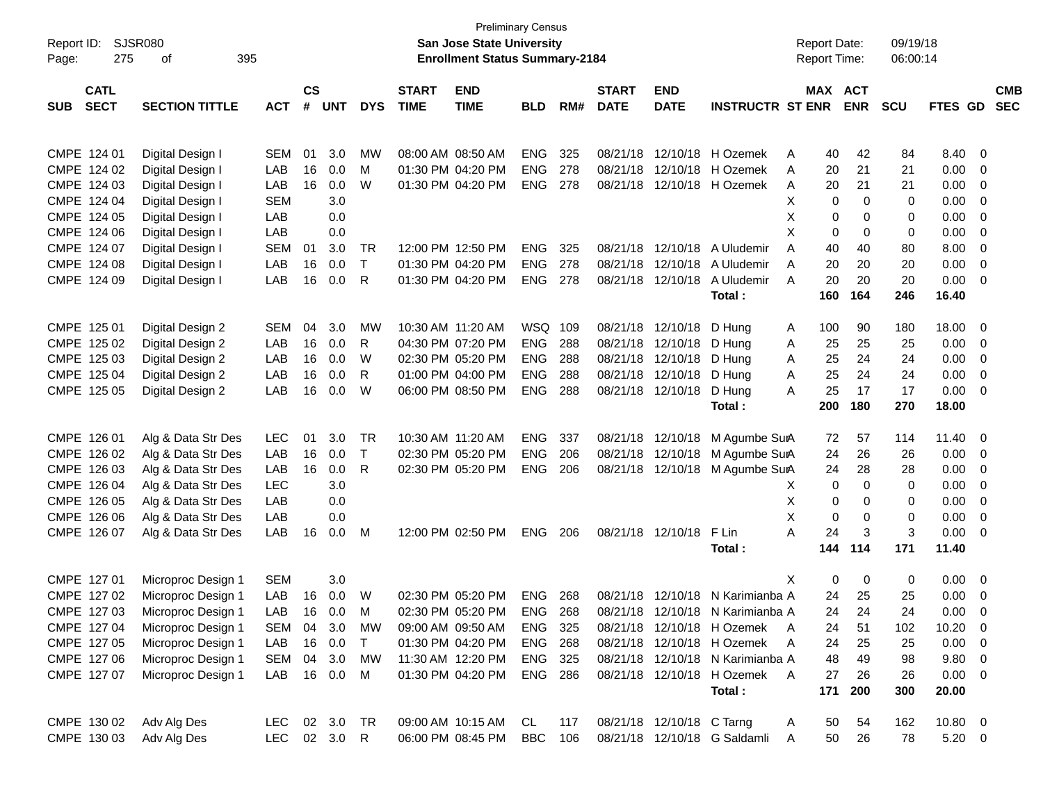Preliminary Census

Report ID: SJSR080

**San Jose State University**

**Enrollment Status Summary-2184**

Report Date: 09/19/18
Report Time: 06:00:14

| SUB | CATL SECT | SECTION TITTLE | ACT | CS # | UNT | DYS | START TIME | END TIME | BLD | RM# | START DATE | END DATE | INSTRUCTR | ST | MAX ENR | ACT ENR | SCU | FTES | GD | CMB SEC |
|---|---|---|---|---|---|---|---|---|---|---|---|---|---|---|---|---|---|---|---|---|
| CMPE | 124 01 | Digital Design I | SEM | 01 | 3.0 | MW | 08:00 AM | 08:50 AM | ENG | 325 | 08/21/18 | 12/10/18 | H Ozemek | A | 40 | 42 | 84 | 8.40 | 0 | |
| CMPE | 124 02 | Digital Design I | LAB | 16 | 0.0 | M | 01:30 PM | 04:20 PM | ENG | 278 | 08/21/18 | 12/10/18 | H Ozemek | A | 20 | 21 | 21 | 0.00 | 0 | |
| CMPE | 124 03 | Digital Design I | LAB | 16 | 0.0 | W | 01:30 PM | 04:20 PM | ENG | 278 | 08/21/18 | 12/10/18 | H Ozemek | A | 20 | 21 | 21 | 0.00 | 0 | |
| CMPE | 124 04 | Digital Design I | SEM | | 3.0 | | | | | | | | | X | 0 | 0 | 0 | 0.00 | 0 | |
| CMPE | 124 05 | Digital Design I | LAB | | 0.0 | | | | | | | | | X | 0 | 0 | 0 | 0.00 | 0 | |
| CMPE | 124 06 | Digital Design I | LAB | | 0.0 | | | | | | | | | X | 0 | 0 | 0 | 0.00 | 0 | |
| CMPE | 124 07 | Digital Design I | SEM | 01 | 3.0 | TR | 12:00 PM | 12:50 PM | ENG | 325 | 08/21/18 | 12/10/18 | A Uludemir | A | 40 | 40 | 80 | 8.00 | 0 | |
| CMPE | 124 08 | Digital Design I | LAB | 16 | 0.0 | T | 01:30 PM | 04:20 PM | ENG | 278 | 08/21/18 | 12/10/18 | A Uludemir | A | 20 | 20 | 20 | 0.00 | 0 | |
| CMPE | 124 09 | Digital Design I | LAB | 16 | 0.0 | R | 01:30 PM | 04:20 PM | ENG | 278 | 08/21/18 | 12/10/18 | A Uludemir | A | 20 | 20 | 20 | 0.00 | 0 | |
| | | | | | | | | | | | | | **Total :** | | **160** | **164** | **246** | **16.40** | | |
| CMPE | 125 01 | Digital Design 2 | SEM | 04 | 3.0 | MW | 10:30 AM | 11:20 AM | WSQ | 109 | 08/21/18 | 12/10/18 | D Hung | A | 100 | 90 | 180 | 18.00 | 0 | |
| CMPE | 125 02 | Digital Design 2 | LAB | 16 | 0.0 | R | 04:30 PM | 07:20 PM | ENG | 288 | 08/21/18 | 12/10/18 | D Hung | A | 25 | 25 | 25 | 0.00 | 0 | |
| CMPE | 125 03 | Digital Design 2 | LAB | 16 | 0.0 | W | 02:30 PM | 05:20 PM | ENG | 288 | 08/21/18 | 12/10/18 | D Hung | A | 25 | 24 | 24 | 0.00 | 0 | |
| CMPE | 125 04 | Digital Design 2 | LAB | 16 | 0.0 | R | 01:00 PM | 04:00 PM | ENG | 288 | 08/21/18 | 12/10/18 | D Hung | A | 25 | 24 | 24 | 0.00 | 0 | |
| CMPE | 125 05 | Digital Design 2 | LAB | 16 | 0.0 | W | 06:00 PM | 08:50 PM | ENG | 288 | 08/21/18 | 12/10/18 | D Hung | A | 25 | 17 | 17 | 0.00 | 0 | |
| | | | | | | | | | | | | | **Total :** | | **200** | **180** | **270** | **18.00** | | |
| CMPE | 126 01 | Alg & Data Str Des | LEC | 01 | 3.0 | TR | 10:30 AM | 11:20 AM | ENG | 337 | 08/21/18 | 12/10/18 | M Agumbe Sur | A | 72 | 57 | 114 | 11.40 | 0 | |
| CMPE | 126 02 | Alg & Data Str Des | LAB | 16 | 0.0 | T | 02:30 PM | 05:20 PM | ENG | 206 | 08/21/18 | 12/10/18 | M Agumbe Sur | A | 24 | 26 | 26 | 0.00 | 0 | |
| CMPE | 126 03 | Alg & Data Str Des | LAB | 16 | 0.0 | R | 02:30 PM | 05:20 PM | ENG | 206 | 08/21/18 | 12/10/18 | M Agumbe Sur | A | 24 | 28 | 28 | 0.00 | 0 | |
| CMPE | 126 04 | Alg & Data Str Des | LEC | | 3.0 | | | | | | | | | X | 0 | 0 | 0 | 0.00 | 0 | |
| CMPE | 126 05 | Alg & Data Str Des | LAB | | 0.0 | | | | | | | | | X | 0 | 0 | 0 | 0.00 | 0 | |
| CMPE | 126 06 | Alg & Data Str Des | LAB | | 0.0 | | | | | | | | | X | 0 | 0 | 0 | 0.00 | 0 | |
| CMPE | 126 07 | Alg & Data Str Des | LAB | 16 | 0.0 | M | 12:00 PM | 02:50 PM | ENG | 206 | 08/21/18 | 12/10/18 | F Lin | A | 24 | 3 | 3 | 0.00 | 0 | |
| | | | | | | | | | | | | | **Total :** | | **144** | **114** | **171** | **11.40** | | |
| CMPE | 127 01 | Microproc Design 1 | SEM | | 3.0 | | | | | | | | | X | 0 | 0 | 0 | 0.00 | 0 | |
| CMPE | 127 02 | Microproc Design 1 | LAB | 16 | 0.0 | W | 02:30 PM | 05:20 PM | ENG | 268 | 08/21/18 | 12/10/18 | N Karimianba | A | 24 | 25 | 25 | 0.00 | 0 | |
| CMPE | 127 03 | Microproc Design 1 | LAB | 16 | 0.0 | M | 02:30 PM | 05:20 PM | ENG | 268 | 08/21/18 | 12/10/18 | N Karimianba | A | 24 | 24 | 24 | 0.00 | 0 | |
| CMPE | 127 04 | Microproc Design 1 | SEM | 04 | 3.0 | MW | 09:00 AM | 09:50 AM | ENG | 325 | 08/21/18 | 12/10/18 | H Ozemek | A | 24 | 51 | 102 | 10.20 | 0 | |
| CMPE | 127 05 | Microproc Design 1 | LAB | 16 | 0.0 | T | 01:30 PM | 04:20 PM | ENG | 268 | 08/21/18 | 12/10/18 | H Ozemek | A | 24 | 25 | 25 | 0.00 | 0 | |
| CMPE | 127 06 | Microproc Design 1 | SEM | 04 | 3.0 | MW | 11:30 AM | 12:20 PM | ENG | 325 | 08/21/18 | 12/10/18 | N Karimianba | A | 48 | 49 | 98 | 9.80 | 0 | |
| CMPE | 127 07 | Microproc Design 1 | LAB | 16 | 0.0 | M | 01:30 PM | 04:20 PM | ENG | 286 | 08/21/18 | 12/10/18 | H Ozemek | A | 27 | 26 | 26 | 0.00 | 0 | |
| | | | | | | | | | | | | | **Total :** | | **171** | **200** | **300** | **20.00** | | |
| CMPE | 130 02 | Adv Alg Des | LEC | 02 | 3.0 | TR | 09:00 AM | 10:15 AM | CL | 117 | 08/21/18 | 12/10/18 | C Tarng | A | 50 | 54 | 162 | 10.80 | 0 | |
| CMPE | 130 03 | Adv Alg Des | LEC | 02 | 3.0 | R | 06:00 PM | 08:45 PM | BBC | 106 | 08/21/18 | 12/10/18 | G Saldamli | A | 50 | 26 | 78 | 5.20 | 0 | |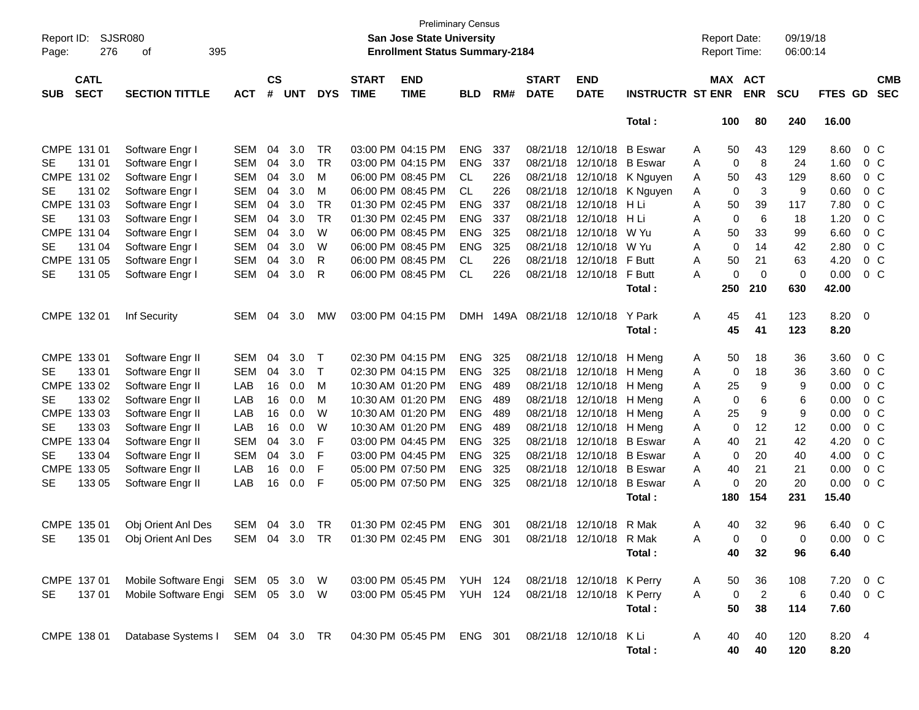Preliminary Census

**San Jose State University**

**Enrollment Status Summary-2184**

Report ID: SJSR080

Report Date: 09/19/18

Report Time: 06:00:14

| SUB | CATL SECT | SECTION TITTLE | ACT | CS # | UNT | DYS | START TIME | END TIME | BLD | RM# | START DATE | END DATE | INSTRUCTR | ST | MAX ENR | ACT ENR | SCU | FTES | GD | CMB SEC |
|---|---|---|---|---|---|---|---|---|---|---|---|---|---|---|---|---|---|---|---|---|
| | | | | | | | | | | | | | **Total :** | | **100** | **80** | **240** | **16.00** | | |
| CMPE | 131 01 | Software Engr I | SEM | 04 | 3.0 | TR | 03:00 PM | 04:15 PM | ENG | 337 | 08/21/18 | 12/10/18 | B Eswar | A | 50 | 43 | 129 | 8.60 | 0 | C |
| SE | 131 01 | Software Engr I | SEM | 04 | 3.0 | TR | 03:00 PM | 04:15 PM | ENG | 337 | 08/21/18 | 12/10/18 | B Eswar | A | 0 | 8 | 24 | 1.60 | 0 | C |
| CMPE | 131 02 | Software Engr I | SEM | 04 | 3.0 | M | 06:00 PM | 08:45 PM | CL | 226 | 08/21/18 | 12/10/18 | K Nguyen | A | 50 | 43 | 129 | 8.60 | 0 | C |
| SE | 131 02 | Software Engr I | SEM | 04 | 3.0 | M | 06:00 PM | 08:45 PM | CL | 226 | 08/21/18 | 12/10/18 | K Nguyen | A | 0 | 3 | 9 | 0.60 | 0 | C |
| CMPE | 131 03 | Software Engr I | SEM | 04 | 3.0 | TR | 01:30 PM | 02:45 PM | ENG | 337 | 08/21/18 | 12/10/18 | H Li | A | 50 | 39 | 117 | 7.80 | 0 | C |
| SE | 131 03 | Software Engr I | SEM | 04 | 3.0 | TR | 01:30 PM | 02:45 PM | ENG | 337 | 08/21/18 | 12/10/18 | H Li | A | 0 | 6 | 18 | 1.20 | 0 | C |
| CMPE | 131 04 | Software Engr I | SEM | 04 | 3.0 | W | 06:00 PM | 08:45 PM | ENG | 325 | 08/21/18 | 12/10/18 | W Yu | A | 50 | 33 | 99 | 6.60 | 0 | C |
| SE | 131 04 | Software Engr I | SEM | 04 | 3.0 | W | 06:00 PM | 08:45 PM | ENG | 325 | 08/21/18 | 12/10/18 | W Yu | A | 0 | 14 | 42 | 2.80 | 0 | C |
| CMPE | 131 05 | Software Engr I | SEM | 04 | 3.0 | R | 06:00 PM | 08:45 PM | CL | 226 | 08/21/18 | 12/10/18 | F Butt | A | 50 | 21 | 63 | 4.20 | 0 | C |
| SE | 131 05 | Software Engr I | SEM | 04 | 3.0 | R | 06:00 PM | 08:45 PM | CL | 226 | 08/21/18 | 12/10/18 | F Butt | A | 0 | 0 | 0 | 0.00 | 0 | C |
| | | | | | | | | | | | | | **Total :** | | **250** | **210** | **630** | **42.00** | | |
| CMPE | 132 01 | Inf Security | SEM | 04 | 3.0 | MW | 03:00 PM | 04:15 PM | DMH | 149A | 08/21/18 | 12/10/18 | Y Park | A | 45 | 41 | 123 | 8.20 | 0 | |
| | | | | | | | | | | | | | **Total :** | | **45** | **41** | **123** | **8.20** | | |
| CMPE | 133 01 | Software Engr II | SEM | 04 | 3.0 | T | 02:30 PM | 04:15 PM | ENG | 325 | 08/21/18 | 12/10/18 | H Meng | A | 50 | 18 | 36 | 3.60 | 0 | C |
| SE | 133 01 | Software Engr II | SEM | 04 | 3.0 | T | 02:30 PM | 04:15 PM | ENG | 325 | 08/21/18 | 12/10/18 | H Meng | A | 0 | 18 | 36 | 3.60 | 0 | C |
| CMPE | 133 02 | Software Engr II | LAB | 16 | 0.0 | M | 10:30 AM | 01:20 PM | ENG | 489 | 08/21/18 | 12/10/18 | H Meng | A | 25 | 9 | 9 | 0.00 | 0 | C |
| SE | 133 02 | Software Engr II | LAB | 16 | 0.0 | M | 10:30 AM | 01:20 PM | ENG | 489 | 08/21/18 | 12/10/18 | H Meng | A | 0 | 6 | 6 | 0.00 | 0 | C |
| CMPE | 133 03 | Software Engr II | LAB | 16 | 0.0 | W | 10:30 AM | 01:20 PM | ENG | 489 | 08/21/18 | 12/10/18 | H Meng | A | 25 | 9 | 9 | 0.00 | 0 | C |
| SE | 133 03 | Software Engr II | LAB | 16 | 0.0 | W | 10:30 AM | 01:20 PM | ENG | 489 | 08/21/18 | 12/10/18 | H Meng | A | 0 | 12 | 12 | 0.00 | 0 | C |
| CMPE | 133 04 | Software Engr II | SEM | 04 | 3.0 | F | 03:00 PM | 04:45 PM | ENG | 325 | 08/21/18 | 12/10/18 | B Eswar | A | 40 | 21 | 42 | 4.20 | 0 | C |
| SE | 133 04 | Software Engr II | SEM | 04 | 3.0 | F | 03:00 PM | 04:45 PM | ENG | 325 | 08/21/18 | 12/10/18 | B Eswar | A | 0 | 20 | 40 | 4.00 | 0 | C |
| CMPE | 133 05 | Software Engr II | LAB | 16 | 0.0 | F | 05:00 PM | 07:50 PM | ENG | 325 | 08/21/18 | 12/10/18 | B Eswar | A | 40 | 21 | 21 | 0.00 | 0 | C |
| SE | 133 05 | Software Engr II | LAB | 16 | 0.0 | F | 05:00 PM | 07:50 PM | ENG | 325 | 08/21/18 | 12/10/18 | B Eswar | A | 0 | 20 | 20 | 0.00 | 0 | C |
| | | | | | | | | | | | | | **Total :** | | **180** | **154** | **231** | **15.40** | | |
| CMPE | 135 01 | Obj Orient Anl Des | SEM | 04 | 3.0 | TR | 01:30 PM | 02:45 PM | ENG | 301 | 08/21/18 | 12/10/18 | R Mak | A | 40 | 32 | 96 | 6.40 | 0 | C |
| SE | 135 01 | Obj Orient Anl Des | SEM | 04 | 3.0 | TR | 01:30 PM | 02:45 PM | ENG | 301 | 08/21/18 | 12/10/18 | R Mak | A | 0 | 0 | 0 | 0.00 | 0 | C |
| | | | | | | | | | | | | | **Total :** | | **40** | **32** | **96** | **6.40** | | |
| CMPE | 137 01 | Mobile Software Engi | SEM | 05 | 3.0 | W | 03:00 PM | 05:45 PM | YUH | 124 | 08/21/18 | 12/10/18 | K Perry | A | 50 | 36 | 108 | 7.20 | 0 | C |
| SE | 137 01 | Mobile Software Engi | SEM | 05 | 3.0 | W | 03:00 PM | 05:45 PM | YUH | 124 | 08/21/18 | 12/10/18 | K Perry | A | 0 | 2 | 6 | 0.40 | 0 | C |
| | | | | | | | | | | | | | **Total :** | | **50** | **38** | **114** | **7.60** | | |
| CMPE | 138 01 | Database Systems I | SEM | 04 | 3.0 | TR | 04:30 PM | 05:45 PM | ENG | 301 | 08/21/18 | 12/10/18 | K Li | A | 40 | 40 | 120 | 8.20 | 4 | |
| | | | | | | | | | | | | | **Total :** | | **40** | **40** | **120** | **8.20** | | |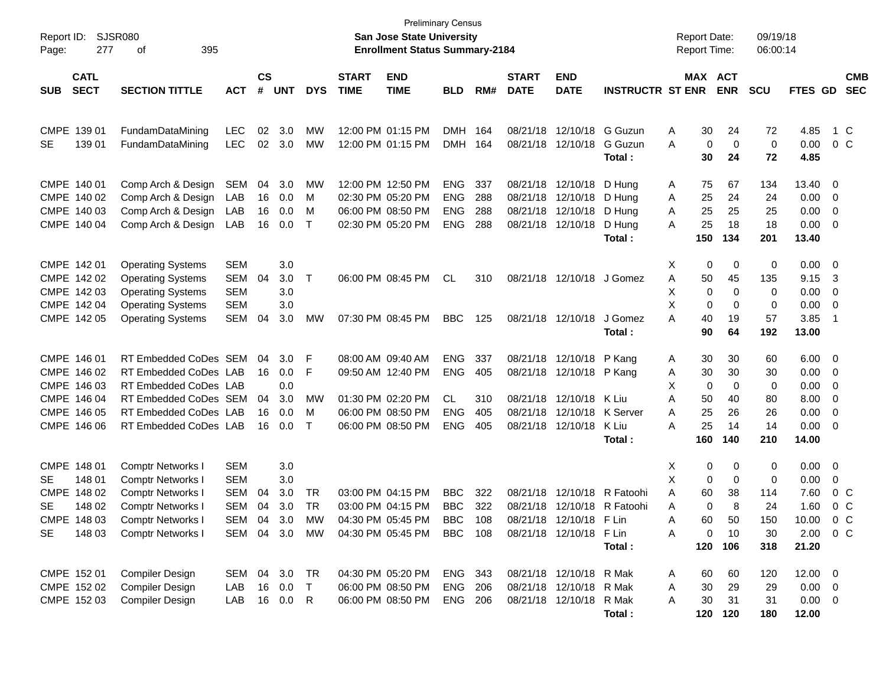Preliminary Census
**San Jose State University**
**Enrollment Status Summary-2184**

Report ID: SJSR080
Report Date: 09/19/18
Report Time: 06:00:14

| SUB | CATL SECT | SECTION TITTLE | ACT | CS # | UNT | DYS | START TIME | END TIME | BLD | RM# | START DATE | END DATE | INSTRUCTR | ST | MAX ENR | ACT ENR | SCU | FTES | GD | CMB SEC |
|---|---|---|---|---|---|---|---|---|---|---|---|---|---|---|---|---|---|---|---|---|
| CMPE | 139 01 | FundamDataMining | LEC | 02 | 3.0 | MW | 12:00 PM | 01:15 PM | DMH | 164 | 08/21/18 | 12/10/18 | G Guzun | A | 30 | 24 | 72 | 4.85 | 1 | C |
| SE | 139 01 | FundamDataMining | LEC | 02 | 3.0 | MW | 12:00 PM | 01:15 PM | DMH | 164 | 08/21/18 | 12/10/18 | G Guzun | A | 0 | 0 | 0 | 0.00 | 0 | C |
| | | | | | | | | | | | | | **Total :** | | **30** | **24** | **72** | **4.85** | | |
| CMPE | 140 01 | Comp Arch & Design | SEM | 04 | 3.0 | MW | 12:00 PM | 12:50 PM | ENG | 337 | 08/21/18 | 12/10/18 | D Hung | A | 75 | 67 | 134 | 13.40 | 0 | |
| CMPE | 140 02 | Comp Arch & Design | LAB | 16 | 0.0 | M | 02:30 PM | 05:20 PM | ENG | 288 | 08/21/18 | 12/10/18 | D Hung | A | 25 | 24 | 24 | 0.00 | 0 | |
| CMPE | 140 03 | Comp Arch & Design | LAB | 16 | 0.0 | M | 06:00 PM | 08:50 PM | ENG | 288 | 08/21/18 | 12/10/18 | D Hung | A | 25 | 25 | 25 | 0.00 | 0 | |
| CMPE | 140 04 | Comp Arch & Design | LAB | 16 | 0.0 | T | 02:30 PM | 05:20 PM | ENG | 288 | 08/21/18 | 12/10/18 | D Hung | A | 25 | 18 | 18 | 0.00 | 0 | |
| | | | | | | | | | | | | | **Total :** | | **150** | **134** | **201** | **13.40** | | |
| CMPE | 142 01 | Operating Systems | SEM | | 3.0 | | | | | | | | | X | 0 | 0 | 0 | 0.00 | 0 | |
| CMPE | 142 02 | Operating Systems | SEM | 04 | 3.0 | T | 06:00 PM | 08:45 PM | CL | 310 | 08/21/18 | 12/10/18 | J Gomez | A | 50 | 45 | 135 | 9.15 | 3 | |
| CMPE | 142 03 | Operating Systems | SEM | | 3.0 | | | | | | | | | X | 0 | 0 | 0 | 0.00 | 0 | |
| CMPE | 142 04 | Operating Systems | SEM | | 3.0 | | | | | | | | | X | 0 | 0 | 0 | 0.00 | 0 | |
| CMPE | 142 05 | Operating Systems | SEM | 04 | 3.0 | MW | 07:30 PM | 08:45 PM | BBC | 125 | 08/21/18 | 12/10/18 | J Gomez | A | 40 | 19 | 57 | 3.85 | 1 | |
| | | | | | | | | | | | | | **Total :** | | **90** | **64** | **192** | **13.00** | | |
| CMPE | 146 01 | RT Embedded CoDes | SEM | 04 | 3.0 | F | 08:00 AM | 09:40 AM | ENG | 337 | 08/21/18 | 12/10/18 | P Kang | A | 30 | 30 | 60 | 6.00 | 0 | |
| CMPE | 146 02 | RT Embedded CoDes | LAB | 16 | 0.0 | F | 09:50 AM | 12:40 PM | ENG | 405 | 08/21/18 | 12/10/18 | P Kang | A | 30 | 30 | 30 | 0.00 | 0 | |
| CMPE | 146 03 | RT Embedded CoDes | LAB | | 0.0 | | | | | | | | | X | 0 | 0 | 0 | 0.00 | 0 | |
| CMPE | 146 04 | RT Embedded CoDes | SEM | 04 | 3.0 | MW | 01:30 PM | 02:20 PM | CL | 310 | 08/21/18 | 12/10/18 | K Liu | A | 50 | 40 | 80 | 8.00 | 0 | |
| CMPE | 146 05 | RT Embedded CoDes | LAB | 16 | 0.0 | M | 06:00 PM | 08:50 PM | ENG | 405 | 08/21/18 | 12/10/18 | K Server | A | 25 | 26 | 26 | 0.00 | 0 | |
| CMPE | 146 06 | RT Embedded CoDes | LAB | 16 | 0.0 | T | 06:00 PM | 08:50 PM | ENG | 405 | 08/21/18 | 12/10/18 | K Liu | A | 25 | 14 | 14 | 0.00 | 0 | |
| | | | | | | | | | | | | | **Total :** | | **160** | **140** | **210** | **14.00** | | |
| CMPE | 148 01 | Comptr Networks I | SEM | | 3.0 | | | | | | | | | X | 0 | 0 | 0 | 0.00 | 0 | |
| SE | 148 01 | Comptr Networks I | SEM | | 3.0 | | | | | | | | | X | 0 | 0 | 0 | 0.00 | 0 | |
| CMPE | 148 02 | Comptr Networks I | SEM | 04 | 3.0 | TR | 03:00 PM | 04:15 PM | BBC | 322 | 08/21/18 | 12/10/18 | R Fatoohi | A | 60 | 38 | 114 | 7.60 | 0 | C |
| SE | 148 02 | Comptr Networks I | SEM | 04 | 3.0 | TR | 03:00 PM | 04:15 PM | BBC | 322 | 08/21/18 | 12/10/18 | R Fatoohi | A | 0 | 8 | 24 | 1.60 | 0 | C |
| CMPE | 148 03 | Comptr Networks I | SEM | 04 | 3.0 | MW | 04:30 PM | 05:45 PM | BBC | 108 | 08/21/18 | 12/10/18 | F Lin | A | 60 | 50 | 150 | 10.00 | 0 | C |
| SE | 148 03 | Comptr Networks I | SEM | 04 | 3.0 | MW | 04:30 PM | 05:45 PM | BBC | 108 | 08/21/18 | 12/10/18 | F Lin | A | 0 | 10 | 30 | 2.00 | 0 | C |
| | | | | | | | | | | | | | **Total :** | | **120** | **106** | **318** | **21.20** | | |
| CMPE | 152 01 | Compiler Design | SEM | 04 | 3.0 | TR | 04:30 PM | 05:20 PM | ENG | 343 | 08/21/18 | 12/10/18 | R Mak | A | 60 | 60 | 120 | 12.00 | 0 | |
| CMPE | 152 02 | Compiler Design | LAB | 16 | 0.0 | T | 06:00 PM | 08:50 PM | ENG | 206 | 08/21/18 | 12/10/18 | R Mak | A | 30 | 29 | 29 | 0.00 | 0 | |
| CMPE | 152 03 | Compiler Design | LAB | 16 | 0.0 | R | 06:00 PM | 08:50 PM | ENG | 206 | 08/21/18 | 12/10/18 | R Mak | A | 30 | 31 | 31 | 0.00 | 0 | |
| | | | | | | | | | | | | | **Total :** | | **120** | **120** | **180** | **12.00** | | |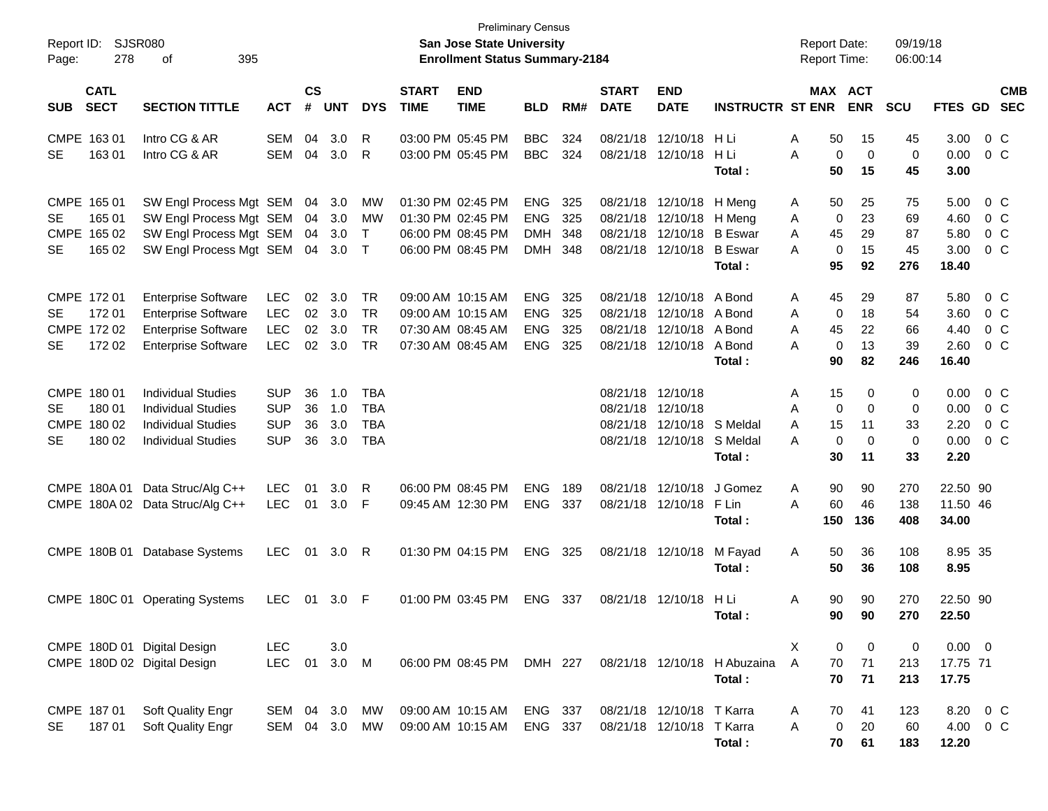Preliminary Census

Report ID: SJSR080
Page: 278 of 395

**San Jose State University**
**Enrollment Status Summary-2184**

Report Date: 09/19/18
Report Time: 06:00:14

| SUB | CATL SECT | SECTION TITTLE | ACT | CS # | UNT | DYS | START TIME | END TIME | BLD | RM# | START DATE | END DATE | INSTRUCTR | ST | MAX ENR | ACT ENR | SCU | FTES | GD | CMB SEC |
|---|---|---|---|---|---|---|---|---|---|---|---|---|---|---|---|---|---|---|---|---|
| CMPE | 163 01 | Intro CG & AR | SEM | 04 | 3.0 | R | 03:00 PM | 05:45 PM | BBC | 324 | 08/21/18 | 12/10/18 | H Li | A | 50 | 15 | 45 | 3.00 | 0 | C |
| SE | 163 01 | Intro CG & AR | SEM | 04 | 3.0 | R | 03:00 PM | 05:45 PM | BBC | 324 | 08/21/18 | 12/10/18 | H Li | A | 0 | 0 | 0 | 0.00 | 0 | C |
| | | | | | | | | | | | | | **Total :** | | **50** | **15** | **45** | **3.00** | | |
| CMPE | 165 01 | SW Engl Process Mgt | SEM | 04 | 3.0 | MW | 01:30 PM | 02:45 PM | ENG | 325 | 08/21/18 | 12/10/18 | H Meng | A | 50 | 25 | 75 | 5.00 | 0 | C |
| SE | 165 01 | SW Engl Process Mgt | SEM | 04 | 3.0 | MW | 01:30 PM | 02:45 PM | ENG | 325 | 08/21/18 | 12/10/18 | H Meng | A | 0 | 23 | 69 | 4.60 | 0 | C |
| CMPE | 165 02 | SW Engl Process Mgt | SEM | 04 | 3.0 | T | 06:00 PM | 08:45 PM | DMH | 348 | 08/21/18 | 12/10/18 | B Eswar | A | 45 | 29 | 87 | 5.80 | 0 | C |
| SE | 165 02 | SW Engl Process Mgt | SEM | 04 | 3.0 | T | 06:00 PM | 08:45 PM | DMH | 348 | 08/21/18 | 12/10/18 | B Eswar | A | 0 | 15 | 45 | 3.00 | 0 | C |
| | | | | | | | | | | | | | **Total :** | | **95** | **92** | **276** | **18.40** | | |
| CMPE | 172 01 | Enterprise Software | LEC | 02 | 3.0 | TR | 09:00 AM | 10:15 AM | ENG | 325 | 08/21/18 | 12/10/18 | A Bond | A | 45 | 29 | 87 | 5.80 | 0 | C |
| SE | 172 01 | Enterprise Software | LEC | 02 | 3.0 | TR | 09:00 AM | 10:15 AM | ENG | 325 | 08/21/18 | 12/10/18 | A Bond | A | 0 | 18 | 54 | 3.60 | 0 | C |
| CMPE | 172 02 | Enterprise Software | LEC | 02 | 3.0 | TR | 07:30 AM | 08:45 AM | ENG | 325 | 08/21/18 | 12/10/18 | A Bond | A | 45 | 22 | 66 | 4.40 | 0 | C |
| SE | 172 02 | Enterprise Software | LEC | 02 | 3.0 | TR | 07:30 AM | 08:45 AM | ENG | 325 | 08/21/18 | 12/10/18 | A Bond | A | 0 | 13 | 39 | 2.60 | 0 | C |
| | | | | | | | | | | | | | **Total :** | | **90** | **82** | **246** | **16.40** | | |
| CMPE | 180 01 | Individual Studies | SUP | 36 | 1.0 | TBA | | | | | 08/21/18 | 12/10/18 | | A | 15 | 0 | 0 | 0.00 | 0 | C |
| SE | 180 01 | Individual Studies | SUP | 36 | 1.0 | TBA | | | | | 08/21/18 | 12/10/18 | | A | 0 | 0 | 0 | 0.00 | 0 | C |
| CMPE | 180 02 | Individual Studies | SUP | 36 | 3.0 | TBA | | | | | 08/21/18 | 12/10/18 | S Meldal | A | 15 | 11 | 33 | 2.20 | 0 | C |
| SE | 180 02 | Individual Studies | SUP | 36 | 3.0 | TBA | | | | | 08/21/18 | 12/10/18 | S Meldal | A | 0 | 0 | 0 | 0.00 | 0 | C |
| | | | | | | | | | | | | | **Total :** | | **30** | **11** | **33** | **2.20** | | |
| CMPE | 180A 01 | Data Struc/Alg C++ | LEC | 01 | 3.0 | R | 06:00 PM | 08:45 PM | ENG | 189 | 08/21/18 | 12/10/18 | J Gomez | A | 90 | 90 | 270 | 22.50 | 90 | |
| CMPE | 180A 02 | Data Struc/Alg C++ | LEC | 01 | 3.0 | F | 09:45 AM | 12:30 PM | ENG | 337 | 08/21/18 | 12/10/18 | F Lin | A | 60 | 46 | 138 | 11.50 | 46 | |
| | | | | | | | | | | | | | **Total :** | | **150** | **136** | **408** | **34.00** | | |
| CMPE | 180B 01 | Database Systems | LEC | 01 | 3.0 | R | 01:30 PM | 04:15 PM | ENG | 325 | 08/21/18 | 12/10/18 | M Fayad | A | 50 | 36 | 108 | 8.95 | 35 | |
| | | | | | | | | | | | | | **Total :** | | **50** | **36** | **108** | **8.95** | | |
| CMPE | 180C 01 | Operating Systems | LEC | 01 | 3.0 | F | 01:00 PM | 03:45 PM | ENG | 337 | 08/21/18 | 12/10/18 | H Li | A | 90 | 90 | 270 | 22.50 | 90 | |
| | | | | | | | | | | | | | **Total :** | | **90** | **90** | **270** | **22.50** | | |
| CMPE | 180D 01 | Digital Design | LEC | | 3.0 | | | | | | | | | X | 0 | 0 | 0 | 0.00 | 0 | |
| CMPE | 180D 02 | Digital Design | LEC | 01 | 3.0 | M | 06:00 PM | 08:45 PM | DMH | 227 | 08/21/18 | 12/10/18 | H Abuzaina | A | 70 | 71 | 213 | 17.75 | 71 | |
| | | | | | | | | | | | | | **Total :** | | **70** | **71** | **213** | **17.75** | | |
| CMPE | 187 01 | Soft Quality Engr | SEM | 04 | 3.0 | MW | 09:00 AM | 10:15 AM | ENG | 337 | 08/21/18 | 12/10/18 | T Karra | A | 70 | 41 | 123 | 8.20 | 0 | C |
| SE | 187 01 | Soft Quality Engr | SEM | 04 | 3.0 | MW | 09:00 AM | 10:15 AM | ENG | 337 | 08/21/18 | 12/10/18 | T Karra | A | 0 | 20 | 60 | 4.00 | 0 | C |
| | | | | | | | | | | | | | **Total :** | | **70** | **61** | **183** | **12.20** | | |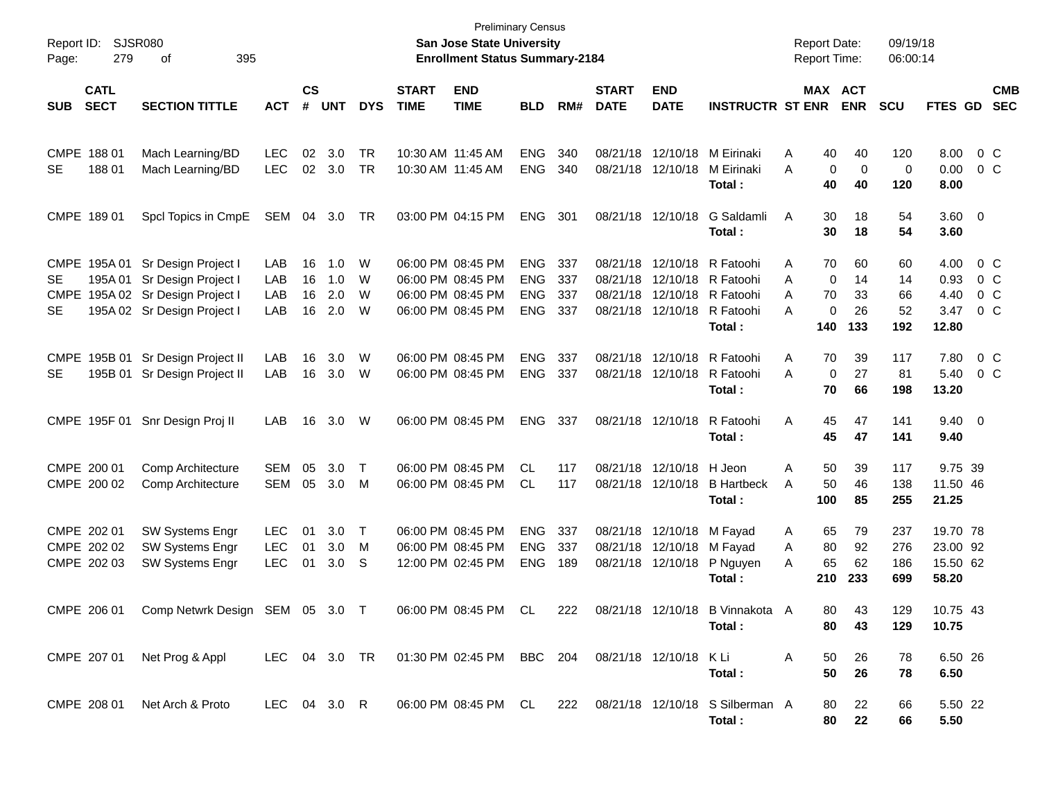Preliminary Census

**San Jose State University**

**Enrollment Status Summary-2184**

Report ID: SJSR080
Page: 279 of 395

Report Date: 09/19/18
Report Time: 06:00:14

| SUB | CATL SECT | SECTION TITTLE | ACT | CS # | UNT | DYS | START TIME | END TIME | BLD | RM# | START DATE | END DATE | INSTRUCTR | ST | MAX ENR | ACT ENR | SCU | FTES | GD | CMB SEC |
|---|---|---|---|---|---|---|---|---|---|---|---|---|---|---|---|---|---|---|---|---|
| CMPE | 188 01 | Mach Learning/BD | LEC | 02 | 3.0 | TR | 10:30 AM | 11:45 AM | ENG | 340 | 08/21/18 | 12/10/18 | M Eirinaki | A | 40 | 40 | 120 | 8.00 | 0 | C |
| SE | 188 01 | Mach Learning/BD | LEC | 02 | 3.0 | TR | 10:30 AM | 11:45 AM | ENG | 340 | 08/21/18 | 12/10/18 | M Eirinaki | A | 0 | 0 | 0 | 0.00 | 0 | C |
| | | | | | | | | | | | | | **Total :** | | **40** | **40** | **120** | **8.00** | | |
| CMPE | 189 01 | Spcl Topics in CmpE | SEM | 04 | 3.0 | TR | 03:00 PM | 04:15 PM | ENG | 301 | 08/21/18 | 12/10/18 | G Saldamli | A | 30 | 18 | 54 | 3.60 | 0 | |
| | | | | | | | | | | | | | **Total :** | | **30** | **18** | **54** | **3.60** | | |
| CMPE | 195A 01 | Sr Design Project I | LAB | 16 | 1.0 | W | 06:00 PM | 08:45 PM | ENG | 337 | 08/21/18 | 12/10/18 | R Fatoohi | A | 70 | 60 | 60 | 4.00 | 0 | C |
| SE | 195A 01 | Sr Design Project I | LAB | 16 | 1.0 | W | 06:00 PM | 08:45 PM | ENG | 337 | 08/21/18 | 12/10/18 | R Fatoohi | A | 0 | 14 | 14 | 0.93 | 0 | C |
| CMPE | 195A 02 | Sr Design Project I | LAB | 16 | 2.0 | W | 06:00 PM | 08:45 PM | ENG | 337 | 08/21/18 | 12/10/18 | R Fatoohi | A | 70 | 33 | 66 | 4.40 | 0 | C |
| SE | 195A 02 | Sr Design Project I | LAB | 16 | 2.0 | W | 06:00 PM | 08:45 PM | ENG | 337 | 08/21/18 | 12/10/18 | R Fatoohi | A | 0 | 26 | 52 | 3.47 | 0 | C |
| | | | | | | | | | | | | | **Total :** | | **140** | **133** | **192** | **12.80** | | |
| CMPE | 195B 01 | Sr Design Project II | LAB | 16 | 3.0 | W | 06:00 PM | 08:45 PM | ENG | 337 | 08/21/18 | 12/10/18 | R Fatoohi | A | 70 | 39 | 117 | 7.80 | 0 | C |
| SE | 195B 01 | Sr Design Project II | LAB | 16 | 3.0 | W | 06:00 PM | 08:45 PM | ENG | 337 | 08/21/18 | 12/10/18 | R Fatoohi | A | 0 | 27 | 81 | 5.40 | 0 | C |
| | | | | | | | | | | | | | **Total :** | | **70** | **66** | **198** | **13.20** | | |
| CMPE | 195F 01 | Snr Design Proj II | LAB | 16 | 3.0 | W | 06:00 PM | 08:45 PM | ENG | 337 | 08/21/18 | 12/10/18 | R Fatoohi | A | 45 | 47 | 141 | 9.40 | 0 | |
| | | | | | | | | | | | | | **Total :** | | **45** | **47** | **141** | **9.40** | | |
| CMPE | 200 01 | Comp Architecture | SEM | 05 | 3.0 | T | 06:00 PM | 08:45 PM | CL | 117 | 08/21/18 | 12/10/18 | H Jeon | A | 50 | 39 | 117 | 9.75 | 39 | |
| CMPE | 200 02 | Comp Architecture | SEM | 05 | 3.0 | M | 06:00 PM | 08:45 PM | CL | 117 | 08/21/18 | 12/10/18 | B Hartbeck | A | 50 | 46 | 138 | 11.50 | 46 | |
| | | | | | | | | | | | | | **Total :** | | **100** | **85** | **255** | **21.25** | | |
| CMPE | 202 01 | SW Systems Engr | LEC | 01 | 3.0 | T | 06:00 PM | 08:45 PM | ENG | 337 | 08/21/18 | 12/10/18 | M Fayad | A | 65 | 79 | 237 | 19.70 | 78 | |
| CMPE | 202 02 | SW Systems Engr | LEC | 01 | 3.0 | M | 06:00 PM | 08:45 PM | ENG | 337 | 08/21/18 | 12/10/18 | M Fayad | A | 80 | 92 | 276 | 23.00 | 92 | |
| CMPE | 202 03 | SW Systems Engr | LEC | 01 | 3.0 | S | 12:00 PM | 02:45 PM | ENG | 189 | 08/21/18 | 12/10/18 | P Nguyen | A | 65 | 62 | 186 | 15.50 | 62 | |
| | | | | | | | | | | | | | **Total :** | | **210** | **233** | **699** | **58.20** | | |
| CMPE | 206 01 | Comp Netwrk Design | SEM | 05 | 3.0 | T | 06:00 PM | 08:45 PM | CL | 222 | 08/21/18 | 12/10/18 | B Vinnakota | A | 80 | 43 | 129 | 10.75 | 43 | |
| | | | | | | | | | | | | | **Total :** | | **80** | **43** | **129** | **10.75** | | |
| CMPE | 207 01 | Net Prog & Appl | LEC | 04 | 3.0 | TR | 01:30 PM | 02:45 PM | BBC | 204 | 08/21/18 | 12/10/18 | K Li | A | 50 | 26 | 78 | 6.50 | 26 | |
| | | | | | | | | | | | | | **Total :** | | **50** | **26** | **78** | **6.50** | | |
| CMPE | 208 01 | Net Arch & Proto | LEC | 04 | 3.0 | R | 06:00 PM | 08:45 PM | CL | 222 | 08/21/18 | 12/10/18 | S Silberman | A | 80 | 22 | 66 | 5.50 | 22 | |
| | | | | | | | | | | | | | **Total :** | | **80** | **22** | **66** | **5.50** | | |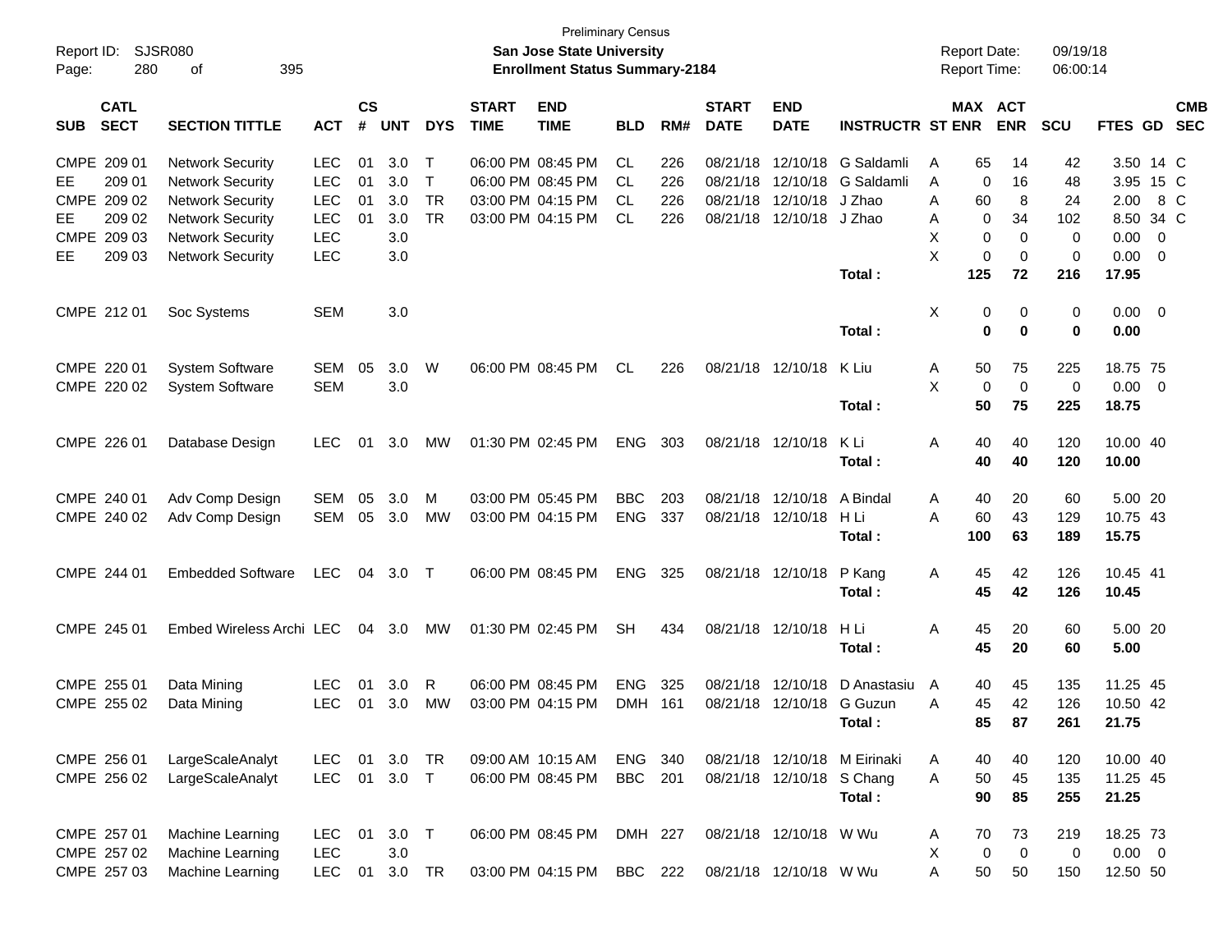Preliminary Census
**San Jose State University**
**Enrollment Status Summary-2184**

Report ID: SJSR080
Report Date: 09/19/18
Report Time: 06:00:14

| SUB | CATL SECT | SECTION TITTLE | ACT | CS # | UNT | DYS | START TIME | END TIME | BLD | RM# | START DATE | END DATE | INSTRUCTR | ST | MAX ENR | ACT ENR | SCU | FTES | GD | CMB SEC |
|---|---|---|---|---|---|---|---|---|---|---|---|---|---|---|---|---|---|---|---|---|
| CMPE | 209 01 | Network Security | LEC | 01 | 3.0 | T | 06:00 PM | 08:45 PM | CL | 226 | 08/21/18 | 12/10/18 | G Saldamli | A | 65 | 14 | 42 | 3.50 | 14 | C |
| EE | 209 01 | Network Security | LEC | 01 | 3.0 | T | 06:00 PM | 08:45 PM | CL | 226 | 08/21/18 | 12/10/18 | G Saldamli | A | 0 | 16 | 48 | 3.95 | 15 | C |
| CMPE | 209 02 | Network Security | LEC | 01 | 3.0 | TR | 03:00 PM | 04:15 PM | CL | 226 | 08/21/18 | 12/10/18 | J Zhao | A | 60 | 8 | 24 | 2.00 | 8 | C |
| EE | 209 02 | Network Security | LEC | 01 | 3.0 | TR | 03:00 PM | 04:15 PM | CL | 226 | 08/21/18 | 12/10/18 | J Zhao | A | 0 | 34 | 102 | 8.50 | 34 | C |
| CMPE | 209 03 | Network Security | LEC | | 3.0 | | | | | | | | | X | 0 | 0 | 0 | 0.00 | 0 | |
| EE | 209 03 | Network Security | LEC | | 3.0 | | | | | | | | | X | 0 | 0 | 0 | 0.00 | 0 | |
| | | | | | | | | | | | | | **Total :** | | **125** | **72** | **216** | **17.95** | | |
| CMPE | 212 01 | Soc Systems | SEM | | 3.0 | | | | | | | | | X | 0 | 0 | 0 | 0.00 | 0 | |
| | | | | | | | | | | | | | **Total :** | | **0** | **0** | **0** | **0.00** | | |
| CMPE | 220 01 | System Software | SEM | 05 | 3.0 | W | 06:00 PM | 08:45 PM | CL | 226 | 08/21/18 | 12/10/18 | K Liu | A | 50 | 75 | 225 | 18.75 | 75 | |
| CMPE | 220 02 | System Software | SEM | | 3.0 | | | | | | | | | X | 0 | 0 | 0 | 0.00 | 0 | |
| | | | | | | | | | | | | | **Total :** | | **50** | **75** | **225** | **18.75** | | |
| CMPE | 226 01 | Database Design | LEC | 01 | 3.0 | MW | 01:30 PM | 02:45 PM | ENG | 303 | 08/21/18 | 12/10/18 | K Li | A | 40 | 40 | 120 | 10.00 | 40 | |
| | | | | | | | | | | | | | **Total :** | | **40** | **40** | **120** | **10.00** | | |
| CMPE | 240 01 | Adv Comp Design | SEM | 05 | 3.0 | M | 03:00 PM | 05:45 PM | BBC | 203 | 08/21/18 | 12/10/18 | A Bindal | A | 40 | 20 | 60 | 5.00 | 20 | |
| CMPE | 240 02 | Adv Comp Design | SEM | 05 | 3.0 | MW | 03:00 PM | 04:15 PM | ENG | 337 | 08/21/18 | 12/10/18 | H Li | A | 60 | 43 | 129 | 10.75 | 43 | |
| | | | | | | | | | | | | | **Total :** | | **100** | **63** | **189** | **15.75** | | |
| CMPE | 244 01 | Embedded Software | LEC | 04 | 3.0 | T | 06:00 PM | 08:45 PM | ENG | 325 | 08/21/18 | 12/10/18 | P Kang | A | 45 | 42 | 126 | 10.45 | 41 | |
| | | | | | | | | | | | | | **Total :** | | **45** | **42** | **126** | **10.45** | | |
| CMPE | 245 01 | Embed Wireless Archi | LEC | 04 | 3.0 | MW | 01:30 PM | 02:45 PM | SH | 434 | 08/21/18 | 12/10/18 | H Li | A | 45 | 20 | 60 | 5.00 | 20 | |
| | | | | | | | | | | | | | **Total :** | | **45** | **20** | **60** | **5.00** | | |
| CMPE | 255 01 | Data Mining | LEC | 01 | 3.0 | R | 06:00 PM | 08:45 PM | ENG | 325 | 08/21/18 | 12/10/18 | D Anastasiu | A | 40 | 45 | 135 | 11.25 | 45 | |
| CMPE | 255 02 | Data Mining | LEC | 01 | 3.0 | MW | 03:00 PM | 04:15 PM | DMH | 161 | 08/21/18 | 12/10/18 | G Guzun | A | 45 | 42 | 126 | 10.50 | 42 | |
| | | | | | | | | | | | | | **Total :** | | **85** | **87** | **261** | **21.75** | | |
| CMPE | 256 01 | LargeScaleAnalyt | LEC | 01 | 3.0 | TR | 09:00 AM | 10:15 AM | ENG | 340 | 08/21/18 | 12/10/18 | M Eirinaki | A | 40 | 40 | 120 | 10.00 | 40 | |
| CMPE | 256 02 | LargeScaleAnalyt | LEC | 01 | 3.0 | T | 06:00 PM | 08:45 PM | BBC | 201 | 08/21/18 | 12/10/18 | S Chang | A | 50 | 45 | 135 | 11.25 | 45 | |
| | | | | | | | | | | | | | **Total :** | | **90** | **85** | **255** | **21.25** | | |
| CMPE | 257 01 | Machine Learning | LEC | 01 | 3.0 | T | 06:00 PM | 08:45 PM | DMH | 227 | 08/21/18 | 12/10/18 | W Wu | A | 70 | 73 | 219 | 18.25 | 73 | |
| CMPE | 257 02 | Machine Learning | LEC | | 3.0 | | | | | | | | | X | 0 | 0 | 0 | 0.00 | 0 | |
| CMPE | 257 03 | Machine Learning | LEC | 01 | 3.0 | TR | 03:00 PM | 04:15 PM | BBC | 222 | 08/21/18 | 12/10/18 | W Wu | A | 50 | 50 | 150 | 12.50 | 50 | |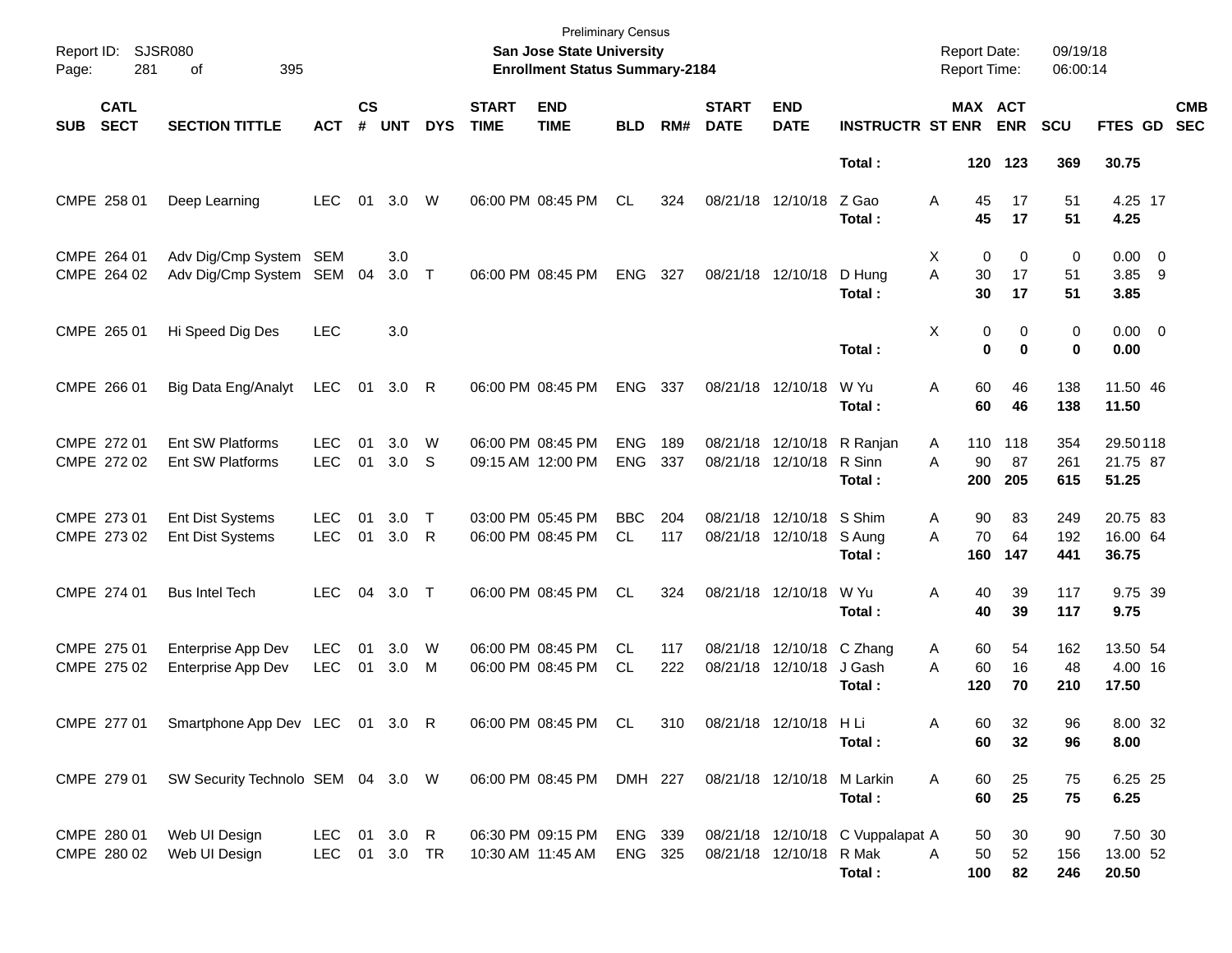Preliminary Census
**San Jose State University**
**Enrollment Status Summary-2184**

Report ID: SJSR080
Report Date: 09/19/18
Report Time: 06:00:14

| SUB | CATL SECT | SECTION TITTLE | ACT | CS # | UNT | DYS | START TIME | END TIME | BLD | RM# | START DATE | END DATE | INSTRUCTR | ST | MAX ENR | ACT ENR | SCU | FTES | GD | CMB SEC |
|---|---|---|---|---|---|---|---|---|---|---|---|---|---|---|---|---|---|---|---|---|
| | | | | | | | | | | | | | **Total :** | | **120** | **123** | **369** | **30.75** | | |
| CMPE | 258 01 | Deep Learning | LEC | 01 | 3.0 | W | 06:00 PM | 08:45 PM | CL | 324 | 08/21/18 | 12/10/18 | Z Gao | A | 45 | 17 | 51 | 4.25 | 17 | |
| | | | | | | | | | | | | | **Total :** | | **45** | **17** | **51** | **4.25** | | |
| CMPE | 264 01 | Adv Dig/Cmp System | SEM | | 3.0 | | | | | | | | | X | 0 | 0 | 0 | 0.00 | 0 | |
| CMPE | 264 02 | Adv Dig/Cmp System | SEM | 04 | 3.0 | T | 06:00 PM | 08:45 PM | ENG | 327 | 08/21/18 | 12/10/18 | D Hung | A | 30 | 17 | 51 | 3.85 | 9 | |
| | | | | | | | | | | | | | **Total :** | | **30** | **17** | **51** | **3.85** | | |
| CMPE | 265 01 | Hi Speed Dig Des | LEC | | 3.0 | | | | | | | | | X | 0 | 0 | 0 | 0.00 | 0 | |
| | | | | | | | | | | | | | **Total :** | | **0** | **0** | **0** | **0.00** | | |
| CMPE | 266 01 | Big Data Eng/Analyt | LEC | 01 | 3.0 | R | 06:00 PM | 08:45 PM | ENG | 337 | 08/21/18 | 12/10/18 | W Yu | A | 60 | 46 | 138 | 11.50 | 46 | |
| | | | | | | | | | | | | | **Total :** | | **60** | **46** | **138** | **11.50** | | |
| CMPE | 272 01 | Ent SW Platforms | LEC | 01 | 3.0 | W | 06:00 PM | 08:45 PM | ENG | 189 | 08/21/18 | 12/10/18 | R Ranjan | A | 110 | 118 | 354 | 29.50 | 118 | |
| CMPE | 272 02 | Ent SW Platforms | LEC | 01 | 3.0 | S | 09:15 AM | 12:00 PM | ENG | 337 | 08/21/18 | 12/10/18 | R Sinn | A | 90 | 87 | 261 | 21.75 | 87 | |
| | | | | | | | | | | | | | **Total :** | | **200** | **205** | **615** | **51.25** | | |
| CMPE | 273 01 | Ent Dist Systems | LEC | 01 | 3.0 | T | 03:00 PM | 05:45 PM | BBC | 204 | 08/21/18 | 12/10/18 | S Shim | A | 90 | 83 | 249 | 20.75 | 83 | |
| CMPE | 273 02 | Ent Dist Systems | LEC | 01 | 3.0 | R | 06:00 PM | 08:45 PM | CL | 117 | 08/21/18 | 12/10/18 | S Aung | A | 70 | 64 | 192 | 16.00 | 64 | |
| | | | | | | | | | | | | | **Total :** | | **160** | **147** | **441** | **36.75** | | |
| CMPE | 274 01 | Bus Intel Tech | LEC | 04 | 3.0 | T | 06:00 PM | 08:45 PM | CL | 324 | 08/21/18 | 12/10/18 | W Yu | A | 40 | 39 | 117 | 9.75 | 39 | |
| | | | | | | | | | | | | | **Total :** | | **40** | **39** | **117** | **9.75** | | |
| CMPE | 275 01 | Enterprise App Dev | LEC | 01 | 3.0 | W | 06:00 PM | 08:45 PM | CL | 117 | 08/21/18 | 12/10/18 | C Zhang | A | 60 | 54 | 162 | 13.50 | 54 | |
| CMPE | 275 02 | Enterprise App Dev | LEC | 01 | 3.0 | M | 06:00 PM | 08:45 PM | CL | 222 | 08/21/18 | 12/10/18 | J Gash | A | 60 | 16 | 48 | 4.00 | 16 | |
| | | | | | | | | | | | | | **Total :** | | **120** | **70** | **210** | **17.50** | | |
| CMPE | 277 01 | Smartphone App Dev | LEC | 01 | 3.0 | R | 06:00 PM | 08:45 PM | CL | 310 | 08/21/18 | 12/10/18 | H Li | A | 60 | 32 | 96 | 8.00 | 32 | |
| | | | | | | | | | | | | | **Total :** | | **60** | **32** | **96** | **8.00** | | |
| CMPE | 279 01 | SW Security Technolo | SEM | 04 | 3.0 | W | 06:00 PM | 08:45 PM | DMH | 227 | 08/21/18 | 12/10/18 | M Larkin | A | 60 | 25 | 75 | 6.25 | 25 | |
| | | | | | | | | | | | | | **Total :** | | **60** | **25** | **75** | **6.25** | | |
| CMPE | 280 01 | Web UI Design | LEC | 01 | 3.0 | R | 06:30 PM | 09:15 PM | ENG | 339 | 08/21/18 | 12/10/18 | C Vuppalapat | A | 50 | 30 | 90 | 7.50 | 30 | |
| CMPE | 280 02 | Web UI Design | LEC | 01 | 3.0 | TR | 10:30 AM | 11:45 AM | ENG | 325 | 08/21/18 | 12/10/18 | R Mak | A | 50 | 52 | 156 | 13.00 | 52 | |
| | | | | | | | | | | | | | **Total :** | | **100** | **82** | **246** | **20.50** | | |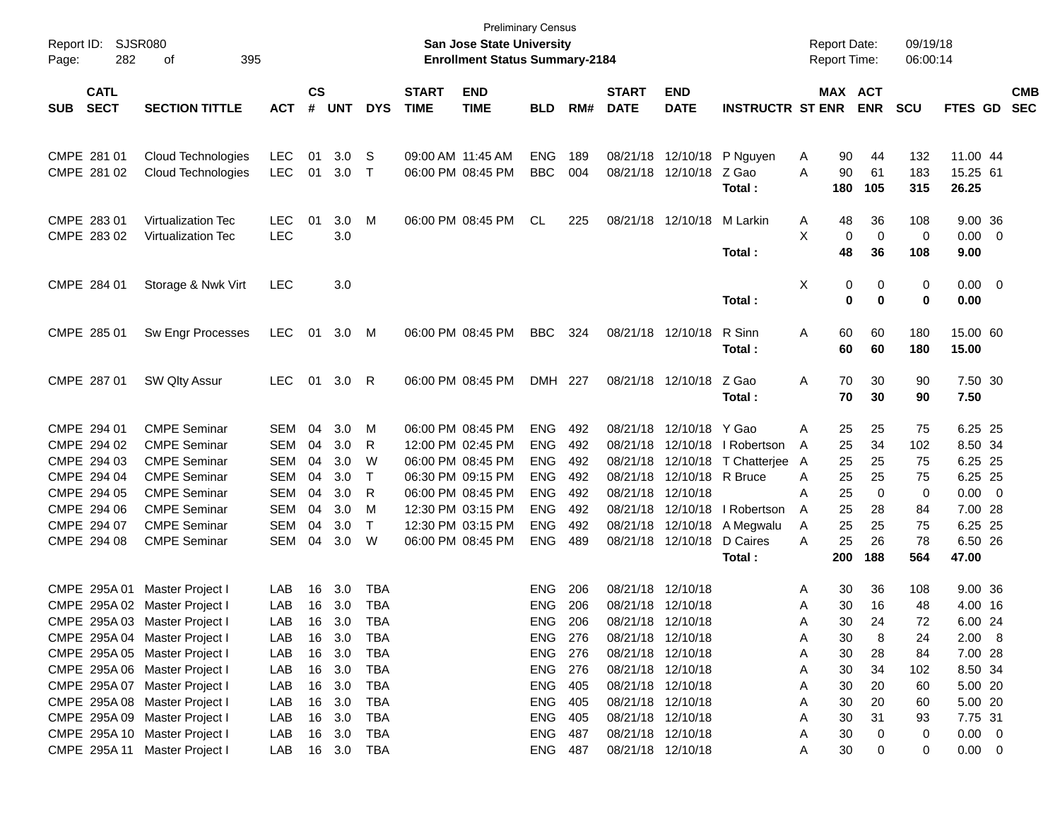Preliminary Census

**San Jose State University**

**Enrollment Status Summary-2184**

Report ID: SJSR080

Report Date: 09/19/18

Report Time: 06:00:14

| SUB | CATL SECT | SECTION TITTLE | ACT | CS # | UNT | DYS | START TIME | END TIME | BLD | RM# | START DATE | END DATE | INSTRUCTR | ST | MAX ENR | ACT ENR | SCU | FTES | GD | CMB SEC |
|---|---|---|---|---|---|---|---|---|---|---|---|---|---|---|---|---|---|---|---|---|
| CMPE | 281 01 | Cloud Technologies | LEC | 01 | 3.0 | S | 09:00 AM | 11:45 AM | ENG | 189 | 08/21/18 | 12/10/18 | P Nguyen | A | 90 | 44 | 132 | 11.00 | 44 | |
| CMPE | 281 02 | Cloud Technologies | LEC | 01 | 3.0 | T | 06:00 PM | 08:45 PM | BBC | 004 | 08/21/18 | 12/10/18 | Z Gao | A | 90 | 61 | 183 | 15.25 | 61 | |
| | | | | | | | | | | | | | **Total :** | | **180** | **105** | **315** | **26.25** | | |
| CMPE | 283 01 | Virtualization Tec | LEC | 01 | 3.0 | M | 06:00 PM | 08:45 PM | CL | 225 | 08/21/18 | 12/10/18 | M Larkin | A | 48 | 36 | 108 | 9.00 | 36 | |
| CMPE | 283 02 | Virtualization Tec | LEC | | 3.0 | | | | | | | | | X | 0 | 0 | 0 | 0.00 | 0 | |
| | | | | | | | | | | | | | **Total :** | | **48** | **36** | **108** | **9.00** | | |
| CMPE | 284 01 | Storage & Nwk Virt | LEC | | 3.0 | | | | | | | | | X | 0 | 0 | 0 | 0.00 | 0 | |
| | | | | | | | | | | | | | **Total :** | | **0** | **0** | **0** | **0.00** | | |
| CMPE | 285 01 | Sw Engr Processes | LEC | 01 | 3.0 | M | 06:00 PM | 08:45 PM | BBC | 324 | 08/21/18 | 12/10/18 | R Sinn | A | 60 | 60 | 180 | 15.00 | 60 | |
| | | | | | | | | | | | | | **Total :** | | **60** | **60** | **180** | **15.00** | | |
| CMPE | 287 01 | SW Qlty Assur | LEC | 01 | 3.0 | R | 06:00 PM | 08:45 PM | DMH | 227 | 08/21/18 | 12/10/18 | Z Gao | A | 70 | 30 | 90 | 7.50 | 30 | |
| | | | | | | | | | | | | | **Total :** | | **70** | **30** | **90** | **7.50** | | |
| CMPE | 294 01 | CMPE Seminar | SEM | 04 | 3.0 | M | 06:00 PM | 08:45 PM | ENG | 492 | 08/21/18 | 12/10/18 | Y Gao | A | 25 | 25 | 75 | 6.25 | 25 | |
| CMPE | 294 02 | CMPE Seminar | SEM | 04 | 3.0 | R | 12:00 PM | 02:45 PM | ENG | 492 | 08/21/18 | 12/10/18 | I Robertson | A | 25 | 34 | 102 | 8.50 | 34 | |
| CMPE | 294 03 | CMPE Seminar | SEM | 04 | 3.0 | W | 06:00 PM | 08:45 PM | ENG | 492 | 08/21/18 | 12/10/18 | T Chatterjee | A | 25 | 25 | 75 | 6.25 | 25 | |
| CMPE | 294 04 | CMPE Seminar | SEM | 04 | 3.0 | T | 06:30 PM | 09:15 PM | ENG | 492 | 08/21/18 | 12/10/18 | R Bruce | A | 25 | 25 | 75 | 6.25 | 25 | |
| CMPE | 294 05 | CMPE Seminar | SEM | 04 | 3.0 | R | 06:00 PM | 08:45 PM | ENG | 492 | 08/21/18 | 12/10/18 | | A | 25 | 0 | 0 | 0.00 | 0 | |
| CMPE | 294 06 | CMPE Seminar | SEM | 04 | 3.0 | M | 12:30 PM | 03:15 PM | ENG | 492 | 08/21/18 | 12/10/18 | I Robertson | A | 25 | 28 | 84 | 7.00 | 28 | |
| CMPE | 294 07 | CMPE Seminar | SEM | 04 | 3.0 | T | 12:30 PM | 03:15 PM | ENG | 492 | 08/21/18 | 12/10/18 | A Megwalu | A | 25 | 25 | 75 | 6.25 | 25 | |
| CMPE | 294 08 | CMPE Seminar | SEM | 04 | 3.0 | W | 06:00 PM | 08:45 PM | ENG | 489 | 08/21/18 | 12/10/18 | D Caires | A | 25 | 26 | 78 | 6.50 | 26 | |
| | | | | | | | | | | | | | **Total :** | | **200** | **188** | **564** | **47.00** | | |
| CMPE | 295A 01 | Master Project I | LAB | 16 | 3.0 | TBA | | | ENG | 206 | 08/21/18 | 12/10/18 | | A | 30 | 36 | 108 | 9.00 | 36 | |
| CMPE | 295A 02 | Master Project I | LAB | 16 | 3.0 | TBA | | | ENG | 206 | 08/21/18 | 12/10/18 | | A | 30 | 16 | 48 | 4.00 | 16 | |
| CMPE | 295A 03 | Master Project I | LAB | 16 | 3.0 | TBA | | | ENG | 206 | 08/21/18 | 12/10/18 | | A | 30 | 24 | 72 | 6.00 | 24 | |
| CMPE | 295A 04 | Master Project I | LAB | 16 | 3.0 | TBA | | | ENG | 276 | 08/21/18 | 12/10/18 | | A | 30 | 8 | 24 | 2.00 | 8 | |
| CMPE | 295A 05 | Master Project I | LAB | 16 | 3.0 | TBA | | | ENG | 276 | 08/21/18 | 12/10/18 | | A | 30 | 28 | 84 | 7.00 | 28 | |
| CMPE | 295A 06 | Master Project I | LAB | 16 | 3.0 | TBA | | | ENG | 276 | 08/21/18 | 12/10/18 | | A | 30 | 34 | 102 | 8.50 | 34 | |
| CMPE | 295A 07 | Master Project I | LAB | 16 | 3.0 | TBA | | | ENG | 405 | 08/21/18 | 12/10/18 | | A | 30 | 20 | 60 | 5.00 | 20 | |
| CMPE | 295A 08 | Master Project I | LAB | 16 | 3.0 | TBA | | | ENG | 405 | 08/21/18 | 12/10/18 | | A | 30 | 20 | 60 | 5.00 | 20 | |
| CMPE | 295A 09 | Master Project I | LAB | 16 | 3.0 | TBA | | | ENG | 405 | 08/21/18 | 12/10/18 | | A | 30 | 31 | 93 | 7.75 | 31 | |
| CMPE | 295A 10 | Master Project I | LAB | 16 | 3.0 | TBA | | | ENG | 487 | 08/21/18 | 12/10/18 | | A | 30 | 0 | 0 | 0.00 | 0 | |
| CMPE | 295A 11 | Master Project I | LAB | 16 | 3.0 | TBA | | | ENG | 487 | 08/21/18 | 12/10/18 | | A | 30 | 0 | 0 | 0.00 | 0 | |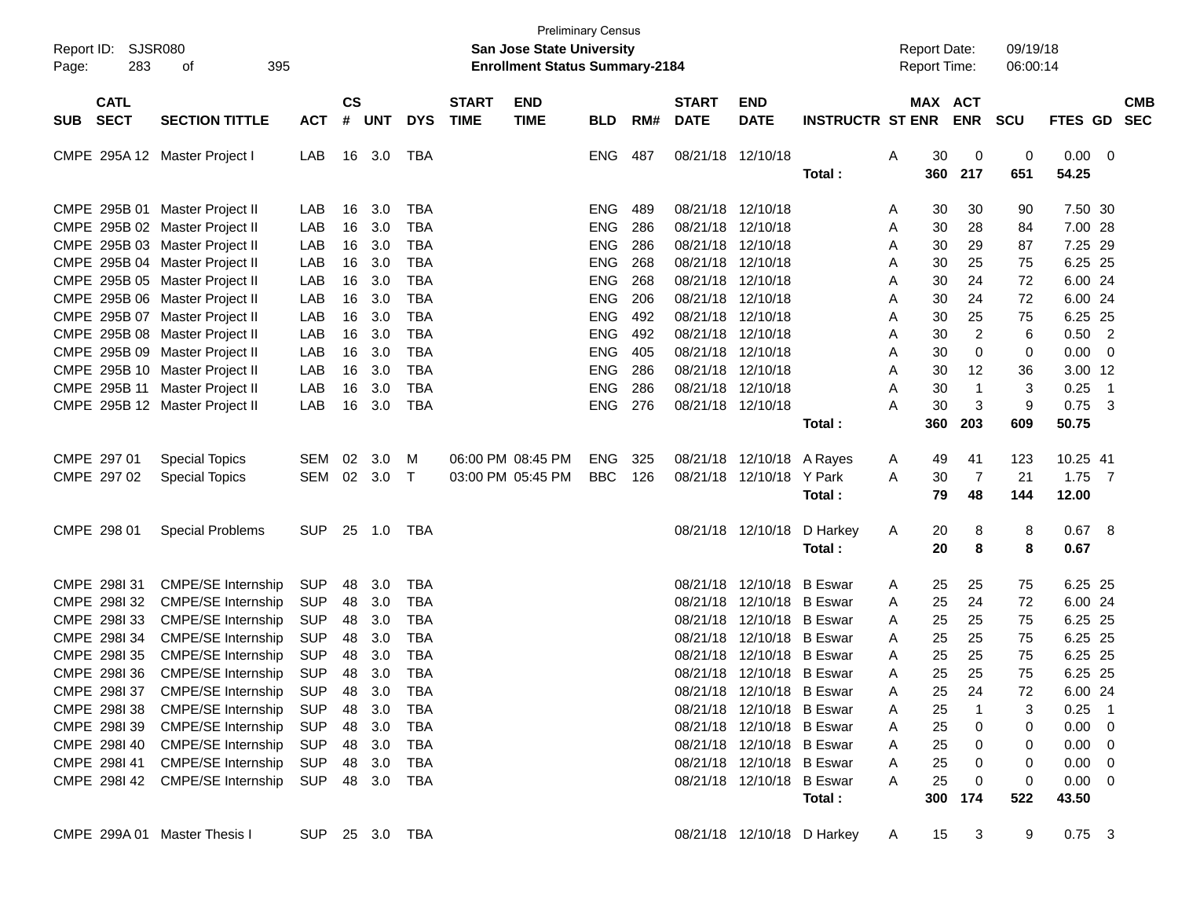Preliminary Census

Report ID: SJSR080 — **San Jose State University** — Report Date: 09/19/18

Page: 283 of 395 — **Enrollment Status Summary-2184** — Report Time: 06:00:14

| SUB | CATL SECT | SECTION TITTLE | ACT | CS # | UNT | DYS | START TIME | END TIME | BLD | RM# | START DATE | END DATE | INSTRUCTR | ST | MAX ENR | ACT ENR | SCU | FTES | GD | CMB SEC |
|---|---|---|---|---|---|---|---|---|---|---|---|---|---|---|---|---|---|---|---|---|
| CMPE | 295A 12 | Master Project I | LAB | 16 | 3.0 | TBA | | | ENG | 487 | 08/21/18 | 12/10/18 | | A | 30 | 0 | 0 | 0.00 | 0 | |
| | | | | | | | | | | | | | **Total :** | | **360** | **217** | **651** | **54.25** | | |
| CMPE | 295B 01 | Master Project II | LAB | 16 | 3.0 | TBA | | | ENG | 489 | 08/21/18 | 12/10/18 | | A | 30 | 30 | 90 | 7.50 | 30 | |
| CMPE | 295B 02 | Master Project II | LAB | 16 | 3.0 | TBA | | | ENG | 286 | 08/21/18 | 12/10/18 | | A | 30 | 28 | 84 | 7.00 | 28 | |
| CMPE | 295B 03 | Master Project II | LAB | 16 | 3.0 | TBA | | | ENG | 286 | 08/21/18 | 12/10/18 | | A | 30 | 29 | 87 | 7.25 | 29 | |
| CMPE | 295B 04 | Master Project II | LAB | 16 | 3.0 | TBA | | | ENG | 268 | 08/21/18 | 12/10/18 | | A | 30 | 25 | 75 | 6.25 | 25 | |
| CMPE | 295B 05 | Master Project II | LAB | 16 | 3.0 | TBA | | | ENG | 268 | 08/21/18 | 12/10/18 | | A | 30 | 24 | 72 | 6.00 | 24 | |
| CMPE | 295B 06 | Master Project II | LAB | 16 | 3.0 | TBA | | | ENG | 206 | 08/21/18 | 12/10/18 | | A | 30 | 24 | 72 | 6.00 | 24 | |
| CMPE | 295B 07 | Master Project II | LAB | 16 | 3.0 | TBA | | | ENG | 492 | 08/21/18 | 12/10/18 | | A | 30 | 25 | 75 | 6.25 | 25 | |
| CMPE | 295B 08 | Master Project II | LAB | 16 | 3.0 | TBA | | | ENG | 492 | 08/21/18 | 12/10/18 | | A | 30 | 2 | 6 | 0.50 | 2 | |
| CMPE | 295B 09 | Master Project II | LAB | 16 | 3.0 | TBA | | | ENG | 405 | 08/21/18 | 12/10/18 | | A | 30 | 0 | 0 | 0.00 | 0 | |
| CMPE | 295B 10 | Master Project II | LAB | 16 | 3.0 | TBA | | | ENG | 286 | 08/21/18 | 12/10/18 | | A | 30 | 12 | 36 | 3.00 | 12 | |
| CMPE | 295B 11 | Master Project II | LAB | 16 | 3.0 | TBA | | | ENG | 286 | 08/21/18 | 12/10/18 | | A | 30 | 1 | 3 | 0.25 | 1 | |
| CMPE | 295B 12 | Master Project II | LAB | 16 | 3.0 | TBA | | | ENG | 276 | 08/21/18 | 12/10/18 | | A | 30 | 3 | 9 | 0.75 | 3 | |
| | | | | | | | | | | | | | **Total :** | | **360** | **203** | **609** | **50.75** | | |
| CMPE | 297 01 | Special Topics | SEM | 02 | 3.0 | M | 06:00 PM | 08:45 PM | ENG | 325 | 08/21/18 | 12/10/18 | A Rayes | A | 49 | 41 | 123 | 10.25 | 41 | |
| CMPE | 297 02 | Special Topics | SEM | 02 | 3.0 | T | 03:00 PM | 05:45 PM | BBC | 126 | 08/21/18 | 12/10/18 | Y Park | A | 30 | 7 | 21 | 1.75 | 7 | |
| | | | | | | | | | | | | | **Total :** | | **79** | **48** | **144** | **12.00** | | |
| CMPE | 298 01 | Special Problems | SUP | 25 | 1.0 | TBA | | | | | 08/21/18 | 12/10/18 | D Harkey | A | 20 | 8 | 8 | 0.67 | 8 | |
| | | | | | | | | | | | | | **Total :** | | **20** | **8** | **8** | **0.67** | | |
| CMPE | 298I 31 | CMPE/SE Internship | SUP | 48 | 3.0 | TBA | | | | | 08/21/18 | 12/10/18 | B Eswar | A | 25 | 25 | 75 | 6.25 | 25 | |
| CMPE | 298I 32 | CMPE/SE Internship | SUP | 48 | 3.0 | TBA | | | | | 08/21/18 | 12/10/18 | B Eswar | A | 25 | 24 | 72 | 6.00 | 24 | |
| CMPE | 298I 33 | CMPE/SE Internship | SUP | 48 | 3.0 | TBA | | | | | 08/21/18 | 12/10/18 | B Eswar | A | 25 | 25 | 75 | 6.25 | 25 | |
| CMPE | 298I 34 | CMPE/SE Internship | SUP | 48 | 3.0 | TBA | | | | | 08/21/18 | 12/10/18 | B Eswar | A | 25 | 25 | 75 | 6.25 | 25 | |
| CMPE | 298I 35 | CMPE/SE Internship | SUP | 48 | 3.0 | TBA | | | | | 08/21/18 | 12/10/18 | B Eswar | A | 25 | 25 | 75 | 6.25 | 25 | |
| CMPE | 298I 36 | CMPE/SE Internship | SUP | 48 | 3.0 | TBA | | | | | 08/21/18 | 12/10/18 | B Eswar | A | 25 | 25 | 75 | 6.25 | 25 | |
| CMPE | 298I 37 | CMPE/SE Internship | SUP | 48 | 3.0 | TBA | | | | | 08/21/18 | 12/10/18 | B Eswar | A | 25 | 24 | 72 | 6.00 | 24 | |
| CMPE | 298I 38 | CMPE/SE Internship | SUP | 48 | 3.0 | TBA | | | | | 08/21/18 | 12/10/18 | B Eswar | A | 25 | 1 | 3 | 0.25 | 1 | |
| CMPE | 298I 39 | CMPE/SE Internship | SUP | 48 | 3.0 | TBA | | | | | 08/21/18 | 12/10/18 | B Eswar | A | 25 | 0 | 0 | 0.00 | 0 | |
| CMPE | 298I 40 | CMPE/SE Internship | SUP | 48 | 3.0 | TBA | | | | | 08/21/18 | 12/10/18 | B Eswar | A | 25 | 0 | 0 | 0.00 | 0 | |
| CMPE | 298I 41 | CMPE/SE Internship | SUP | 48 | 3.0 | TBA | | | | | 08/21/18 | 12/10/18 | B Eswar | A | 25 | 0 | 0 | 0.00 | 0 | |
| CMPE | 298I 42 | CMPE/SE Internship | SUP | 48 | 3.0 | TBA | | | | | 08/21/18 | 12/10/18 | B Eswar | A | 25 | 0 | 0 | 0.00 | 0 | |
| | | | | | | | | | | | | | **Total :** | | **300** | **174** | **522** | **43.50** | | |
| CMPE | 299A 01 | Master Thesis I | SUP | 25 | 3.0 | TBA | | | | | 08/21/18 | 12/10/18 | D Harkey | A | 15 | 3 | 9 | 0.75 | 3 | |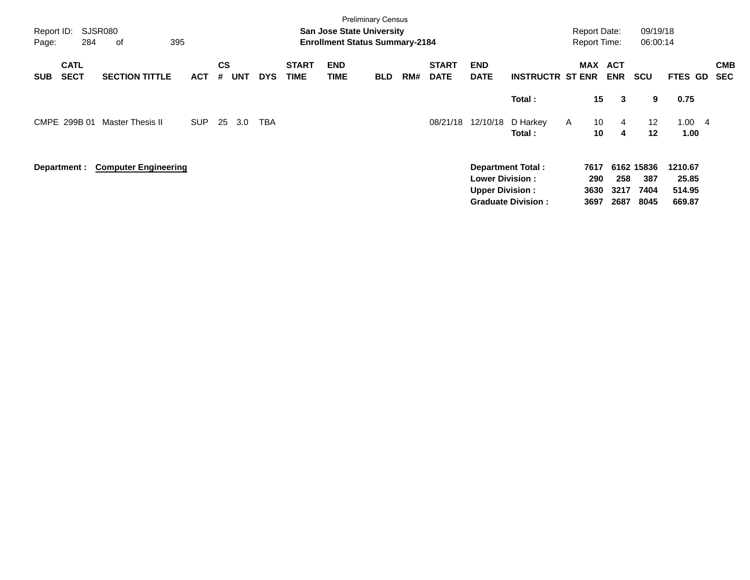Preliminary Census

**San Jose State University**
**Enrollment Status Summary-2184**

Report ID: SJSR080
Report Date: 09/19/18
Report Time: 06:00:14

| SUB | CATL SECT | SECTION TITTLE | ACT | CS # | UNT | DYS | START TIME | END TIME | BLD | RM# | START DATE | END DATE | INSTRUCTR | ST | MAX ENR | ACT ENR | SCU | FTES | GD | CMB SEC |
|---|---|---|---|---|---|---|---|---|---|---|---|---|---|---|---|---|---|---|---|---|
| | | | | | | | | | | | | | **Total :** | | **15** | **3** | **9** | **0.75** | | |
| CMPE | 299B 01 | Master Thesis II | SUP | 25 | 3.0 | TBA | | | | | 08/21/18 | 12/10/18 | D Harkey | A | 10 | 4 | 12 | 1.00 | 4 | |
| | | | | | | | | | | | | | **Total :** | | **10** | **4** | **12** | **1.00** | | |

**Department :** **Computer Engineering**

| | MAX ENR | ACT ENR | SCU | FTES |
|---|---|---|---|---|
| **Department Total :** | **7617** | **6162** | **15836** | **1210.67** |
| **Lower Division :** | **290** | **258** | **387** | **25.85** |
| **Upper Division :** | **3630** | **3217** | **7404** | **514.95** |
| **Graduate Division :** | **3697** | **2687** | **8045** | **669.87** |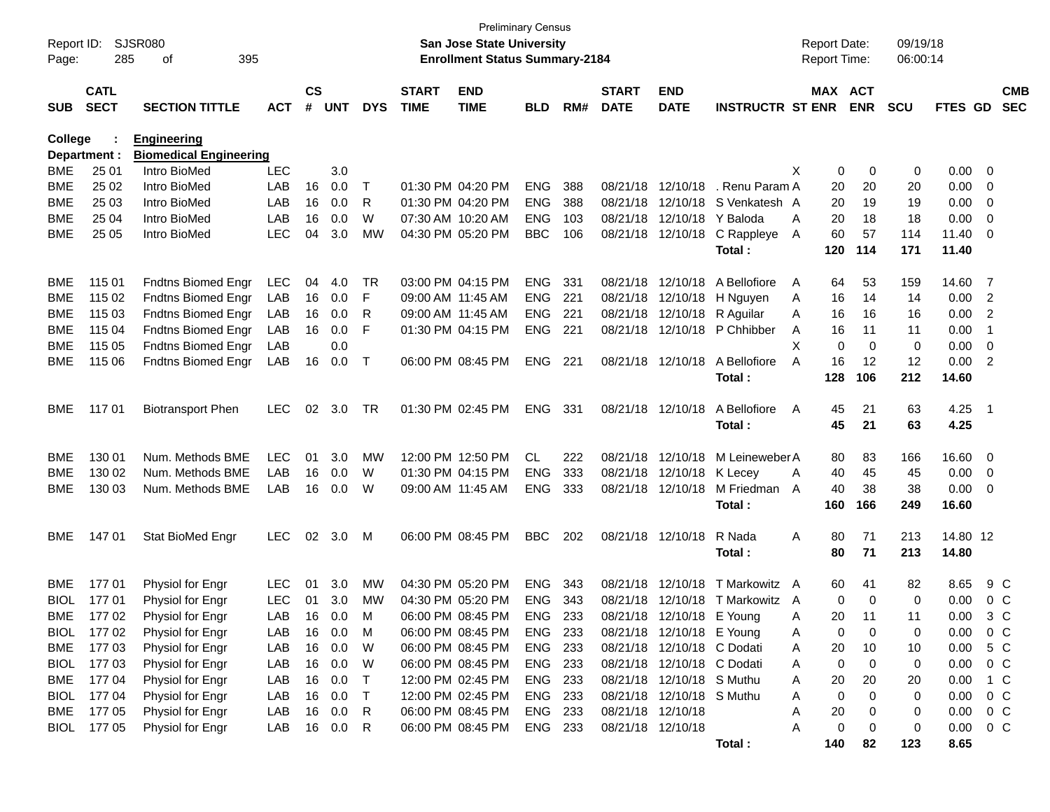Preliminary Census

**San Jose State University**

**Enrollment Status Summary-2184**

Report ID: SJSR080

Report Date: 09/19/18

Report Time: 06:00:14

**College : Engineering**

**Department : Biomedical Engineering**

| SUB | CATL SECT | SECTION TITTLE | ACT | CS # | UNT | DYS | START TIME | END TIME | BLD | RM# | START DATE | END DATE | INSTRUCTR | ST | MAX ENR | ACT ENR | SCU | FTES | GD | CMB SEC |
|---|---|---|---|---|---|---|---|---|---|---|---|---|---|---|---|---|---|---|---|---|
| BME | 25 01 | Intro BioMed | LEC | | 3.0 | | | | | | | | | X | 0 | 0 | 0 | 0.00 | 0 | |
| BME | 25 02 | Intro BioMed | LAB | 16 | 0.0 | T | 01:30 PM | 04:20 PM | ENG | 388 | 08/21/18 | 12/10/18 | . Renu Param | A | 20 | 20 | 20 | 0.00 | 0 | |
| BME | 25 03 | Intro BioMed | LAB | 16 | 0.0 | R | 01:30 PM | 04:20 PM | ENG | 388 | 08/21/18 | 12/10/18 | S Venkatesh | A | 20 | 19 | 19 | 0.00 | 0 | |
| BME | 25 04 | Intro BioMed | LAB | 16 | 0.0 | W | 07:30 AM | 10:20 AM | ENG | 103 | 08/21/18 | 12/10/18 | Y Baloda | A | 20 | 18 | 18 | 0.00 | 0 | |
| BME | 25 05 | Intro BioMed | LEC | 04 | 3.0 | MW | 04:30 PM | 05:20 PM | BBC | 106 | 08/21/18 | 12/10/18 | C Rappleye | A | 60 | 57 | 114 | 11.40 | 0 | |
| | | | | | | | | | | | | | **Total :** | | **120** | **114** | **171** | **11.40** | | |
| BME | 115 01 | Fndtns Biomed Engr | LEC | 04 | 4.0 | TR | 03:00 PM | 04:15 PM | ENG | 331 | 08/21/18 | 12/10/18 | A Bellofiore | A | 64 | 53 | 159 | 14.60 | 7 | |
| BME | 115 02 | Fndtns Biomed Engr | LAB | 16 | 0.0 | F | 09:00 AM | 11:45 AM | ENG | 221 | 08/21/18 | 12/10/18 | H Nguyen | A | 16 | 14 | 14 | 0.00 | 2 | |
| BME | 115 03 | Fndtns Biomed Engr | LAB | 16 | 0.0 | R | 09:00 AM | 11:45 AM | ENG | 221 | 08/21/18 | 12/10/18 | R Aguilar | A | 16 | 16 | 16 | 0.00 | 2 | |
| BME | 115 04 | Fndtns Biomed Engr | LAB | 16 | 0.0 | F | 01:30 PM | 04:15 PM | ENG | 221 | 08/21/18 | 12/10/18 | P Chhibber | A | 16 | 11 | 11 | 0.00 | 1 | |
| BME | 115 05 | Fndtns Biomed Engr | LAB | | 0.0 | | | | | | | | | X | 0 | 0 | 0 | 0.00 | 0 | |
| BME | 115 06 | Fndtns Biomed Engr | LAB | 16 | 0.0 | T | 06:00 PM | 08:45 PM | ENG | 221 | 08/21/18 | 12/10/18 | A Bellofiore | A | 16 | 12 | 12 | 0.00 | 2 | |
| | | | | | | | | | | | | | **Total :** | | **128** | **106** | **212** | **14.60** | | |
| BME | 117 01 | Biotransport Phen | LEC | 02 | 3.0 | TR | 01:30 PM | 02:45 PM | ENG | 331 | 08/21/18 | 12/10/18 | A Bellofiore | A | 45 | 21 | 63 | 4.25 | 1 | |
| | | | | | | | | | | | | | **Total :** | | **45** | **21** | **63** | **4.25** | | |
| BME | 130 01 | Num. Methods BME | LEC | 01 | 3.0 | MW | 12:00 PM | 12:50 PM | CL | 222 | 08/21/18 | 12/10/18 | M Leineweber | A | 80 | 83 | 166 | 16.60 | 0 | |
| BME | 130 02 | Num. Methods BME | LAB | 16 | 0.0 | W | 01:30 PM | 04:15 PM | ENG | 333 | 08/21/18 | 12/10/18 | K Lecey | A | 40 | 45 | 45 | 0.00 | 0 | |
| BME | 130 03 | Num. Methods BME | LAB | 16 | 0.0 | W | 09:00 AM | 11:45 AM | ENG | 333 | 08/21/18 | 12/10/18 | M Friedman | A | 40 | 38 | 38 | 0.00 | 0 | |
| | | | | | | | | | | | | | **Total :** | | **160** | **166** | **249** | **16.60** | | |
| BME | 147 01 | Stat BioMed Engr | LEC | 02 | 3.0 | M | 06:00 PM | 08:45 PM | BBC | 202 | 08/21/18 | 12/10/18 | R Nada | A | 80 | 71 | 213 | 14.80 | 12 | |
| | | | | | | | | | | | | | **Total :** | | **80** | **71** | **213** | **14.80** | | |
| BME | 177 01 | Physiol for Engr | LEC | 01 | 3.0 | MW | 04:30 PM | 05:20 PM | ENG | 343 | 08/21/18 | 12/10/18 | T Markowitz | A | 60 | 41 | 82 | 8.65 | 9 | C |
| BIOL | 177 01 | Physiol for Engr | LEC | 01 | 3.0 | MW | 04:30 PM | 05:20 PM | ENG | 343 | 08/21/18 | 12/10/18 | T Markowitz | A | 0 | 0 | 0 | 0.00 | 0 | C |
| BME | 177 02 | Physiol for Engr | LAB | 16 | 0.0 | M | 06:00 PM | 08:45 PM | ENG | 233 | 08/21/18 | 12/10/18 | E Young | A | 20 | 11 | 11 | 0.00 | 3 | C |
| BIOL | 177 02 | Physiol for Engr | LAB | 16 | 0.0 | M | 06:00 PM | 08:45 PM | ENG | 233 | 08/21/18 | 12/10/18 | E Young | A | 0 | 0 | 0 | 0.00 | 0 | C |
| BME | 177 03 | Physiol for Engr | LAB | 16 | 0.0 | W | 06:00 PM | 08:45 PM | ENG | 233 | 08/21/18 | 12/10/18 | C Dodati | A | 20 | 10 | 10 | 0.00 | 5 | C |
| BIOL | 177 03 | Physiol for Engr | LAB | 16 | 0.0 | W | 06:00 PM | 08:45 PM | ENG | 233 | 08/21/18 | 12/10/18 | C Dodati | A | 0 | 0 | 0 | 0.00 | 0 | C |
| BME | 177 04 | Physiol for Engr | LAB | 16 | 0.0 | T | 12:00 PM | 02:45 PM | ENG | 233 | 08/21/18 | 12/10/18 | S Muthu | A | 20 | 20 | 20 | 0.00 | 1 | C |
| BIOL | 177 04 | Physiol for Engr | LAB | 16 | 0.0 | T | 12:00 PM | 02:45 PM | ENG | 233 | 08/21/18 | 12/10/18 | S Muthu | A | 0 | 0 | 0 | 0.00 | 0 | C |
| BME | 177 05 | Physiol for Engr | LAB | 16 | 0.0 | R | 06:00 PM | 08:45 PM | ENG | 233 | 08/21/18 | 12/10/18 | | A | 20 | 0 | 0 | 0.00 | 0 | C |
| BIOL | 177 05 | Physiol for Engr | LAB | 16 | 0.0 | R | 06:00 PM | 08:45 PM | ENG | 233 | 08/21/18 | 12/10/18 | | A | 0 | 0 | 0 | 0.00 | 0 | C |
| | | | | | | | | | | | | | **Total :** | | **140** | **82** | **123** | **8.65** | | |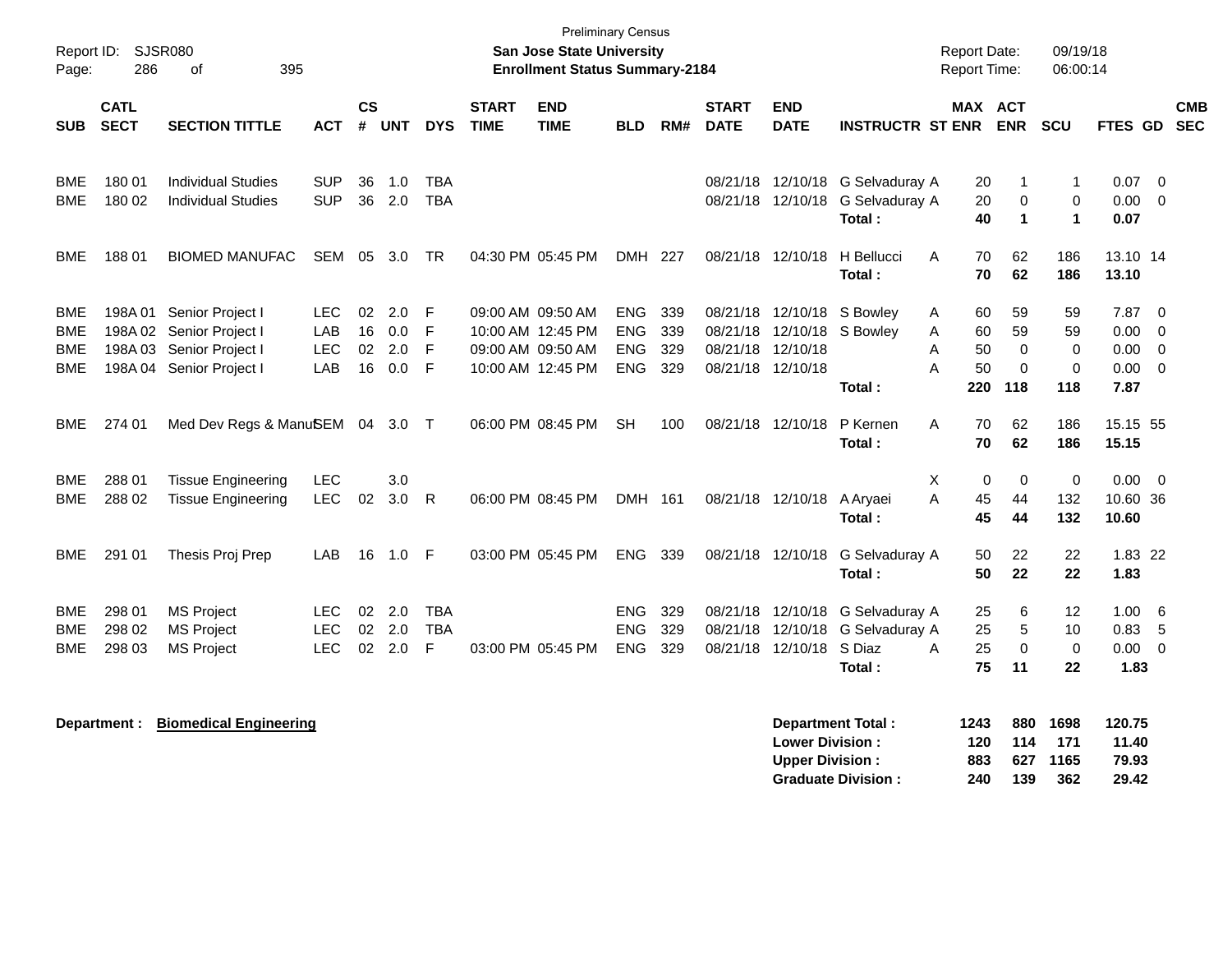Preliminary Census

**San Jose State University**

**Enrollment Status Summary-2184**

Report ID: SJSR080

Report Date: 09/19/18

Report Time: 06:00:14

| SUB | CATL SECT | SECTION TITTLE | ACT | CS # | UNT | DYS | START TIME | END TIME | BLD | RM# | START DATE | END DATE | INSTRUCTR | ST | MAX ENR | ACT ENR | SCU | FTES | GD | CMB SEC |
|---|---|---|---|---|---|---|---|---|---|---|---|---|---|---|---|---|---|---|---|---|
| BME | 180 01 | Individual Studies | SUP | 36 | 1.0 | TBA | | | | | 08/21/18 | 12/10/18 | G Selvaduray | A | 20 | 1 | 1 | 0.07 | 0 | |
| BME | 180 02 | Individual Studies | SUP | 36 | 2.0 | TBA | | | | | 08/21/18 | 12/10/18 | G Selvaduray | A | 20 | 0 | 0 | 0.00 | 0 | |
| | | | | | | | | | | | | | **Total :** | | **40** | **1** | **1** | **0.07** | | |
| BME | 188 01 | BIOMED MANUFAC | SEM | 05 | 3.0 | TR | 04:30 PM | 05:45 PM | DMH | 227 | 08/21/18 | 12/10/18 | H Bellucci | A | 70 | 62 | 186 | 13.10 | 14 | |
| | | | | | | | | | | | | | **Total :** | | **70** | **62** | **186** | **13.10** | | |
| BME | 198A 01 | Senior Project I | LEC | 02 | 2.0 | F | 09:00 AM | 09:50 AM | ENG | 339 | 08/21/18 | 12/10/18 | S Bowley | A | 60 | 59 | 59 | 7.87 | 0 | |
| BME | 198A 02 | Senior Project I | LAB | 16 | 0.0 | F | 10:00 AM | 12:45 PM | ENG | 339 | 08/21/18 | 12/10/18 | S Bowley | A | 60 | 59 | 59 | 0.00 | 0 | |
| BME | 198A 03 | Senior Project I | LEC | 02 | 2.0 | F | 09:00 AM | 09:50 AM | ENG | 329 | 08/21/18 | 12/10/18 | | A | 50 | 0 | 0 | 0.00 | 0 | |
| BME | 198A 04 | Senior Project I | LAB | 16 | 0.0 | F | 10:00 AM | 12:45 PM | ENG | 329 | 08/21/18 | 12/10/18 | | A | 50 | 0 | 0 | 0.00 | 0 | |
| | | | | | | | | | | | | | **Total :** | | **220** | **118** | **118** | **7.87** | | |
| BME | 274 01 | Med Dev Regs & Manuf | SEM | 04 | 3.0 | T | 06:00 PM | 08:45 PM | SH | 100 | 08/21/18 | 12/10/18 | P Kernen | A | 70 | 62 | 186 | 15.15 | 55 | |
| | | | | | | | | | | | | | **Total :** | | **70** | **62** | **186** | **15.15** | | |
| BME | 288 01 | Tissue Engineering | LEC | | 3.0 | | | | | | | | | X | 0 | 0 | 0 | 0.00 | 0 | |
| BME | 288 02 | Tissue Engineering | LEC | 02 | 3.0 | R | 06:00 PM | 08:45 PM | DMH | 161 | 08/21/18 | 12/10/18 | A Aryaei | A | 45 | 44 | 132 | 10.60 | 36 | |
| | | | | | | | | | | | | | **Total :** | | **45** | **44** | **132** | **10.60** | | |
| BME | 291 01 | Thesis Proj Prep | LAB | 16 | 1.0 | F | 03:00 PM | 05:45 PM | ENG | 339 | 08/21/18 | 12/10/18 | G Selvaduray | A | 50 | 22 | 22 | 1.83 | 22 | |
| | | | | | | | | | | | | | **Total :** | | **50** | **22** | **22** | **1.83** | | |
| BME | 298 01 | MS Project | LEC | 02 | 2.0 | TBA | | | ENG | 329 | 08/21/18 | 12/10/18 | G Selvaduray | A | 25 | 6 | 12 | 1.00 | 6 | |
| BME | 298 02 | MS Project | LEC | 02 | 2.0 | TBA | | | ENG | 329 | 08/21/18 | 12/10/18 | G Selvaduray | A | 25 | 5 | 10 | 0.83 | 5 | |
| BME | 298 03 | MS Project | LEC | 02 | 2.0 | F | 03:00 PM | 05:45 PM | ENG | 329 | 08/21/18 | 12/10/18 | S Diaz | A | 25 | 0 | 0 | 0.00 | 0 | |
| | | | | | | | | | | | | | **Total :** | | **75** | **11** | **22** | **1.83** | | |

**Department : Biomedical Engineering**

| | MAX ENR | ACT ENR | SCU | FTES |
|---|---|---|---|---|
| **Department Total :** | **1243** | **880** | **1698** | **120.75** |
| **Lower Division :** | **120** | **114** | **171** | **11.40** |
| **Upper Division :** | **883** | **627** | **1165** | **79.93** |
| **Graduate Division :** | **240** | **139** | **362** | **29.42** |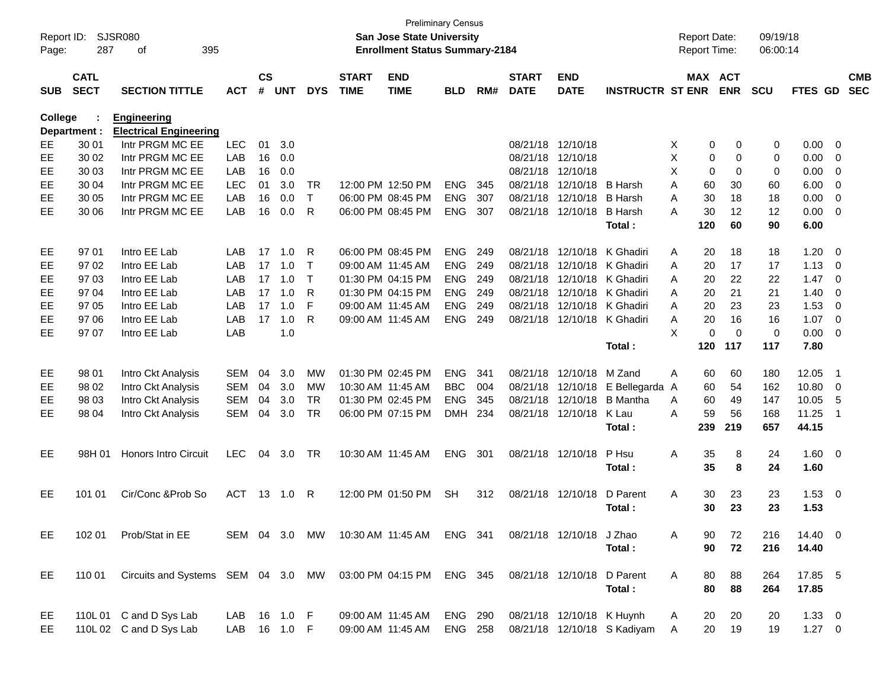Preliminary Census
**San Jose State University**
**Enrollment Status Summary-2184**

Report ID: SJSR080
Report Date: 09/19/18
Report Time: 06:00:14

**College : Engineering**
**Department : Electrical Engineering**

| SUB | CATL SECT | SECTION TITTLE | ACT | CS # | UNT | DYS | START TIME | END TIME | BLD | RM# | START DATE | END DATE | INSTRUCTR | ST | MAX ENR | ACT ENR | SCU | FTES | GD | CMB SEC |
|---|---|---|---|---|---|---|---|---|---|---|---|---|---|---|---|---|---|---|---|---|
| EE | 30 01 | Intr PRGM MC EE | LEC | 01 | 3.0 | | | | | | 08/21/18 | 12/10/18 | | X | 0 | 0 | 0 | 0.00 | 0 | |
| EE | 30 02 | Intr PRGM MC EE | LAB | 16 | 0.0 | | | | | | 08/21/18 | 12/10/18 | | X | 0 | 0 | 0 | 0.00 | 0 | |
| EE | 30 03 | Intr PRGM MC EE | LAB | 16 | 0.0 | | | | | | 08/21/18 | 12/10/18 | | X | 0 | 0 | 0 | 0.00 | 0 | |
| EE | 30 04 | Intr PRGM MC EE | LEC | 01 | 3.0 | TR | 12:00 PM | 12:50 PM | ENG | 345 | 08/21/18 | 12/10/18 | B Harsh | A | 60 | 30 | 60 | 6.00 | 0 | |
| EE | 30 05 | Intr PRGM MC EE | LAB | 16 | 0.0 | T | 06:00 PM | 08:45 PM | ENG | 307 | 08/21/18 | 12/10/18 | B Harsh | A | 30 | 18 | 18 | 0.00 | 0 | |
| EE | 30 06 | Intr PRGM MC EE | LAB | 16 | 0.0 | R | 06:00 PM | 08:45 PM | ENG | 307 | 08/21/18 | 12/10/18 | B Harsh | A | 30 | 12 | 12 | 0.00 | 0 | |
| | | | | | | | | | | | | | **Total :** | | **120** | **60** | **90** | **6.00** | | |
| EE | 97 01 | Intro EE Lab | LAB | 17 | 1.0 | R | 06:00 PM | 08:45 PM | ENG | 249 | 08/21/18 | 12/10/18 | K Ghadiri | A | 20 | 18 | 18 | 1.20 | 0 | |
| EE | 97 02 | Intro EE Lab | LAB | 17 | 1.0 | T | 09:00 AM | 11:45 AM | ENG | 249 | 08/21/18 | 12/10/18 | K Ghadiri | A | 20 | 17 | 17 | 1.13 | 0 | |
| EE | 97 03 | Intro EE Lab | LAB | 17 | 1.0 | T | 01:30 PM | 04:15 PM | ENG | 249 | 08/21/18 | 12/10/18 | K Ghadiri | A | 20 | 22 | 22 | 1.47 | 0 | |
| EE | 97 04 | Intro EE Lab | LAB | 17 | 1.0 | R | 01:30 PM | 04:15 PM | ENG | 249 | 08/21/18 | 12/10/18 | K Ghadiri | A | 20 | 21 | 21 | 1.40 | 0 | |
| EE | 97 05 | Intro EE Lab | LAB | 17 | 1.0 | F | 09:00 AM | 11:45 AM | ENG | 249 | 08/21/18 | 12/10/18 | K Ghadiri | A | 20 | 23 | 23 | 1.53 | 0 | |
| EE | 97 06 | Intro EE Lab | LAB | 17 | 1.0 | R | 09:00 AM | 11:45 AM | ENG | 249 | 08/21/18 | 12/10/18 | K Ghadiri | A | 20 | 16 | 16 | 1.07 | 0 | |
| EE | 97 07 | Intro EE Lab | LAB | | 1.0 | | | | | | | | | X | 0 | 0 | 0 | 0.00 | 0 | |
| | | | | | | | | | | | | | **Total :** | | **120** | **117** | **117** | **7.80** | | |
| EE | 98 01 | Intro Ckt Analysis | SEM | 04 | 3.0 | MW | 01:30 PM | 02:45 PM | ENG | 341 | 08/21/18 | 12/10/18 | M Zand | A | 60 | 60 | 180 | 12.05 | 1 | |
| EE | 98 02 | Intro Ckt Analysis | SEM | 04 | 3.0 | MW | 10:30 AM | 11:45 AM | BBC | 004 | 08/21/18 | 12/10/18 | E Bellegarda | A | 60 | 54 | 162 | 10.80 | 0 | |
| EE | 98 03 | Intro Ckt Analysis | SEM | 04 | 3.0 | TR | 01:30 PM | 02:45 PM | ENG | 345 | 08/21/18 | 12/10/18 | B Mantha | A | 60 | 49 | 147 | 10.05 | 5 | |
| EE | 98 04 | Intro Ckt Analysis | SEM | 04 | 3.0 | TR | 06:00 PM | 07:15 PM | DMH | 234 | 08/21/18 | 12/10/18 | K Lau | A | 59 | 56 | 168 | 11.25 | 1 | |
| | | | | | | | | | | | | | **Total :** | | **239** | **219** | **657** | **44.15** | | |
| EE | 98H 01 | Honors Intro Circuit | LEC | 04 | 3.0 | TR | 10:30 AM | 11:45 AM | ENG | 301 | 08/21/18 | 12/10/18 | P Hsu | A | 35 | 8 | 24 | 1.60 | 0 | |
| | | | | | | | | | | | | | **Total :** | | **35** | **8** | **24** | **1.60** | | |
| EE | 101 01 | Cir/Conc &Prob So | ACT | 13 | 1.0 | R | 12:00 PM | 01:50 PM | SH | 312 | 08/21/18 | 12/10/18 | D Parent | A | 30 | 23 | 23 | 1.53 | 0 | |
| | | | | | | | | | | | | | **Total :** | | **30** | **23** | **23** | **1.53** | | |
| EE | 102 01 | Prob/Stat in EE | SEM | 04 | 3.0 | MW | 10:30 AM | 11:45 AM | ENG | 341 | 08/21/18 | 12/10/18 | J Zhao | A | 90 | 72 | 216 | 14.40 | 0 | |
| | | | | | | | | | | | | | **Total :** | | **90** | **72** | **216** | **14.40** | | |
| EE | 110 01 | Circuits and Systems | SEM | 04 | 3.0 | MW | 03:00 PM | 04:15 PM | ENG | 345 | 08/21/18 | 12/10/18 | D Parent | A | 80 | 88 | 264 | 17.85 | 5 | |
| | | | | | | | | | | | | | **Total :** | | **80** | **88** | **264** | **17.85** | | |
| EE | 110L 01 | C and D Sys Lab | LAB | 16 | 1.0 | F | 09:00 AM | 11:45 AM | ENG | 290 | 08/21/18 | 12/10/18 | K Huynh | A | 20 | 20 | 20 | 1.33 | 0 | |
| EE | 110L 02 | C and D Sys Lab | LAB | 16 | 1.0 | F | 09:00 AM | 11:45 AM | ENG | 258 | 08/21/18 | 12/10/18 | S Kadiyam | A | 20 | 19 | 19 | 1.27 | 0 | |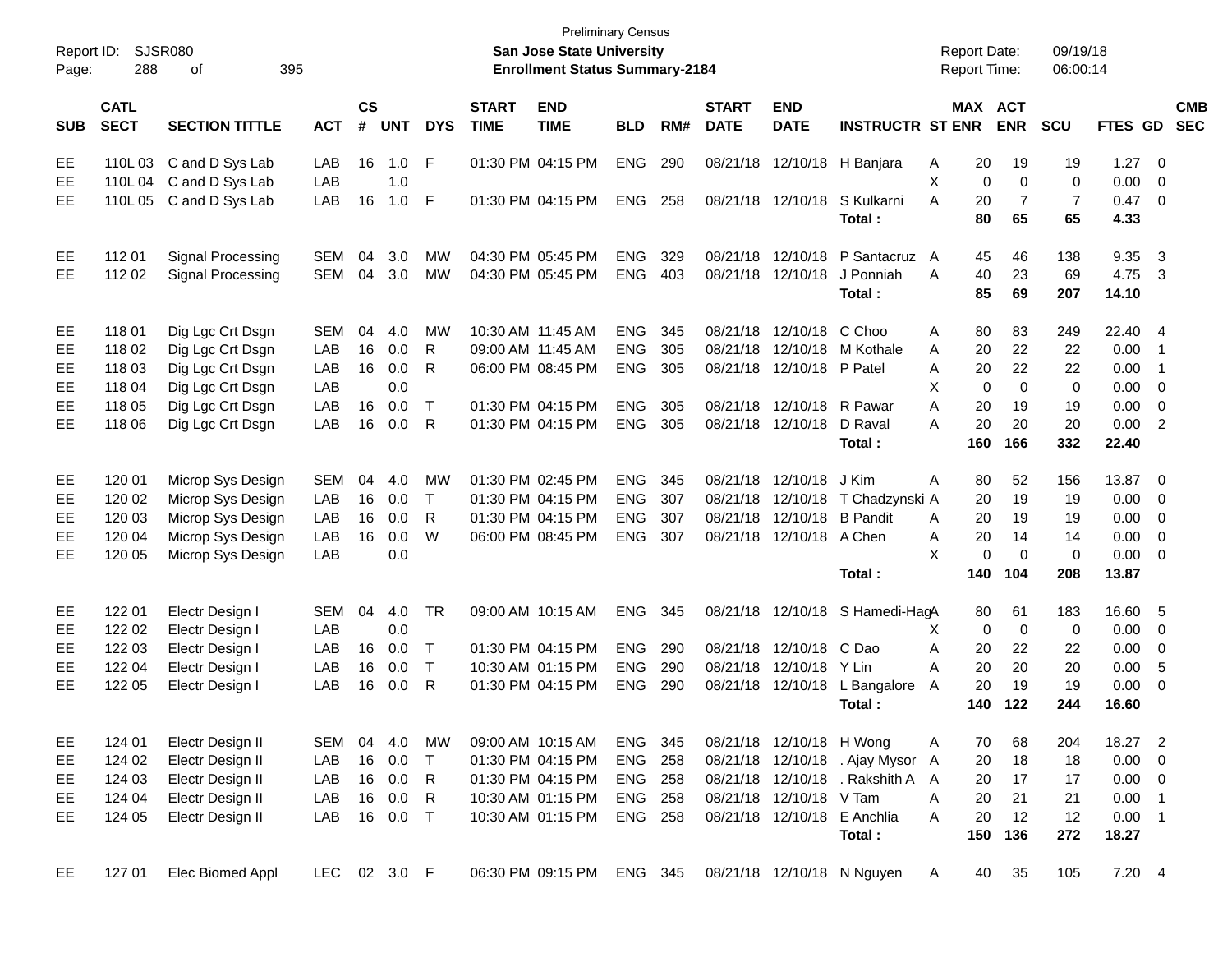Preliminary Census

Report ID: SJSR080

**San Jose State University**

**Enrollment Status Summary-2184**

Report Date: 09/19/18
Report Time: 06:00:14

| SUB | CATL SECT | SECTION TITTLE | ACT | CS # | UNT | DYS | START TIME | END TIME | BLD | RM# | START DATE | END DATE | INSTRUCTR | ST | MAX ENR | ACT ENR | SCU | FTES | GD | CMB SEC |
|---|---|---|---|---|---|---|---|---|---|---|---|---|---|---|---|---|---|---|---|---|
| EE | 110L 03 | C and D Sys Lab | LAB | 16 | 1.0 | F | 01:30 PM | 04:15 PM | ENG | 290 | 08/21/18 | 12/10/18 | H Banjara | A | 20 | 19 | 19 | 1.27 | 0 | |
| EE | 110L 04 | C and D Sys Lab | LAB | | 1.0 | | | | | | | | | X | 0 | 0 | 0 | 0.00 | 0 | |
| EE | 110L 05 | C and D Sys Lab | LAB | 16 | 1.0 | F | 01:30 PM | 04:15 PM | ENG | 258 | 08/21/18 | 12/10/18 | S Kulkarni | A | 20 | 7 | 7 | 0.47 | 0 | |
| | | | | | | | | | | | | | **Total :** | | **80** | **65** | **65** | **4.33** | | |
| EE | 112 01 | Signal Processing | SEM | 04 | 3.0 | MW | 04:30 PM | 05:45 PM | ENG | 329 | 08/21/18 | 12/10/18 | P Santacruz | A | 45 | 46 | 138 | 9.35 | 3 | |
| EE | 112 02 | Signal Processing | SEM | 04 | 3.0 | MW | 04:30 PM | 05:45 PM | ENG | 403 | 08/21/18 | 12/10/18 | J Ponniah | A | 40 | 23 | 69 | 4.75 | 3 | |
| | | | | | | | | | | | | | **Total :** | | **85** | **69** | **207** | **14.10** | | |
| EE | 118 01 | Dig Lgc Crt Dsgn | SEM | 04 | 4.0 | MW | 10:30 AM | 11:45 AM | ENG | 345 | 08/21/18 | 12/10/18 | C Choo | A | 80 | 83 | 249 | 22.40 | 4 | |
| EE | 118 02 | Dig Lgc Crt Dsgn | LAB | 16 | 0.0 | R | 09:00 AM | 11:45 AM | ENG | 305 | 08/21/18 | 12/10/18 | M Kothale | A | 20 | 22 | 22 | 0.00 | 1 | |
| EE | 118 03 | Dig Lgc Crt Dsgn | LAB | 16 | 0.0 | R | 06:00 PM | 08:45 PM | ENG | 305 | 08/21/18 | 12/10/18 | P Patel | A | 20 | 22 | 22 | 0.00 | 1 | |
| EE | 118 04 | Dig Lgc Crt Dsgn | LAB | | 0.0 | | | | | | | | | X | 0 | 0 | 0 | 0.00 | 0 | |
| EE | 118 05 | Dig Lgc Crt Dsgn | LAB | 16 | 0.0 | T | 01:30 PM | 04:15 PM | ENG | 305 | 08/21/18 | 12/10/18 | R Pawar | A | 20 | 19 | 19 | 0.00 | 0 | |
| EE | 118 06 | Dig Lgc Crt Dsgn | LAB | 16 | 0.0 | R | 01:30 PM | 04:15 PM | ENG | 305 | 08/21/18 | 12/10/18 | D Raval | A | 20 | 20 | 20 | 0.00 | 2 | |
| | | | | | | | | | | | | | **Total :** | | **160** | **166** | **332** | **22.40** | | |
| EE | 120 01 | Microp Sys Design | SEM | 04 | 4.0 | MW | 01:30 PM | 02:45 PM | ENG | 345 | 08/21/18 | 12/10/18 | J Kim | A | 80 | 52 | 156 | 13.87 | 0 | |
| EE | 120 02 | Microp Sys Design | LAB | 16 | 0.0 | T | 01:30 PM | 04:15 PM | ENG | 307 | 08/21/18 | 12/10/18 | T Chadzynski | A | 20 | 19 | 19 | 0.00 | 0 | |
| EE | 120 03 | Microp Sys Design | LAB | 16 | 0.0 | R | 01:30 PM | 04:15 PM | ENG | 307 | 08/21/18 | 12/10/18 | B Pandit | A | 20 | 19 | 19 | 0.00 | 0 | |
| EE | 120 04 | Microp Sys Design | LAB | 16 | 0.0 | W | 06:00 PM | 08:45 PM | ENG | 307 | 08/21/18 | 12/10/18 | A Chen | A | 20 | 14 | 14 | 0.00 | 0 | |
| EE | 120 05 | Microp Sys Design | LAB | | 0.0 | | | | | | | | | X | 0 | 0 | 0 | 0.00 | 0 | |
| | | | | | | | | | | | | | **Total :** | | **140** | **104** | **208** | **13.87** | | |
| EE | 122 01 | Electr Design I | SEM | 04 | 4.0 | TR | 09:00 AM | 10:15 AM | ENG | 345 | 08/21/18 | 12/10/18 | S Hamedi-Hag | A | 80 | 61 | 183 | 16.60 | 5 | |
| EE | 122 02 | Electr Design I | LAB | | 0.0 | | | | | | | | | X | 0 | 0 | 0 | 0.00 | 0 | |
| EE | 122 03 | Electr Design I | LAB | 16 | 0.0 | T | 01:30 PM | 04:15 PM | ENG | 290 | 08/21/18 | 12/10/18 | C Dao | A | 20 | 22 | 22 | 0.00 | 0 | |
| EE | 122 04 | Electr Design I | LAB | 16 | 0.0 | T | 10:30 AM | 01:15 PM | ENG | 290 | 08/21/18 | 12/10/18 | Y Lin | A | 20 | 20 | 20 | 0.00 | 5 | |
| EE | 122 05 | Electr Design I | LAB | 16 | 0.0 | R | 01:30 PM | 04:15 PM | ENG | 290 | 08/21/18 | 12/10/18 | L Bangalore | A | 20 | 19 | 19 | 0.00 | 0 | |
| | | | | | | | | | | | | | **Total :** | | **140** | **122** | **244** | **16.60** | | |
| EE | 124 01 | Electr Design II | SEM | 04 | 4.0 | MW | 09:00 AM | 10:15 AM | ENG | 345 | 08/21/18 | 12/10/18 | H Wong | A | 70 | 68 | 204 | 18.27 | 2 | |
| EE | 124 02 | Electr Design II | LAB | 16 | 0.0 | T | 01:30 PM | 04:15 PM | ENG | 258 | 08/21/18 | 12/10/18 | . Ajay Mysor | A | 20 | 18 | 18 | 0.00 | 0 | |
| EE | 124 03 | Electr Design II | LAB | 16 | 0.0 | R | 01:30 PM | 04:15 PM | ENG | 258 | 08/21/18 | 12/10/18 | . Rakshith A | A | 20 | 17 | 17 | 0.00 | 0 | |
| EE | 124 04 | Electr Design II | LAB | 16 | 0.0 | R | 10:30 AM | 01:15 PM | ENG | 258 | 08/21/18 | 12/10/18 | V Tam | A | 20 | 21 | 21 | 0.00 | 1 | |
| EE | 124 05 | Electr Design II | LAB | 16 | 0.0 | T | 10:30 AM | 01:15 PM | ENG | 258 | 08/21/18 | 12/10/18 | E Anchlia | A | 20 | 12 | 12 | 0.00 | 1 | |
| | | | | | | | | | | | | | **Total :** | | **150** | **136** | **272** | **18.27** | | |
| EE | 127 01 | Elec Biomed Appl | LEC | 02 | 3.0 | F | 06:30 PM | 09:15 PM | ENG | 345 | 08/21/18 | 12/10/18 | N Nguyen | A | 40 | 35 | 105 | 7.20 | 4 | |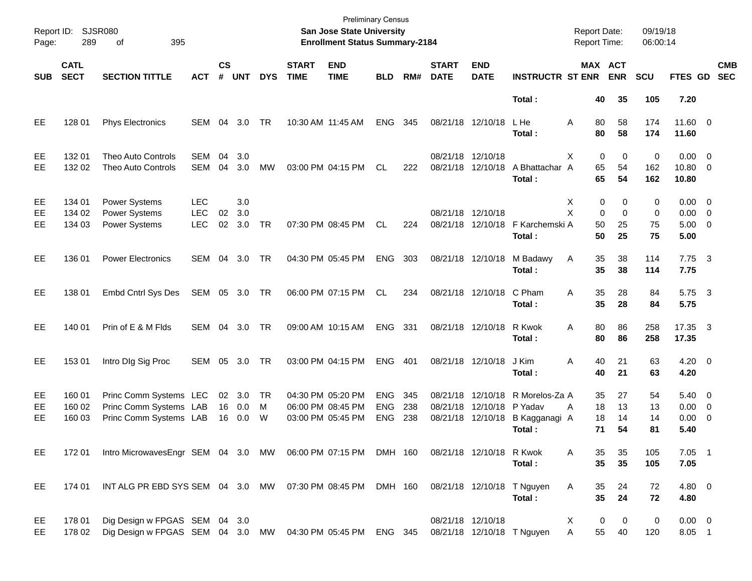| SUB | CATL SECT | SECTION TITTLE | ACT | CS # | UNT | DYS | START TIME | END TIME | BLD | RM# | START DATE | END DATE | INSTRUCTR | ST | MAX ENR | ACT ENR | SCU | FTES | GD | CMB SEC |
|---|---|---|---|---|---|---|---|---|---|---|---|---|---|---|---|---|---|---|---|---|
| | | | | | | | | | | | | | **Total :** | | **40** | **35** | **105** | **7.20** | | |
| EE | 128 01 | Phys Electronics | SEM | 04 | 3.0 | TR | 10:30 AM | 11:45 AM | ENG | 345 | 08/21/18 | 12/10/18 | L He | A | 80 | 58 | 174 | 11.60 | 0 | |
| | | | | | | | | | | | | | **Total :** | | **80** | **58** | **174** | **11.60** | | |
| EE | 132 01 | Theo Auto Controls | SEM | 04 | 3.0 | | | | | | 08/21/18 | 12/10/18 | | X | 0 | 0 | 0 | 0.00 | 0 | |
| EE | 132 02 | Theo Auto Controls | SEM | 04 | 3.0 | MW | 03:00 PM | 04:15 PM | CL | 222 | 08/21/18 | 12/10/18 | A Bhattachar | A | 65 | 54 | 162 | 10.80 | 0 | |
| | | | | | | | | | | | | | **Total :** | | **65** | **54** | **162** | **10.80** | | |
| EE | 134 01 | Power Systems | LEC | | 3.0 | | | | | | | | | X | 0 | 0 | 0 | 0.00 | 0 | |
| EE | 134 02 | Power Systems | LEC | 02 | 3.0 | | | | | | 08/21/18 | 12/10/18 | | X | 0 | 0 | 0 | 0.00 | 0 | |
| EE | 134 03 | Power Systems | LEC | 02 | 3.0 | TR | 07:30 PM | 08:45 PM | CL | 224 | 08/21/18 | 12/10/18 | F Karchemski | A | 50 | 25 | 75 | 5.00 | 0 | |
| | | | | | | | | | | | | | **Total :** | | **50** | **25** | **75** | **5.00** | | |
| EE | 136 01 | Power Electronics | SEM | 04 | 3.0 | TR | 04:30 PM | 05:45 PM | ENG | 303 | 08/21/18 | 12/10/18 | M Badawy | A | 35 | 38 | 114 | 7.75 | 3 | |
| | | | | | | | | | | | | | **Total :** | | **35** | **38** | **114** | **7.75** | | |
| EE | 138 01 | Embd Cntrl Sys Des | SEM | 05 | 3.0 | TR | 06:00 PM | 07:15 PM | CL | 234 | 08/21/18 | 12/10/18 | C Pham | A | 35 | 28 | 84 | 5.75 | 3 | |
| | | | | | | | | | | | | | **Total :** | | **35** | **28** | **84** | **5.75** | | |
| EE | 140 01 | Prin of E & M Flds | SEM | 04 | 3.0 | TR | 09:00 AM | 10:15 AM | ENG | 331 | 08/21/18 | 12/10/18 | R Kwok | A | 80 | 86 | 258 | 17.35 | 3 | |
| | | | | | | | | | | | | | **Total :** | | **80** | **86** | **258** | **17.35** | | |
| EE | 153 01 | Intro DIg Sig Proc | SEM | 05 | 3.0 | TR | 03:00 PM | 04:15 PM | ENG | 401 | 08/21/18 | 12/10/18 | J Kim | A | 40 | 21 | 63 | 4.20 | 0 | |
| | | | | | | | | | | | | | **Total :** | | **40** | **21** | **63** | **4.20** | | |
| EE | 160 01 | Princ Comm Systems | LEC | 02 | 3.0 | TR | 04:30 PM | 05:20 PM | ENG | 345 | 08/21/18 | 12/10/18 | R Morelos-Za | A | 35 | 27 | 54 | 5.40 | 0 | |
| EE | 160 02 | Princ Comm Systems | LAB | 16 | 0.0 | M | 06:00 PM | 08:45 PM | ENG | 238 | 08/21/18 | 12/10/18 | P Yadav | A | 18 | 13 | 13 | 0.00 | 0 | |
| EE | 160 03 | Princ Comm Systems | LAB | 16 | 0.0 | W | 03:00 PM | 05:45 PM | ENG | 238 | 08/21/18 | 12/10/18 | B Kagganagi | A | 18 | 14 | 14 | 0.00 | 0 | |
| | | | | | | | | | | | | | **Total :** | | **71** | **54** | **81** | **5.40** | | |
| EE | 172 01 | Intro MicrowavesEngr | SEM | 04 | 3.0 | MW | 06:00 PM | 07:15 PM | DMH | 160 | 08/21/18 | 12/10/18 | R Kwok | A | 35 | 35 | 105 | 7.05 | 1 | |
| | | | | | | | | | | | | | **Total :** | | **35** | **35** | **105** | **7.05** | | |
| EE | 174 01 | INT ALG PR EBD SYS | SEM | 04 | 3.0 | MW | 07:30 PM | 08:45 PM | DMH | 160 | 08/21/18 | 12/10/18 | T Nguyen | A | 35 | 24 | 72 | 4.80 | 0 | |
| | | | | | | | | | | | | | **Total :** | | **35** | **24** | **72** | **4.80** | | |
| EE | 178 01 | Dig Design w FPGAS | SEM | 04 | 3.0 | | | | | | 08/21/18 | 12/10/18 | | X | 0 | 0 | 0 | 0.00 | 0 | |
| EE | 178 02 | Dig Design w FPGAS | SEM | 04 | 3.0 | MW | 04:30 PM | 05:45 PM | ENG | 345 | 08/21/18 | 12/10/18 | T Nguyen | A | 55 | 40 | 120 | 8.05 | 1 | |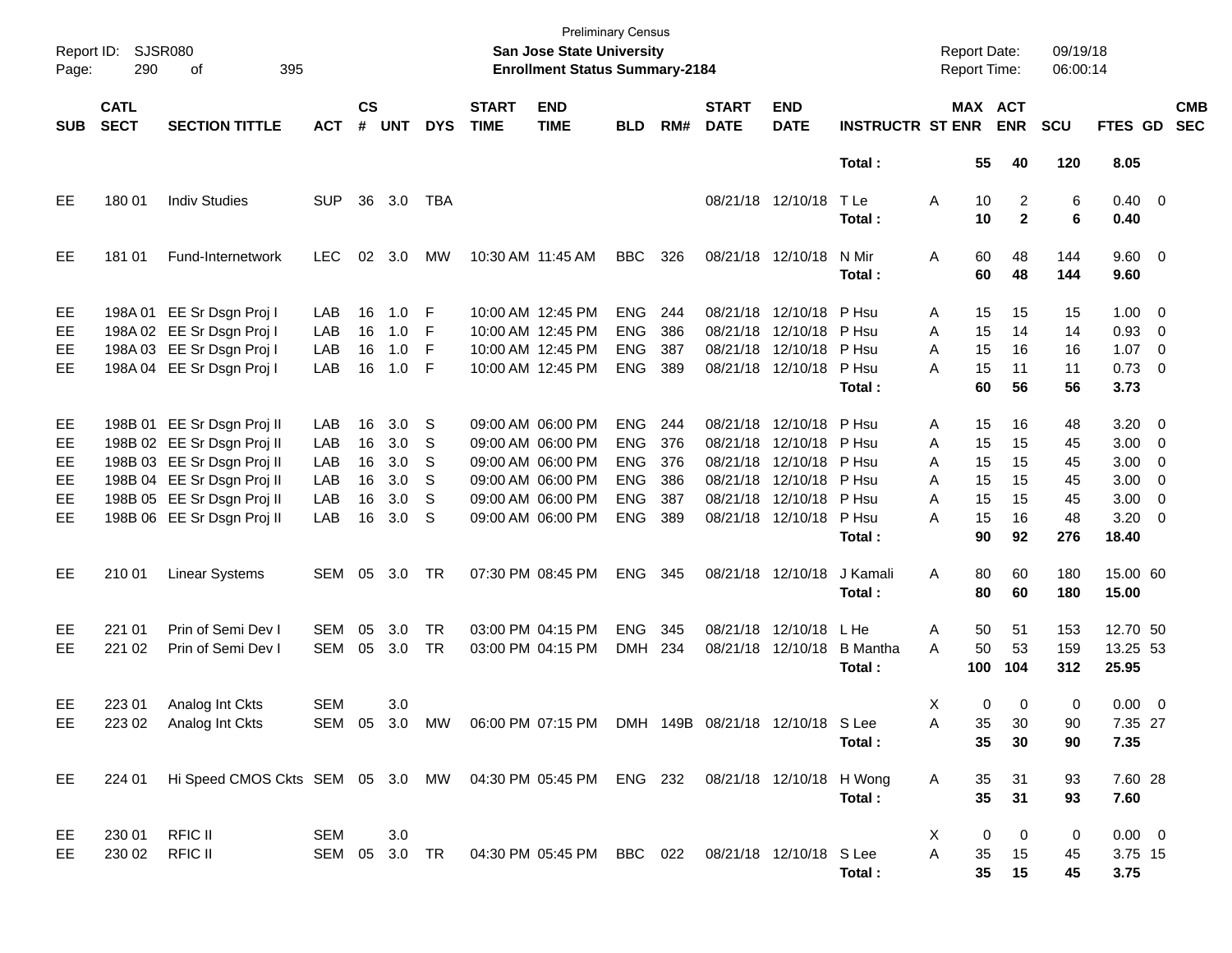Preliminary Census

Report ID: SJSR080

**San Jose State University**

**Enrollment Status Summary-2184**

Report Date: 09/19/18

Report Time: 06:00:14

| SUB | CATL SECT | SECTION TITTLE | ACT | CS # | UNT | DYS | START TIME | END TIME | BLD | RM# | START DATE | END DATE | INSTRUCTR | ST | MAX ENR | ACT ENR | SCU | FTES | GD | CMB SEC |
|---|---|---|---|---|---|---|---|---|---|---|---|---|---|---|---|---|---|---|---|---|
| | | | | | | | | | | | | | **Total :** | | **55** | **40** | **120** | **8.05** | | |
| EE | 180 01 | Indiv Studies | SUP | 36 | 3.0 | TBA | | | | | 08/21/18 | 12/10/18 | T Le | A | 10 | 2 | 6 | 0.40 | 0 | |
| | | | | | | | | | | | | | **Total :** | | **10** | **2** | **6** | **0.40** | | |
| EE | 181 01 | Fund-Internetwork | LEC | 02 | 3.0 | MW | 10:30 AM | 11:45 AM | BBC | 326 | 08/21/18 | 12/10/18 | N Mir | A | 60 | 48 | 144 | 9.60 | 0 | |
| | | | | | | | | | | | | | **Total :** | | **60** | **48** | **144** | **9.60** | | |
| EE | 198A 01 | EE Sr Dsgn Proj I | LAB | 16 | 1.0 | F | 10:00 AM | 12:45 PM | ENG | 244 | 08/21/18 | 12/10/18 | P Hsu | A | 15 | 15 | 15 | 1.00 | 0 | |
| EE | 198A 02 | EE Sr Dsgn Proj I | LAB | 16 | 1.0 | F | 10:00 AM | 12:45 PM | ENG | 386 | 08/21/18 | 12/10/18 | P Hsu | A | 15 | 14 | 14 | 0.93 | 0 | |
| EE | 198A 03 | EE Sr Dsgn Proj I | LAB | 16 | 1.0 | F | 10:00 AM | 12:45 PM | ENG | 387 | 08/21/18 | 12/10/18 | P Hsu | A | 15 | 16 | 16 | 1.07 | 0 | |
| EE | 198A 04 | EE Sr Dsgn Proj I | LAB | 16 | 1.0 | F | 10:00 AM | 12:45 PM | ENG | 389 | 08/21/18 | 12/10/18 | P Hsu | A | 15 | 11 | 11 | 0.73 | 0 | |
| | | | | | | | | | | | | | **Total :** | | **60** | **56** | **56** | **3.73** | | |
| EE | 198B 01 | EE Sr Dsgn Proj II | LAB | 16 | 3.0 | S | 09:00 AM | 06:00 PM | ENG | 244 | 08/21/18 | 12/10/18 | P Hsu | A | 15 | 16 | 48 | 3.20 | 0 | |
| EE | 198B 02 | EE Sr Dsgn Proj II | LAB | 16 | 3.0 | S | 09:00 AM | 06:00 PM | ENG | 376 | 08/21/18 | 12/10/18 | P Hsu | A | 15 | 15 | 45 | 3.00 | 0 | |
| EE | 198B 03 | EE Sr Dsgn Proj II | LAB | 16 | 3.0 | S | 09:00 AM | 06:00 PM | ENG | 376 | 08/21/18 | 12/10/18 | P Hsu | A | 15 | 15 | 45 | 3.00 | 0 | |
| EE | 198B 04 | EE Sr Dsgn Proj II | LAB | 16 | 3.0 | S | 09:00 AM | 06:00 PM | ENG | 386 | 08/21/18 | 12/10/18 | P Hsu | A | 15 | 15 | 45 | 3.00 | 0 | |
| EE | 198B 05 | EE Sr Dsgn Proj II | LAB | 16 | 3.0 | S | 09:00 AM | 06:00 PM | ENG | 387 | 08/21/18 | 12/10/18 | P Hsu | A | 15 | 15 | 45 | 3.00 | 0 | |
| EE | 198B 06 | EE Sr Dsgn Proj II | LAB | 16 | 3.0 | S | 09:00 AM | 06:00 PM | ENG | 389 | 08/21/18 | 12/10/18 | P Hsu | A | 15 | 16 | 48 | 3.20 | 0 | |
| | | | | | | | | | | | | | **Total :** | | **90** | **92** | **276** | **18.40** | | |
| EE | 210 01 | Linear Systems | SEM | 05 | 3.0 | TR | 07:30 PM | 08:45 PM | ENG | 345 | 08/21/18 | 12/10/18 | J Kamali | A | 80 | 60 | 180 | 15.00 | 60 | |
| | | | | | | | | | | | | | **Total :** | | **80** | **60** | **180** | **15.00** | | |
| EE | 221 01 | Prin of Semi Dev I | SEM | 05 | 3.0 | TR | 03:00 PM | 04:15 PM | ENG | 345 | 08/21/18 | 12/10/18 | L He | A | 50 | 51 | 153 | 12.70 | 50 | |
| EE | 221 02 | Prin of Semi Dev I | SEM | 05 | 3.0 | TR | 03:00 PM | 04:15 PM | DMH | 234 | 08/21/18 | 12/10/18 | B Mantha | A | 50 | 53 | 159 | 13.25 | 53 | |
| | | | | | | | | | | | | | **Total :** | | **100** | **104** | **312** | **25.95** | | |
| EE | 223 01 | Analog Int Ckts | SEM | | 3.0 | | | | | | | | | X | 0 | 0 | 0 | 0.00 | 0 | |
| EE | 223 02 | Analog Int Ckts | SEM | 05 | 3.0 | MW | 06:00 PM | 07:15 PM | DMH | 149B | 08/21/18 | 12/10/18 | S Lee | A | 35 | 30 | 90 | 7.35 | 27 | |
| | | | | | | | | | | | | | **Total :** | | **35** | **30** | **90** | **7.35** | | |
| EE | 224 01 | Hi Speed CMOS Ckts | SEM | 05 | 3.0 | MW | 04:30 PM | 05:45 PM | ENG | 232 | 08/21/18 | 12/10/18 | H Wong | A | 35 | 31 | 93 | 7.60 | 28 | |
| | | | | | | | | | | | | | **Total :** | | **35** | **31** | **93** | **7.60** | | |
| EE | 230 01 | RFIC II | SEM | | 3.0 | | | | | | | | | X | 0 | 0 | 0 | 0.00 | 0 | |
| EE | 230 02 | RFIC II | SEM | 05 | 3.0 | TR | 04:30 PM | 05:45 PM | BBC | 022 | 08/21/18 | 12/10/18 | S Lee | A | 35 | 15 | 45 | 3.75 | 15 | |
| | | | | | | | | | | | | | **Total :** | | **35** | **15** | **45** | **3.75** | | |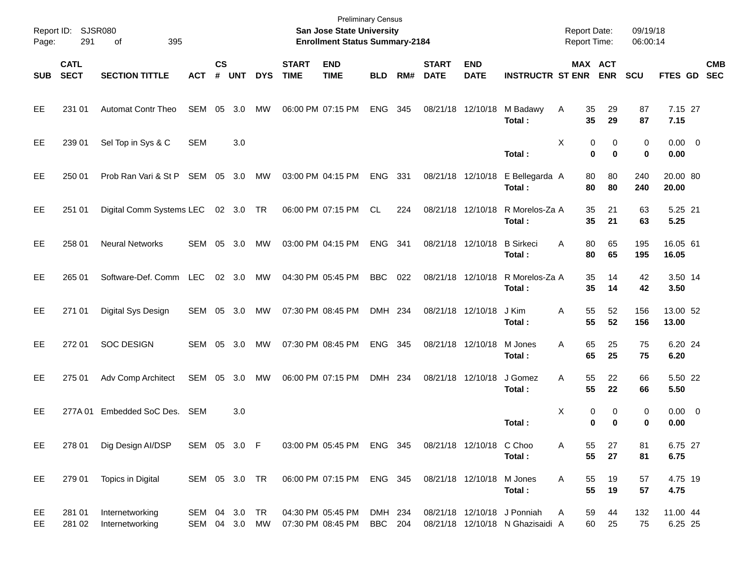Preliminary Census
**San Jose State University**
**Enrollment Status Summary-2184**

Report ID: SJSR080
Report Date: 09/19/18
Report Time: 06:00:14

| SUB | CATL SECT | SECTION TITTLE | ACT | CS # | UNT | DYS | START TIME | END TIME | BLD | RM# | START DATE | END DATE | INSTRUCTR | ST | MAX ENR | ACT ENR | SCU | FTES | GD | CMB SEC |
|---|---|---|---|---|---|---|---|---|---|---|---|---|---|---|---|---|---|---|---|---|
| EE | 231 01 | Automat Contr Theo | SEM | 05 | 3.0 | MW | 06:00 PM | 07:15 PM | ENG | 345 | 08/21/18 | 12/10/18 | M Badawy | A | 35 | 29 | 87 | 7.15 | 27 | |
| | | | | | | | | | | | | | **Total :** | | **35** | **29** | **87** | **7.15** | | |
| EE | 239 01 | Sel Top in Sys & C | SEM | | 3.0 | | | | | | | | | X | 0 | 0 | 0 | 0.00 | 0 | |
| | | | | | | | | | | | | | **Total :** | | **0** | **0** | **0** | **0.00** | | |
| EE | 250 01 | Prob Ran Vari & St P | SEM | 05 | 3.0 | MW | 03:00 PM | 04:15 PM | ENG | 331 | 08/21/18 | 12/10/18 | E Bellegarda | A | 80 | 80 | 240 | 20.00 | 80 | |
| | | | | | | | | | | | | | **Total :** | | **80** | **80** | **240** | **20.00** | | |
| EE | 251 01 | Digital Comm Systems | LEC | 02 | 3.0 | TR | 06:00 PM | 07:15 PM | CL | 224 | 08/21/18 | 12/10/18 | R Morelos-Za | A | 35 | 21 | 63 | 5.25 | 21 | |
| | | | | | | | | | | | | | **Total :** | | **35** | **21** | **63** | **5.25** | | |
| EE | 258 01 | Neural Networks | SEM | 05 | 3.0 | MW | 03:00 PM | 04:15 PM | ENG | 341 | 08/21/18 | 12/10/18 | B Sirkeci | A | 80 | 65 | 195 | 16.05 | 61 | |
| | | | | | | | | | | | | | **Total :** | | **80** | **65** | **195** | **16.05** | | |
| EE | 265 01 | Software-Def. Comm | LEC | 02 | 3.0 | MW | 04:30 PM | 05:45 PM | BBC | 022 | 08/21/18 | 12/10/18 | R Morelos-Za | A | 35 | 14 | 42 | 3.50 | 14 | |
| | | | | | | | | | | | | | **Total :** | | **35** | **14** | **42** | **3.50** | | |
| EE | 271 01 | Digital Sys Design | SEM | 05 | 3.0 | MW | 07:30 PM | 08:45 PM | DMH | 234 | 08/21/18 | 12/10/18 | J Kim | A | 55 | 52 | 156 | 13.00 | 52 | |
| | | | | | | | | | | | | | **Total :** | | **55** | **52** | **156** | **13.00** | | |
| EE | 272 01 | SOC DESIGN | SEM | 05 | 3.0 | MW | 07:30 PM | 08:45 PM | ENG | 345 | 08/21/18 | 12/10/18 | M Jones | A | 65 | 25 | 75 | 6.20 | 24 | |
| | | | | | | | | | | | | | **Total :** | | **65** | **25** | **75** | **6.20** | | |
| EE | 275 01 | Adv Comp Architect | SEM | 05 | 3.0 | MW | 06:00 PM | 07:15 PM | DMH | 234 | 08/21/18 | 12/10/18 | J Gomez | A | 55 | 22 | 66 | 5.50 | 22 | |
| | | | | | | | | | | | | | **Total :** | | **55** | **22** | **66** | **5.50** | | |
| EE | 277A 01 | Embedded SoC Des. | SEM | | 3.0 | | | | | | | | | X | 0 | 0 | 0 | 0.00 | 0 | |
| | | | | | | | | | | | | | **Total :** | | **0** | **0** | **0** | **0.00** | | |
| EE | 278 01 | Dig Design AI/DSP | SEM | 05 | 3.0 | F | 03:00 PM | 05:45 PM | ENG | 345 | 08/21/18 | 12/10/18 | C Choo | A | 55 | 27 | 81 | 6.75 | 27 | |
| | | | | | | | | | | | | | **Total :** | | **55** | **27** | **81** | **6.75** | | |
| EE | 279 01 | Topics in Digital | SEM | 05 | 3.0 | TR | 06:00 PM | 07:15 PM | ENG | 345 | 08/21/18 | 12/10/18 | M Jones | A | 55 | 19 | 57 | 4.75 | 19 | |
| | | | | | | | | | | | | | **Total :** | | **55** | **19** | **57** | **4.75** | | |
| EE | 281 01 | Internetworking | SEM | 04 | 3.0 | TR | 04:30 PM | 05:45 PM | DMH | 234 | 08/21/18 | 12/10/18 | J Ponniah | A | 59 | 44 | 132 | 11.00 | 44 | |
| EE | 281 02 | Internetworking | SEM | 04 | 3.0 | MW | 07:30 PM | 08:45 PM | BBC | 204 | 08/21/18 | 12/10/18 | N Ghazisaidi | A | 60 | 25 | 75 | 6.25 | 25 | |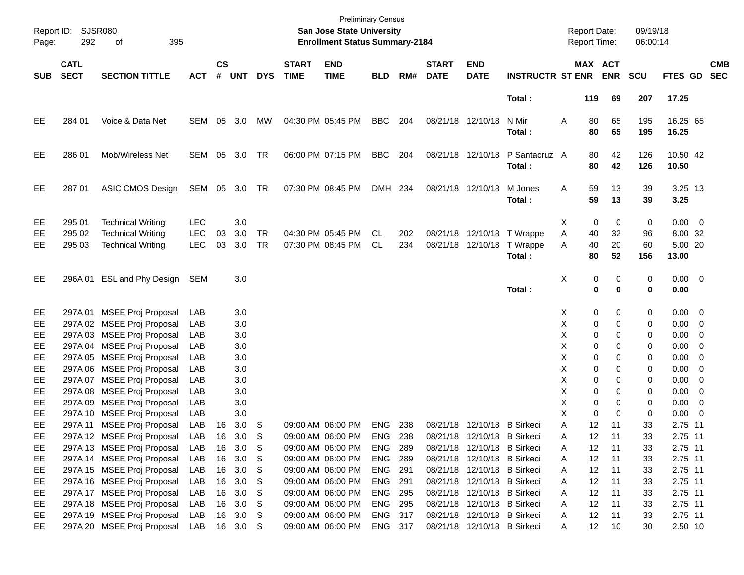Preliminary Census

**San Jose State University**

**Enrollment Status Summary-2184**

Report ID: SJSR080

Report Date: 09/19/18
Report Time: 06:00:14

| SUB | CATL SECT | SECTION TITTLE | ACT | CS # | UNT | DYS | START TIME | END TIME | BLD | RM# | START DATE | END DATE | INSTRUCTR | ST | MAX ENR | ACT ENR | SCU | FTES | GD | CMB SEC |
|---|---|---|---|---|---|---|---|---|---|---|---|---|---|---|---|---|---|---|---|---|
| | | | | | | | | | | | | | **Total :** | | **119** | **69** | **207** | **17.25** | | |
| EE | 284 01 | Voice & Data Net | SEM | 05 | 3.0 | MW | 04:30 PM | 05:45 PM | BBC | 204 | 08/21/18 | 12/10/18 | N Mir | A | 80 | 65 | 195 | 16.25 | 65 | |
| | | | | | | | | | | | | | **Total :** | | **80** | **65** | **195** | **16.25** | | |
| EE | 286 01 | Mob/Wireless Net | SEM | 05 | 3.0 | TR | 06:00 PM | 07:15 PM | BBC | 204 | 08/21/18 | 12/10/18 | P Santacruz | A | 80 | 42 | 126 | 10.50 | 42 | |
| | | | | | | | | | | | | | **Total :** | | **80** | **42** | **126** | **10.50** | | |
| EE | 287 01 | ASIC CMOS Design | SEM | 05 | 3.0 | TR | 07:30 PM | 08:45 PM | DMH | 234 | 08/21/18 | 12/10/18 | M Jones | A | 59 | 13 | 39 | 3.25 | 13 | |
| | | | | | | | | | | | | | **Total :** | | **59** | **13** | **39** | **3.25** | | |
| EE | 295 01 | Technical Writing | LEC | | 3.0 | | | | | | | | | X | 0 | 0 | 0 | 0.00 | 0 | |
| EE | 295 02 | Technical Writing | LEC | 03 | 3.0 | TR | 04:30 PM | 05:45 PM | CL | 202 | 08/21/18 | 12/10/18 | T Wrappe | A | 40 | 32 | 96 | 8.00 | 32 | |
| EE | 295 03 | Technical Writing | LEC | 03 | 3.0 | TR | 07:30 PM | 08:45 PM | CL | 234 | 08/21/18 | 12/10/18 | T Wrappe | A | 40 | 20 | 60 | 5.00 | 20 | |
| | | | | | | | | | | | | | **Total :** | | **80** | **52** | **156** | **13.00** | | |
| EE | 296A 01 | ESL and Phy Design | SEM | | 3.0 | | | | | | | | | X | 0 | 0 | 0 | 0.00 | 0 | |
| | | | | | | | | | | | | | **Total :** | | **0** | **0** | **0** | **0.00** | | |
| EE | 297A 01 | MSEE Proj Proposal | LAB | | 3.0 | | | | | | | | | X | 0 | 0 | 0 | 0.00 | 0 | |
| EE | 297A 02 | MSEE Proj Proposal | LAB | | 3.0 | | | | | | | | | X | 0 | 0 | 0 | 0.00 | 0 | |
| EE | 297A 03 | MSEE Proj Proposal | LAB | | 3.0 | | | | | | | | | X | 0 | 0 | 0 | 0.00 | 0 | |
| EE | 297A 04 | MSEE Proj Proposal | LAB | | 3.0 | | | | | | | | | X | 0 | 0 | 0 | 0.00 | 0 | |
| EE | 297A 05 | MSEE Proj Proposal | LAB | | 3.0 | | | | | | | | | X | 0 | 0 | 0 | 0.00 | 0 | |
| EE | 297A 06 | MSEE Proj Proposal | LAB | | 3.0 | | | | | | | | | X | 0 | 0 | 0 | 0.00 | 0 | |
| EE | 297A 07 | MSEE Proj Proposal | LAB | | 3.0 | | | | | | | | | X | 0 | 0 | 0 | 0.00 | 0 | |
| EE | 297A 08 | MSEE Proj Proposal | LAB | | 3.0 | | | | | | | | | X | 0 | 0 | 0 | 0.00 | 0 | |
| EE | 297A 09 | MSEE Proj Proposal | LAB | | 3.0 | | | | | | | | | X | 0 | 0 | 0 | 0.00 | 0 | |
| EE | 297A 10 | MSEE Proj Proposal | LAB | | 3.0 | | | | | | | | | X | 0 | 0 | 0 | 0.00 | 0 | |
| EE | 297A 11 | MSEE Proj Proposal | LAB | 16 | 3.0 | S | 09:00 AM | 06:00 PM | ENG | 238 | 08/21/18 | 12/10/18 | B Sirkeci | A | 12 | 11 | 33 | 2.75 | 11 | |
| EE | 297A 12 | MSEE Proj Proposal | LAB | 16 | 3.0 | S | 09:00 AM | 06:00 PM | ENG | 238 | 08/21/18 | 12/10/18 | B Sirkeci | A | 12 | 11 | 33 | 2.75 | 11 | |
| EE | 297A 13 | MSEE Proj Proposal | LAB | 16 | 3.0 | S | 09:00 AM | 06:00 PM | ENG | 289 | 08/21/18 | 12/10/18 | B Sirkeci | A | 12 | 11 | 33 | 2.75 | 11 | |
| EE | 297A 14 | MSEE Proj Proposal | LAB | 16 | 3.0 | S | 09:00 AM | 06:00 PM | ENG | 289 | 08/21/18 | 12/10/18 | B Sirkeci | A | 12 | 11 | 33 | 2.75 | 11 | |
| EE | 297A 15 | MSEE Proj Proposal | LAB | 16 | 3.0 | S | 09:00 AM | 06:00 PM | ENG | 291 | 08/21/18 | 12/10/18 | B Sirkeci | A | 12 | 11 | 33 | 2.75 | 11 | |
| EE | 297A 16 | MSEE Proj Proposal | LAB | 16 | 3.0 | S | 09:00 AM | 06:00 PM | ENG | 291 | 08/21/18 | 12/10/18 | B Sirkeci | A | 12 | 11 | 33 | 2.75 | 11 | |
| EE | 297A 17 | MSEE Proj Proposal | LAB | 16 | 3.0 | S | 09:00 AM | 06:00 PM | ENG | 295 | 08/21/18 | 12/10/18 | B Sirkeci | A | 12 | 11 | 33 | 2.75 | 11 | |
| EE | 297A 18 | MSEE Proj Proposal | LAB | 16 | 3.0 | S | 09:00 AM | 06:00 PM | ENG | 295 | 08/21/18 | 12/10/18 | B Sirkeci | A | 12 | 11 | 33 | 2.75 | 11 | |
| EE | 297A 19 | MSEE Proj Proposal | LAB | 16 | 3.0 | S | 09:00 AM | 06:00 PM | ENG | 317 | 08/21/18 | 12/10/18 | B Sirkeci | A | 12 | 11 | 33 | 2.75 | 11 | |
| EE | 297A 20 | MSEE Proj Proposal | LAB | 16 | 3.0 | S | 09:00 AM | 06:00 PM | ENG | 317 | 08/21/18 | 12/10/18 | B Sirkeci | A | 12 | 10 | 30 | 2.50 | 10 | |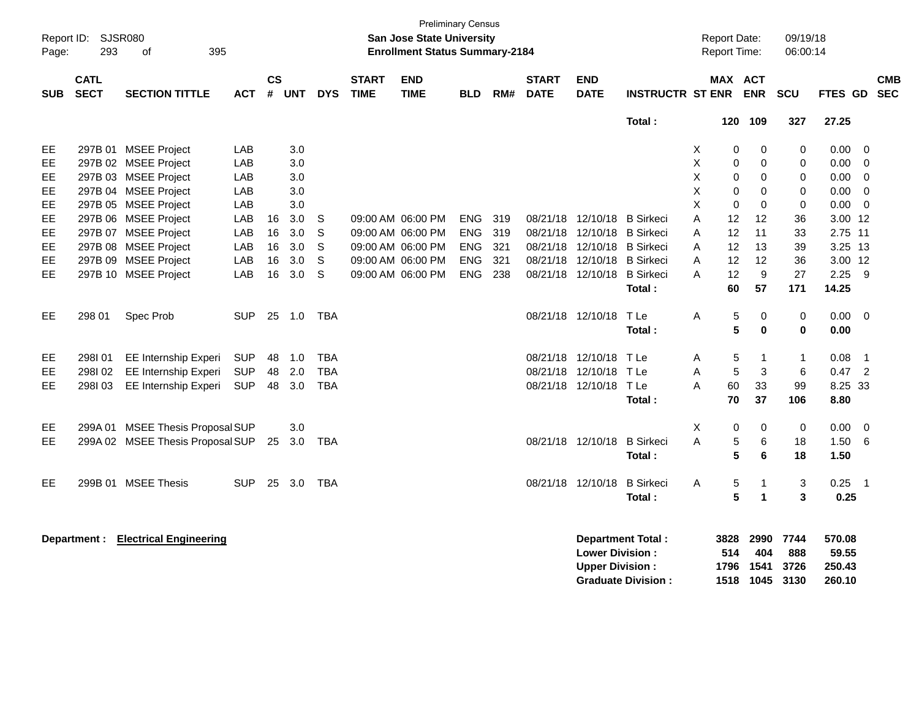| SUB | CATL SECT | SECTION TITTLE | ACT | CS # | UNT | DYS | START TIME | END TIME | BLD | RM# | START DATE | END DATE | INSTRUCTR | ST | MAX ENR | ACT ENR | SCU | FTES | GD | CMB SEC |
|---|---|---|---|---|---|---|---|---|---|---|---|---|---|---|---|---|---|---|---|---|
| | | | | | | | | | | | | | **Total :** | | **120** | **109** | **327** | **27.25** | | |
| EE | 297B 01 | MSEE Project | LAB | | 3.0 | | | | | | | | | X | 0 | 0 | 0 | 0.00 | 0 | |
| EE | 297B 02 | MSEE Project | LAB | | 3.0 | | | | | | | | | X | 0 | 0 | 0 | 0.00 | 0 | |
| EE | 297B 03 | MSEE Project | LAB | | 3.0 | | | | | | | | | X | 0 | 0 | 0 | 0.00 | 0 | |
| EE | 297B 04 | MSEE Project | LAB | | 3.0 | | | | | | | | | X | 0 | 0 | 0 | 0.00 | 0 | |
| EE | 297B 05 | MSEE Project | LAB | | 3.0 | | | | | | | | | X | 0 | 0 | 0 | 0.00 | 0 | |
| EE | 297B 06 | MSEE Project | LAB | 16 | 3.0 | S | 09:00 AM | 06:00 PM | ENG | 319 | 08/21/18 | 12/10/18 | B Sirkeci | A | 12 | 12 | 36 | 3.00 | 12 | |
| EE | 297B 07 | MSEE Project | LAB | 16 | 3.0 | S | 09:00 AM | 06:00 PM | ENG | 319 | 08/21/18 | 12/10/18 | B Sirkeci | A | 12 | 11 | 33 | 2.75 | 11 | |
| EE | 297B 08 | MSEE Project | LAB | 16 | 3.0 | S | 09:00 AM | 06:00 PM | ENG | 321 | 08/21/18 | 12/10/18 | B Sirkeci | A | 12 | 13 | 39 | 3.25 | 13 | |
| EE | 297B 09 | MSEE Project | LAB | 16 | 3.0 | S | 09:00 AM | 06:00 PM | ENG | 321 | 08/21/18 | 12/10/18 | B Sirkeci | A | 12 | 12 | 36 | 3.00 | 12 | |
| EE | 297B 10 | MSEE Project | LAB | 16 | 3.0 | S | 09:00 AM | 06:00 PM | ENG | 238 | 08/21/18 | 12/10/18 | B Sirkeci | A | 12 | 9 | 27 | 2.25 | 9 | |
| | | | | | | | | | | | | | **Total :** | | **60** | **57** | **171** | **14.25** | | |
| EE | 298 01 | Spec Prob | SUP | 25 | 1.0 | TBA | | | | | 08/21/18 | 12/10/18 | T Le | A | 5 | 0 | 0 | 0.00 | 0 | |
| | | | | | | | | | | | | | **Total :** | | **5** | **0** | **0** | **0.00** | | |
| EE | 298I 01 | EE Internship Experi | SUP | 48 | 1.0 | TBA | | | | | 08/21/18 | 12/10/18 | T Le | A | 5 | 1 | 1 | 0.08 | 1 | |
| EE | 298I 02 | EE Internship Experi | SUP | 48 | 2.0 | TBA | | | | | 08/21/18 | 12/10/18 | T Le | A | 5 | 3 | 6 | 0.47 | 2 | |
| EE | 298I 03 | EE Internship Experi | SUP | 48 | 3.0 | TBA | | | | | 08/21/18 | 12/10/18 | T Le | A | 60 | 33 | 99 | 8.25 | 33 | |
| | | | | | | | | | | | | | **Total :** | | **70** | **37** | **106** | **8.80** | | |
| EE | 299A 01 | MSEE Thesis Proposal | SUP | | 3.0 | | | | | | | | | X | 0 | 0 | 0 | 0.00 | 0 | |
| EE | 299A 02 | MSEE Thesis Proposal | SUP | 25 | 3.0 | TBA | | | | | 08/21/18 | 12/10/18 | B Sirkeci | A | 5 | 6 | 18 | 1.50 | 6 | |
| | | | | | | | | | | | | | **Total :** | | **5** | **6** | **18** | **1.50** | | |
| EE | 299B 01 | MSEE Thesis | SUP | 25 | 3.0 | TBA | | | | | 08/21/18 | 12/10/18 | B Sirkeci | A | 5 | 1 | 3 | 0.25 | 1 | |
| | | | | | | | | | | | | | **Total :** | | **5** | **1** | **3** | **0.25** | | |

**Department : Electrical Engineering**

| | MAX ENR | ACT ENR | SCU | FTES |
|---|---|---|---|---|
| **Department Total :** | **3828** | **2990** | **7744** | **570.08** |
| **Lower Division :** | **514** | **404** | **888** | **59.55** |
| **Upper Division :** | **1796** | **1541** | **3726** | **250.43** |
| **Graduate Division :** | **1518** | **1045** | **3130** | **260.10** |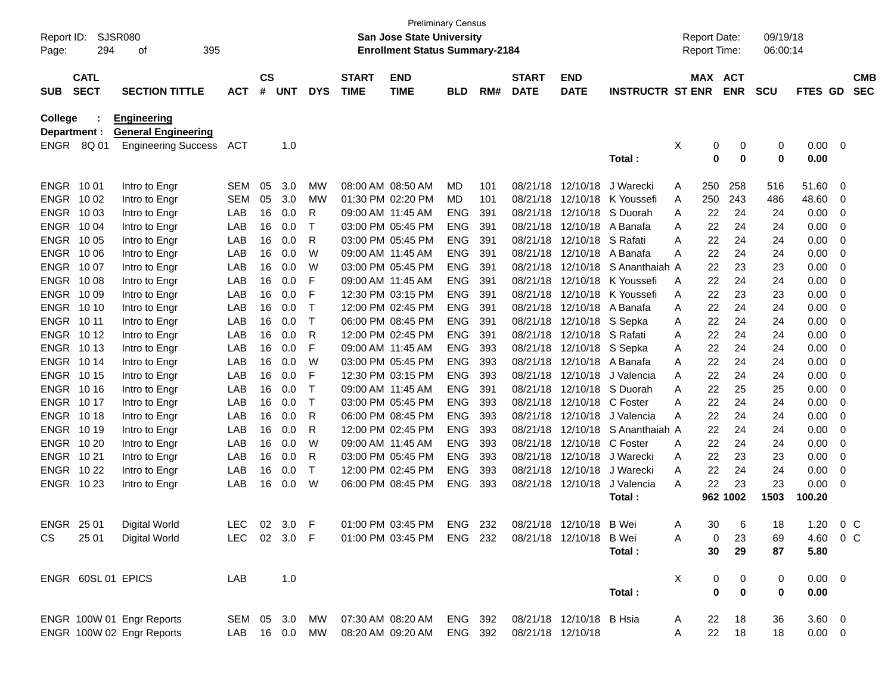Preliminary Census

**San Jose State University**

**Enrollment Status Summary-2184**

Report ID: SJSR080

Report Date: 09/19/18

Report Time: 06:00:14

**College : Engineering**

**Department : General Engineering**

| SUB | CATL SECT | SECTION TITTLE | ACT | CS # | UNT | DYS | START TIME | END TIME | BLD | RM# | START DATE | END DATE | INSTRUCTR | ST | MAX ENR | ACT ENR | SCU | FTES | GD | CMB SEC |
|---|---|---|---|---|---|---|---|---|---|---|---|---|---|---|---|---|---|---|---|---|
| ENGR | 8Q 01 | Engineering Success | ACT | | 1.0 | | | | | | | | | X | 0 | 0 | 0 | 0.00 | 0 | |
| | | | | | | | | | | | | | **Total :** | | **0** | **0** | **0** | **0.00** | | |
| ENGR | 10 01 | Intro to Engr | SEM | 05 | 3.0 | MW | 08:00 AM | 08:50 AM | MD | 101 | 08/21/18 | 12/10/18 | J Warecki | A | 250 | 258 | 516 | 51.60 | 0 | |
| ENGR | 10 02 | Intro to Engr | SEM | 05 | 3.0 | MW | 01:30 PM | 02:20 PM | MD | 101 | 08/21/18 | 12/10/18 | K Youssefi | A | 250 | 243 | 486 | 48.60 | 0 | |
| ENGR | 10 03 | Intro to Engr | LAB | 16 | 0.0 | R | 09:00 AM | 11:45 AM | ENG | 391 | 08/21/18 | 12/10/18 | S Duorah | A | 22 | 24 | 24 | 0.00 | 0 | |
| ENGR | 10 04 | Intro to Engr | LAB | 16 | 0.0 | T | 03:00 PM | 05:45 PM | ENG | 391 | 08/21/18 | 12/10/18 | A Banafa | A | 22 | 24 | 24 | 0.00 | 0 | |
| ENGR | 10 05 | Intro to Engr | LAB | 16 | 0.0 | R | 03:00 PM | 05:45 PM | ENG | 391 | 08/21/18 | 12/10/18 | S Rafati | A | 22 | 24 | 24 | 0.00 | 0 | |
| ENGR | 10 06 | Intro to Engr | LAB | 16 | 0.0 | W | 09:00 AM | 11:45 AM | ENG | 391 | 08/21/18 | 12/10/18 | A Banafa | A | 22 | 24 | 24 | 0.00 | 0 | |
| ENGR | 10 07 | Intro to Engr | LAB | 16 | 0.0 | W | 03:00 PM | 05:45 PM | ENG | 391 | 08/21/18 | 12/10/18 | S Ananthaiah | A | 22 | 23 | 23 | 0.00 | 0 | |
| ENGR | 10 08 | Intro to Engr | LAB | 16 | 0.0 | F | 09:00 AM | 11:45 AM | ENG | 391 | 08/21/18 | 12/10/18 | K Youssefi | A | 22 | 24 | 24 | 0.00 | 0 | |
| ENGR | 10 09 | Intro to Engr | LAB | 16 | 0.0 | F | 12:30 PM | 03:15 PM | ENG | 391 | 08/21/18 | 12/10/18 | K Youssefi | A | 22 | 23 | 23 | 0.00 | 0 | |
| ENGR | 10 10 | Intro to Engr | LAB | 16 | 0.0 | T | 12:00 PM | 02:45 PM | ENG | 391 | 08/21/18 | 12/10/18 | A Banafa | A | 22 | 24 | 24 | 0.00 | 0 | |
| ENGR | 10 11 | Intro to Engr | LAB | 16 | 0.0 | T | 06:00 PM | 08:45 PM | ENG | 391 | 08/21/18 | 12/10/18 | S Sepka | A | 22 | 24 | 24 | 0.00 | 0 | |
| ENGR | 10 12 | Intro to Engr | LAB | 16 | 0.0 | R | 12:00 PM | 02:45 PM | ENG | 391 | 08/21/18 | 12/10/18 | S Rafati | A | 22 | 24 | 24 | 0.00 | 0 | |
| ENGR | 10 13 | Intro to Engr | LAB | 16 | 0.0 | F | 09:00 AM | 11:45 AM | ENG | 393 | 08/21/18 | 12/10/18 | S Sepka | A | 22 | 24 | 24 | 0.00 | 0 | |
| ENGR | 10 14 | Intro to Engr | LAB | 16 | 0.0 | W | 03:00 PM | 05:45 PM | ENG | 393 | 08/21/18 | 12/10/18 | A Banafa | A | 22 | 24 | 24 | 0.00 | 0 | |
| ENGR | 10 15 | Intro to Engr | LAB | 16 | 0.0 | F | 12:30 PM | 03:15 PM | ENG | 393 | 08/21/18 | 12/10/18 | J Valencia | A | 22 | 24 | 24 | 0.00 | 0 | |
| ENGR | 10 16 | Intro to Engr | LAB | 16 | 0.0 | T | 09:00 AM | 11:45 AM | ENG | 391 | 08/21/18 | 12/10/18 | S Duorah | A | 22 | 25 | 25 | 0.00 | 0 | |
| ENGR | 10 17 | Intro to Engr | LAB | 16 | 0.0 | T | 03:00 PM | 05:45 PM | ENG | 393 | 08/21/18 | 12/10/18 | C Foster | A | 22 | 24 | 24 | 0.00 | 0 | |
| ENGR | 10 18 | Intro to Engr | LAB | 16 | 0.0 | R | 06:00 PM | 08:45 PM | ENG | 393 | 08/21/18 | 12/10/18 | J Valencia | A | 22 | 24 | 24 | 0.00 | 0 | |
| ENGR | 10 19 | Intro to Engr | LAB | 16 | 0.0 | R | 12:00 PM | 02:45 PM | ENG | 393 | 08/21/18 | 12/10/18 | S Ananthaiah | A | 22 | 24 | 24 | 0.00 | 0 | |
| ENGR | 10 20 | Intro to Engr | LAB | 16 | 0.0 | W | 09:00 AM | 11:45 AM | ENG | 393 | 08/21/18 | 12/10/18 | C Foster | A | 22 | 24 | 24 | 0.00 | 0 | |
| ENGR | 10 21 | Intro to Engr | LAB | 16 | 0.0 | R | 03:00 PM | 05:45 PM | ENG | 393 | 08/21/18 | 12/10/18 | J Warecki | A | 22 | 23 | 23 | 0.00 | 0 | |
| ENGR | 10 22 | Intro to Engr | LAB | 16 | 0.0 | T | 12:00 PM | 02:45 PM | ENG | 393 | 08/21/18 | 12/10/18 | J Warecki | A | 22 | 24 | 24 | 0.00 | 0 | |
| ENGR | 10 23 | Intro to Engr | LAB | 16 | 0.0 | W | 06:00 PM | 08:45 PM | ENG | 393 | 08/21/18 | 12/10/18 | J Valencia | A | 22 | 23 | 23 | 0.00 | 0 | |
| | | | | | | | | | | | | | **Total :** | | **962** | **1002** | **1503** | **100.20** | | |
| ENGR | 25 01 | Digital World | LEC | 02 | 3.0 | F | 01:00 PM | 03:45 PM | ENG | 232 | 08/21/18 | 12/10/18 | B Wei | A | 30 | 6 | 18 | 1.20 | 0 | C |
| CS | 25 01 | Digital World | LEC | 02 | 3.0 | F | 01:00 PM | 03:45 PM | ENG | 232 | 08/21/18 | 12/10/18 | B Wei | A | 0 | 23 | 69 | 4.60 | 0 | C |
| | | | | | | | | | | | | | **Total :** | | **30** | **29** | **87** | **5.80** | | |
| ENGR | 60SL 01 | EPICS | LAB | | 1.0 | | | | | | | | | X | 0 | 0 | 0 | 0.00 | 0 | |
| | | | | | | | | | | | | | **Total :** | | **0** | **0** | **0** | **0.00** | | |
| ENGR | 100W 01 | Engr Reports | SEM | 05 | 3.0 | MW | 07:30 AM | 08:20 AM | ENG | 392 | 08/21/18 | 12/10/18 | B Hsia | A | 22 | 18 | 36 | 3.60 | 0 | |
| ENGR | 100W 02 | Engr Reports | LAB | 16 | 0.0 | MW | 08:20 AM | 09:20 AM | ENG | 392 | 08/21/18 | 12/10/18 | | A | 22 | 18 | 18 | 0.00 | 0 | |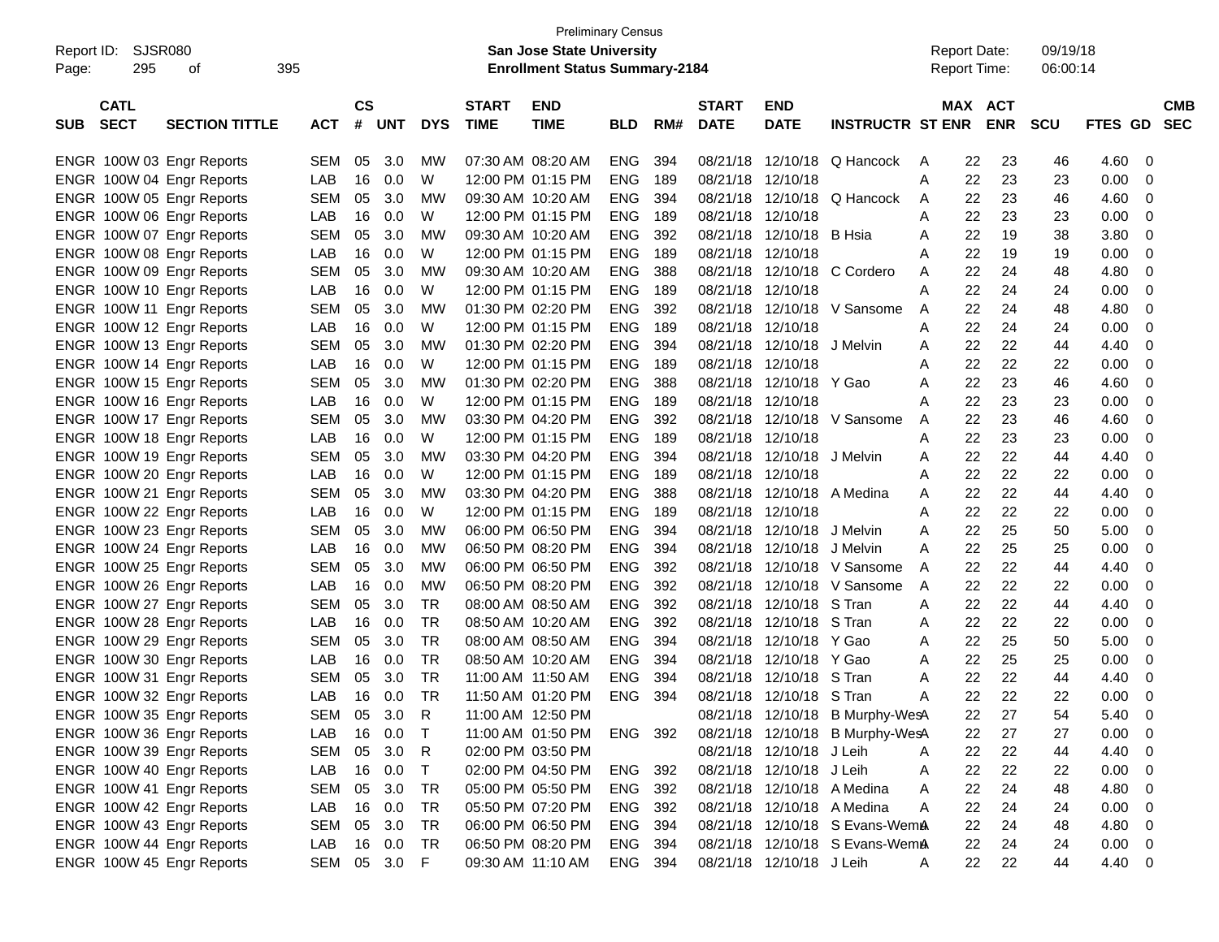Preliminary Census

Report ID: SJSR080 **San Jose State University** Report Date: 09/19/18

**Enrollment Status Summary-2184** Report Time: 06:00:14

| SUB | CATL SECT | SECTION TITTLE | ACT | CS # | UNT | DYS | START TIME | END TIME | BLD | RM# | START DATE | END DATE | INSTRUCTR | ST | MAX ENR | ACT ENR | SCU | FTES | GD | CMB SEC |
|---|---|---|---|---|---|---|---|---|---|---|---|---|---|---|---|---|---|---|---|---|
| ENGR | 100W 03 | Engr Reports | SEM | 05 | 3.0 | MW | 07:30 AM | 08:20 AM | ENG | 394 | 08/21/18 | 12/10/18 | Q Hancock | A | 22 | 23 | 46 | 4.60 | 0 | |
| ENGR | 100W 04 | Engr Reports | LAB | 16 | 0.0 | W | 12:00 PM | 01:15 PM | ENG | 189 | 08/21/18 | 12/10/18 | | A | 22 | 23 | 23 | 0.00 | 0 | |
| ENGR | 100W 05 | Engr Reports | SEM | 05 | 3.0 | MW | 09:30 AM | 10:20 AM | ENG | 394 | 08/21/18 | 12/10/18 | Q Hancock | A | 22 | 23 | 46 | 4.60 | 0 | |
| ENGR | 100W 06 | Engr Reports | LAB | 16 | 0.0 | W | 12:00 PM | 01:15 PM | ENG | 189 | 08/21/18 | 12/10/18 | | A | 22 | 23 | 23 | 0.00 | 0 | |
| ENGR | 100W 07 | Engr Reports | SEM | 05 | 3.0 | MW | 09:30 AM | 10:20 AM | ENG | 392 | 08/21/18 | 12/10/18 | B Hsia | A | 22 | 19 | 38 | 3.80 | 0 | |
| ENGR | 100W 08 | Engr Reports | LAB | 16 | 0.0 | W | 12:00 PM | 01:15 PM | ENG | 189 | 08/21/18 | 12/10/18 | | A | 22 | 19 | 19 | 0.00 | 0 | |
| ENGR | 100W 09 | Engr Reports | SEM | 05 | 3.0 | MW | 09:30 AM | 10:20 AM | ENG | 388 | 08/21/18 | 12/10/18 | C Cordero | A | 22 | 24 | 48 | 4.80 | 0 | |
| ENGR | 100W 10 | Engr Reports | LAB | 16 | 0.0 | W | 12:00 PM | 01:15 PM | ENG | 189 | 08/21/18 | 12/10/18 | | A | 22 | 24 | 24 | 0.00 | 0 | |
| ENGR | 100W 11 | Engr Reports | SEM | 05 | 3.0 | MW | 01:30 PM | 02:20 PM | ENG | 392 | 08/21/18 | 12/10/18 | V Sansome | A | 22 | 24 | 48 | 4.80 | 0 | |
| ENGR | 100W 12 | Engr Reports | LAB | 16 | 0.0 | W | 12:00 PM | 01:15 PM | ENG | 189 | 08/21/18 | 12/10/18 | | A | 22 | 24 | 24 | 0.00 | 0 | |
| ENGR | 100W 13 | Engr Reports | SEM | 05 | 3.0 | MW | 01:30 PM | 02:20 PM | ENG | 394 | 08/21/18 | 12/10/18 | J Melvin | A | 22 | 22 | 44 | 4.40 | 0 | |
| ENGR | 100W 14 | Engr Reports | LAB | 16 | 0.0 | W | 12:00 PM | 01:15 PM | ENG | 189 | 08/21/18 | 12/10/18 | | A | 22 | 22 | 22 | 0.00 | 0 | |
| ENGR | 100W 15 | Engr Reports | SEM | 05 | 3.0 | MW | 01:30 PM | 02:20 PM | ENG | 388 | 08/21/18 | 12/10/18 | Y Gao | A | 22 | 23 | 46 | 4.60 | 0 | |
| ENGR | 100W 16 | Engr Reports | LAB | 16 | 0.0 | W | 12:00 PM | 01:15 PM | ENG | 189 | 08/21/18 | 12/10/18 | | A | 22 | 23 | 23 | 0.00 | 0 | |
| ENGR | 100W 17 | Engr Reports | SEM | 05 | 3.0 | MW | 03:30 PM | 04:20 PM | ENG | 392 | 08/21/18 | 12/10/18 | V Sansome | A | 22 | 23 | 46 | 4.60 | 0 | |
| ENGR | 100W 18 | Engr Reports | LAB | 16 | 0.0 | W | 12:00 PM | 01:15 PM | ENG | 189 | 08/21/18 | 12/10/18 | | A | 22 | 23 | 23 | 0.00 | 0 | |
| ENGR | 100W 19 | Engr Reports | SEM | 05 | 3.0 | MW | 03:30 PM | 04:20 PM | ENG | 394 | 08/21/18 | 12/10/18 | J Melvin | A | 22 | 22 | 44 | 4.40 | 0 | |
| ENGR | 100W 20 | Engr Reports | LAB | 16 | 0.0 | W | 12:00 PM | 01:15 PM | ENG | 189 | 08/21/18 | 12/10/18 | | A | 22 | 22 | 22 | 0.00 | 0 | |
| ENGR | 100W 21 | Engr Reports | SEM | 05 | 3.0 | MW | 03:30 PM | 04:20 PM | ENG | 388 | 08/21/18 | 12/10/18 | A Medina | A | 22 | 22 | 44 | 4.40 | 0 | |
| ENGR | 100W 22 | Engr Reports | LAB | 16 | 0.0 | W | 12:00 PM | 01:15 PM | ENG | 189 | 08/21/18 | 12/10/18 | | A | 22 | 22 | 22 | 0.00 | 0 | |
| ENGR | 100W 23 | Engr Reports | SEM | 05 | 3.0 | MW | 06:00 PM | 06:50 PM | ENG | 394 | 08/21/18 | 12/10/18 | J Melvin | A | 22 | 25 | 50 | 5.00 | 0 | |
| ENGR | 100W 24 | Engr Reports | LAB | 16 | 0.0 | MW | 06:50 PM | 08:20 PM | ENG | 394 | 08/21/18 | 12/10/18 | J Melvin | A | 22 | 25 | 25 | 0.00 | 0 | |
| ENGR | 100W 25 | Engr Reports | SEM | 05 | 3.0 | MW | 06:00 PM | 06:50 PM | ENG | 392 | 08/21/18 | 12/10/18 | V Sansome | A | 22 | 22 | 44 | 4.40 | 0 | |
| ENGR | 100W 26 | Engr Reports | LAB | 16 | 0.0 | MW | 06:50 PM | 08:20 PM | ENG | 392 | 08/21/18 | 12/10/18 | V Sansome | A | 22 | 22 | 22 | 0.00 | 0 | |
| ENGR | 100W 27 | Engr Reports | SEM | 05 | 3.0 | TR | 08:00 AM | 08:50 AM | ENG | 392 | 08/21/18 | 12/10/18 | S Tran | A | 22 | 22 | 44 | 4.40 | 0 | |
| ENGR | 100W 28 | Engr Reports | LAB | 16 | 0.0 | TR | 08:50 AM | 10:20 AM | ENG | 392 | 08/21/18 | 12/10/18 | S Tran | A | 22 | 22 | 22 | 0.00 | 0 | |
| ENGR | 100W 29 | Engr Reports | SEM | 05 | 3.0 | TR | 08:00 AM | 08:50 AM | ENG | 394 | 08/21/18 | 12/10/18 | Y Gao | A | 22 | 25 | 50 | 5.00 | 0 | |
| ENGR | 100W 30 | Engr Reports | LAB | 16 | 0.0 | TR | 08:50 AM | 10:20 AM | ENG | 394 | 08/21/18 | 12/10/18 | Y Gao | A | 22 | 25 | 25 | 0.00 | 0 | |
| ENGR | 100W 31 | Engr Reports | SEM | 05 | 3.0 | TR | 11:00 AM | 11:50 AM | ENG | 394 | 08/21/18 | 12/10/18 | S Tran | A | 22 | 22 | 44 | 4.40 | 0 | |
| ENGR | 100W 32 | Engr Reports | LAB | 16 | 0.0 | TR | 11:50 AM | 01:20 PM | ENG | 394 | 08/21/18 | 12/10/18 | S Tran | A | 22 | 22 | 22 | 0.00 | 0 | |
| ENGR | 100W 35 | Engr Reports | SEM | 05 | 3.0 | R | 11:00 AM | 12:50 PM | | | 08/21/18 | 12/10/18 | B Murphy-Wes | A | 22 | 27 | 54 | 5.40 | 0 | |
| ENGR | 100W 36 | Engr Reports | LAB | 16 | 0.0 | T | 11:00 AM | 01:50 PM | ENG | 392 | 08/21/18 | 12/10/18 | B Murphy-Wes | A | 22 | 27 | 27 | 0.00 | 0 | |
| ENGR | 100W 39 | Engr Reports | SEM | 05 | 3.0 | R | 02:00 PM | 03:50 PM | | | 08/21/18 | 12/10/18 | J Leih | A | 22 | 22 | 44 | 4.40 | 0 | |
| ENGR | 100W 40 | Engr Reports | LAB | 16 | 0.0 | T | 02:00 PM | 04:50 PM | ENG | 392 | 08/21/18 | 12/10/18 | J Leih | A | 22 | 22 | 22 | 0.00 | 0 | |
| ENGR | 100W 41 | Engr Reports | SEM | 05 | 3.0 | TR | 05:00 PM | 05:50 PM | ENG | 392 | 08/21/18 | 12/10/18 | A Medina | A | 22 | 24 | 48 | 4.80 | 0 | |
| ENGR | 100W 42 | Engr Reports | LAB | 16 | 0.0 | TR | 05:50 PM | 07:20 PM | ENG | 392 | 08/21/18 | 12/10/18 | A Medina | A | 22 | 24 | 24 | 0.00 | 0 | |
| ENGR | 100W 43 | Engr Reports | SEM | 05 | 3.0 | TR | 06:00 PM | 06:50 PM | ENG | 394 | 08/21/18 | 12/10/18 | S Evans-Wema | A | 22 | 24 | 48 | 4.80 | 0 | |
| ENGR | 100W 44 | Engr Reports | LAB | 16 | 0.0 | TR | 06:50 PM | 08:20 PM | ENG | 394 | 08/21/18 | 12/10/18 | S Evans-Wema | A | 22 | 24 | 24 | 0.00 | 0 | |
| ENGR | 100W 45 | Engr Reports | SEM | 05 | 3.0 | F | 09:30 AM | 11:10 AM | ENG | 394 | 08/21/18 | 12/10/18 | J Leih | A | 22 | 22 | 44 | 4.40 | 0 | |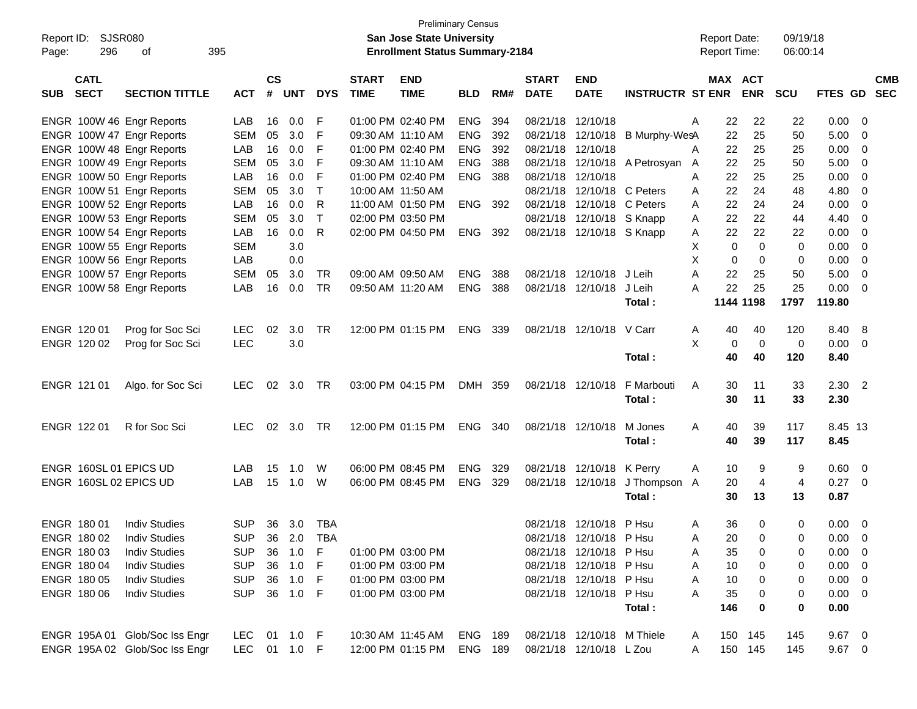Preliminary Census

Report ID: SJSR080 **San Jose State University** Report Date: 09/19/18

**Enrollment Status Summary-2184** Report Time: 06:00:14

| SUB | CATL SECT | SECTION TITTLE | ACT | CS # | UNT | DYS | START TIME | END TIME | BLD | RM# | START DATE | END DATE | INSTRUCTR | ST | MAX ENR | ACT ENR | SCU | FTES | GD | CMB SEC |
|---|---|---|---|---|---|---|---|---|---|---|---|---|---|---|---|---|---|---|---|---|
| ENGR | 100W 46 | Engr Reports | LAB | 16 | 0.0 | F | 01:00 PM | 02:40 PM | ENG | 394 | 08/21/18 | 12/10/18 | | A | 22 | 22 | 22 | 0.00 | 0 | |
| ENGR | 100W 47 | Engr Reports | SEM | 05 | 3.0 | F | 09:30 AM | 11:10 AM | ENG | 392 | 08/21/18 | 12/10/18 | B Murphy-Wes | A | 22 | 25 | 50 | 5.00 | 0 | |
| ENGR | 100W 48 | Engr Reports | LAB | 16 | 0.0 | F | 01:00 PM | 02:40 PM | ENG | 392 | 08/21/18 | 12/10/18 | | A | 22 | 25 | 25 | 0.00 | 0 | |
| ENGR | 100W 49 | Engr Reports | SEM | 05 | 3.0 | F | 09:30 AM | 11:10 AM | ENG | 388 | 08/21/18 | 12/10/18 | A Petrosyan | A | 22 | 25 | 50 | 5.00 | 0 | |
| ENGR | 100W 50 | Engr Reports | LAB | 16 | 0.0 | F | 01:00 PM | 02:40 PM | ENG | 388 | 08/21/18 | 12/10/18 | | A | 22 | 25 | 25 | 0.00 | 0 | |
| ENGR | 100W 51 | Engr Reports | SEM | 05 | 3.0 | T | 10:00 AM | 11:50 AM | | | 08/21/18 | 12/10/18 | C Peters | A | 22 | 24 | 48 | 4.80 | 0 | |
| ENGR | 100W 52 | Engr Reports | LAB | 16 | 0.0 | R | 11:00 AM | 01:50 PM | ENG | 392 | 08/21/18 | 12/10/18 | C Peters | A | 22 | 24 | 24 | 0.00 | 0 | |
| ENGR | 100W 53 | Engr Reports | SEM | 05 | 3.0 | T | 02:00 PM | 03:50 PM | | | 08/21/18 | 12/10/18 | S Knapp | A | 22 | 22 | 44 | 4.40 | 0 | |
| ENGR | 100W 54 | Engr Reports | LAB | 16 | 0.0 | R | 02:00 PM | 04:50 PM | ENG | 392 | 08/21/18 | 12/10/18 | S Knapp | A | 22 | 22 | 22 | 0.00 | 0 | |
| ENGR | 100W 55 | Engr Reports | SEM | | 3.0 | | | | | | | | | X | 0 | 0 | 0 | 0.00 | 0 | |
| ENGR | 100W 56 | Engr Reports | LAB | | 0.0 | | | | | | | | | X | 0 | 0 | 0 | 0.00 | 0 | |
| ENGR | 100W 57 | Engr Reports | SEM | 05 | 3.0 | TR | 09:00 AM | 09:50 AM | ENG | 388 | 08/21/18 | 12/10/18 | J Leih | A | 22 | 25 | 50 | 5.00 | 0 | |
| ENGR | 100W 58 | Engr Reports | LAB | 16 | 0.0 | TR | 09:50 AM | 11:20 AM | ENG | 388 | 08/21/18 | 12/10/18 | J Leih | A | 22 | 25 | 25 | 0.00 | 0 | |
| | | | | | | | | | | | | | **Total :** | | **1144** | **1198** | **1797** | **119.80** | | |
| ENGR | 120 01 | Prog for Soc Sci | LEC | 02 | 3.0 | TR | 12:00 PM | 01:15 PM | ENG | 339 | 08/21/18 | 12/10/18 | V Carr | A | 40 | 40 | 120 | 8.40 | 8 | |
| ENGR | 120 02 | Prog for Soc Sci | LEC | | 3.0 | | | | | | | | | X | 0 | 0 | 0 | 0.00 | 0 | |
| | | | | | | | | | | | | | **Total :** | | **40** | **40** | **120** | **8.40** | | |
| ENGR | 121 01 | Algo. for Soc Sci | LEC | 02 | 3.0 | TR | 03:00 PM | 04:15 PM | DMH | 359 | 08/21/18 | 12/10/18 | F Marbouti | A | 30 | 11 | 33 | 2.30 | 2 | |
| | | | | | | | | | | | | | **Total :** | | **30** | **11** | **33** | **2.30** | | |
| ENGR | 122 01 | R for Soc Sci | LEC | 02 | 3.0 | TR | 12:00 PM | 01:15 PM | ENG | 340 | 08/21/18 | 12/10/18 | M Jones | A | 40 | 39 | 117 | 8.45 | 13 | |
| | | | | | | | | | | | | | **Total :** | | **40** | **39** | **117** | **8.45** | | |
| ENGR | 160SL 01 | EPICS UD | LAB | 15 | 1.0 | W | 06:00 PM | 08:45 PM | ENG | 329 | 08/21/18 | 12/10/18 | K Perry | A | 10 | 9 | 9 | 0.60 | 0 | |
| ENGR | 160SL 02 | EPICS UD | LAB | 15 | 1.0 | W | 06:00 PM | 08:45 PM | ENG | 329 | 08/21/18 | 12/10/18 | J Thompson | A | 20 | 4 | 4 | 0.27 | 0 | |
| | | | | | | | | | | | | | **Total :** | | **30** | **13** | **13** | **0.87** | | |
| ENGR | 180 01 | Indiv Studies | SUP | 36 | 3.0 | TBA | | | | | 08/21/18 | 12/10/18 | P Hsu | A | 36 | 0 | 0 | 0.00 | 0 | |
| ENGR | 180 02 | Indiv Studies | SUP | 36 | 2.0 | TBA | | | | | 08/21/18 | 12/10/18 | P Hsu | A | 20 | 0 | 0 | 0.00 | 0 | |
| ENGR | 180 03 | Indiv Studies | SUP | 36 | 1.0 | F | 01:00 PM | 03:00 PM | | | 08/21/18 | 12/10/18 | P Hsu | A | 35 | 0 | 0 | 0.00 | 0 | |
| ENGR | 180 04 | Indiv Studies | SUP | 36 | 1.0 | F | 01:00 PM | 03:00 PM | | | 08/21/18 | 12/10/18 | P Hsu | A | 10 | 0 | 0 | 0.00 | 0 | |
| ENGR | 180 05 | Indiv Studies | SUP | 36 | 1.0 | F | 01:00 PM | 03:00 PM | | | 08/21/18 | 12/10/18 | P Hsu | A | 10 | 0 | 0 | 0.00 | 0 | |
| ENGR | 180 06 | Indiv Studies | SUP | 36 | 1.0 | F | 01:00 PM | 03:00 PM | | | 08/21/18 | 12/10/18 | P Hsu | A | 35 | 0 | 0 | 0.00 | 0 | |
| | | | | | | | | | | | | | **Total :** | | **146** | **0** | **0** | **0.00** | | |
| ENGR | 195A 01 | Glob/Soc Iss Engr | LEC | 01 | 1.0 | F | 10:30 AM | 11:45 AM | ENG | 189 | 08/21/18 | 12/10/18 | M Thiele | A | 150 | 145 | 145 | 9.67 | 0 | |
| ENGR | 195A 02 | Glob/Soc Iss Engr | LEC | 01 | 1.0 | F | 12:00 PM | 01:15 PM | ENG | 189 | 08/21/18 | 12/10/18 | L Zou | A | 150 | 145 | 145 | 9.67 | 0 | |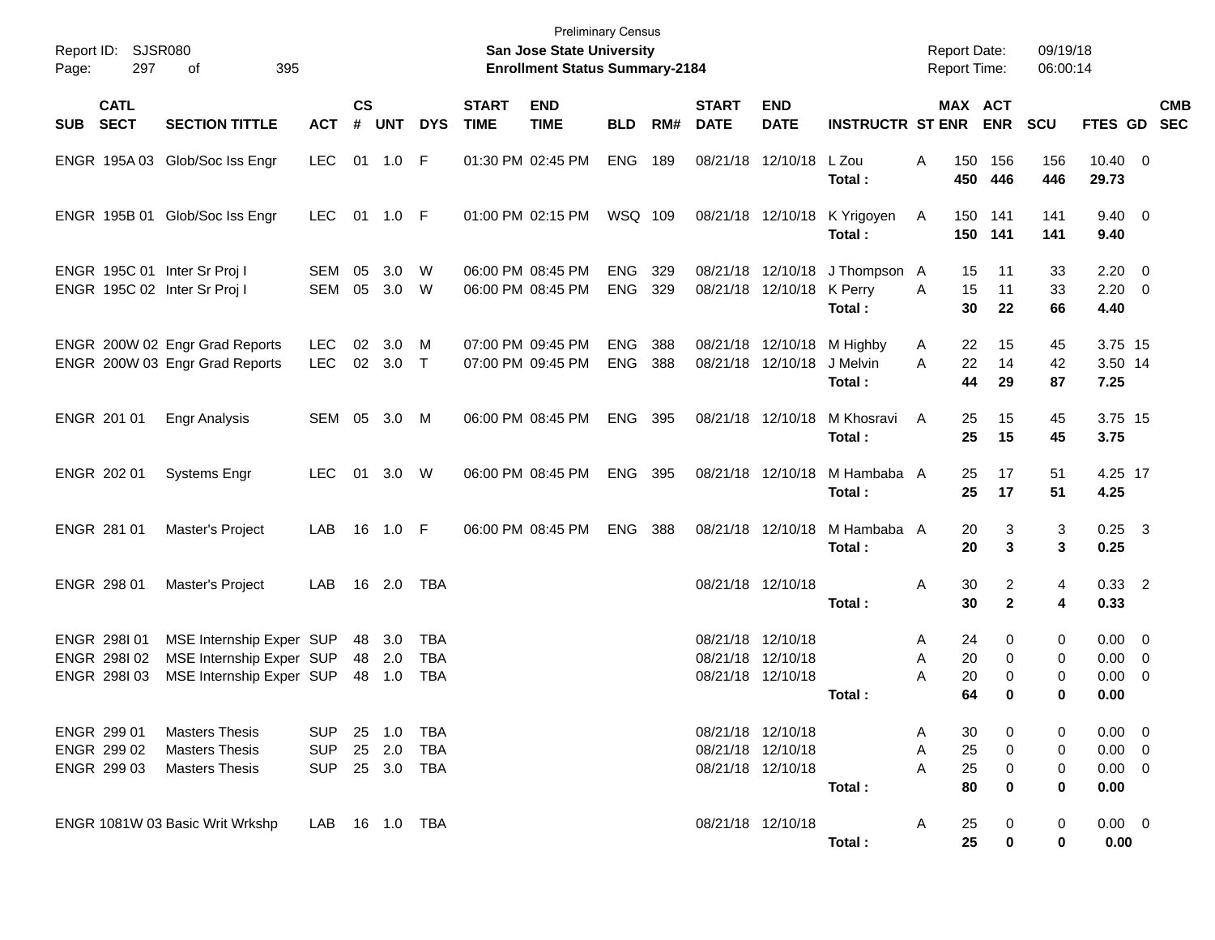Preliminary Census
**San Jose State University**
**Enrollment Status Summary-2184**

| SUB | CATL SECT | SECTION TITTLE | ACT | CS # | UNT | DYS | START TIME | END TIME | BLD | RM# | START DATE | END DATE | INSTRUCTR | ST | MAX ENR | ACT ENR | SCU | FTES | GD | CMB SEC |
|---|---|---|---|---|---|---|---|---|---|---|---|---|---|---|---|---|---|---|---|---|
| ENGR | 195A 03 | Glob/Soc Iss Engr | LEC | 01 | 1.0 | F | 01:30 PM | 02:45 PM | ENG | 189 | 08/21/18 | 12/10/18 | L Zou | A | 150 | 156 | 156 | 10.40 | 0 | |
| | | | | | | | | | | | | | **Total :** | | **450** | **446** | **446** | **29.73** | | |
| ENGR | 195B 01 | Glob/Soc Iss Engr | LEC | 01 | 1.0 | F | 01:00 PM | 02:15 PM | WSQ | 109 | 08/21/18 | 12/10/18 | K Yrigoyen | A | 150 | 141 | 141 | 9.40 | 0 | |
| | | | | | | | | | | | | | **Total :** | | **150** | **141** | **141** | **9.40** | | |
| ENGR | 195C 01 | Inter Sr Proj I | SEM | 05 | 3.0 | W | 06:00 PM | 08:45 PM | ENG | 329 | 08/21/18 | 12/10/18 | J Thompson | A | 15 | 11 | 33 | 2.20 | 0 | |
| ENGR | 195C 02 | Inter Sr Proj I | SEM | 05 | 3.0 | W | 06:00 PM | 08:45 PM | ENG | 329 | 08/21/18 | 12/10/18 | K Perry | A | 15 | 11 | 33 | 2.20 | 0 | |
| | | | | | | | | | | | | | **Total :** | | **30** | **22** | **66** | **4.40** | | |
| ENGR | 200W 02 | Engr Grad Reports | LEC | 02 | 3.0 | M | 07:00 PM | 09:45 PM | ENG | 388 | 08/21/18 | 12/10/18 | M Highby | A | 22 | 15 | 45 | 3.75 | 15 | |
| ENGR | 200W 03 | Engr Grad Reports | LEC | 02 | 3.0 | T | 07:00 PM | 09:45 PM | ENG | 388 | 08/21/18 | 12/10/18 | J Melvin | A | 22 | 14 | 42 | 3.50 | 14 | |
| | | | | | | | | | | | | | **Total :** | | **44** | **29** | **87** | **7.25** | | |
| ENGR | 201 01 | Engr Analysis | SEM | 05 | 3.0 | M | 06:00 PM | 08:45 PM | ENG | 395 | 08/21/18 | 12/10/18 | M Khosravi | A | 25 | 15 | 45 | 3.75 | 15 | |
| | | | | | | | | | | | | | **Total :** | | **25** | **15** | **45** | **3.75** | | |
| ENGR | 202 01 | Systems Engr | LEC | 01 | 3.0 | W | 06:00 PM | 08:45 PM | ENG | 395 | 08/21/18 | 12/10/18 | M Hambaba | A | 25 | 17 | 51 | 4.25 | 17 | |
| | | | | | | | | | | | | | **Total :** | | **25** | **17** | **51** | **4.25** | | |
| ENGR | 281 01 | Master's Project | LAB | 16 | 1.0 | F | 06:00 PM | 08:45 PM | ENG | 388 | 08/21/18 | 12/10/18 | M Hambaba | A | 20 | 3 | 3 | 0.25 | 3 | |
| | | | | | | | | | | | | | **Total :** | | **20** | **3** | **3** | **0.25** | | |
| ENGR | 298 01 | Master's Project | LAB | 16 | 2.0 | TBA | | | | | 08/21/18 | 12/10/18 | | A | 30 | 2 | 4 | 0.33 | 2 | |
| | | | | | | | | | | | | | **Total :** | | **30** | **2** | **4** | **0.33** | | |
| ENGR | 298I 01 | MSE Internship Exper | SUP | 48 | 3.0 | TBA | | | | | 08/21/18 | 12/10/18 | | A | 24 | 0 | 0 | 0.00 | 0 | |
| ENGR | 298I 02 | MSE Internship Exper | SUP | 48 | 2.0 | TBA | | | | | 08/21/18 | 12/10/18 | | A | 20 | 0 | 0 | 0.00 | 0 | |
| ENGR | 298I 03 | MSE Internship Exper | SUP | 48 | 1.0 | TBA | | | | | 08/21/18 | 12/10/18 | | A | 20 | 0 | 0 | 0.00 | 0 | |
| | | | | | | | | | | | | | **Total :** | | **64** | **0** | **0** | **0.00** | | |
| ENGR | 299 01 | Masters Thesis | SUP | 25 | 1.0 | TBA | | | | | 08/21/18 | 12/10/18 | | A | 30 | 0 | 0 | 0.00 | 0 | |
| ENGR | 299 02 | Masters Thesis | SUP | 25 | 2.0 | TBA | | | | | 08/21/18 | 12/10/18 | | A | 25 | 0 | 0 | 0.00 | 0 | |
| ENGR | 299 03 | Masters Thesis | SUP | 25 | 3.0 | TBA | | | | | 08/21/18 | 12/10/18 | | A | 25 | 0 | 0 | 0.00 | 0 | |
| | | | | | | | | | | | | | **Total :** | | **80** | **0** | **0** | **0.00** | | |
| ENGR | 1081W 03 | Basic Writ Wrkshp | LAB | 16 | 1.0 | TBA | | | | | 08/21/18 | 12/10/18 | | A | 25 | 0 | 0 | 0.00 | 0 | |
| | | | | | | | | | | | | | **Total :** | | **25** | **0** | **0** | **0.00** | | |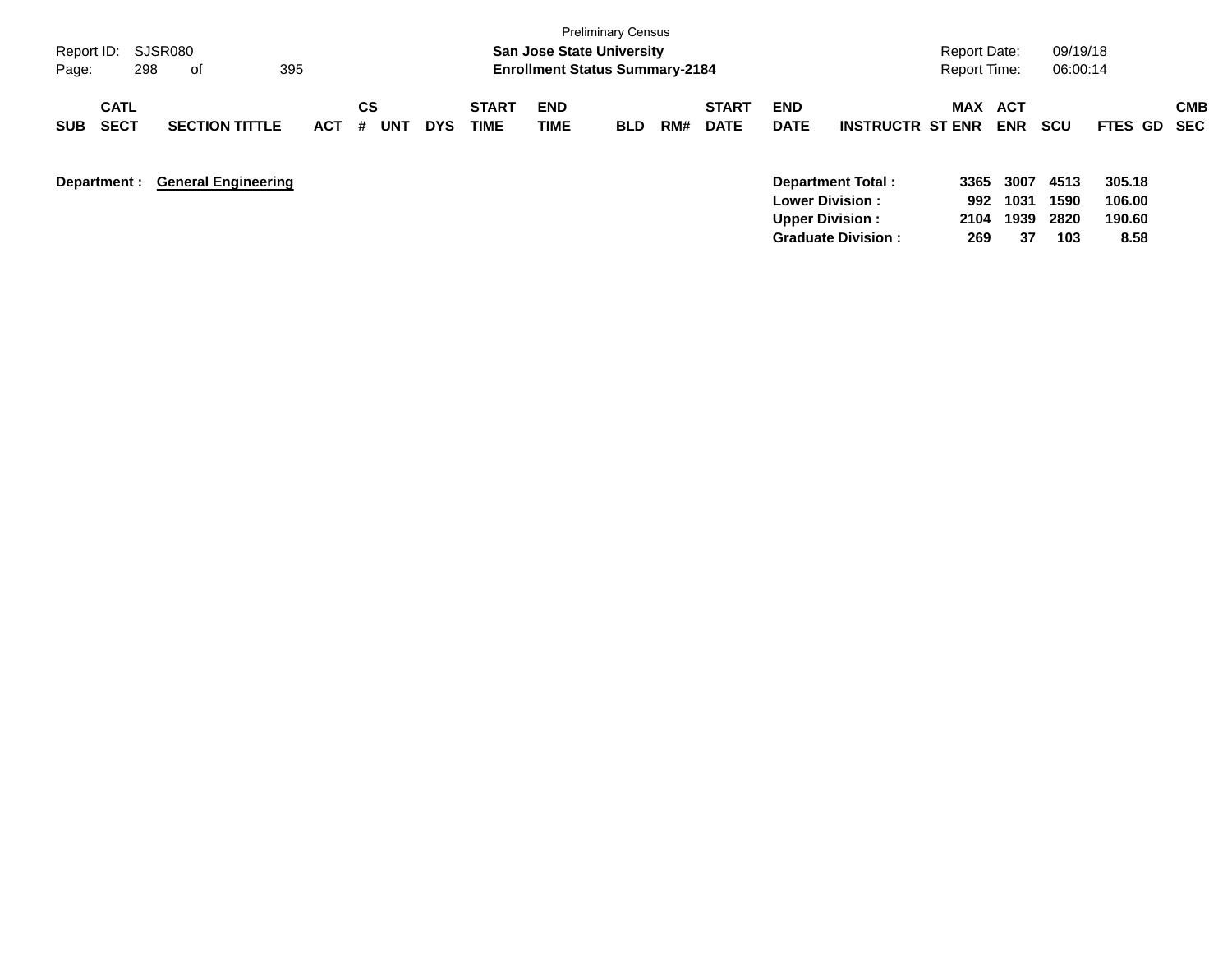Preliminary Census

**San Jose State University**

**Enrollment Status Summary-2184**

Report ID: SJSR080

Report Date: 09/19/18

Report Time: 06:00:14

| SUB | CATL SECT | SECTION TITTLE | ACT | CS # | UNT | DYS | START TIME | END TIME | BLD | RM# | START DATE | END DATE | INSTRUCTR | MAX ST ENR | ACT ENR | SCU | FTES | GD | CMB SEC |
|---|---|---|---|---|---|---|---|---|---|---|---|---|---|---|---|---|---|---|---|

**Department : General Engineering**

| | MAX ST ENR | ACT ENR | SCU | FTES |
|---|---|---|---|---|
| **Department Total :** | **3365** | **3007** | **4513** | **305.18** |
| **Lower Division :** | **992** | **1031** | **1590** | **106.00** |
| **Upper Division :** | **2104** | **1939** | **2820** | **190.60** |
| **Graduate Division :** | **269** | **37** | **103** | **8.58** |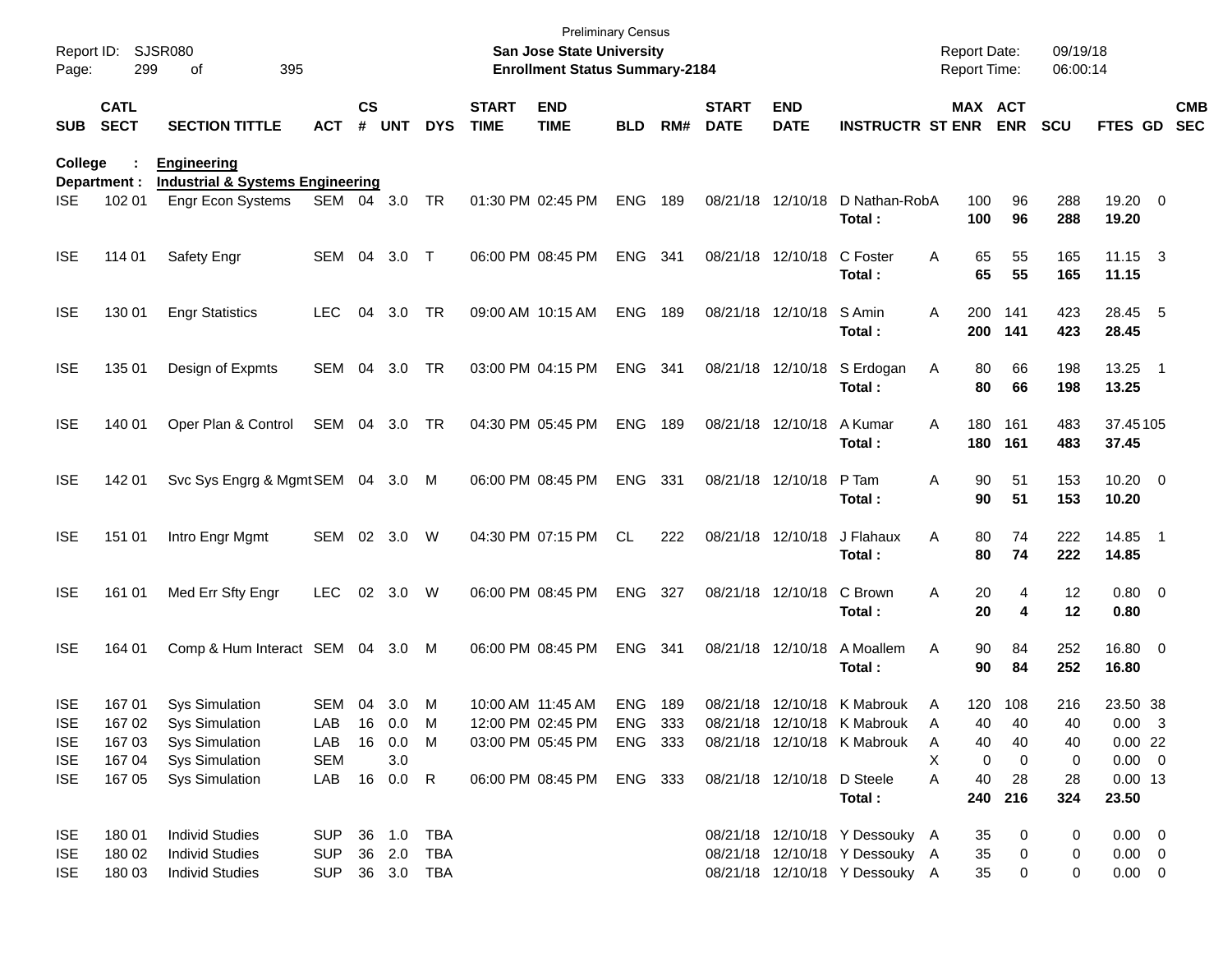Preliminary Census

**San Jose State University**
**Enrollment Status Summary-2184**

Report ID: SJSR080
Report Date: 09/19/18
Report Time: 06:00:14

| SUB | CATL SECT | SECTION TITTLE | ACT | CS # | UNT | DYS | START TIME | END TIME | BLD | RM# | START DATE | END DATE | INSTRUCTR | ST | MAX ENR | ACT ENR | SCU | FTES | GD | CMB SEC |
|---|---|---|---|---|---|---|---|---|---|---|---|---|---|---|---|---|---|---|---|---|
| **College : Engineering** | | | | | | | | | | | | | | | | | | | | |
| **Department : Industrial & Systems Engineering** | | | | | | | | | | | | | | | | | | | | |
| ISE | 102 01 | Engr Econ Systems | SEM | 04 | 3.0 | TR | 01:30 PM | 02:45 PM | ENG | 189 | 08/21/18 | 12/10/18 | D Nathan-Rob | A | 100 | 96 | 288 | 19.20 | 0 | |
| | | | | | | | | | | | | | **Total :** | | **100** | **96** | **288** | **19.20** | | |
| ISE | 114 01 | Safety Engr | SEM | 04 | 3.0 | T | 06:00 PM | 08:45 PM | ENG | 341 | 08/21/18 | 12/10/18 | C Foster | A | 65 | 55 | 165 | 11.15 | 3 | |
| | | | | | | | | | | | | | **Total :** | | **65** | **55** | **165** | **11.15** | | |
| ISE | 130 01 | Engr Statistics | LEC | 04 | 3.0 | TR | 09:00 AM | 10:15 AM | ENG | 189 | 08/21/18 | 12/10/18 | S Amin | A | 200 | 141 | 423 | 28.45 | 5 | |
| | | | | | | | | | | | | | **Total :** | | **200** | **141** | **423** | **28.45** | | |
| ISE | 135 01 | Design of Expmts | SEM | 04 | 3.0 | TR | 03:00 PM | 04:15 PM | ENG | 341 | 08/21/18 | 12/10/18 | S Erdogan | A | 80 | 66 | 198 | 13.25 | 1 | |
| | | | | | | | | | | | | | **Total :** | | **80** | **66** | **198** | **13.25** | | |
| ISE | 140 01 | Oper Plan & Control | SEM | 04 | 3.0 | TR | 04:30 PM | 05:45 PM | ENG | 189 | 08/21/18 | 12/10/18 | A Kumar | A | 180 | 161 | 483 | 37.45 | 105 | |
| | | | | | | | | | | | | | **Total :** | | **180** | **161** | **483** | **37.45** | | |
| ISE | 142 01 | Svc Sys Engrg & Mgmt | SEM | 04 | 3.0 | M | 06:00 PM | 08:45 PM | ENG | 331 | 08/21/18 | 12/10/18 | P Tam | A | 90 | 51 | 153 | 10.20 | 0 | |
| | | | | | | | | | | | | | **Total :** | | **90** | **51** | **153** | **10.20** | | |
| ISE | 151 01 | Intro Engr Mgmt | SEM | 02 | 3.0 | W | 04:30 PM | 07:15 PM | CL | 222 | 08/21/18 | 12/10/18 | J Flahaux | A | 80 | 74 | 222 | 14.85 | 1 | |
| | | | | | | | | | | | | | **Total :** | | **80** | **74** | **222** | **14.85** | | |
| ISE | 161 01 | Med Err Sfty Engr | LEC | 02 | 3.0 | W | 06:00 PM | 08:45 PM | ENG | 327 | 08/21/18 | 12/10/18 | C Brown | A | 20 | 4 | 12 | 0.80 | 0 | |
| | | | | | | | | | | | | | **Total :** | | **20** | **4** | **12** | **0.80** | | |
| ISE | 164 01 | Comp & Hum Interact | SEM | 04 | 3.0 | M | 06:00 PM | 08:45 PM | ENG | 341 | 08/21/18 | 12/10/18 | A Moallem | A | 90 | 84 | 252 | 16.80 | 0 | |
| | | | | | | | | | | | | | **Total :** | | **90** | **84** | **252** | **16.80** | | |
| ISE | 167 01 | Sys Simulation | SEM | 04 | 3.0 | M | 10:00 AM | 11:45 AM | ENG | 189 | 08/21/18 | 12/10/18 | K Mabrouk | A | 120 | 108 | 216 | 23.50 | 38 | |
| ISE | 167 02 | Sys Simulation | LAB | 16 | 0.0 | M | 12:00 PM | 02:45 PM | ENG | 333 | 08/21/18 | 12/10/18 | K Mabrouk | A | 40 | 40 | 40 | 0.00 | 3 | |
| ISE | 167 03 | Sys Simulation | LAB | 16 | 0.0 | M | 03:00 PM | 05:45 PM | ENG | 333 | 08/21/18 | 12/10/18 | K Mabrouk | A | 40 | 40 | 40 | 0.00 | 22 | |
| ISE | 167 04 | Sys Simulation | SEM | | 3.0 | | | | | | | | | X | 0 | 0 | 0 | 0.00 | 0 | |
| ISE | 167 05 | Sys Simulation | LAB | 16 | 0.0 | R | 06:00 PM | 08:45 PM | ENG | 333 | 08/21/18 | 12/10/18 | D Steele | A | 40 | 28 | 28 | 0.00 | 13 | |
| | | | | | | | | | | | | | **Total :** | | **240** | **216** | **324** | **23.50** | | |
| ISE | 180 01 | Individ Studies | SUP | 36 | 1.0 | TBA | | | | | 08/21/18 | 12/10/18 | Y Dessouky | A | 35 | 0 | 0 | 0.00 | 0 | |
| ISE | 180 02 | Individ Studies | SUP | 36 | 2.0 | TBA | | | | | 08/21/18 | 12/10/18 | Y Dessouky | A | 35 | 0 | 0 | 0.00 | 0 | |
| ISE | 180 03 | Individ Studies | SUP | 36 | 3.0 | TBA | | | | | 08/21/18 | 12/10/18 | Y Dessouky | A | 35 | 0 | 0 | 0.00 | 0 | |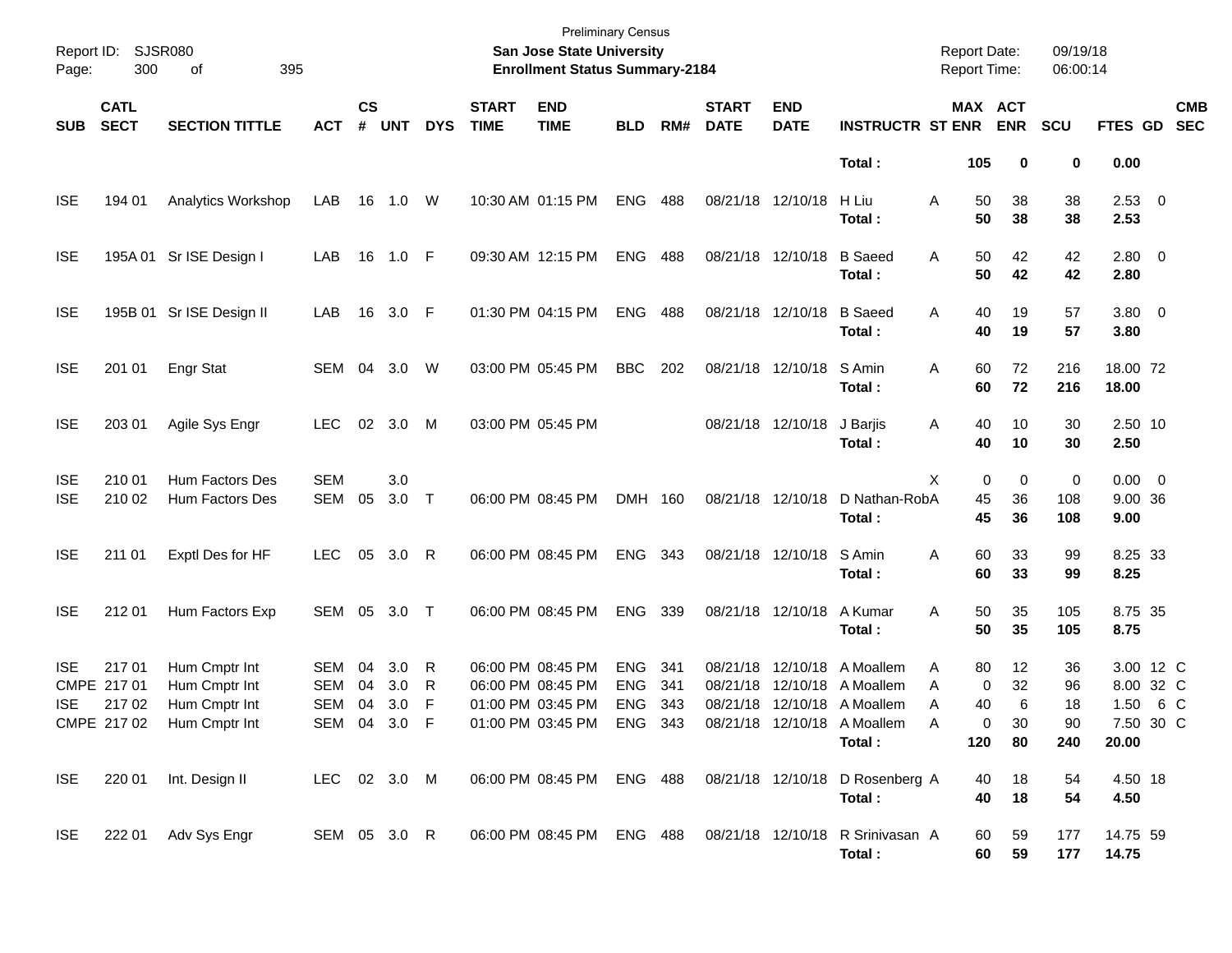Preliminary Census

**San Jose State University**

**Enrollment Status Summary-2184**

Report ID: SJSR080

Report Date: 09/19/18

Report Time: 06:00:14

| SUB | CATL SECT | SECTION TITTLE | ACT | CS # | UNT | DYS | START TIME | END TIME | BLD | RM# | START DATE | END DATE | INSTRUCTR | ST | MAX ENR | ACT ENR | SCU | FTES | GD | CMB SEC |
|---|---|---|---|---|---|---|---|---|---|---|---|---|---|---|---|---|---|---|---|---|
| | | | | | | | | | | | | | **Total :** | | **105** | **0** | **0** | **0.00** | | |
| ISE | 194 01 | Analytics Workshop | LAB | 16 | 1.0 | W | 10:30 AM | 01:15 PM | ENG | 488 | 08/21/18 | 12/10/18 | H Liu | A | 50 | 38 | 38 | 2.53 | 0 | |
| | | | | | | | | | | | | | **Total :** | | **50** | **38** | **38** | **2.53** | | |
| ISE | 195A 01 | Sr ISE Design I | LAB | 16 | 1.0 | F | 09:30 AM | 12:15 PM | ENG | 488 | 08/21/18 | 12/10/18 | B Saeed | A | 50 | 42 | 42 | 2.80 | 0 | |
| | | | | | | | | | | | | | **Total :** | | **50** | **42** | **42** | **2.80** | | |
| ISE | 195B 01 | Sr ISE Design II | LAB | 16 | 3.0 | F | 01:30 PM | 04:15 PM | ENG | 488 | 08/21/18 | 12/10/18 | B Saeed | A | 40 | 19 | 57 | 3.80 | 0 | |
| | | | | | | | | | | | | | **Total :** | | **40** | **19** | **57** | **3.80** | | |
| ISE | 201 01 | Engr Stat | SEM | 04 | 3.0 | W | 03:00 PM | 05:45 PM | BBC | 202 | 08/21/18 | 12/10/18 | S Amin | A | 60 | 72 | 216 | 18.00 | 72 | |
| | | | | | | | | | | | | | **Total :** | | **60** | **72** | **216** | **18.00** | | |
| ISE | 203 01 | Agile Sys Engr | LEC | 02 | 3.0 | M | 03:00 PM | 05:45 PM | | | 08/21/18 | 12/10/18 | J Barjis | A | 40 | 10 | 30 | 2.50 | 10 | |
| | | | | | | | | | | | | | **Total :** | | **40** | **10** | **30** | **2.50** | | |
| ISE | 210 01 | Hum Factors Des | SEM | | 3.0 | | | | | | | | | X | 0 | 0 | 0 | 0.00 | 0 | |
| ISE | 210 02 | Hum Factors Des | SEM | 05 | 3.0 | T | 06:00 PM | 08:45 PM | DMH | 160 | 08/21/18 | 12/10/18 | D Nathan-Rob | A | 45 | 36 | 108 | 9.00 | 36 | |
| | | | | | | | | | | | | | **Total :** | | **45** | **36** | **108** | **9.00** | | |
| ISE | 211 01 | Exptl Des for HF | LEC | 05 | 3.0 | R | 06:00 PM | 08:45 PM | ENG | 343 | 08/21/18 | 12/10/18 | S Amin | A | 60 | 33 | 99 | 8.25 | 33 | |
| | | | | | | | | | | | | | **Total :** | | **60** | **33** | **99** | **8.25** | | |
| ISE | 212 01 | Hum Factors Exp | SEM | 05 | 3.0 | T | 06:00 PM | 08:45 PM | ENG | 339 | 08/21/18 | 12/10/18 | A Kumar | A | 50 | 35 | 105 | 8.75 | 35 | |
| | | | | | | | | | | | | | **Total :** | | **50** | **35** | **105** | **8.75** | | |
| ISE | 217 01 | Hum Cmptr Int | SEM | 04 | 3.0 | R | 06:00 PM | 08:45 PM | ENG | 341 | 08/21/18 | 12/10/18 | A Moallem | A | 80 | 12 | 36 | 3.00 | 12 | C |
| CMPE | 217 01 | Hum Cmptr Int | SEM | 04 | 3.0 | R | 06:00 PM | 08:45 PM | ENG | 341 | 08/21/18 | 12/10/18 | A Moallem | A | 0 | 32 | 96 | 8.00 | 32 | C |
| ISE | 217 02 | Hum Cmptr Int | SEM | 04 | 3.0 | F | 01:00 PM | 03:45 PM | ENG | 343 | 08/21/18 | 12/10/18 | A Moallem | A | 40 | 6 | 18 | 1.50 | 6 | C |
| CMPE | 217 02 | Hum Cmptr Int | SEM | 04 | 3.0 | F | 01:00 PM | 03:45 PM | ENG | 343 | 08/21/18 | 12/10/18 | A Moallem | A | 0 | 30 | 90 | 7.50 | 30 | C |
| | | | | | | | | | | | | | **Total :** | | **120** | **80** | **240** | **20.00** | | |
| ISE | 220 01 | Int. Design II | LEC | 02 | 3.0 | M | 06:00 PM | 08:45 PM | ENG | 488 | 08/21/18 | 12/10/18 | D Rosenberg | A | 40 | 18 | 54 | 4.50 | 18 | |
| | | | | | | | | | | | | | **Total :** | | **40** | **18** | **54** | **4.50** | | |
| ISE | 222 01 | Adv Sys Engr | SEM | 05 | 3.0 | R | 06:00 PM | 08:45 PM | ENG | 488 | 08/21/18 | 12/10/18 | R Srinivasan | A | 60 | 59 | 177 | 14.75 | 59 | |
| | | | | | | | | | | | | | **Total :** | | **60** | **59** | **177** | **14.75** | | |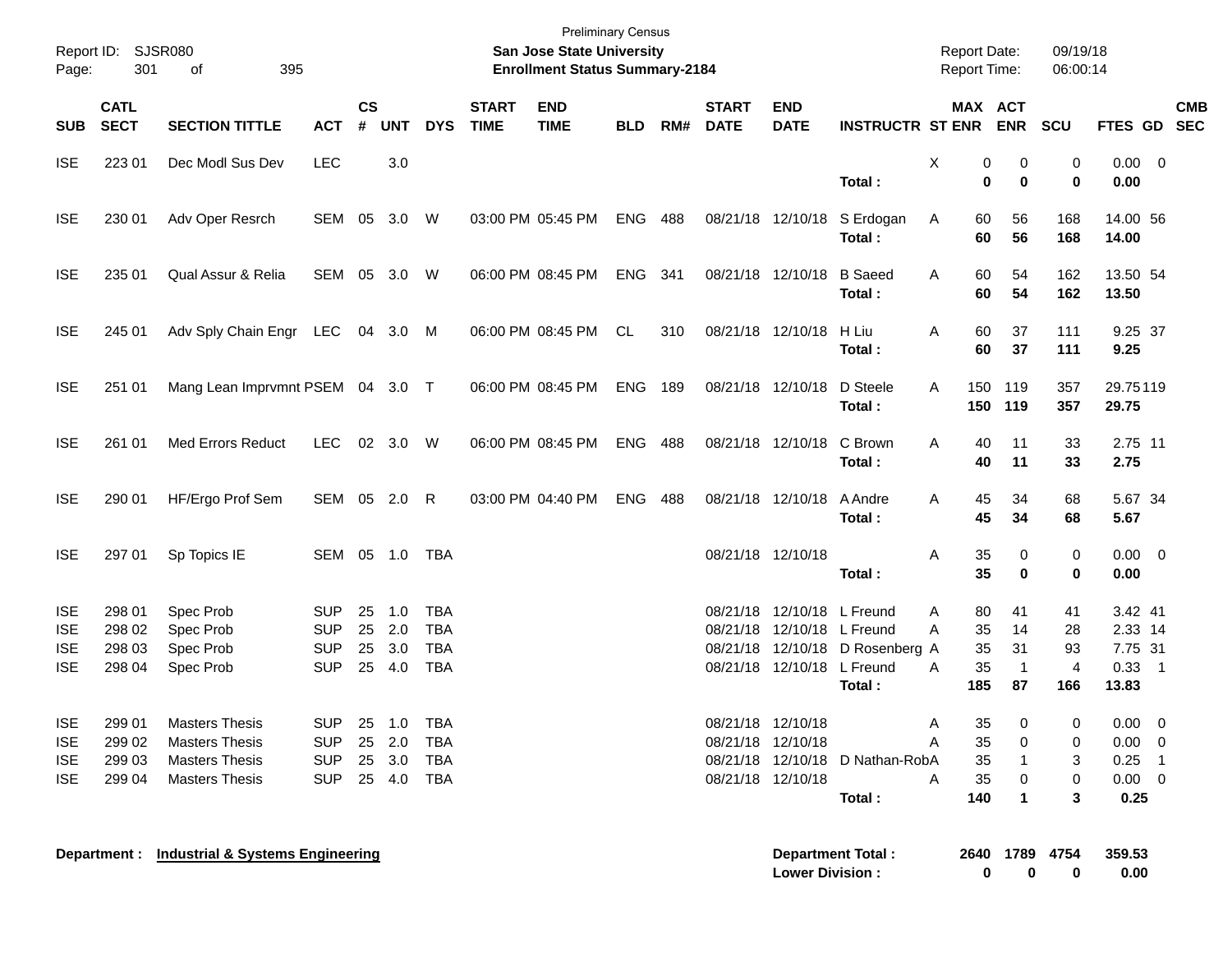Preliminary Census

**San Jose State University**

**Enrollment Status Summary-2184**

Report ID: SJSR080

Report Date: 09/19/18

Report Time: 06:00:14

| SUB | CATL SECT | SECTION TITTLE | ACT | CS # | UNT | DYS | START TIME | END TIME | BLD | RM# | START DATE | END DATE | INSTRUCTR | ST | MAX ENR | ACT ENR | SCU | FTES | GD | CMB SEC |
|---|---|---|---|---|---|---|---|---|---|---|---|---|---|---|---|---|---|---|---|---|
| ISE | 223 01 | Dec Modl Sus Dev | LEC | | 3.0 | | | | | | | | | X | 0 | 0 | 0 | 0.00 | 0 | |
| | | | | | | | | | | | | | **Total :** | | **0** | **0** | **0** | **0.00** | | |
| ISE | 230 01 | Adv Oper Resrch | SEM | 05 | 3.0 | W | 03:00 PM | 05:45 PM | ENG | 488 | 08/21/18 | 12/10/18 | S Erdogan | A | 60 | 56 | 168 | 14.00 | 56 | |
| | | | | | | | | | | | | | **Total :** | | **60** | **56** | **168** | **14.00** | | |
| ISE | 235 01 | Qual Assur & Relia | SEM | 05 | 3.0 | W | 06:00 PM | 08:45 PM | ENG | 341 | 08/21/18 | 12/10/18 | B Saeed | A | 60 | 54 | 162 | 13.50 | 54 | |
| | | | | | | | | | | | | | **Total :** | | **60** | **54** | **162** | **13.50** | | |
| ISE | 245 01 | Adv Sply Chain Engr | LEC | 04 | 3.0 | M | 06:00 PM | 08:45 PM | CL | 310 | 08/21/18 | 12/10/18 | H Liu | A | 60 | 37 | 111 | 9.25 | 37 | |
| | | | | | | | | | | | | | **Total :** | | **60** | **37** | **111** | **9.25** | | |
| ISE | 251 01 | Mang Lean Imprvmnt P | SEM | 04 | 3.0 | T | 06:00 PM | 08:45 PM | ENG | 189 | 08/21/18 | 12/10/18 | D Steele | A | 150 | 119 | 357 | 29.75 | 119 | |
| | | | | | | | | | | | | | **Total :** | | **150** | **119** | **357** | **29.75** | | |
| ISE | 261 01 | Med Errors Reduct | LEC | 02 | 3.0 | W | 06:00 PM | 08:45 PM | ENG | 488 | 08/21/18 | 12/10/18 | C Brown | A | 40 | 11 | 33 | 2.75 | 11 | |
| | | | | | | | | | | | | | **Total :** | | **40** | **11** | **33** | **2.75** | | |
| ISE | 290 01 | HF/Ergo Prof Sem | SEM | 05 | 2.0 | R | 03:00 PM | 04:40 PM | ENG | 488 | 08/21/18 | 12/10/18 | A Andre | A | 45 | 34 | 68 | 5.67 | 34 | |
| | | | | | | | | | | | | | **Total :** | | **45** | **34** | **68** | **5.67** | | |
| ISE | 297 01 | Sp Topics IE | SEM | 05 | 1.0 | TBA | | | | | 08/21/18 | 12/10/18 | | A | 35 | 0 | 0 | 0.00 | 0 | |
| | | | | | | | | | | | | | **Total :** | | **35** | **0** | **0** | **0.00** | | |
| ISE | 298 01 | Spec Prob | SUP | 25 | 1.0 | TBA | | | | | 08/21/18 | 12/10/18 | L Freund | A | 80 | 41 | 41 | 3.42 | 41 | |
| ISE | 298 02 | Spec Prob | SUP | 25 | 2.0 | TBA | | | | | 08/21/18 | 12/10/18 | L Freund | A | 35 | 14 | 28 | 2.33 | 14 | |
| ISE | 298 03 | Spec Prob | SUP | 25 | 3.0 | TBA | | | | | 08/21/18 | 12/10/18 | D Rosenberg | A | 35 | 31 | 93 | 7.75 | 31 | |
| ISE | 298 04 | Spec Prob | SUP | 25 | 4.0 | TBA | | | | | 08/21/18 | 12/10/18 | L Freund | A | 35 | 1 | 4 | 0.33 | 1 | |
| | | | | | | | | | | | | | **Total :** | | **185** | **87** | **166** | **13.83** | | |
| ISE | 299 01 | Masters Thesis | SUP | 25 | 1.0 | TBA | | | | | 08/21/18 | 12/10/18 | | A | 35 | 0 | 0 | 0.00 | 0 | |
| ISE | 299 02 | Masters Thesis | SUP | 25 | 2.0 | TBA | | | | | 08/21/18 | 12/10/18 | | A | 35 | 0 | 0 | 0.00 | 0 | |
| ISE | 299 03 | Masters Thesis | SUP | 25 | 3.0 | TBA | | | | | 08/21/18 | 12/10/18 | D Nathan-Rob | A | 35 | 1 | 3 | 0.25 | 1 | |
| ISE | 299 04 | Masters Thesis | SUP | 25 | 4.0 | TBA | | | | | 08/21/18 | 12/10/18 | | A | 35 | 0 | 0 | 0.00 | 0 | |
| | | | | | | | | | | | | | **Total :** | | **140** | **1** | **3** | **0.25** | | |

**Department : Industrial & Systems Engineering**

| | MAX ENR | ACT ENR | SCU | FTES |
|---|---|---|---|---|
| **Department Total :** | **2640** | **1789** | **4754** | **359.53** |
| **Lower Division :** | **0** | **0** | **0** | **0.00** |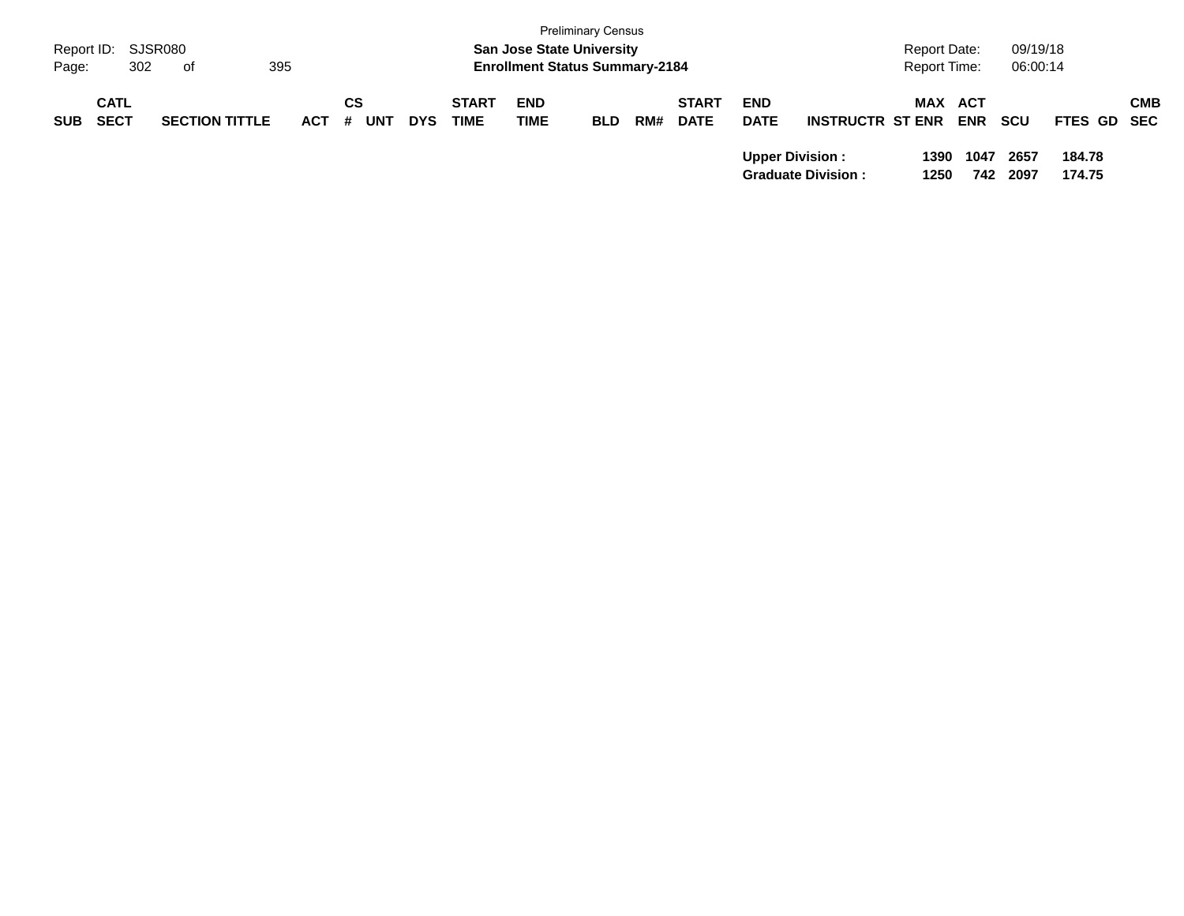| SUB | CATL SECT | SECTION TITTLE | ACT | CS # | UNT | DYS | START TIME | END TIME | BLD | RM# | START DATE | END DATE | INSTRUCTR | ST | MAX ENR | ACT ENR | SCU | FTES | GD | CMB SEC |
|---|---|---|---|---|---|---|---|---|---|---|---|---|---|---|---|---|---|---|---|---|
| | | | | | | | | | | | | **Upper Division :** | | | **1390** | **1047** | **2657** | **184.78** | | |
| | | | | | | | | | | | | **Graduate Division :** | | | **1250** | **742** | **2097** | **174.75** | | |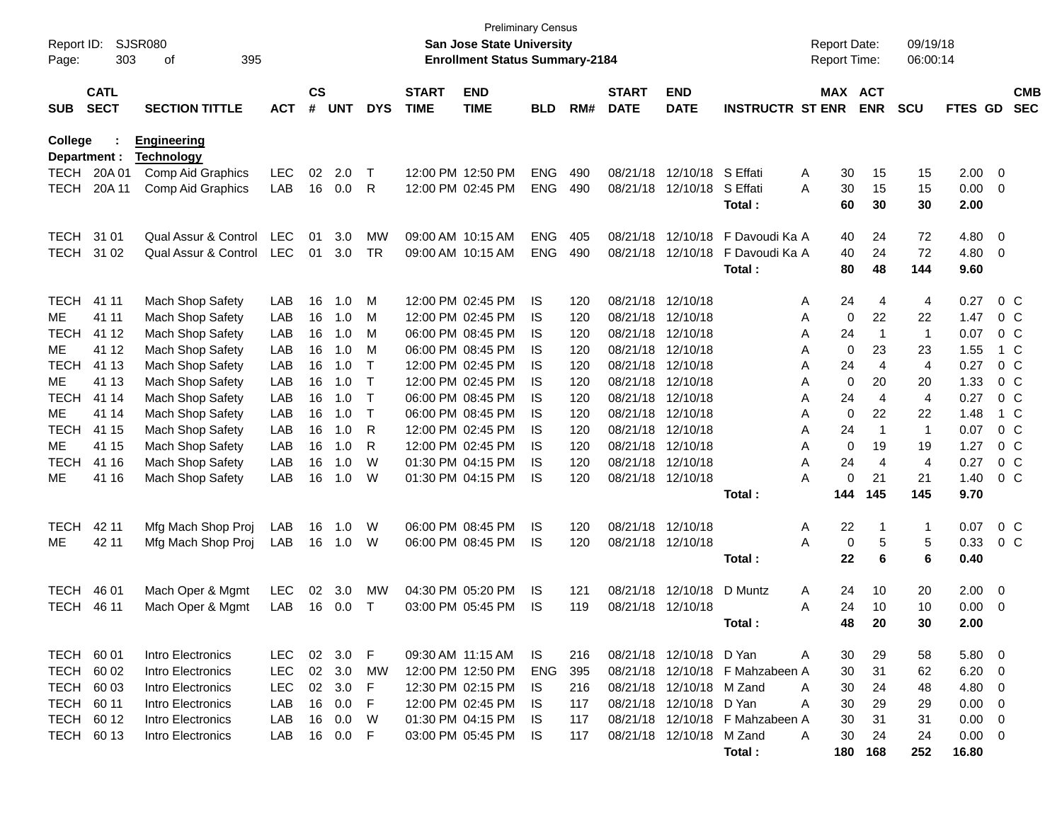Preliminary Census
San Jose State University
Enrollment Status Summary-2184

Report ID: SJSR080
Report Date: 09/19/18
Report Time: 06:00:14

**College : Engineering**
**Department : Technology**

| SUB | CATL SECT | SECTION TITTLE | ACT | CS # | UNT | DYS | START TIME | END TIME | BLD | RM# | START DATE | END DATE | INSTRUCTR | ST | MAX ENR | ACT ENR | SCU | FTES | GD | CMB SEC |
|---|---|---|---|---|---|---|---|---|---|---|---|---|---|---|---|---|---|---|---|---|
| TECH | 20A 01 | Comp Aid Graphics | LEC | 02 | 2.0 | T | 12:00 PM | 12:50 PM | ENG | 490 | 08/21/18 | 12/10/18 | S Effati | A | 30 | 15 | 15 | 2.00 | 0 | |
| TECH | 20A 11 | Comp Aid Graphics | LAB | 16 | 0.0 | R | 12:00 PM | 02:45 PM | ENG | 490 | 08/21/18 | 12/10/18 | S Effati | A | 30 | 15 | 15 | 0.00 | 0 | |
| | | | | | | | | | | | | | **Total :** | | **60** | **30** | **30** | **2.00** | | |
| TECH | 31 01 | Qual Assur & Control | LEC | 01 | 3.0 | MW | 09:00 AM | 10:15 AM | ENG | 405 | 08/21/18 | 12/10/18 | F Davoudi Ka | A | 40 | 24 | 72 | 4.80 | 0 | |
| TECH | 31 02 | Qual Assur & Control | LEC | 01 | 3.0 | TR | 09:00 AM | 10:15 AM | ENG | 490 | 08/21/18 | 12/10/18 | F Davoudi Ka | A | 40 | 24 | 72 | 4.80 | 0 | |
| | | | | | | | | | | | | | **Total :** | | **80** | **48** | **144** | **9.60** | | |
| TECH | 41 11 | Mach Shop Safety | LAB | 16 | 1.0 | M | 12:00 PM | 02:45 PM | IS | 120 | 08/21/18 | 12/10/18 | | A | 24 | 4 | 4 | 0.27 | 0 | C |
| ME | 41 11 | Mach Shop Safety | LAB | 16 | 1.0 | M | 12:00 PM | 02:45 PM | IS | 120 | 08/21/18 | 12/10/18 | | A | 0 | 22 | 22 | 1.47 | 0 | C |
| TECH | 41 12 | Mach Shop Safety | LAB | 16 | 1.0 | M | 06:00 PM | 08:45 PM | IS | 120 | 08/21/18 | 12/10/18 | | A | 24 | 1 | 1 | 0.07 | 0 | C |
| ME | 41 12 | Mach Shop Safety | LAB | 16 | 1.0 | M | 06:00 PM | 08:45 PM | IS | 120 | 08/21/18 | 12/10/18 | | A | 0 | 23 | 23 | 1.55 | 1 | C |
| TECH | 41 13 | Mach Shop Safety | LAB | 16 | 1.0 | T | 12:00 PM | 02:45 PM | IS | 120 | 08/21/18 | 12/10/18 | | A | 24 | 4 | 4 | 0.27 | 0 | C |
| ME | 41 13 | Mach Shop Safety | LAB | 16 | 1.0 | T | 12:00 PM | 02:45 PM | IS | 120 | 08/21/18 | 12/10/18 | | A | 0 | 20 | 20 | 1.33 | 0 | C |
| TECH | 41 14 | Mach Shop Safety | LAB | 16 | 1.0 | T | 06:00 PM | 08:45 PM | IS | 120 | 08/21/18 | 12/10/18 | | A | 24 | 4 | 4 | 0.27 | 0 | C |
| ME | 41 14 | Mach Shop Safety | LAB | 16 | 1.0 | T | 06:00 PM | 08:45 PM | IS | 120 | 08/21/18 | 12/10/18 | | A | 0 | 22 | 22 | 1.48 | 1 | C |
| TECH | 41 15 | Mach Shop Safety | LAB | 16 | 1.0 | R | 12:00 PM | 02:45 PM | IS | 120 | 08/21/18 | 12/10/18 | | A | 24 | 1 | 1 | 0.07 | 0 | C |
| ME | 41 15 | Mach Shop Safety | LAB | 16 | 1.0 | R | 12:00 PM | 02:45 PM | IS | 120 | 08/21/18 | 12/10/18 | | A | 0 | 19 | 19 | 1.27 | 0 | C |
| TECH | 41 16 | Mach Shop Safety | LAB | 16 | 1.0 | W | 01:30 PM | 04:15 PM | IS | 120 | 08/21/18 | 12/10/18 | | A | 24 | 4 | 4 | 0.27 | 0 | C |
| ME | 41 16 | Mach Shop Safety | LAB | 16 | 1.0 | W | 01:30 PM | 04:15 PM | IS | 120 | 08/21/18 | 12/10/18 | | A | 0 | 21 | 21 | 1.40 | 0 | C |
| | | | | | | | | | | | | | **Total :** | | **144** | **145** | **145** | **9.70** | | |
| TECH | 42 11 | Mfg Mach Shop Proj | LAB | 16 | 1.0 | W | 06:00 PM | 08:45 PM | IS | 120 | 08/21/18 | 12/10/18 | | A | 22 | 1 | 1 | 0.07 | 0 | C |
| ME | 42 11 | Mfg Mach Shop Proj | LAB | 16 | 1.0 | W | 06:00 PM | 08:45 PM | IS | 120 | 08/21/18 | 12/10/18 | | A | 0 | 5 | 5 | 0.33 | 0 | C |
| | | | | | | | | | | | | | **Total :** | | **22** | **6** | **6** | **0.40** | | |
| TECH | 46 01 | Mach Oper & Mgmt | LEC | 02 | 3.0 | MW | 04:30 PM | 05:20 PM | IS | 121 | 08/21/18 | 12/10/18 | D Muntz | A | 24 | 10 | 20 | 2.00 | 0 | |
| TECH | 46 11 | Mach Oper & Mgmt | LAB | 16 | 0.0 | T | 03:00 PM | 05:45 PM | IS | 119 | 08/21/18 | 12/10/18 | | A | 24 | 10 | 10 | 0.00 | 0 | |
| | | | | | | | | | | | | | **Total :** | | **48** | **20** | **30** | **2.00** | | |
| TECH | 60 01 | Intro Electronics | LEC | 02 | 3.0 | F | 09:30 AM | 11:15 AM | IS | 216 | 08/21/18 | 12/10/18 | D Yan | A | 30 | 29 | 58 | 5.80 | 0 | |
| TECH | 60 02 | Intro Electronics | LEC | 02 | 3.0 | MW | 12:00 PM | 12:50 PM | ENG | 395 | 08/21/18 | 12/10/18 | F Mahzabeen | A | 30 | 31 | 62 | 6.20 | 0 | |
| TECH | 60 03 | Intro Electronics | LEC | 02 | 3.0 | F | 12:30 PM | 02:15 PM | IS | 216 | 08/21/18 | 12/10/18 | M Zand | A | 30 | 24 | 48 | 4.80 | 0 | |
| TECH | 60 11 | Intro Electronics | LAB | 16 | 0.0 | F | 12:00 PM | 02:45 PM | IS | 117 | 08/21/18 | 12/10/18 | D Yan | A | 30 | 29 | 29 | 0.00 | 0 | |
| TECH | 60 12 | Intro Electronics | LAB | 16 | 0.0 | W | 01:30 PM | 04:15 PM | IS | 117 | 08/21/18 | 12/10/18 | F Mahzabeen | A | 30 | 31 | 31 | 0.00 | 0 | |
| TECH | 60 13 | Intro Electronics | LAB | 16 | 0.0 | F | 03:00 PM | 05:45 PM | IS | 117 | 08/21/18 | 12/10/18 | M Zand | A | 30 | 24 | 24 | 0.00 | 0 | |
| | | | | | | | | | | | | | **Total :** | | **180** | **168** | **252** | **16.80** | | |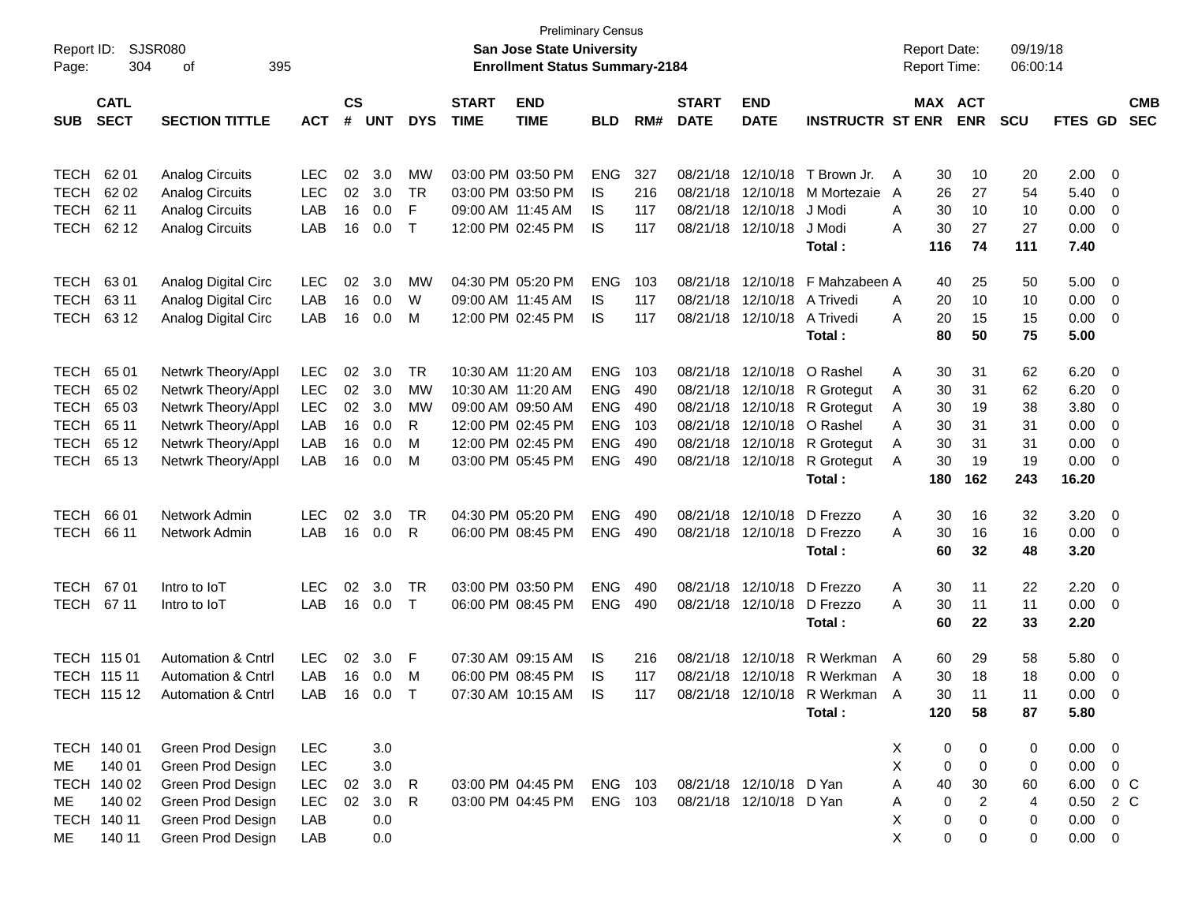Preliminary Census

**San Jose State University**
**Enrollment Status Summary-2184**

Report ID: SJSR080
Report Date: 09/19/18
Report Time: 06:00:14

| SUB | CATL SECT | SECTION TITTLE | ACT | CS # | UNT | DYS | START TIME | END TIME | BLD | RM# | START DATE | END DATE | INSTRUCTR | ST | MAX ENR | ACT ENR | SCU | FTES | GD | CMB SEC |
|---|---|---|---|---|---|---|---|---|---|---|---|---|---|---|---|---|---|---|---|---|
| TECH | 62 01 | Analog Circuits | LEC | 02 | 3.0 | MW | 03:00 PM | 03:50 PM | ENG | 327 | 08/21/18 | 12/10/18 | T Brown Jr. | A | 30 | 10 | 20 | 2.00 | 0 | |
| TECH | 62 02 | Analog Circuits | LEC | 02 | 3.0 | TR | 03:00 PM | 03:50 PM | IS | 216 | 08/21/18 | 12/10/18 | M Mortezaie | A | 26 | 27 | 54 | 5.40 | 0 | |
| TECH | 62 11 | Analog Circuits | LAB | 16 | 0.0 | F | 09:00 AM | 11:45 AM | IS | 117 | 08/21/18 | 12/10/18 | J Modi | A | 30 | 10 | 10 | 0.00 | 0 | |
| TECH | 62 12 | Analog Circuits | LAB | 16 | 0.0 | T | 12:00 PM | 02:45 PM | IS | 117 | 08/21/18 | 12/10/18 | J Modi | A | 30 | 27 | 27 | 0.00 | 0 | |
| | | | | | | | | | | | | | **Total :** | | **116** | **74** | **111** | **7.40** | | |
| TECH | 63 01 | Analog Digital Circ | LEC | 02 | 3.0 | MW | 04:30 PM | 05:20 PM | ENG | 103 | 08/21/18 | 12/10/18 | F Mahzabeen | A | 40 | 25 | 50 | 5.00 | 0 | |
| TECH | 63 11 | Analog Digital Circ | LAB | 16 | 0.0 | W | 09:00 AM | 11:45 AM | IS | 117 | 08/21/18 | 12/10/18 | A Trivedi | A | 20 | 10 | 10 | 0.00 | 0 | |
| TECH | 63 12 | Analog Digital Circ | LAB | 16 | 0.0 | M | 12:00 PM | 02:45 PM | IS | 117 | 08/21/18 | 12/10/18 | A Trivedi | A | 20 | 15 | 15 | 0.00 | 0 | |
| | | | | | | | | | | | | | **Total :** | | **80** | **50** | **75** | **5.00** | | |
| TECH | 65 01 | Netwrk Theory/Appl | LEC | 02 | 3.0 | TR | 10:30 AM | 11:20 AM | ENG | 103 | 08/21/18 | 12/10/18 | O Rashel | A | 30 | 31 | 62 | 6.20 | 0 | |
| TECH | 65 02 | Netwrk Theory/Appl | LEC | 02 | 3.0 | MW | 10:30 AM | 11:20 AM | ENG | 490 | 08/21/18 | 12/10/18 | R Grotegut | A | 30 | 31 | 62 | 6.20 | 0 | |
| TECH | 65 03 | Netwrk Theory/Appl | LEC | 02 | 3.0 | MW | 09:00 AM | 09:50 AM | ENG | 490 | 08/21/18 | 12/10/18 | R Grotegut | A | 30 | 19 | 38 | 3.80 | 0 | |
| TECH | 65 11 | Netwrk Theory/Appl | LAB | 16 | 0.0 | R | 12:00 PM | 02:45 PM | ENG | 103 | 08/21/18 | 12/10/18 | O Rashel | A | 30 | 31 | 31 | 0.00 | 0 | |
| TECH | 65 12 | Netwrk Theory/Appl | LAB | 16 | 0.0 | M | 12:00 PM | 02:45 PM | ENG | 490 | 08/21/18 | 12/10/18 | R Grotegut | A | 30 | 31 | 31 | 0.00 | 0 | |
| TECH | 65 13 | Netwrk Theory/Appl | LAB | 16 | 0.0 | M | 03:00 PM | 05:45 PM | ENG | 490 | 08/21/18 | 12/10/18 | R Grotegut | A | 30 | 19 | 19 | 0.00 | 0 | |
| | | | | | | | | | | | | | **Total :** | | **180** | **162** | **243** | **16.20** | | |
| TECH | 66 01 | Network Admin | LEC | 02 | 3.0 | TR | 04:30 PM | 05:20 PM | ENG | 490 | 08/21/18 | 12/10/18 | D Frezzo | A | 30 | 16 | 32 | 3.20 | 0 | |
| TECH | 66 11 | Network Admin | LAB | 16 | 0.0 | R | 06:00 PM | 08:45 PM | ENG | 490 | 08/21/18 | 12/10/18 | D Frezzo | A | 30 | 16 | 16 | 0.00 | 0 | |
| | | | | | | | | | | | | | **Total :** | | **60** | **32** | **48** | **3.20** | | |
| TECH | 67 01 | Intro to IoT | LEC | 02 | 3.0 | TR | 03:00 PM | 03:50 PM | ENG | 490 | 08/21/18 | 12/10/18 | D Frezzo | A | 30 | 11 | 22 | 2.20 | 0 | |
| TECH | 67 11 | Intro to IoT | LAB | 16 | 0.0 | T | 06:00 PM | 08:45 PM | ENG | 490 | 08/21/18 | 12/10/18 | D Frezzo | A | 30 | 11 | 11 | 0.00 | 0 | |
| | | | | | | | | | | | | | **Total :** | | **60** | **22** | **33** | **2.20** | | |
| TECH | 115 01 | Automation & Cntrl | LEC | 02 | 3.0 | F | 07:30 AM | 09:15 AM | IS | 216 | 08/21/18 | 12/10/18 | R Werkman | A | 60 | 29 | 58 | 5.80 | 0 | |
| TECH | 115 11 | Automation & Cntrl | LAB | 16 | 0.0 | M | 06:00 PM | 08:45 PM | IS | 117 | 08/21/18 | 12/10/18 | R Werkman | A | 30 | 18 | 18 | 0.00 | 0 | |
| TECH | 115 12 | Automation & Cntrl | LAB | 16 | 0.0 | T | 07:30 AM | 10:15 AM | IS | 117 | 08/21/18 | 12/10/18 | R Werkman | A | 30 | 11 | 11 | 0.00 | 0 | |
| | | | | | | | | | | | | | **Total :** | | **120** | **58** | **87** | **5.80** | | |
| TECH | 140 01 | Green Prod Design | LEC | | 3.0 | | | | | | | | | X | 0 | 0 | 0 | 0.00 | 0 | |
| ME | 140 01 | Green Prod Design | LEC | | 3.0 | | | | | | | | | X | 0 | 0 | 0 | 0.00 | 0 | |
| TECH | 140 02 | Green Prod Design | LEC | 02 | 3.0 | R | 03:00 PM | 04:45 PM | ENG | 103 | 08/21/18 | 12/10/18 | D Yan | A | 40 | 30 | 60 | 6.00 | 0 | C |
| ME | 140 02 | Green Prod Design | LEC | 02 | 3.0 | R | 03:00 PM | 04:45 PM | ENG | 103 | 08/21/18 | 12/10/18 | D Yan | A | 0 | 2 | 4 | 0.50 | 2 | C |
| TECH | 140 11 | Green Prod Design | LAB | | 0.0 | | | | | | | | | X | 0 | 0 | 0 | 0.00 | 0 | |
| ME | 140 11 | Green Prod Design | LAB | | 0.0 | | | | | | | | | X | 0 | 0 | 0 | 0.00 | 0 | |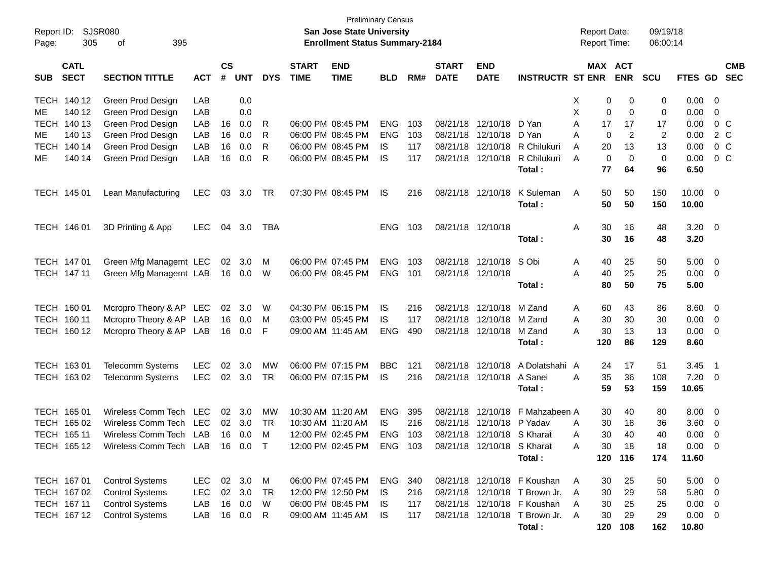Preliminary Census

Report ID: SJSR080

**San Jose State University**

**Enrollment Status Summary-2184**

Report Date: 09/19/18
Report Time: 06:00:14

| SUB | CATL SECT | SECTION TITTLE | ACT | CS # | UNT | DYS | START TIME | END TIME | BLD | RM# | START DATE | END DATE | INSTRUCTR | ST | MAX ENR | ACT ENR | SCU | FTES | GD | CMB SEC |
|---|---|---|---|---|---|---|---|---|---|---|---|---|---|---|---|---|---|---|---|---|
| TECH | 140 12 | Green Prod Design | LAB | | 0.0 | | | | | | | | | X | 0 | 0 | 0 | 0.00 | 0 | |
| ME | 140 12 | Green Prod Design | LAB | | 0.0 | | | | | | | | | X | 0 | 0 | 0 | 0.00 | 0 | |
| TECH | 140 13 | Green Prod Design | LAB | 16 | 0.0 | R | 06:00 PM | 08:45 PM | ENG | 103 | 08/21/18 | 12/10/18 | D Yan | A | 17 | 17 | 17 | 0.00 | 0 | C |
| ME | 140 13 | Green Prod Design | LAB | 16 | 0.0 | R | 06:00 PM | 08:45 PM | ENG | 103 | 08/21/18 | 12/10/18 | D Yan | A | 0 | 2 | 2 | 0.00 | 2 | C |
| TECH | 140 14 | Green Prod Design | LAB | 16 | 0.0 | R | 06:00 PM | 08:45 PM | IS | 117 | 08/21/18 | 12/10/18 | R Chilukuri | A | 20 | 13 | 13 | 0.00 | 0 | C |
| ME | 140 14 | Green Prod Design | LAB | 16 | 0.0 | R | 06:00 PM | 08:45 PM | IS | 117 | 08/21/18 | 12/10/18 | R Chilukuri | A | 0 | 0 | 0 | 0.00 | 0 | C |
| | | | | | | | | | | | | | **Total :** | | **77** | **64** | **96** | **6.50** | | |
| TECH | 145 01 | Lean Manufacturing | LEC | 03 | 3.0 | TR | 07:30 PM | 08:45 PM | IS | 216 | 08/21/18 | 12/10/18 | K Suleman | A | 50 | 50 | 150 | 10.00 | 0 | |
| | | | | | | | | | | | | | **Total :** | | **50** | **50** | **150** | **10.00** | | |
| TECH | 146 01 | 3D Printing & App | LEC | 04 | 3.0 | TBA | | | ENG | 103 | 08/21/18 | 12/10/18 | | A | 30 | 16 | 48 | 3.20 | 0 | |
| | | | | | | | | | | | | | **Total :** | | **30** | **16** | **48** | **3.20** | | |
| TECH | 147 01 | Green Mfg Managemt | LEC | 02 | 3.0 | M | 06:00 PM | 07:45 PM | ENG | 103 | 08/21/18 | 12/10/18 | S Obi | A | 40 | 25 | 50 | 5.00 | 0 | |
| TECH | 147 11 | Green Mfg Managemt | LAB | 16 | 0.0 | W | 06:00 PM | 08:45 PM | ENG | 101 | 08/21/18 | 12/10/18 | | A | 40 | 25 | 25 | 0.00 | 0 | |
| | | | | | | | | | | | | | **Total :** | | **80** | **50** | **75** | **5.00** | | |
| TECH | 160 01 | Mcropro Theory & AP | LEC | 02 | 3.0 | W | 04:30 PM | 06:15 PM | IS | 216 | 08/21/18 | 12/10/18 | M Zand | A | 60 | 43 | 86 | 8.60 | 0 | |
| TECH | 160 11 | Mcropro Theory & AP | LAB | 16 | 0.0 | M | 03:00 PM | 05:45 PM | IS | 117 | 08/21/18 | 12/10/18 | M Zand | A | 30 | 30 | 30 | 0.00 | 0 | |
| TECH | 160 12 | Mcropro Theory & AP | LAB | 16 | 0.0 | F | 09:00 AM | 11:45 AM | ENG | 490 | 08/21/18 | 12/10/18 | M Zand | A | 30 | 13 | 13 | 0.00 | 0 | |
| | | | | | | | | | | | | | **Total :** | | **120** | **86** | **129** | **8.60** | | |
| TECH | 163 01 | Telecomm Systems | LEC | 02 | 3.0 | MW | 06:00 PM | 07:15 PM | BBC | 121 | 08/21/18 | 12/10/18 | A Dolatshahi | A | 24 | 17 | 51 | 3.45 | 1 | |
| TECH | 163 02 | Telecomm Systems | LEC | 02 | 3.0 | TR | 06:00 PM | 07:15 PM | IS | 216 | 08/21/18 | 12/10/18 | A Sanei | A | 35 | 36 | 108 | 7.20 | 0 | |
| | | | | | | | | | | | | | **Total :** | | **59** | **53** | **159** | **10.65** | | |
| TECH | 165 01 | Wireless Comm Tech | LEC | 02 | 3.0 | MW | 10:30 AM | 11:20 AM | ENG | 395 | 08/21/18 | 12/10/18 | F Mahzabeen | A | 30 | 40 | 80 | 8.00 | 0 | |
| TECH | 165 02 | Wireless Comm Tech | LEC | 02 | 3.0 | TR | 10:30 AM | 11:20 AM | IS | 216 | 08/21/18 | 12/10/18 | P Yadav | A | 30 | 18 | 36 | 3.60 | 0 | |
| TECH | 165 11 | Wireless Comm Tech | LAB | 16 | 0.0 | M | 12:00 PM | 02:45 PM | ENG | 103 | 08/21/18 | 12/10/18 | S Kharat | A | 30 | 40 | 40 | 0.00 | 0 | |
| TECH | 165 12 | Wireless Comm Tech | LAB | 16 | 0.0 | T | 12:00 PM | 02:45 PM | ENG | 103 | 08/21/18 | 12/10/18 | S Kharat | A | 30 | 18 | 18 | 0.00 | 0 | |
| | | | | | | | | | | | | | **Total :** | | **120** | **116** | **174** | **11.60** | | |
| TECH | 167 01 | Control Systems | LEC | 02 | 3.0 | M | 06:00 PM | 07:45 PM | ENG | 340 | 08/21/18 | 12/10/18 | F Koushan | A | 30 | 25 | 50 | 5.00 | 0 | |
| TECH | 167 02 | Control Systems | LEC | 02 | 3.0 | TR | 12:00 PM | 12:50 PM | IS | 216 | 08/21/18 | 12/10/18 | T Brown Jr. | A | 30 | 29 | 58 | 5.80 | 0 | |
| TECH | 167 11 | Control Systems | LAB | 16 | 0.0 | W | 06:00 PM | 08:45 PM | IS | 117 | 08/21/18 | 12/10/18 | F Koushan | A | 30 | 25 | 25 | 0.00 | 0 | |
| TECH | 167 12 | Control Systems | LAB | 16 | 0.0 | R | 09:00 AM | 11:45 AM | IS | 117 | 08/21/18 | 12/10/18 | T Brown Jr. | A | 30 | 29 | 29 | 0.00 | 0 | |
| | | | | | | | | | | | | | **Total :** | | **120** | **108** | **162** | **10.80** | | |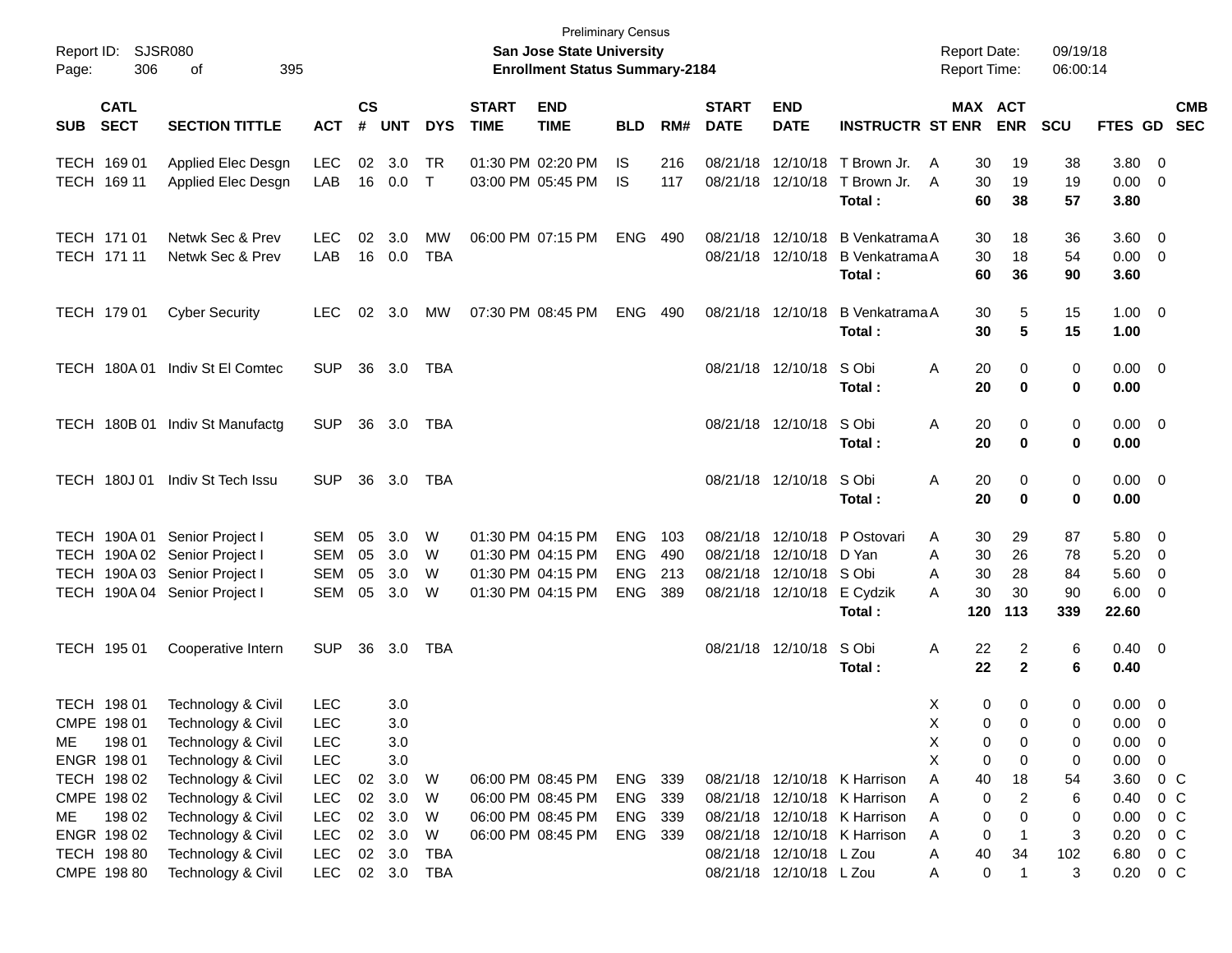Preliminary Census

Report ID: SJSR080
**San Jose State University**
**Enrollment Status Summary-2184**

Report Date: 09/19/18
Report Time: 06:00:14

| SUB | CATL SECT | SECTION TITTLE | ACT | CS # | UNT | DYS | START TIME | END TIME | BLD | RM# | START DATE | END DATE | INSTRUCTR | ST | MAX ENR | ACT ENR | SCU | FTES | GD | CMB SEC |
|---|---|---|---|---|---|---|---|---|---|---|---|---|---|---|---|---|---|---|---|---|
| TECH | 169 01 | Applied Elec Desgn | LEC | 02 | 3.0 | TR | 01:30 PM | 02:20 PM | IS | 216 | 08/21/18 | 12/10/18 | T Brown Jr. | A | 30 | 19 | 38 | 3.80 | 0 | |
| TECH | 169 11 | Applied Elec Desgn | LAB | 16 | 0.0 | T | 03:00 PM | 05:45 PM | IS | 117 | 08/21/18 | 12/10/18 | T Brown Jr. | A | 30 | 19 | 19 | 0.00 | 0 | |
| | | | | | | | | | | | | | **Total :** | | **60** | **38** | **57** | **3.80** | | |
| TECH | 171 01 | Netwk Sec & Prev | LEC | 02 | 3.0 | MW | 06:00 PM | 07:15 PM | ENG | 490 | 08/21/18 | 12/10/18 | B Venkatrama | A | 30 | 18 | 36 | 3.60 | 0 | |
| TECH | 171 11 | Netwk Sec & Prev | LAB | 16 | 0.0 | TBA | | | | | 08/21/18 | 12/10/18 | B Venkatrama | A | 30 | 18 | 54 | 0.00 | 0 | |
| | | | | | | | | | | | | | **Total :** | | **60** | **36** | **90** | **3.60** | | |
| TECH | 179 01 | Cyber Security | LEC | 02 | 3.0 | MW | 07:30 PM | 08:45 PM | ENG | 490 | 08/21/18 | 12/10/18 | B Venkatrama | A | 30 | 5 | 15 | 1.00 | 0 | |
| | | | | | | | | | | | | | **Total :** | | **30** | **5** | **15** | **1.00** | | |
| TECH | 180A 01 | Indiv St El Comtec | SUP | 36 | 3.0 | TBA | | | | | 08/21/18 | 12/10/18 | S Obi | A | 20 | 0 | 0 | 0.00 | 0 | |
| | | | | | | | | | | | | | **Total :** | | **20** | **0** | **0** | **0.00** | | |
| TECH | 180B 01 | Indiv St Manufactg | SUP | 36 | 3.0 | TBA | | | | | 08/21/18 | 12/10/18 | S Obi | A | 20 | 0 | 0 | 0.00 | 0 | |
| | | | | | | | | | | | | | **Total :** | | **20** | **0** | **0** | **0.00** | | |
| TECH | 180J 01 | Indiv St Tech Issu | SUP | 36 | 3.0 | TBA | | | | | 08/21/18 | 12/10/18 | S Obi | A | 20 | 0 | 0 | 0.00 | 0 | |
| | | | | | | | | | | | | | **Total :** | | **20** | **0** | **0** | **0.00** | | |
| TECH | 190A 01 | Senior Project I | SEM | 05 | 3.0 | W | 01:30 PM | 04:15 PM | ENG | 103 | 08/21/18 | 12/10/18 | P Ostovari | A | 30 | 29 | 87 | 5.80 | 0 | |
| TECH | 190A 02 | Senior Project I | SEM | 05 | 3.0 | W | 01:30 PM | 04:15 PM | ENG | 490 | 08/21/18 | 12/10/18 | D Yan | A | 30 | 26 | 78 | 5.20 | 0 | |
| TECH | 190A 03 | Senior Project I | SEM | 05 | 3.0 | W | 01:30 PM | 04:15 PM | ENG | 213 | 08/21/18 | 12/10/18 | S Obi | A | 30 | 28 | 84 | 5.60 | 0 | |
| TECH | 190A 04 | Senior Project I | SEM | 05 | 3.0 | W | 01:30 PM | 04:15 PM | ENG | 389 | 08/21/18 | 12/10/18 | E Cydzik | A | 30 | 30 | 90 | 6.00 | 0 | |
| | | | | | | | | | | | | | **Total :** | | **120** | **113** | **339** | **22.60** | | |
| TECH | 195 01 | Cooperative Intern | SUP | 36 | 3.0 | TBA | | | | | 08/21/18 | 12/10/18 | S Obi | A | 22 | 2 | 6 | 0.40 | 0 | |
| | | | | | | | | | | | | | **Total :** | | **22** | **2** | **6** | **0.40** | | |
| TECH | 198 01 | Technology & Civil | LEC | | 3.0 | | | | | | | | | X | 0 | 0 | 0 | 0.00 | 0 | |
| CMPE | 198 01 | Technology & Civil | LEC | | 3.0 | | | | | | | | | X | 0 | 0 | 0 | 0.00 | 0 | |
| ME | 198 01 | Technology & Civil | LEC | | 3.0 | | | | | | | | | X | 0 | 0 | 0 | 0.00 | 0 | |
| ENGR | 198 01 | Technology & Civil | LEC | | 3.0 | | | | | | | | | X | 0 | 0 | 0 | 0.00 | 0 | |
| TECH | 198 02 | Technology & Civil | LEC | 02 | 3.0 | W | 06:00 PM | 08:45 PM | ENG | 339 | 08/21/18 | 12/10/18 | K Harrison | A | 40 | 18 | 54 | 3.60 | 0 | C |
| CMPE | 198 02 | Technology & Civil | LEC | 02 | 3.0 | W | 06:00 PM | 08:45 PM | ENG | 339 | 08/21/18 | 12/10/18 | K Harrison | A | 0 | 2 | 6 | 0.40 | 0 | C |
| ME | 198 02 | Technology & Civil | LEC | 02 | 3.0 | W | 06:00 PM | 08:45 PM | ENG | 339 | 08/21/18 | 12/10/18 | K Harrison | A | 0 | 0 | 0 | 0.00 | 0 | C |
| ENGR | 198 02 | Technology & Civil | LEC | 02 | 3.0 | W | 06:00 PM | 08:45 PM | ENG | 339 | 08/21/18 | 12/10/18 | K Harrison | A | 0 | 1 | 3 | 0.20 | 0 | C |
| TECH | 198 80 | Technology & Civil | LEC | 02 | 3.0 | TBA | | | | | 08/21/18 | 12/10/18 | L Zou | A | 40 | 34 | 102 | 6.80 | 0 | C |
| CMPE | 198 80 | Technology & Civil | LEC | 02 | 3.0 | TBA | | | | | 08/21/18 | 12/10/18 | L Zou | A | 0 | 1 | 3 | 0.20 | 0 | C |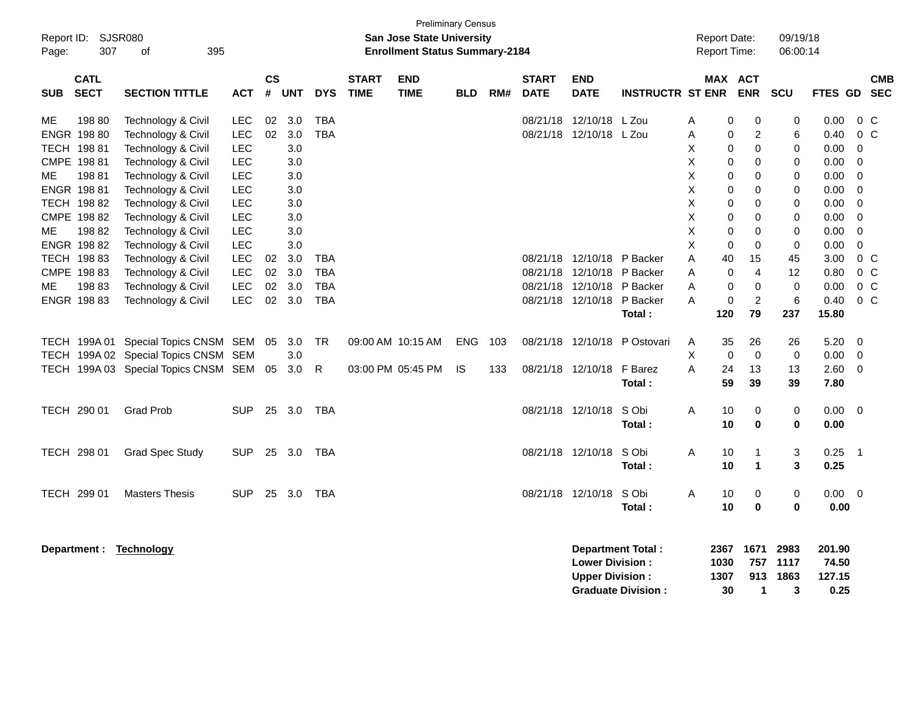Preliminary Census

**San Jose State University**
**Enrollment Status Summary-2184**

Report ID: SJSR080
Report Date: 09/19/18
Report Time: 06:00:14

| SUB | CATL SECT | SECTION TITTLE | ACT | CS # | UNT | DYS | START TIME | END TIME | BLD | RM# | START DATE | END DATE | INSTRUCTR | ST | MAX ENR | ACT ENR | SCU | FTES | GD | CMB SEC |
|---|---|---|---|---|---|---|---|---|---|---|---|---|---|---|---|---|---|---|---|---|
| ME | 198 80 | Technology & Civil | LEC | 02 | 3.0 | TBA | | | | | 08/21/18 | 12/10/18 | L Zou | A | 0 | 0 | 0 | 0.00 | 0 | C |
| ENGR | 198 80 | Technology & Civil | LEC | 02 | 3.0 | TBA | | | | | 08/21/18 | 12/10/18 | L Zou | A | 0 | 2 | 6 | 0.40 | 0 | C |
| TECH | 198 81 | Technology & Civil | LEC | | 3.0 | | | | | | | | | X | 0 | 0 | 0 | 0.00 | 0 | |
| CMPE | 198 81 | Technology & Civil | LEC | | 3.0 | | | | | | | | | X | 0 | 0 | 0 | 0.00 | 0 | |
| ME | 198 81 | Technology & Civil | LEC | | 3.0 | | | | | | | | | X | 0 | 0 | 0 | 0.00 | 0 | |
| ENGR | 198 81 | Technology & Civil | LEC | | 3.0 | | | | | | | | | X | 0 | 0 | 0 | 0.00 | 0 | |
| TECH | 198 82 | Technology & Civil | LEC | | 3.0 | | | | | | | | | X | 0 | 0 | 0 | 0.00 | 0 | |
| CMPE | 198 82 | Technology & Civil | LEC | | 3.0 | | | | | | | | | X | 0 | 0 | 0 | 0.00 | 0 | |
| ME | 198 82 | Technology & Civil | LEC | | 3.0 | | | | | | | | | X | 0 | 0 | 0 | 0.00 | 0 | |
| ENGR | 198 82 | Technology & Civil | LEC | | 3.0 | | | | | | | | | X | 0 | 0 | 0 | 0.00 | 0 | |
| TECH | 198 83 | Technology & Civil | LEC | 02 | 3.0 | TBA | | | | | 08/21/18 | 12/10/18 | P Backer | A | 40 | 15 | 45 | 3.00 | 0 | C |
| CMPE | 198 83 | Technology & Civil | LEC | 02 | 3.0 | TBA | | | | | 08/21/18 | 12/10/18 | P Backer | A | 0 | 4 | 12 | 0.80 | 0 | C |
| ME | 198 83 | Technology & Civil | LEC | 02 | 3.0 | TBA | | | | | 08/21/18 | 12/10/18 | P Backer | A | 0 | 0 | 0 | 0.00 | 0 | C |
| ENGR | 198 83 | Technology & Civil | LEC | 02 | 3.0 | TBA | | | | | 08/21/18 | 12/10/18 | P Backer | A | 0 | 2 | 6 | 0.40 | 0 | C |
| | | | | | | | | | | | | | **Total :** | | **120** | **79** | **237** | **15.80** | | |
| TECH | 199A 01 | Special Topics CNSM | SEM | 05 | 3.0 | TR | 09:00 AM | 10:15 AM | ENG | 103 | 08/21/18 | 12/10/18 | P Ostovari | A | 35 | 26 | 26 | 5.20 | 0 | |
| TECH | 199A 02 | Special Topics CNSM | SEM | | 3.0 | | | | | | | | | X | 0 | 0 | 0 | 0.00 | 0 | |
| TECH | 199A 03 | Special Topics CNSM | SEM | 05 | 3.0 | R | 03:00 PM | 05:45 PM | IS | 133 | 08/21/18 | 12/10/18 | F Barez | A | 24 | 13 | 13 | 2.60 | 0 | |
| | | | | | | | | | | | | | **Total :** | | **59** | **39** | **39** | **7.80** | | |
| TECH | 290 01 | Grad Prob | SUP | 25 | 3.0 | TBA | | | | | 08/21/18 | 12/10/18 | S Obi | A | 10 | 0 | 0 | 0.00 | 0 | |
| | | | | | | | | | | | | | **Total :** | | **10** | **0** | **0** | **0.00** | | |
| TECH | 298 01 | Grad Spec Study | SUP | 25 | 3.0 | TBA | | | | | 08/21/18 | 12/10/18 | S Obi | A | 10 | 1 | 3 | 0.25 | 1 | |
| | | | | | | | | | | | | | **Total :** | | **10** | **1** | **3** | **0.25** | | |
| TECH | 299 01 | Masters Thesis | SUP | 25 | 3.0 | TBA | | | | | 08/21/18 | 12/10/18 | S Obi | A | 10 | 0 | 0 | 0.00 | 0 | |
| | | | | | | | | | | | | | **Total :** | | **10** | **0** | **0** | **0.00** | | |

**Department :** **Technology**

| | MAX ENR | ACT ENR | SCU | FTES |
|---|---|---|---|---|
| **Department Total :** | **2367** | **1671** | **2983** | **201.90** |
| **Lower Division :** | **1030** | **757** | **1117** | **74.50** |
| **Upper Division :** | **1307** | **913** | **1863** | **127.15** |
| **Graduate Division :** | **30** | **1** | **3** | **0.25** |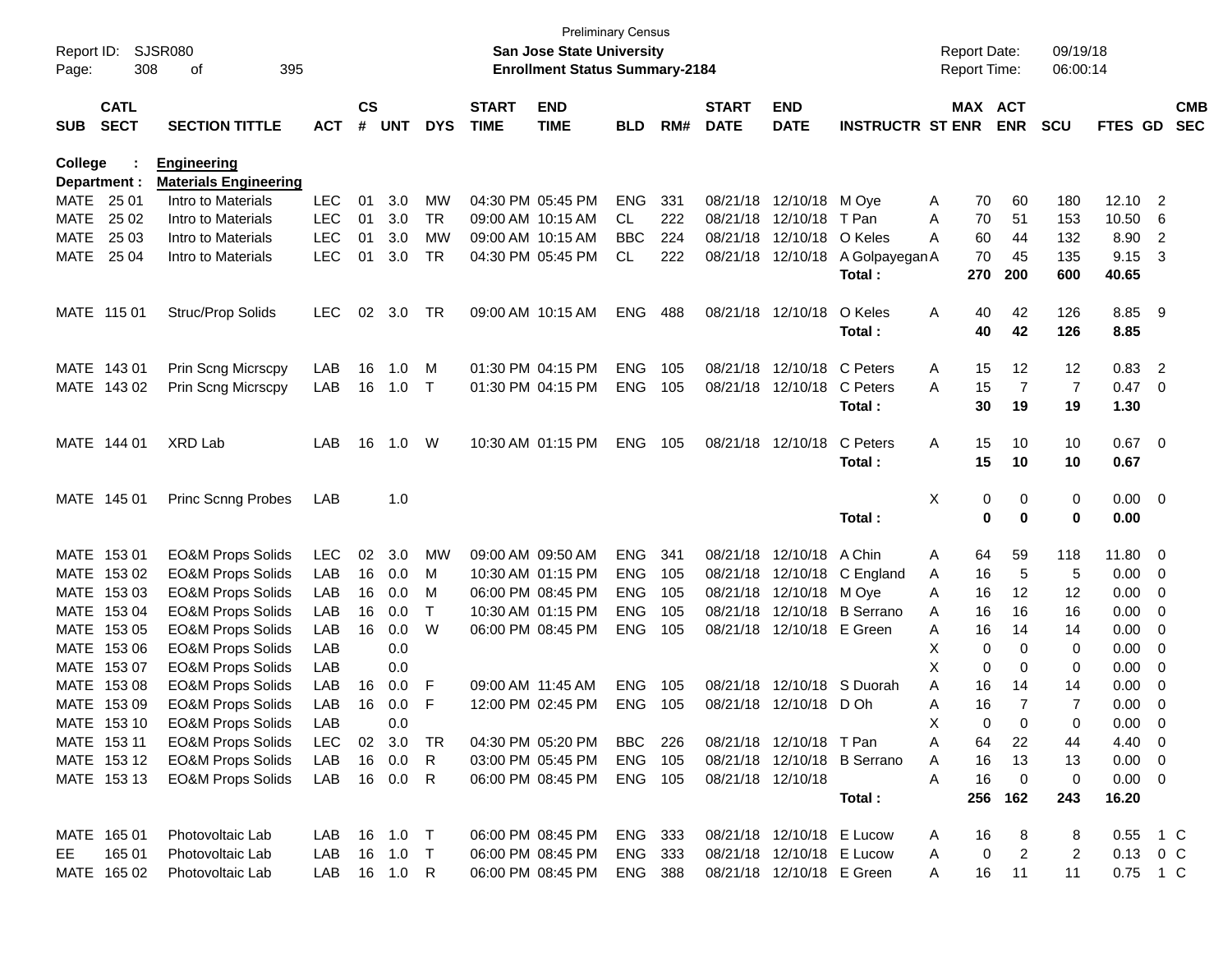Preliminary Census

Report ID: SJSR080

**San Jose State University**

**Enrollment Status Summary-2184**

Report Date: 09/19/18
Report Time: 06:00:14

**College : Engineering**
**Department : Materials Engineering**

| SUB | CATL SECT | SECTION TITTLE | ACT | CS # | UNT | DYS | START TIME | END TIME | BLD | RM# | START DATE | END DATE | INSTRUCTR | ST | MAX ENR | ACT ENR | SCU | FTES | GD | CMB SEC |
|---|---|---|---|---|---|---|---|---|---|---|---|---|---|---|---|---|---|---|---|---|
| MATE | 25 01 | Intro to Materials | LEC | 01 | 3.0 | MW | 04:30 PM | 05:45 PM | ENG | 331 | 08/21/18 | 12/10/18 | M Oye | A | 70 | 60 | 180 | 12.10 | 2 | |
| MATE | 25 02 | Intro to Materials | LEC | 01 | 3.0 | TR | 09:00 AM | 10:15 AM | CL | 222 | 08/21/18 | 12/10/18 | T Pan | A | 70 | 51 | 153 | 10.50 | 6 | |
| MATE | 25 03 | Intro to Materials | LEC | 01 | 3.0 | MW | 09:00 AM | 10:15 AM | BBC | 224 | 08/21/18 | 12/10/18 | O Keles | A | 60 | 44 | 132 | 8.90 | 2 | |
| MATE | 25 04 | Intro to Materials | LEC | 01 | 3.0 | TR | 04:30 PM | 05:45 PM | CL | 222 | 08/21/18 | 12/10/18 | A Golpayegan | A | 70 | 45 | 135 | 9.15 | 3 | |
| | | | | | | | | | | | | | **Total :** | | **270** | **200** | **600** | **40.65** | | |
| MATE | 115 01 | Struc/Prop Solids | LEC | 02 | 3.0 | TR | 09:00 AM | 10:15 AM | ENG | 488 | 08/21/18 | 12/10/18 | O Keles | A | 40 | 42 | 126 | 8.85 | 9 | |
| | | | | | | | | | | | | | **Total :** | | **40** | **42** | **126** | **8.85** | | |
| MATE | 143 01 | Prin Scng Micrscpy | LAB | 16 | 1.0 | M | 01:30 PM | 04:15 PM | ENG | 105 | 08/21/18 | 12/10/18 | C Peters | A | 15 | 12 | 12 | 0.83 | 2 | |
| MATE | 143 02 | Prin Scng Micrscpy | LAB | 16 | 1.0 | T | 01:30 PM | 04:15 PM | ENG | 105 | 08/21/18 | 12/10/18 | C Peters | A | 15 | 7 | 7 | 0.47 | 0 | |
| | | | | | | | | | | | | | **Total :** | | **30** | **19** | **19** | **1.30** | | |
| MATE | 144 01 | XRD Lab | LAB | 16 | 1.0 | W | 10:30 AM | 01:15 PM | ENG | 105 | 08/21/18 | 12/10/18 | C Peters | A | 15 | 10 | 10 | 0.67 | 0 | |
| | | | | | | | | | | | | | **Total :** | | **15** | **10** | **10** | **0.67** | | |
| MATE | 145 01 | Princ Scnng Probes | LAB | | 1.0 | | | | | | | | | X | 0 | 0 | 0 | 0.00 | 0 | |
| | | | | | | | | | | | | | **Total :** | | **0** | **0** | **0** | **0.00** | | |
| MATE | 153 01 | EO&M Props Solids | LEC | 02 | 3.0 | MW | 09:00 AM | 09:50 AM | ENG | 341 | 08/21/18 | 12/10/18 | A Chin | A | 64 | 59 | 118 | 11.80 | 0 | |
| MATE | 153 02 | EO&M Props Solids | LAB | 16 | 0.0 | M | 10:30 AM | 01:15 PM | ENG | 105 | 08/21/18 | 12/10/18 | C England | A | 16 | 5 | 5 | 0.00 | 0 | |
| MATE | 153 03 | EO&M Props Solids | LAB | 16 | 0.0 | M | 06:00 PM | 08:45 PM | ENG | 105 | 08/21/18 | 12/10/18 | M Oye | A | 16 | 12 | 12 | 0.00 | 0 | |
| MATE | 153 04 | EO&M Props Solids | LAB | 16 | 0.0 | T | 10:30 AM | 01:15 PM | ENG | 105 | 08/21/18 | 12/10/18 | B Serrano | A | 16 | 16 | 16 | 0.00 | 0 | |
| MATE | 153 05 | EO&M Props Solids | LAB | 16 | 0.0 | W | 06:00 PM | 08:45 PM | ENG | 105 | 08/21/18 | 12/10/18 | E Green | A | 16 | 14 | 14 | 0.00 | 0 | |
| MATE | 153 06 | EO&M Props Solids | LAB | | 0.0 | | | | | | | | | X | 0 | 0 | 0 | 0.00 | 0 | |
| MATE | 153 07 | EO&M Props Solids | LAB | | 0.0 | | | | | | | | | X | 0 | 0 | 0 | 0.00 | 0 | |
| MATE | 153 08 | EO&M Props Solids | LAB | 16 | 0.0 | F | 09:00 AM | 11:45 AM | ENG | 105 | 08/21/18 | 12/10/18 | S Duorah | A | 16 | 14 | 14 | 0.00 | 0 | |
| MATE | 153 09 | EO&M Props Solids | LAB | 16 | 0.0 | F | 12:00 PM | 02:45 PM | ENG | 105 | 08/21/18 | 12/10/18 | D Oh | A | 16 | 7 | 7 | 0.00 | 0 | |
| MATE | 153 10 | EO&M Props Solids | LAB | | 0.0 | | | | | | | | | X | 0 | 0 | 0 | 0.00 | 0 | |
| MATE | 153 11 | EO&M Props Solids | LEC | 02 | 3.0 | TR | 04:30 PM | 05:20 PM | BBC | 226 | 08/21/18 | 12/10/18 | T Pan | A | 64 | 22 | 44 | 4.40 | 0 | |
| MATE | 153 12 | EO&M Props Solids | LAB | 16 | 0.0 | R | 03:00 PM | 05:45 PM | ENG | 105 | 08/21/18 | 12/10/18 | B Serrano | A | 16 | 13 | 13 | 0.00 | 0 | |
| MATE | 153 13 | EO&M Props Solids | LAB | 16 | 0.0 | R | 06:00 PM | 08:45 PM | ENG | 105 | 08/21/18 | 12/10/18 | | A | 16 | 0 | 0 | 0.00 | 0 | |
| | | | | | | | | | | | | | **Total :** | | **256** | **162** | **243** | **16.20** | | |
| MATE | 165 01 | Photovoltaic Lab | LAB | 16 | 1.0 | T | 06:00 PM | 08:45 PM | ENG | 333 | 08/21/18 | 12/10/18 | E Lucow | A | 16 | 8 | 8 | 0.55 | 1 | C |
| EE | 165 01 | Photovoltaic Lab | LAB | 16 | 1.0 | T | 06:00 PM | 08:45 PM | ENG | 333 | 08/21/18 | 12/10/18 | E Lucow | A | 0 | 2 | 2 | 0.13 | 0 | C |
| MATE | 165 02 | Photovoltaic Lab | LAB | 16 | 1.0 | R | 06:00 PM | 08:45 PM | ENG | 388 | 08/21/18 | 12/10/18 | E Green | A | 16 | 11 | 11 | 0.75 | 1 | C |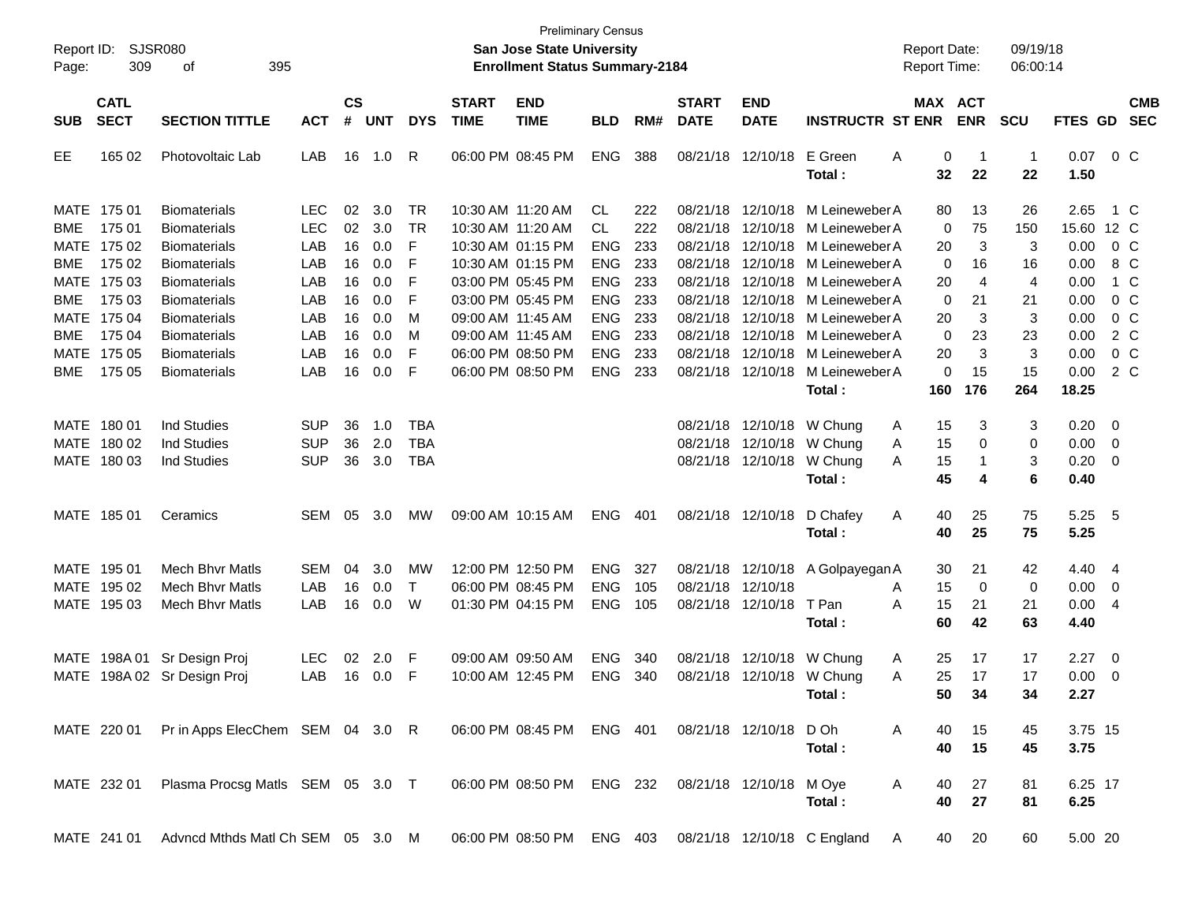Preliminary Census

**San Jose State University**

**Enrollment Status Summary-2184**

Report ID: SJSR080
Report Date: 09/19/18
Report Time: 06:00:14

| SUB | CATL SECT | SECTION TITTLE | ACT | CS # | UNT | DYS | START TIME | END TIME | BLD | RM# | START DATE | END DATE | INSTRUCTR | ST | MAX ENR | ACT ENR | SCU | FTES | GD | CMB SEC |
|---|---|---|---|---|---|---|---|---|---|---|---|---|---|---|---|---|---|---|---|---|
| EE | 165 02 | Photovoltaic Lab | LAB | 16 | 1.0 | R | 06:00 PM | 08:45 PM | ENG | 388 | 08/21/18 | 12/10/18 | E Green | A | 0 | 1 | 1 | 0.07 | 0 | C |
| | | | | | | | | | | | | | **Total :** | | **32** | **22** | **22** | **1.50** | | |
| MATE | 175 01 | Biomaterials | LEC | 02 | 3.0 | TR | 10:30 AM | 11:20 AM | CL | 222 | 08/21/18 | 12/10/18 | M Leineweber | A | 80 | 13 | 26 | 2.65 | 1 | C |
| BME | 175 01 | Biomaterials | LEC | 02 | 3.0 | TR | 10:30 AM | 11:20 AM | CL | 222 | 08/21/18 | 12/10/18 | M Leineweber | A | 0 | 75 | 150 | 15.60 | 12 | C |
| MATE | 175 02 | Biomaterials | LAB | 16 | 0.0 | F | 10:30 AM | 01:15 PM | ENG | 233 | 08/21/18 | 12/10/18 | M Leineweber | A | 20 | 3 | 3 | 0.00 | 0 | C |
| BME | 175 02 | Biomaterials | LAB | 16 | 0.0 | F | 10:30 AM | 01:15 PM | ENG | 233 | 08/21/18 | 12/10/18 | M Leineweber | A | 0 | 16 | 16 | 0.00 | 8 | C |
| MATE | 175 03 | Biomaterials | LAB | 16 | 0.0 | F | 03:00 PM | 05:45 PM | ENG | 233 | 08/21/18 | 12/10/18 | M Leineweber | A | 20 | 4 | 4 | 0.00 | 1 | C |
| BME | 175 03 | Biomaterials | LAB | 16 | 0.0 | F | 03:00 PM | 05:45 PM | ENG | 233 | 08/21/18 | 12/10/18 | M Leineweber | A | 0 | 21 | 21 | 0.00 | 0 | C |
| MATE | 175 04 | Biomaterials | LAB | 16 | 0.0 | M | 09:00 AM | 11:45 AM | ENG | 233 | 08/21/18 | 12/10/18 | M Leineweber | A | 20 | 3 | 3 | 0.00 | 0 | C |
| BME | 175 04 | Biomaterials | LAB | 16 | 0.0 | M | 09:00 AM | 11:45 AM | ENG | 233 | 08/21/18 | 12/10/18 | M Leineweber | A | 0 | 23 | 23 | 0.00 | 2 | C |
| MATE | 175 05 | Biomaterials | LAB | 16 | 0.0 | F | 06:00 PM | 08:50 PM | ENG | 233 | 08/21/18 | 12/10/18 | M Leineweber | A | 20 | 3 | 3 | 0.00 | 0 | C |
| BME | 175 05 | Biomaterials | LAB | 16 | 0.0 | F | 06:00 PM | 08:50 PM | ENG | 233 | 08/21/18 | 12/10/18 | M Leineweber | A | 0 | 15 | 15 | 0.00 | 2 | C |
| | | | | | | | | | | | | | **Total :** | | **160** | **176** | **264** | **18.25** | | |
| MATE | 180 01 | Ind Studies | SUP | 36 | 1.0 | TBA | | | | | 08/21/18 | 12/10/18 | W Chung | A | 15 | 3 | 3 | 0.20 | 0 | |
| MATE | 180 02 | Ind Studies | SUP | 36 | 2.0 | TBA | | | | | 08/21/18 | 12/10/18 | W Chung | A | 15 | 0 | 0 | 0.00 | 0 | |
| MATE | 180 03 | Ind Studies | SUP | 36 | 3.0 | TBA | | | | | 08/21/18 | 12/10/18 | W Chung | A | 15 | 1 | 3 | 0.20 | 0 | |
| | | | | | | | | | | | | | **Total :** | | **45** | **4** | **6** | **0.40** | | |
| MATE | 185 01 | Ceramics | SEM | 05 | 3.0 | MW | 09:00 AM | 10:15 AM | ENG | 401 | 08/21/18 | 12/10/18 | D Chafey | A | 40 | 25 | 75 | 5.25 | 5 | |
| | | | | | | | | | | | | | **Total :** | | **40** | **25** | **75** | **5.25** | | |
| MATE | 195 01 | Mech Bhvr Matls | SEM | 04 | 3.0 | MW | 12:00 PM | 12:50 PM | ENG | 327 | 08/21/18 | 12/10/18 | A Golpayegan | A | 30 | 21 | 42 | 4.40 | 4 | |
| MATE | 195 02 | Mech Bhvr Matls | LAB | 16 | 0.0 | T | 06:00 PM | 08:45 PM | ENG | 105 | 08/21/18 | 12/10/18 | | A | 15 | 0 | 0 | 0.00 | 0 | |
| MATE | 195 03 | Mech Bhvr Matls | LAB | 16 | 0.0 | W | 01:30 PM | 04:15 PM | ENG | 105 | 08/21/18 | 12/10/18 | T Pan | A | 15 | 21 | 21 | 0.00 | 4 | |
| | | | | | | | | | | | | | **Total :** | | **60** | **42** | **63** | **4.40** | | |
| MATE | 198A 01 | Sr Design Proj | LEC | 02 | 2.0 | F | 09:00 AM | 09:50 AM | ENG | 340 | 08/21/18 | 12/10/18 | W Chung | A | 25 | 17 | 17 | 2.27 | 0 | |
| MATE | 198A 02 | Sr Design Proj | LAB | 16 | 0.0 | F | 10:00 AM | 12:45 PM | ENG | 340 | 08/21/18 | 12/10/18 | W Chung | A | 25 | 17 | 17 | 0.00 | 0 | |
| | | | | | | | | | | | | | **Total :** | | **50** | **34** | **34** | **2.27** | | |
| MATE | 220 01 | Pr in Apps ElecChem | SEM | 04 | 3.0 | R | 06:00 PM | 08:45 PM | ENG | 401 | 08/21/18 | 12/10/18 | D Oh | A | 40 | 15 | 45 | 3.75 | 15 | |
| | | | | | | | | | | | | | **Total :** | | **40** | **15** | **45** | **3.75** | | |
| MATE | 232 01 | Plasma Procsg Matls | SEM | 05 | 3.0 | T | 06:00 PM | 08:50 PM | ENG | 232 | 08/21/18 | 12/10/18 | M Oye | A | 40 | 27 | 81 | 6.25 | 17 | |
| | | | | | | | | | | | | | **Total :** | | **40** | **27** | **81** | **6.25** | | |
| MATE | 241 01 | Advncd Mthds Matl Ch | SEM | 05 | 3.0 | M | 06:00 PM | 08:50 PM | ENG | 403 | 08/21/18 | 12/10/18 | C England | A | 40 | 20 | 60 | 5.00 | 20 | |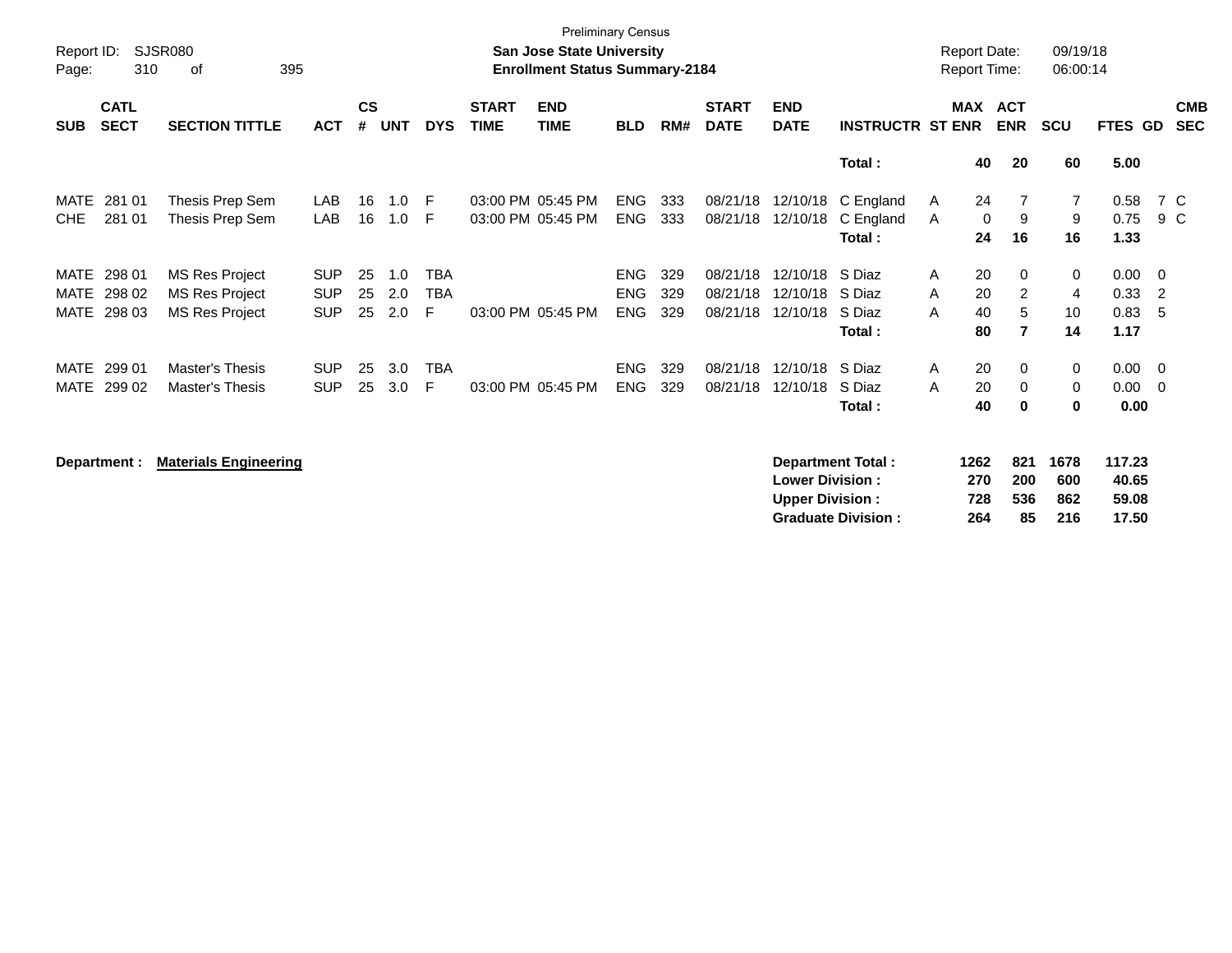Preliminary Census

**San Jose State University**
**Enrollment Status Summary-2184**

Report ID: SJSR080
Report Date: 09/19/18
Report Time: 06:00:14

| SUB | CATL SECT | SECTION TITTLE | ACT | CS # | UNT | DYS | START TIME | END TIME | BLD | RM# | START DATE | END DATE | INSTRUCTR | ST | MAX ENR | ACT ENR | SCU | FTES | GD | CMB SEC |
|---|---|---|---|---|---|---|---|---|---|---|---|---|---|---|---|---|---|---|---|---|
| | | | | | | | | | | | | | **Total :** | | **40** | **20** | **60** | **5.00** | | |
| MATE | 281 01 | Thesis Prep Sem | LAB | 16 | 1.0 | F | 03:00 PM | 05:45 PM | ENG | 333 | 08/21/18 | 12/10/18 | C England | A | 24 | 7 | 7 | 0.58 | 7 | C |
| CHE | 281 01 | Thesis Prep Sem | LAB | 16 | 1.0 | F | 03:00 PM | 05:45 PM | ENG | 333 | 08/21/18 | 12/10/18 | C England | A | 0 | 9 | 9 | 0.75 | 9 | C |
| | | | | | | | | | | | | | **Total :** | | **24** | **16** | **16** | **1.33** | | |
| MATE | 298 01 | MS Res Project | SUP | 25 | 1.0 | TBA | | | ENG | 329 | 08/21/18 | 12/10/18 | S Diaz | A | 20 | 0 | 0 | 0.00 | 0 | |
| MATE | 298 02 | MS Res Project | SUP | 25 | 2.0 | TBA | | | ENG | 329 | 08/21/18 | 12/10/18 | S Diaz | A | 20 | 2 | 4 | 0.33 | 2 | |
| MATE | 298 03 | MS Res Project | SUP | 25 | 2.0 | F | 03:00 PM | 05:45 PM | ENG | 329 | 08/21/18 | 12/10/18 | S Diaz | A | 40 | 5 | 10 | 0.83 | 5 | |
| | | | | | | | | | | | | | **Total :** | | **80** | **7** | **14** | **1.17** | | |
| MATE | 299 01 | Master's Thesis | SUP | 25 | 3.0 | TBA | | | ENG | 329 | 08/21/18 | 12/10/18 | S Diaz | A | 20 | 0 | 0 | 0.00 | 0 | |
| MATE | 299 02 | Master's Thesis | SUP | 25 | 3.0 | F | 03:00 PM | 05:45 PM | ENG | 329 | 08/21/18 | 12/10/18 | S Diaz | A | 20 | 0 | 0 | 0.00 | 0 | |
| | | | | | | | | | | | | | **Total :** | | **40** | **0** | **0** | **0.00** | | |

**Department :** **Materials Engineering**

| | MAX ENR | ACT ENR | SCU | FTES |
|---|---|---|---|---|
| **Department Total :** | **1262** | **821** | **1678** | **117.23** |
| **Lower Division :** | **270** | **200** | **600** | **40.65** |
| **Upper Division :** | **728** | **536** | **862** | **59.08** |
| **Graduate Division :** | **264** | **85** | **216** | **17.50** |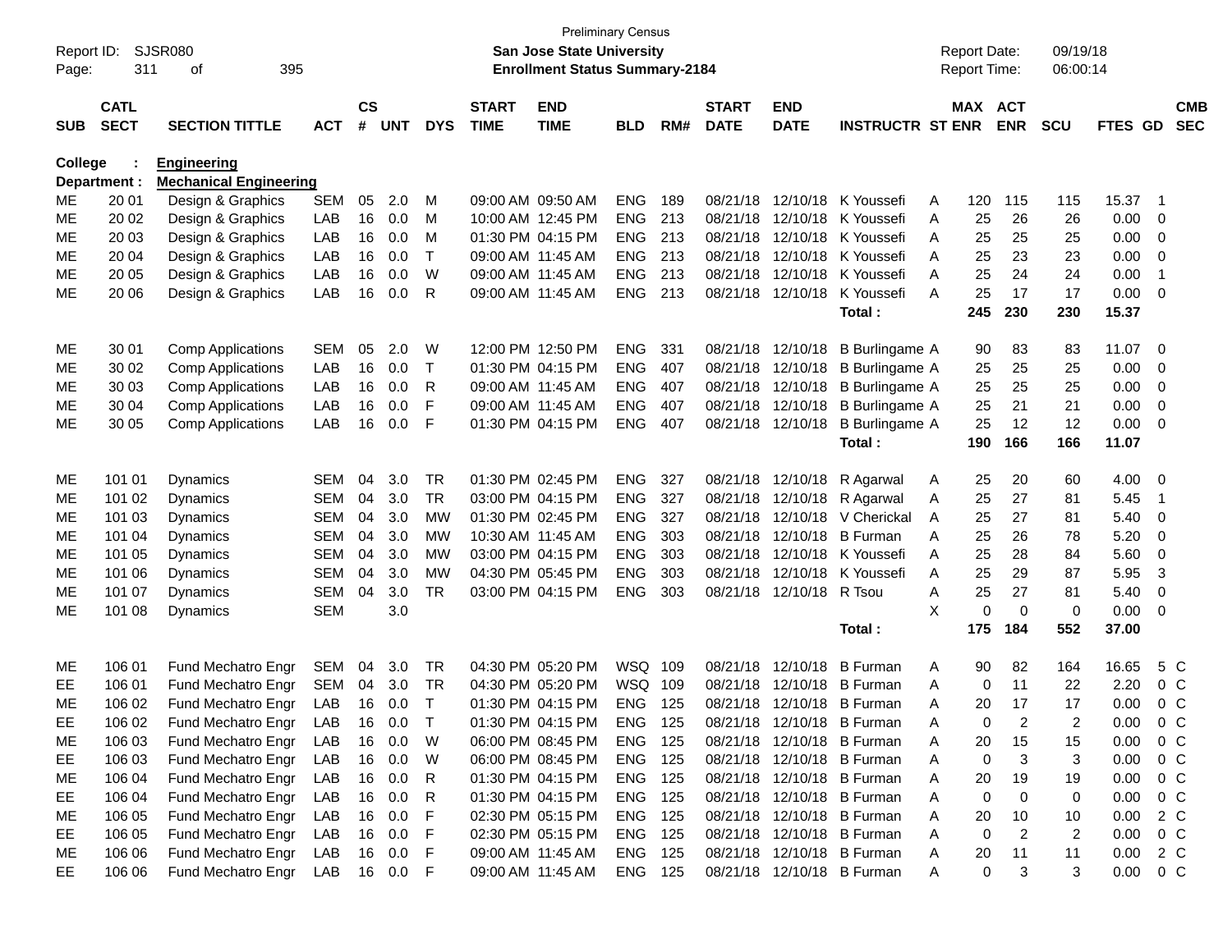Preliminary Census

Report ID: SJSR080
**San Jose State University**
**Enrollment Status Summary-2184**

Report Date: 09/19/18
Report Time: 06:00:14

| SUB | CATL SECT | SECTION TITTLE | ACT | CS # | UNT | DYS | START TIME | END TIME | BLD | RM# | START DATE | END DATE | INSTRUCTR | ST | MAX ENR | ACT ENR | SCU | FTES | GD | CMB SEC |
|---|---|---|---|---|---|---|---|---|---|---|---|---|---|---|---|---|---|---|---|---|
| **College :** | | **Engineering** | | | | | | | | | | | | | | | | | | |
| **Department :** | | **Mechanical Engineering** | | | | | | | | | | | | | | | | | | |
| ME | 20 01 | Design & Graphics | SEM | 05 | 2.0 | M | 09:00 AM | 09:50 AM | ENG | 189 | 08/21/18 | 12/10/18 | K Youssefi | A | 120 | 115 | 115 | 15.37 | 1 | |
| ME | 20 02 | Design & Graphics | LAB | 16 | 0.0 | M | 10:00 AM | 12:45 PM | ENG | 213 | 08/21/18 | 12/10/18 | K Youssefi | A | 25 | 26 | 26 | 0.00 | 0 | |
| ME | 20 03 | Design & Graphics | LAB | 16 | 0.0 | M | 01:30 PM | 04:15 PM | ENG | 213 | 08/21/18 | 12/10/18 | K Youssefi | A | 25 | 25 | 25 | 0.00 | 0 | |
| ME | 20 04 | Design & Graphics | LAB | 16 | 0.0 | T | 09:00 AM | 11:45 AM | ENG | 213 | 08/21/18 | 12/10/18 | K Youssefi | A | 25 | 23 | 23 | 0.00 | 0 | |
| ME | 20 05 | Design & Graphics | LAB | 16 | 0.0 | W | 09:00 AM | 11:45 AM | ENG | 213 | 08/21/18 | 12/10/18 | K Youssefi | A | 25 | 24 | 24 | 0.00 | 1 | |
| ME | 20 06 | Design & Graphics | LAB | 16 | 0.0 | R | 09:00 AM | 11:45 AM | ENG | 213 | 08/21/18 | 12/10/18 | K Youssefi | A | 25 | 17 | 17 | 0.00 | 0 | |
| | | | | | | | | | | | | | **Total :** | | **245** | **230** | **230** | **15.37** | | |
| ME | 30 01 | Comp Applications | SEM | 05 | 2.0 | W | 12:00 PM | 12:50 PM | ENG | 331 | 08/21/18 | 12/10/18 | B Burlingame | A | 90 | 83 | 83 | 11.07 | 0 | |
| ME | 30 02 | Comp Applications | LAB | 16 | 0.0 | T | 01:30 PM | 04:15 PM | ENG | 407 | 08/21/18 | 12/10/18 | B Burlingame | A | 25 | 25 | 25 | 0.00 | 0 | |
| ME | 30 03 | Comp Applications | LAB | 16 | 0.0 | R | 09:00 AM | 11:45 AM | ENG | 407 | 08/21/18 | 12/10/18 | B Burlingame | A | 25 | 25 | 25 | 0.00 | 0 | |
| ME | 30 04 | Comp Applications | LAB | 16 | 0.0 | F | 09:00 AM | 11:45 AM | ENG | 407 | 08/21/18 | 12/10/18 | B Burlingame | A | 25 | 21 | 21 | 0.00 | 0 | |
| ME | 30 05 | Comp Applications | LAB | 16 | 0.0 | F | 01:30 PM | 04:15 PM | ENG | 407 | 08/21/18 | 12/10/18 | B Burlingame | A | 25 | 12 | 12 | 0.00 | 0 | |
| | | | | | | | | | | | | | **Total :** | | **190** | **166** | **166** | **11.07** | | |
| ME | 101 01 | Dynamics | SEM | 04 | 3.0 | TR | 01:30 PM | 02:45 PM | ENG | 327 | 08/21/18 | 12/10/18 | R Agarwal | A | 25 | 20 | 60 | 4.00 | 0 | |
| ME | 101 02 | Dynamics | SEM | 04 | 3.0 | TR | 03:00 PM | 04:15 PM | ENG | 327 | 08/21/18 | 12/10/18 | R Agarwal | A | 25 | 27 | 81 | 5.45 | 1 | |
| ME | 101 03 | Dynamics | SEM | 04 | 3.0 | MW | 01:30 PM | 02:45 PM | ENG | 327 | 08/21/18 | 12/10/18 | V Cherickal | A | 25 | 27 | 81 | 5.40 | 0 | |
| ME | 101 04 | Dynamics | SEM | 04 | 3.0 | MW | 10:30 AM | 11:45 AM | ENG | 303 | 08/21/18 | 12/10/18 | B Furman | A | 25 | 26 | 78 | 5.20 | 0 | |
| ME | 101 05 | Dynamics | SEM | 04 | 3.0 | MW | 03:00 PM | 04:15 PM | ENG | 303 | 08/21/18 | 12/10/18 | K Youssefi | A | 25 | 28 | 84 | 5.60 | 0 | |
| ME | 101 06 | Dynamics | SEM | 04 | 3.0 | MW | 04:30 PM | 05:45 PM | ENG | 303 | 08/21/18 | 12/10/18 | K Youssefi | A | 25 | 29 | 87 | 5.95 | 3 | |
| ME | 101 07 | Dynamics | SEM | 04 | 3.0 | TR | 03:00 PM | 04:15 PM | ENG | 303 | 08/21/18 | 12/10/18 | R Tsou | A | 25 | 27 | 81 | 5.40 | 0 | |
| ME | 101 08 | Dynamics | SEM | | 3.0 | | | | | | | | | X | 0 | 0 | 0 | 0.00 | 0 | |
| | | | | | | | | | | | | | **Total :** | | **175** | **184** | **552** | **37.00** | | |
| ME | 106 01 | Fund Mechatro Engr | SEM | 04 | 3.0 | TR | 04:30 PM | 05:20 PM | WSQ | 109 | 08/21/18 | 12/10/18 | B Furman | A | 90 | 82 | 164 | 16.65 | 5 | C |
| EE | 106 01 | Fund Mechatro Engr | SEM | 04 | 3.0 | TR | 04:30 PM | 05:20 PM | WSQ | 109 | 08/21/18 | 12/10/18 | B Furman | A | 0 | 11 | 22 | 2.20 | 0 | C |
| ME | 106 02 | Fund Mechatro Engr | LAB | 16 | 0.0 | T | 01:30 PM | 04:15 PM | ENG | 125 | 08/21/18 | 12/10/18 | B Furman | A | 20 | 17 | 17 | 0.00 | 0 | C |
| EE | 106 02 | Fund Mechatro Engr | LAB | 16 | 0.0 | T | 01:30 PM | 04:15 PM | ENG | 125 | 08/21/18 | 12/10/18 | B Furman | A | 0 | 2 | 2 | 0.00 | 0 | C |
| ME | 106 03 | Fund Mechatro Engr | LAB | 16 | 0.0 | W | 06:00 PM | 08:45 PM | ENG | 125 | 08/21/18 | 12/10/18 | B Furman | A | 20 | 15 | 15 | 0.00 | 0 | C |
| EE | 106 03 | Fund Mechatro Engr | LAB | 16 | 0.0 | W | 06:00 PM | 08:45 PM | ENG | 125 | 08/21/18 | 12/10/18 | B Furman | A | 0 | 3 | 3 | 0.00 | 0 | C |
| ME | 106 04 | Fund Mechatro Engr | LAB | 16 | 0.0 | R | 01:30 PM | 04:15 PM | ENG | 125 | 08/21/18 | 12/10/18 | B Furman | A | 20 | 19 | 19 | 0.00 | 0 | C |
| EE | 106 04 | Fund Mechatro Engr | LAB | 16 | 0.0 | R | 01:30 PM | 04:15 PM | ENG | 125 | 08/21/18 | 12/10/18 | B Furman | A | 0 | 0 | 0 | 0.00 | 0 | C |
| ME | 106 05 | Fund Mechatro Engr | LAB | 16 | 0.0 | F | 02:30 PM | 05:15 PM | ENG | 125 | 08/21/18 | 12/10/18 | B Furman | A | 20 | 10 | 10 | 0.00 | 2 | C |
| EE | 106 05 | Fund Mechatro Engr | LAB | 16 | 0.0 | F | 02:30 PM | 05:15 PM | ENG | 125 | 08/21/18 | 12/10/18 | B Furman | A | 0 | 2 | 2 | 0.00 | 0 | C |
| ME | 106 06 | Fund Mechatro Engr | LAB | 16 | 0.0 | F | 09:00 AM | 11:45 AM | ENG | 125 | 08/21/18 | 12/10/18 | B Furman | A | 20 | 11 | 11 | 0.00 | 2 | C |
| EE | 106 06 | Fund Mechatro Engr | LAB | 16 | 0.0 | F | 09:00 AM | 11:45 AM | ENG | 125 | 08/21/18 | 12/10/18 | B Furman | A | 0 | 3 | 3 | 0.00 | 0 | C |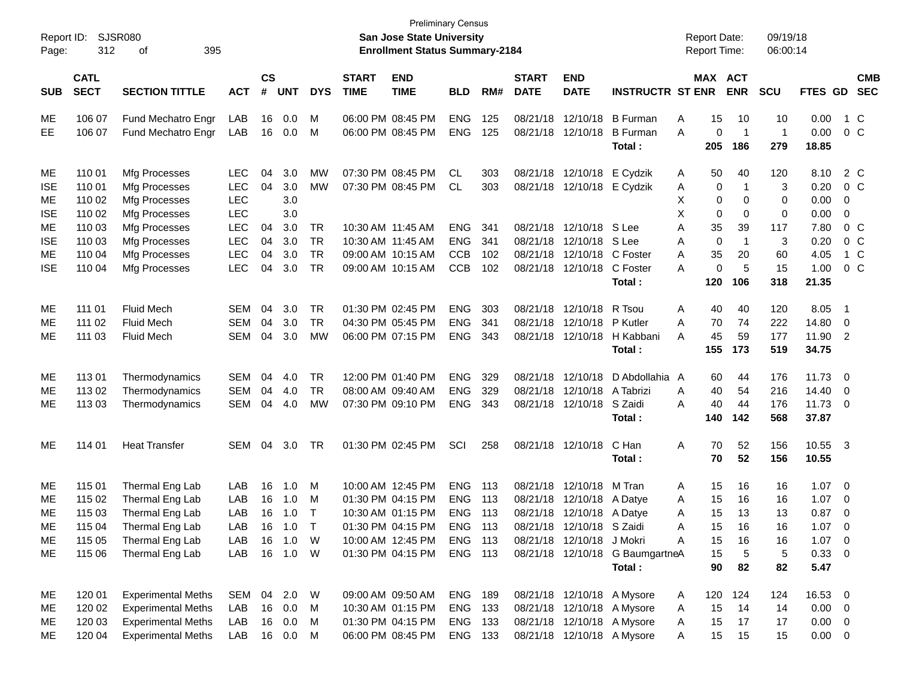Preliminary Census

Report ID: SJSR080

**San Jose State University**

**Enrollment Status Summary-2184**

Report Date: 09/19/18

Report Time: 06:00:14

| SUB | CATL SECT | SECTION TITTLE | ACT | CS # | UNT | DYS | START TIME | END TIME | BLD | RM# | START DATE | END DATE | INSTRUCTR | ST | MAX ENR | ACT ENR | SCU | FTES | GD | CMB SEC |
|---|---|---|---|---|---|---|---|---|---|---|---|---|---|---|---|---|---|---|---|---|
| ME | 106 07 | Fund Mechatro Engr | LAB | 16 | 0.0 | M | 06:00 PM | 08:45 PM | ENG | 125 | 08/21/18 | 12/10/18 | B Furman | A | 15 | 10 | 10 | 0.00 | 1 | C |
| EE | 106 07 | Fund Mechatro Engr | LAB | 16 | 0.0 | M | 06:00 PM | 08:45 PM | ENG | 125 | 08/21/18 | 12/10/18 | B Furman | A | 0 | 1 | 1 | 0.00 | 0 | C |
| | | | | | | | | | | | | | **Total :** | | **205** | **186** | **279** | **18.85** | | |
| ME | 110 01 | Mfg Processes | LEC | 04 | 3.0 | MW | 07:30 PM | 08:45 PM | CL | 303 | 08/21/18 | 12/10/18 | E Cydzik | A | 50 | 40 | 120 | 8.10 | 2 | C |
| ISE | 110 01 | Mfg Processes | LEC | 04 | 3.0 | MW | 07:30 PM | 08:45 PM | CL | 303 | 08/21/18 | 12/10/18 | E Cydzik | A | 0 | 1 | 3 | 0.20 | 0 | C |
| ME | 110 02 | Mfg Processes | LEC | | 3.0 | | | | | | | | | X | 0 | 0 | 0 | 0.00 | 0 | |
| ISE | 110 02 | Mfg Processes | LEC | | 3.0 | | | | | | | | | X | 0 | 0 | 0 | 0.00 | 0 | |
| ME | 110 03 | Mfg Processes | LEC | 04 | 3.0 | TR | 10:30 AM | 11:45 AM | ENG | 341 | 08/21/18 | 12/10/18 | S Lee | A | 35 | 39 | 117 | 7.80 | 0 | C |
| ISE | 110 03 | Mfg Processes | LEC | 04 | 3.0 | TR | 10:30 AM | 11:45 AM | ENG | 341 | 08/21/18 | 12/10/18 | S Lee | A | 0 | 1 | 3 | 0.20 | 0 | C |
| ME | 110 04 | Mfg Processes | LEC | 04 | 3.0 | TR | 09:00 AM | 10:15 AM | CCB | 102 | 08/21/18 | 12/10/18 | C Foster | A | 35 | 20 | 60 | 4.05 | 1 | C |
| ISE | 110 04 | Mfg Processes | LEC | 04 | 3.0 | TR | 09:00 AM | 10:15 AM | CCB | 102 | 08/21/18 | 12/10/18 | C Foster | A | 0 | 5 | 15 | 1.00 | 0 | C |
| | | | | | | | | | | | | | **Total :** | | **120** | **106** | **318** | **21.35** | | |
| ME | 111 01 | Fluid Mech | SEM | 04 | 3.0 | TR | 01:30 PM | 02:45 PM | ENG | 303 | 08/21/18 | 12/10/18 | R Tsou | A | 40 | 40 | 120 | 8.05 | 1 | |
| ME | 111 02 | Fluid Mech | SEM | 04 | 3.0 | TR | 04:30 PM | 05:45 PM | ENG | 341 | 08/21/18 | 12/10/18 | P Kutler | A | 70 | 74 | 222 | 14.80 | 0 | |
| ME | 111 03 | Fluid Mech | SEM | 04 | 3.0 | MW | 06:00 PM | 07:15 PM | ENG | 343 | 08/21/18 | 12/10/18 | H Kabbani | A | 45 | 59 | 177 | 11.90 | 2 | |
| | | | | | | | | | | | | | **Total :** | | **155** | **173** | **519** | **34.75** | | |
| ME | 113 01 | Thermodynamics | SEM | 04 | 4.0 | TR | 12:00 PM | 01:40 PM | ENG | 329 | 08/21/18 | 12/10/18 | D Abdollahia | A | 60 | 44 | 176 | 11.73 | 0 | |
| ME | 113 02 | Thermodynamics | SEM | 04 | 4.0 | TR | 08:00 AM | 09:40 AM | ENG | 329 | 08/21/18 | 12/10/18 | A Tabrizi | A | 40 | 54 | 216 | 14.40 | 0 | |
| ME | 113 03 | Thermodynamics | SEM | 04 | 4.0 | MW | 07:30 PM | 09:10 PM | ENG | 343 | 08/21/18 | 12/10/18 | S Zaidi | A | 40 | 44 | 176 | 11.73 | 0 | |
| | | | | | | | | | | | | | **Total :** | | **140** | **142** | **568** | **37.87** | | |
| ME | 114 01 | Heat Transfer | SEM | 04 | 3.0 | TR | 01:30 PM | 02:45 PM | SCI | 258 | 08/21/18 | 12/10/18 | C Han | A | 70 | 52 | 156 | 10.55 | 3 | |
| | | | | | | | | | | | | | **Total :** | | **70** | **52** | **156** | **10.55** | | |
| ME | 115 01 | Thermal Eng Lab | LAB | 16 | 1.0 | M | 10:00 AM | 12:45 PM | ENG | 113 | 08/21/18 | 12/10/18 | M Tran | A | 15 | 16 | 16 | 1.07 | 0 | |
| ME | 115 02 | Thermal Eng Lab | LAB | 16 | 1.0 | M | 01:30 PM | 04:15 PM | ENG | 113 | 08/21/18 | 12/10/18 | A Datye | A | 15 | 16 | 16 | 1.07 | 0 | |
| ME | 115 03 | Thermal Eng Lab | LAB | 16 | 1.0 | T | 10:30 AM | 01:15 PM | ENG | 113 | 08/21/18 | 12/10/18 | A Datye | A | 15 | 13 | 13 | 0.87 | 0 | |
| ME | 115 04 | Thermal Eng Lab | LAB | 16 | 1.0 | T | 01:30 PM | 04:15 PM | ENG | 113 | 08/21/18 | 12/10/18 | S Zaidi | A | 15 | 16 | 16 | 1.07 | 0 | |
| ME | 115 05 | Thermal Eng Lab | LAB | 16 | 1.0 | W | 10:00 AM | 12:45 PM | ENG | 113 | 08/21/18 | 12/10/18 | J Mokri | A | 15 | 16 | 16 | 1.07 | 0 | |
| ME | 115 06 | Thermal Eng Lab | LAB | 16 | 1.0 | W | 01:30 PM | 04:15 PM | ENG | 113 | 08/21/18 | 12/10/18 | G Baumgartne | A | 15 | 5 | 5 | 0.33 | 0 | |
| | | | | | | | | | | | | | **Total :** | | **90** | **82** | **82** | **5.47** | | |
| ME | 120 01 | Experimental Meths | SEM | 04 | 2.0 | W | 09:00 AM | 09:50 AM | ENG | 189 | 08/21/18 | 12/10/18 | A Mysore | A | 120 | 124 | 124 | 16.53 | 0 | |
| ME | 120 02 | Experimental Meths | LAB | 16 | 0.0 | M | 10:30 AM | 01:15 PM | ENG | 133 | 08/21/18 | 12/10/18 | A Mysore | A | 15 | 14 | 14 | 0.00 | 0 | |
| ME | 120 03 | Experimental Meths | LAB | 16 | 0.0 | M | 01:30 PM | 04:15 PM | ENG | 133 | 08/21/18 | 12/10/18 | A Mysore | A | 15 | 17 | 17 | 0.00 | 0 | |
| ME | 120 04 | Experimental Meths | LAB | 16 | 0.0 | M | 06:00 PM | 08:45 PM | ENG | 133 | 08/21/18 | 12/10/18 | A Mysore | A | 15 | 15 | 15 | 0.00 | 0 | |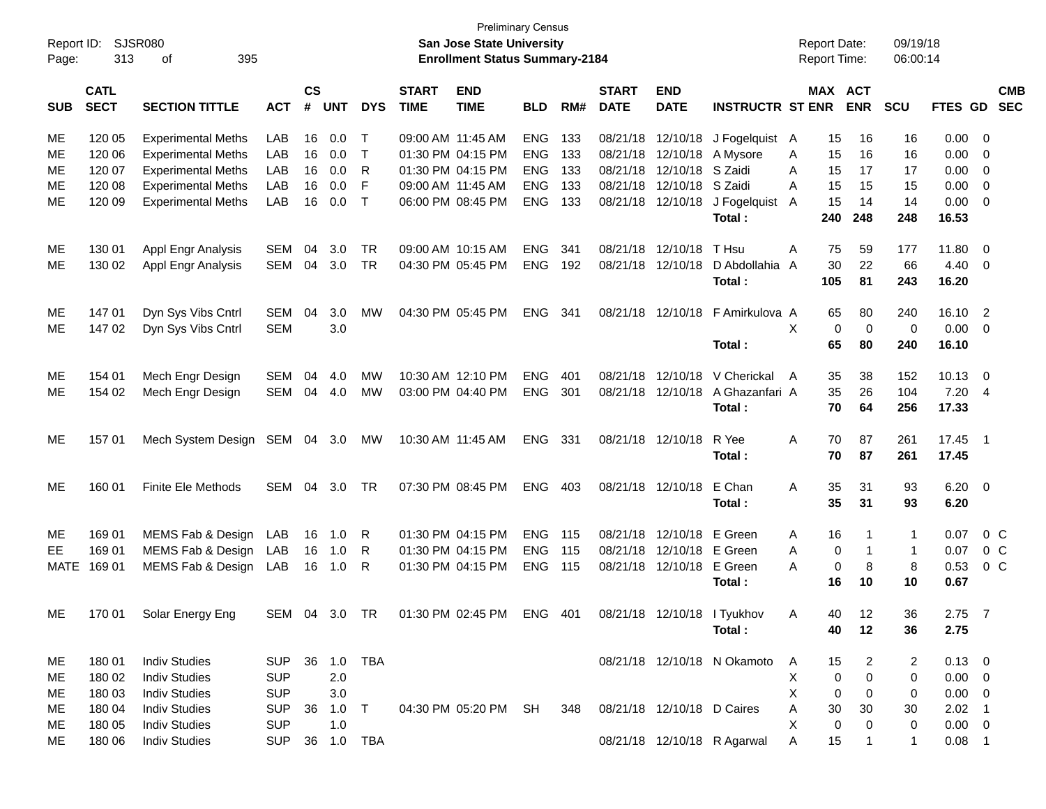Preliminary Census

Report ID: SJSR080

**San Jose State University**

**Enrollment Status Summary-2184**

Report Date: 09/19/18
Report Time: 06:00:14

| SUB | CATL SECT | SECTION TITTLE | ACT | CS # | UNT | DYS | START TIME | END TIME | BLD | RM# | START DATE | END DATE | INSTRUCTR | ST | MAX ENR | ACT ENR | SCU | FTES | GD | CMB SEC |
|---|---|---|---|---|---|---|---|---|---|---|---|---|---|---|---|---|---|---|---|---|
| ME | 120 05 | Experimental Meths | LAB | 16 | 0.0 | T | 09:00 AM | 11:45 AM | ENG | 133 | 08/21/18 | 12/10/18 | J Fogelquist | A | 15 | 16 | 16 | 0.00 | 0 | |
| ME | 120 06 | Experimental Meths | LAB | 16 | 0.0 | T | 01:30 PM | 04:15 PM | ENG | 133 | 08/21/18 | 12/10/18 | A Mysore | A | 15 | 16 | 16 | 0.00 | 0 | |
| ME | 120 07 | Experimental Meths | LAB | 16 | 0.0 | R | 01:30 PM | 04:15 PM | ENG | 133 | 08/21/18 | 12/10/18 | S Zaidi | A | 15 | 17 | 17 | 0.00 | 0 | |
| ME | 120 08 | Experimental Meths | LAB | 16 | 0.0 | F | 09:00 AM | 11:45 AM | ENG | 133 | 08/21/18 | 12/10/18 | S Zaidi | A | 15 | 15 | 15 | 0.00 | 0 | |
| ME | 120 09 | Experimental Meths | LAB | 16 | 0.0 | T | 06:00 PM | 08:45 PM | ENG | 133 | 08/21/18 | 12/10/18 | J Fogelquist | A | 15 | 14 | 14 | 0.00 | 0 | |
| | | | | | | | | | | | | | **Total :** | | **240** | **248** | **248** | **16.53** | | |
| ME | 130 01 | Appl Engr Analysis | SEM | 04 | 3.0 | TR | 09:00 AM | 10:15 AM | ENG | 341 | 08/21/18 | 12/10/18 | T Hsu | A | 75 | 59 | 177 | 11.80 | 0 | |
| ME | 130 02 | Appl Engr Analysis | SEM | 04 | 3.0 | TR | 04:30 PM | 05:45 PM | ENG | 192 | 08/21/18 | 12/10/18 | D Abdollahia | A | 30 | 22 | 66 | 4.40 | 0 | |
| | | | | | | | | | | | | | **Total :** | | **105** | **81** | **243** | **16.20** | | |
| ME | 147 01 | Dyn Sys Vibs Cntrl | SEM | 04 | 3.0 | MW | 04:30 PM | 05:45 PM | ENG | 341 | 08/21/18 | 12/10/18 | F Amirkulova | A | 65 | 80 | 240 | 16.10 | 2 | |
| ME | 147 02 | Dyn Sys Vibs Cntrl | SEM | | 3.0 | | | | | | | | | X | 0 | 0 | 0 | 0.00 | 0 | |
| | | | | | | | | | | | | | **Total :** | | **65** | **80** | **240** | **16.10** | | |
| ME | 154 01 | Mech Engr Design | SEM | 04 | 4.0 | MW | 10:30 AM | 12:10 PM | ENG | 401 | 08/21/18 | 12/10/18 | V Cherickal | A | 35 | 38 | 152 | 10.13 | 0 | |
| ME | 154 02 | Mech Engr Design | SEM | 04 | 4.0 | MW | 03:00 PM | 04:40 PM | ENG | 301 | 08/21/18 | 12/10/18 | A Ghazanfari | A | 35 | 26 | 104 | 7.20 | 4 | |
| | | | | | | | | | | | | | **Total :** | | **70** | **64** | **256** | **17.33** | | |
| ME | 157 01 | Mech System Design | SEM | 04 | 3.0 | MW | 10:30 AM | 11:45 AM | ENG | 331 | 08/21/18 | 12/10/18 | R Yee | A | 70 | 87 | 261 | 17.45 | 1 | |
| | | | | | | | | | | | | | **Total :** | | **70** | **87** | **261** | **17.45** | | |
| ME | 160 01 | Finite Ele Methods | SEM | 04 | 3.0 | TR | 07:30 PM | 08:45 PM | ENG | 403 | 08/21/18 | 12/10/18 | E Chan | A | 35 | 31 | 93 | 6.20 | 0 | |
| | | | | | | | | | | | | | **Total :** | | **35** | **31** | **93** | **6.20** | | |
| ME | 169 01 | MEMS Fab & Design | LAB | 16 | 1.0 | R | 01:30 PM | 04:15 PM | ENG | 115 | 08/21/18 | 12/10/18 | E Green | A | 16 | 1 | 1 | 0.07 | 0 | C |
| EE | 169 01 | MEMS Fab & Design | LAB | 16 | 1.0 | R | 01:30 PM | 04:15 PM | ENG | 115 | 08/21/18 | 12/10/18 | E Green | A | 0 | 1 | 1 | 0.07 | 0 | C |
| MATE | 169 01 | MEMS Fab & Design | LAB | 16 | 1.0 | R | 01:30 PM | 04:15 PM | ENG | 115 | 08/21/18 | 12/10/18 | E Green | A | 0 | 8 | 8 | 0.53 | 0 | C |
| | | | | | | | | | | | | | **Total :** | | **16** | **10** | **10** | **0.67** | | |
| ME | 170 01 | Solar Energy Eng | SEM | 04 | 3.0 | TR | 01:30 PM | 02:45 PM | ENG | 401 | 08/21/18 | 12/10/18 | I Tyukhov | A | 40 | 12 | 36 | 2.75 | 7 | |
| | | | | | | | | | | | | | **Total :** | | **40** | **12** | **36** | **2.75** | | |
| ME | 180 01 | Indiv Studies | SUP | 36 | 1.0 | TBA | | | | | 08/21/18 | 12/10/18 | N Okamoto | A | 15 | 2 | 2 | 0.13 | 0 | |
| ME | 180 02 | Indiv Studies | SUP | | 2.0 | | | | | | | | | X | 0 | 0 | 0 | 0.00 | 0 | |
| ME | 180 03 | Indiv Studies | SUP | | 3.0 | | | | | | | | | X | 0 | 0 | 0 | 0.00 | 0 | |
| ME | 180 04 | Indiv Studies | SUP | 36 | 1.0 | T | 04:30 PM | 05:20 PM | SH | 348 | 08/21/18 | 12/10/18 | D Caires | A | 30 | 30 | 30 | 2.02 | 1 | |
| ME | 180 05 | Indiv Studies | SUP | | 1.0 | | | | | | | | | X | 0 | 0 | 0 | 0.00 | 0 | |
| ME | 180 06 | Indiv Studies | SUP | 36 | 1.0 | TBA | | | | | 08/21/18 | 12/10/18 | R Agarwal | A | 15 | 1 | 1 | 0.08 | 1 | |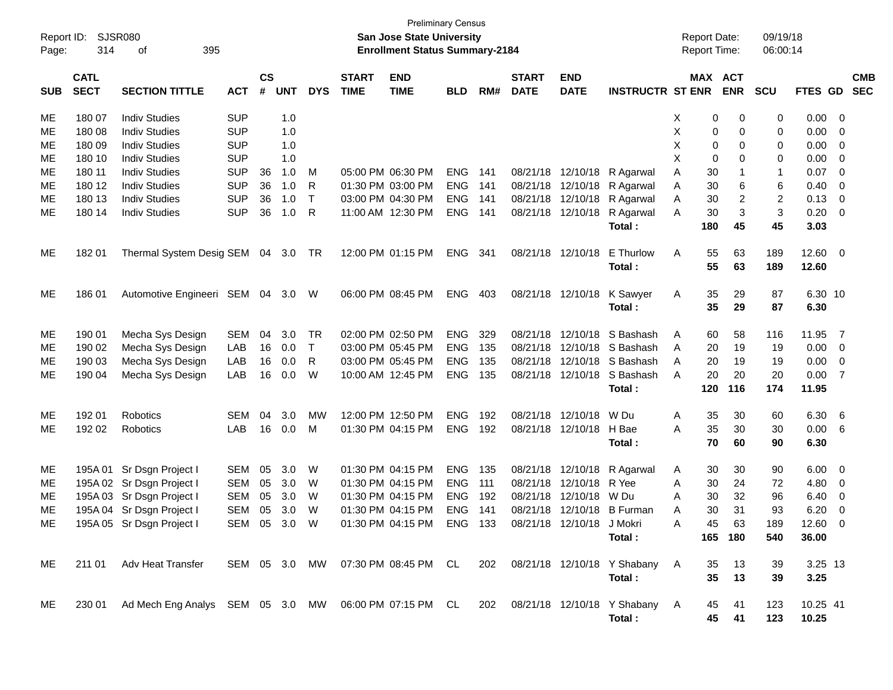Preliminary Census

**San Jose State University**

**Enrollment Status Summary-2184**

Report ID: SJSR080

Report Date: 09/19/18

Report Time: 06:00:14

| SUB | CATL SECT | SECTION TITTLE | ACT | CS # | UNT | DYS | START TIME | END TIME | BLD | RM# | START DATE | END DATE | INSTRUCTR | ST | MAX ENR | ACT ENR | SCU | FTES | GD | CMB SEC |
|---|---|---|---|---|---|---|---|---|---|---|---|---|---|---|---|---|---|---|---|---|
| ME | 180 07 | Indiv Studies | SUP | | 1.0 | | | | | | | | | X | 0 | 0 | 0 | 0.00 | 0 | |
| ME | 180 08 | Indiv Studies | SUP | | 1.0 | | | | | | | | | X | 0 | 0 | 0 | 0.00 | 0 | |
| ME | 180 09 | Indiv Studies | SUP | | 1.0 | | | | | | | | | X | 0 | 0 | 0 | 0.00 | 0 | |
| ME | 180 10 | Indiv Studies | SUP | | 1.0 | | | | | | | | | X | 0 | 0 | 0 | 0.00 | 0 | |
| ME | 180 11 | Indiv Studies | SUP | 36 | 1.0 | M | 05:00 PM | 06:30 PM | ENG | 141 | 08/21/18 | 12/10/18 | R Agarwal | A | 30 | 1 | 1 | 0.07 | 0 | |
| ME | 180 12 | Indiv Studies | SUP | 36 | 1.0 | R | 01:30 PM | 03:00 PM | ENG | 141 | 08/21/18 | 12/10/18 | R Agarwal | A | 30 | 6 | 6 | 0.40 | 0 | |
| ME | 180 13 | Indiv Studies | SUP | 36 | 1.0 | T | 03:00 PM | 04:30 PM | ENG | 141 | 08/21/18 | 12/10/18 | R Agarwal | A | 30 | 2 | 2 | 0.13 | 0 | |
| ME | 180 14 | Indiv Studies | SUP | 36 | 1.0 | R | 11:00 AM | 12:30 PM | ENG | 141 | 08/21/18 | 12/10/18 | R Agarwal | A | 30 | 3 | 3 | 0.20 | 0 | |
| | | | | | | | | | | | | | **Total :** | | **180** | **45** | **45** | **3.03** | | |
| ME | 182 01 | Thermal System Desig | SEM | 04 | 3.0 | TR | 12:00 PM | 01:15 PM | ENG | 341 | 08/21/18 | 12/10/18 | E Thurlow | A | 55 | 63 | 189 | 12.60 | 0 | |
| | | | | | | | | | | | | | **Total :** | | **55** | **63** | **189** | **12.60** | | |
| ME | 186 01 | Automotive Engineeri | SEM | 04 | 3.0 | W | 06:00 PM | 08:45 PM | ENG | 403 | 08/21/18 | 12/10/18 | K Sawyer | A | 35 | 29 | 87 | 6.30 | 10 | |
| | | | | | | | | | | | | | **Total :** | | **35** | **29** | **87** | **6.30** | | |
| ME | 190 01 | Mecha Sys Design | SEM | 04 | 3.0 | TR | 02:00 PM | 02:50 PM | ENG | 329 | 08/21/18 | 12/10/18 | S Bashash | A | 60 | 58 | 116 | 11.95 | 7 | |
| ME | 190 02 | Mecha Sys Design | LAB | 16 | 0.0 | T | 03:00 PM | 05:45 PM | ENG | 135 | 08/21/18 | 12/10/18 | S Bashash | A | 20 | 19 | 19 | 0.00 | 0 | |
| ME | 190 03 | Mecha Sys Design | LAB | 16 | 0.0 | R | 03:00 PM | 05:45 PM | ENG | 135 | 08/21/18 | 12/10/18 | S Bashash | A | 20 | 19 | 19 | 0.00 | 0 | |
| ME | 190 04 | Mecha Sys Design | LAB | 16 | 0.0 | W | 10:00 AM | 12:45 PM | ENG | 135 | 08/21/18 | 12/10/18 | S Bashash | A | 20 | 20 | 20 | 0.00 | 7 | |
| | | | | | | | | | | | | | **Total :** | | **120** | **116** | **174** | **11.95** | | |
| ME | 192 01 | Robotics | SEM | 04 | 3.0 | MW | 12:00 PM | 12:50 PM | ENG | 192 | 08/21/18 | 12/10/18 | W Du | A | 35 | 30 | 60 | 6.30 | 6 | |
| ME | 192 02 | Robotics | LAB | 16 | 0.0 | M | 01:30 PM | 04:15 PM | ENG | 192 | 08/21/18 | 12/10/18 | H Bae | A | 35 | 30 | 30 | 0.00 | 6 | |
| | | | | | | | | | | | | | **Total :** | | **70** | **60** | **90** | **6.30** | | |
| ME | 195A 01 | Sr Dsgn Project I | SEM | 05 | 3.0 | W | 01:30 PM | 04:15 PM | ENG | 135 | 08/21/18 | 12/10/18 | R Agarwal | A | 30 | 30 | 90 | 6.00 | 0 | |
| ME | 195A 02 | Sr Dsgn Project I | SEM | 05 | 3.0 | W | 01:30 PM | 04:15 PM | ENG | 111 | 08/21/18 | 12/10/18 | R Yee | A | 30 | 24 | 72 | 4.80 | 0 | |
| ME | 195A 03 | Sr Dsgn Project I | SEM | 05 | 3.0 | W | 01:30 PM | 04:15 PM | ENG | 192 | 08/21/18 | 12/10/18 | W Du | A | 30 | 32 | 96 | 6.40 | 0 | |
| ME | 195A 04 | Sr Dsgn Project I | SEM | 05 | 3.0 | W | 01:30 PM | 04:15 PM | ENG | 141 | 08/21/18 | 12/10/18 | B Furman | A | 30 | 31 | 93 | 6.20 | 0 | |
| ME | 195A 05 | Sr Dsgn Project I | SEM | 05 | 3.0 | W | 01:30 PM | 04:15 PM | ENG | 133 | 08/21/18 | 12/10/18 | J Mokri | A | 45 | 63 | 189 | 12.60 | 0 | |
| | | | | | | | | | | | | | **Total :** | | **165** | **180** | **540** | **36.00** | | |
| ME | 211 01 | Adv Heat Transfer | SEM | 05 | 3.0 | MW | 07:30 PM | 08:45 PM | CL | 202 | 08/21/18 | 12/10/18 | Y Shabany | A | 35 | 13 | 39 | 3.25 | 13 | |
| | | | | | | | | | | | | | **Total :** | | **35** | **13** | **39** | **3.25** | | |
| ME | 230 01 | Ad Mech Eng Analys | SEM | 05 | 3.0 | MW | 06:00 PM | 07:15 PM | CL | 202 | 08/21/18 | 12/10/18 | Y Shabany | A | 45 | 41 | 123 | 10.25 | 41 | |
| | | | | | | | | | | | | | **Total :** | | **45** | **41** | **123** | **10.25** | | |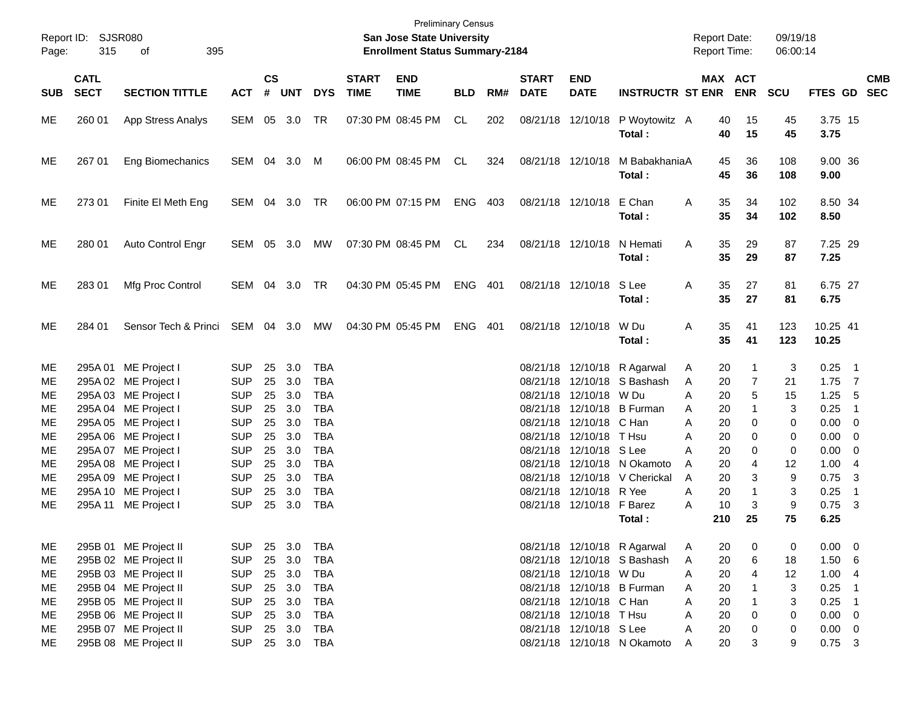Preliminary Census

**San Jose State University**

**Enrollment Status Summary-2184**

Report ID: SJSR080

Report Date: 09/19/18

Report Time: 06:00:14

| SUB | CATL SECT | SECTION TITTLE | ACT | CS # | UNT | DYS | START TIME | END TIME | BLD | RM# | START DATE | END DATE | INSTRUCTR | ST | MAX ENR | ACT ENR | SCU | FTES | GD | CMB SEC |
|---|---|---|---|---|---|---|---|---|---|---|---|---|---|---|---|---|---|---|---|---|
| ME | 260 01 | App Stress Analys | SEM | 05 | 3.0 | TR | 07:30 PM | 08:45 PM | CL | 202 | 08/21/18 | 12/10/18 | P Woytowitz | A | 40 | 15 | 45 | 3.75 | 15 | |
| | | | | | | | | | | | | | **Total :** | | **40** | **15** | **45** | **3.75** | | |
| ME | 267 01 | Eng Biomechanics | SEM | 04 | 3.0 | M | 06:00 PM | 08:45 PM | CL | 324 | 08/21/18 | 12/10/18 | M Babakhania | A | 45 | 36 | 108 | 9.00 | 36 | |
| | | | | | | | | | | | | | **Total :** | | **45** | **36** | **108** | **9.00** | | |
| ME | 273 01 | Finite El Meth Eng | SEM | 04 | 3.0 | TR | 06:00 PM | 07:15 PM | ENG | 403 | 08/21/18 | 12/10/18 | E Chan | A | 35 | 34 | 102 | 8.50 | 34 | |
| | | | | | | | | | | | | | **Total :** | | **35** | **34** | **102** | **8.50** | | |
| ME | 280 01 | Auto Control Engr | SEM | 05 | 3.0 | MW | 07:30 PM | 08:45 PM | CL | 234 | 08/21/18 | 12/10/18 | N Hemati | A | 35 | 29 | 87 | 7.25 | 29 | |
| | | | | | | | | | | | | | **Total :** | | **35** | **29** | **87** | **7.25** | | |
| ME | 283 01 | Mfg Proc Control | SEM | 04 | 3.0 | TR | 04:30 PM | 05:45 PM | ENG | 401 | 08/21/18 | 12/10/18 | S Lee | A | 35 | 27 | 81 | 6.75 | 27 | |
| | | | | | | | | | | | | | **Total :** | | **35** | **27** | **81** | **6.75** | | |
| ME | 284 01 | Sensor Tech & Princi | SEM | 04 | 3.0 | MW | 04:30 PM | 05:45 PM | ENG | 401 | 08/21/18 | 12/10/18 | W Du | A | 35 | 41 | 123 | 10.25 | 41 | |
| | | | | | | | | | | | | | **Total :** | | **35** | **41** | **123** | **10.25** | | |
| ME | 295A 01 | ME Project I | SUP | 25 | 3.0 | TBA | | | | | 08/21/18 | 12/10/18 | R Agarwal | A | 20 | 1 | 3 | 0.25 | 1 | |
| ME | 295A 02 | ME Project I | SUP | 25 | 3.0 | TBA | | | | | 08/21/18 | 12/10/18 | S Bashash | A | 20 | 7 | 21 | 1.75 | 7 | |
| ME | 295A 03 | ME Project I | SUP | 25 | 3.0 | TBA | | | | | 08/21/18 | 12/10/18 | W Du | A | 20 | 5 | 15 | 1.25 | 5 | |
| ME | 295A 04 | ME Project I | SUP | 25 | 3.0 | TBA | | | | | 08/21/18 | 12/10/18 | B Furman | A | 20 | 1 | 3 | 0.25 | 1 | |
| ME | 295A 05 | ME Project I | SUP | 25 | 3.0 | TBA | | | | | 08/21/18 | 12/10/18 | C Han | A | 20 | 0 | 0 | 0.00 | 0 | |
| ME | 295A 06 | ME Project I | SUP | 25 | 3.0 | TBA | | | | | 08/21/18 | 12/10/18 | T Hsu | A | 20 | 0 | 0 | 0.00 | 0 | |
| ME | 295A 07 | ME Project I | SUP | 25 | 3.0 | TBA | | | | | 08/21/18 | 12/10/18 | S Lee | A | 20 | 0 | 0 | 0.00 | 0 | |
| ME | 295A 08 | ME Project I | SUP | 25 | 3.0 | TBA | | | | | 08/21/18 | 12/10/18 | N Okamoto | A | 20 | 4 | 12 | 1.00 | 4 | |
| ME | 295A 09 | ME Project I | SUP | 25 | 3.0 | TBA | | | | | 08/21/18 | 12/10/18 | V Cherickal | A | 20 | 3 | 9 | 0.75 | 3 | |
| ME | 295A 10 | ME Project I | SUP | 25 | 3.0 | TBA | | | | | 08/21/18 | 12/10/18 | R Yee | A | 20 | 1 | 3 | 0.25 | 1 | |
| ME | 295A 11 | ME Project I | SUP | 25 | 3.0 | TBA | | | | | 08/21/18 | 12/10/18 | F Barez | A | 10 | 3 | 9 | 0.75 | 3 | |
| | | | | | | | | | | | | | **Total :** | | **210** | **25** | **75** | **6.25** | | |
| ME | 295B 01 | ME Project II | SUP | 25 | 3.0 | TBA | | | | | 08/21/18 | 12/10/18 | R Agarwal | A | 20 | 0 | 0 | 0.00 | 0 | |
| ME | 295B 02 | ME Project II | SUP | 25 | 3.0 | TBA | | | | | 08/21/18 | 12/10/18 | S Bashash | A | 20 | 6 | 18 | 1.50 | 6 | |
| ME | 295B 03 | ME Project II | SUP | 25 | 3.0 | TBA | | | | | 08/21/18 | 12/10/18 | W Du | A | 20 | 4 | 12 | 1.00 | 4 | |
| ME | 295B 04 | ME Project II | SUP | 25 | 3.0 | TBA | | | | | 08/21/18 | 12/10/18 | B Furman | A | 20 | 1 | 3 | 0.25 | 1 | |
| ME | 295B 05 | ME Project II | SUP | 25 | 3.0 | TBA | | | | | 08/21/18 | 12/10/18 | C Han | A | 20 | 1 | 3 | 0.25 | 1 | |
| ME | 295B 06 | ME Project II | SUP | 25 | 3.0 | TBA | | | | | 08/21/18 | 12/10/18 | T Hsu | A | 20 | 0 | 0 | 0.00 | 0 | |
| ME | 295B 07 | ME Project II | SUP | 25 | 3.0 | TBA | | | | | 08/21/18 | 12/10/18 | S Lee | A | 20 | 0 | 0 | 0.00 | 0 | |
| ME | 295B 08 | ME Project II | SUP | 25 | 3.0 | TBA | | | | | 08/21/18 | 12/10/18 | N Okamoto | A | 20 | 3 | 9 | 0.75 | 3 | |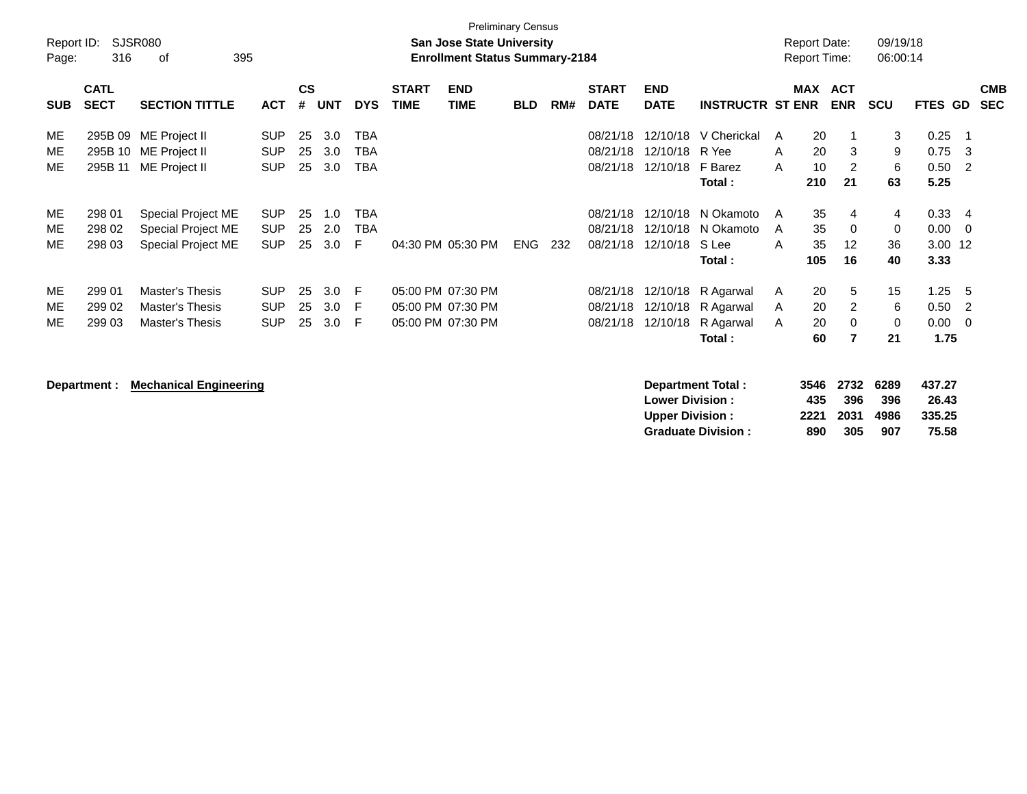Preliminary Census

**San Jose State University**
**Enrollment Status Summary-2184**

Report ID: SJSR080
Report Date: 09/19/18
Report Time: 06:00:14

| SUB | CATL SECT | SECTION TITTLE | ACT | CS # | UNT | DYS | START TIME | END TIME | BLD | RM# | START DATE | END DATE | INSTRUCTR | ST | MAX ENR | ACT ENR | SCU | FTES | GD | CMB SEC |
|---|---|---|---|---|---|---|---|---|---|---|---|---|---|---|---|---|---|---|---|---|
| ME | 295B 09 | ME Project II | SUP | 25 | 3.0 | TBA | | | | | 08/21/18 | 12/10/18 | V Cherickal | A | 20 | 1 | 3 | 0.25 | 1 | |
| ME | 295B 10 | ME Project II | SUP | 25 | 3.0 | TBA | | | | | 08/21/18 | 12/10/18 | R Yee | A | 20 | 3 | 9 | 0.75 | 3 | |
| ME | 295B 11 | ME Project II | SUP | 25 | 3.0 | TBA | | | | | 08/21/18 | 12/10/18 | F Barez | A | 10 | 2 | 6 | 0.50 | 2 | |
| | | | | | | | | | | | | | **Total :** | | **210** | **21** | **63** | **5.25** | | |
| ME | 298 01 | Special Project ME | SUP | 25 | 1.0 | TBA | | | | | 08/21/18 | 12/10/18 | N Okamoto | A | 35 | 4 | 4 | 0.33 | 4 | |
| ME | 298 02 | Special Project ME | SUP | 25 | 2.0 | TBA | | | | | 08/21/18 | 12/10/18 | N Okamoto | A | 35 | 0 | 0 | 0.00 | 0 | |
| ME | 298 03 | Special Project ME | SUP | 25 | 3.0 | F | 04:30 PM | 05:30 PM | ENG | 232 | 08/21/18 | 12/10/18 | S Lee | A | 35 | 12 | 36 | 3.00 | 12 | |
| | | | | | | | | | | | | | **Total :** | | **105** | **16** | **40** | **3.33** | | |
| ME | 299 01 | Master's Thesis | SUP | 25 | 3.0 | F | 05:00 PM | 07:30 PM | | | 08/21/18 | 12/10/18 | R Agarwal | A | 20 | 5 | 15 | 1.25 | 5 | |
| ME | 299 02 | Master's Thesis | SUP | 25 | 3.0 | F | 05:00 PM | 07:30 PM | | | 08/21/18 | 12/10/18 | R Agarwal | A | 20 | 2 | 6 | 0.50 | 2 | |
| ME | 299 03 | Master's Thesis | SUP | 25 | 3.0 | F | 05:00 PM | 07:30 PM | | | 08/21/18 | 12/10/18 | R Agarwal | A | 20 | 0 | 0 | 0.00 | 0 | |
| | | | | | | | | | | | | | **Total :** | | **60** | **7** | **21** | **1.75** | | |

**Department :** **Mechanical Engineering**

| | MAX ENR | ACT ENR | SCU | FTES |
|---|---|---|---|---|
| **Department Total :** | **3546** | **2732** | **6289** | **437.27** |
| **Lower Division :** | **435** | **396** | **396** | **26.43** |
| **Upper Division :** | **2221** | **2031** | **4986** | **335.25** |
| **Graduate Division :** | **890** | **305** | **907** | **75.58** |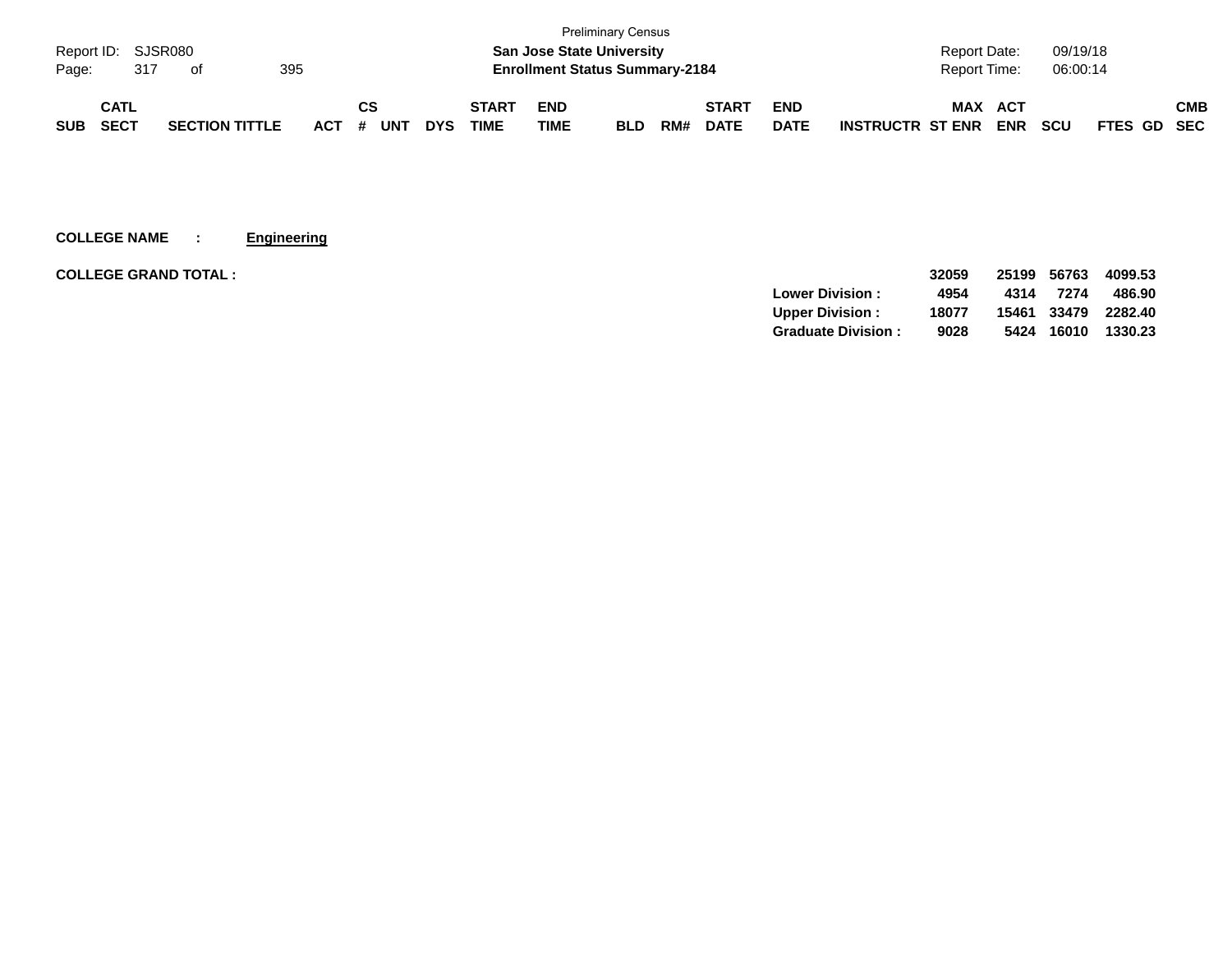Preliminary Census

**San Jose State University**

**Enrollment Status Summary-2184**

Report ID: SJSR080

Report Date: 09/19/18

Report Time: 06:00:14

| SUB | CATL SECT | SECTION TITTLE | ACT | CS # | UNT | DYS | START TIME | END TIME | BLD | RM# | START DATE | END DATE | INSTRUCTR | MAX ST ENR | ACT ENR | SCU | FTES | GD | CMB SEC |
|---|---|---|---|---|---|---|---|---|---|---|---|---|---|---|---|---|---|---|---|

**COLLEGE NAME : Engineering**

| | | MAX ST ENR | ACT ENR | SCU | FTES |
|---|---|---|---|---|---|
| **COLLEGE GRAND TOTAL :** | | **32059** | **25199** | **56763** | **4099.53** |
| | **Lower Division :** | **4954** | **4314** | **7274** | **486.90** |
| | **Upper Division :** | **18077** | **15461** | **33479** | **2282.40** |
| | **Graduate Division :** | **9028** | **5424** | **16010** | **1330.23** |